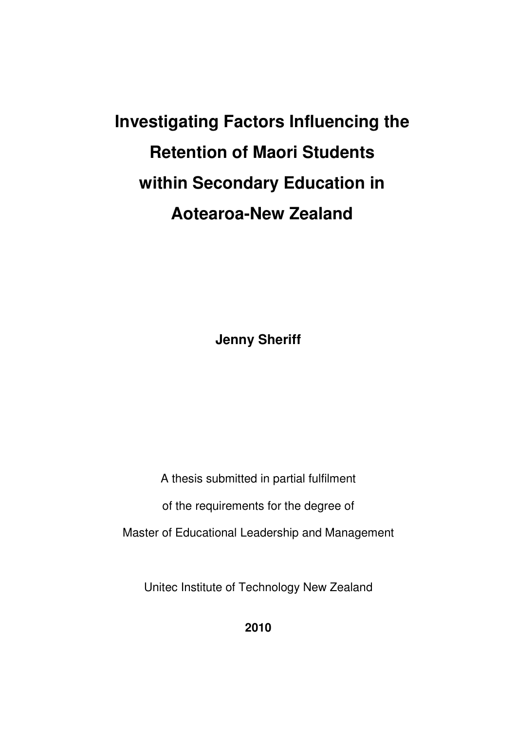# Investigating Factors Influencing the Retention of Maori Students within Secondary Education in Aotearoa-New Zealand

**Jenny Sheriff**

A thesis submitted in partial fulfilment

of the requirements for the degree of

Master of Educational Leadership and Management

Unitec Institute of Technology New Zealand

**2010**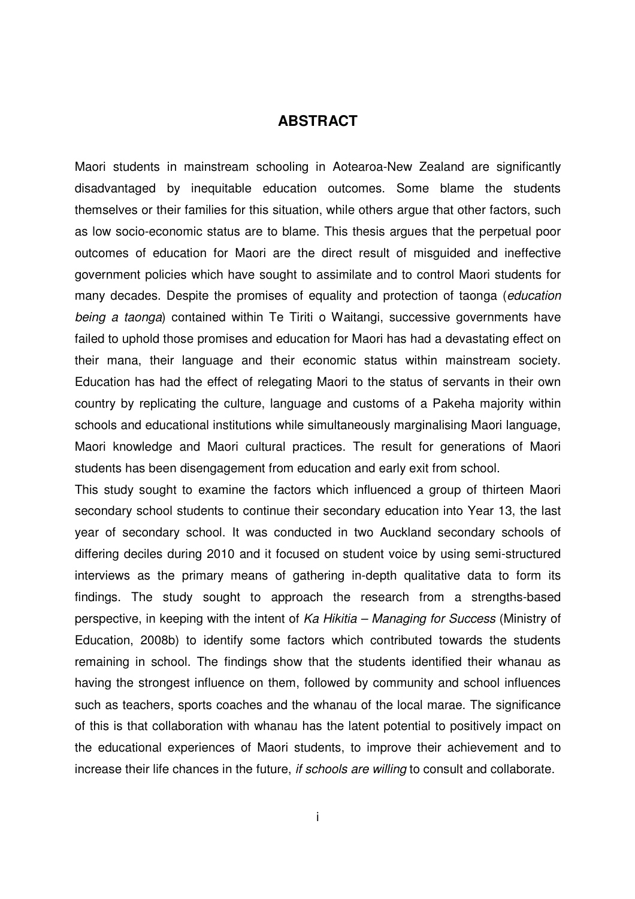# ABSTRACT

Maori students in mainstream schooling in Aotearoa-New Zealand are significantly disadvantaged by inequitable education outcomes. Some blame the students themselves or their families for this situation, while others argue that other factors, such as low socio-economic status are to blame. This thesis argues that the perpetual poor outcomes of education for Maori are the direct result of misguided and ineffective government policies which have sought to assimilate and to control Maori students for many decades. Despite the promises of equality and protection of taonga (*education being a taonga*) contained within Te Tiriti o Waitangi, successive governments have failed to uphold those promises and education for Maori has had a devastating effect on their mana, their language and their economic status within mainstream society. Education has had the effect of relegating Maori to the status of servants in their own country by replicating the culture, language and customs of a Pakeha majority within schools and educational institutions while simultaneously marginalising Maori language, Maori knowledge and Maori cultural practices. The result for generations of Maori students has been disengagement from education and early exit from school.

This study sought to examine the factors which influenced a group of thirteen Maori secondary school students to continue their secondary education into Year 13, the last year of secondary school. It was conducted in two Auckland secondary schools of differing deciles during 2010 and it focused on student voice by using semi-structured interviews as the primary means of gathering in-depth qualitative data to form its findings. The study sought to approach the research from a strengths-based perspective, in keeping with the intent of *Ka Hikitia – Managing for Success* (Ministry of Education, 2008b) to identify some factors which contributed towards the students remaining in school. The findings show that the students identified their whanau as having the strongest influence on them, followed by community and school influences such as teachers, sports coaches and the whanau of the local marae. The significance of this is that collaboration with whanau has the latent potential to positively impact on the educational experiences of Maori students, to improve their achievement and to increase their life chances in the future, *if schools are willing* to consult and collaborate.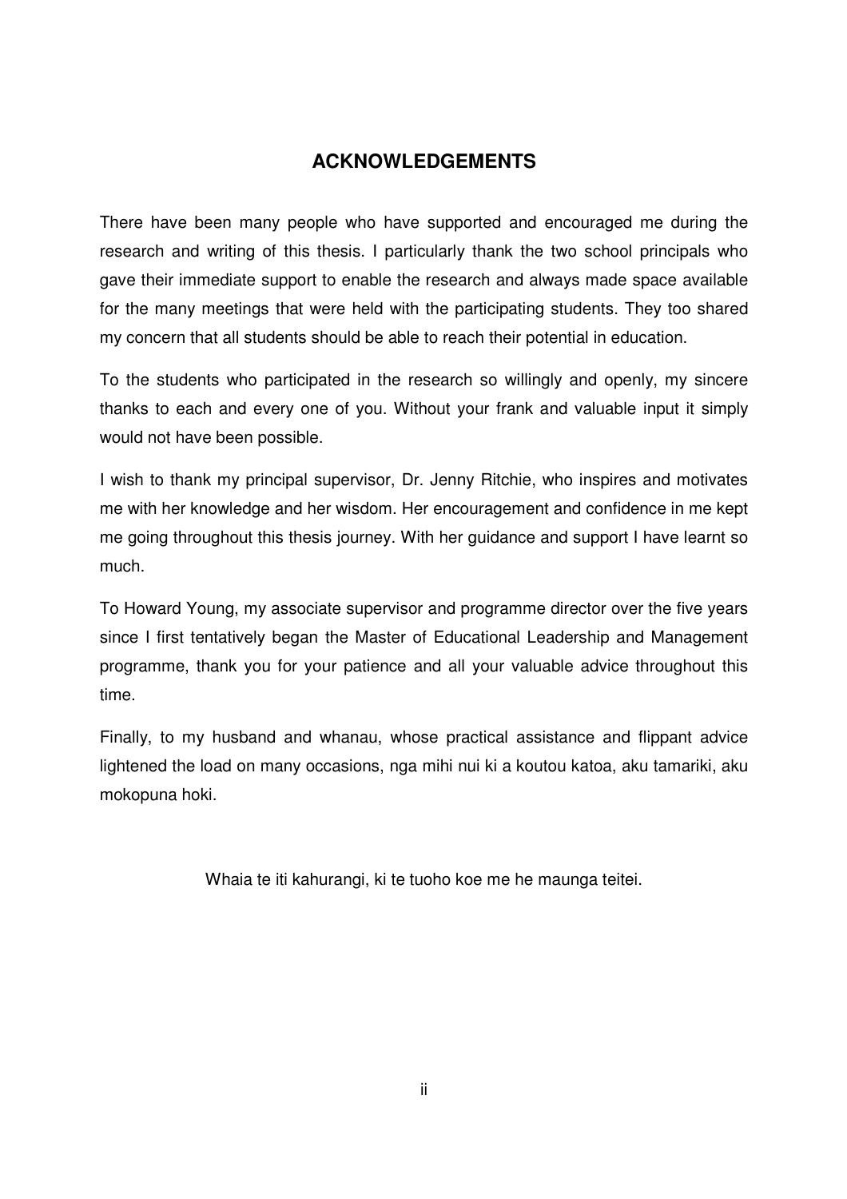## ACKNOWLEDGEMENTS

There have been many people who have supported and encouraged me during the research and writing of this thesis. I particularly thank the two school principals who gave their immediate support to enable the research and always made space available for the many meetings that were held with the participating students. They too shared my concern that all students should be able to reach their potential in education.

To the students who participated in the research so willingly and openly, my sincere thanks to each and every one of you. Without your frank and valuable input it simply would not have been possible.

I wish to thank my principal supervisor, Dr. Jenny Ritchie, who inspires and motivates me with her knowledge and her wisdom. Her encouragement and confidence in me kept me going throughout this thesis journey. With her guidance and support I have learnt so much.

To Howard Young, my associate supervisor and programme director over the five years since I first tentatively began the Master of Educational Leadership and Management programme, thank you for your patience and all your valuable advice throughout this time.

Finally, to my husband and whanau, whose practical assistance and flippant advice lightened the load on many occasions, nga mihi nui ki a koutou katoa, aku tamariki, aku mokopuna hoki.

Whaia te iti kahurangi, ki te tuoho koe me he maunga teitei.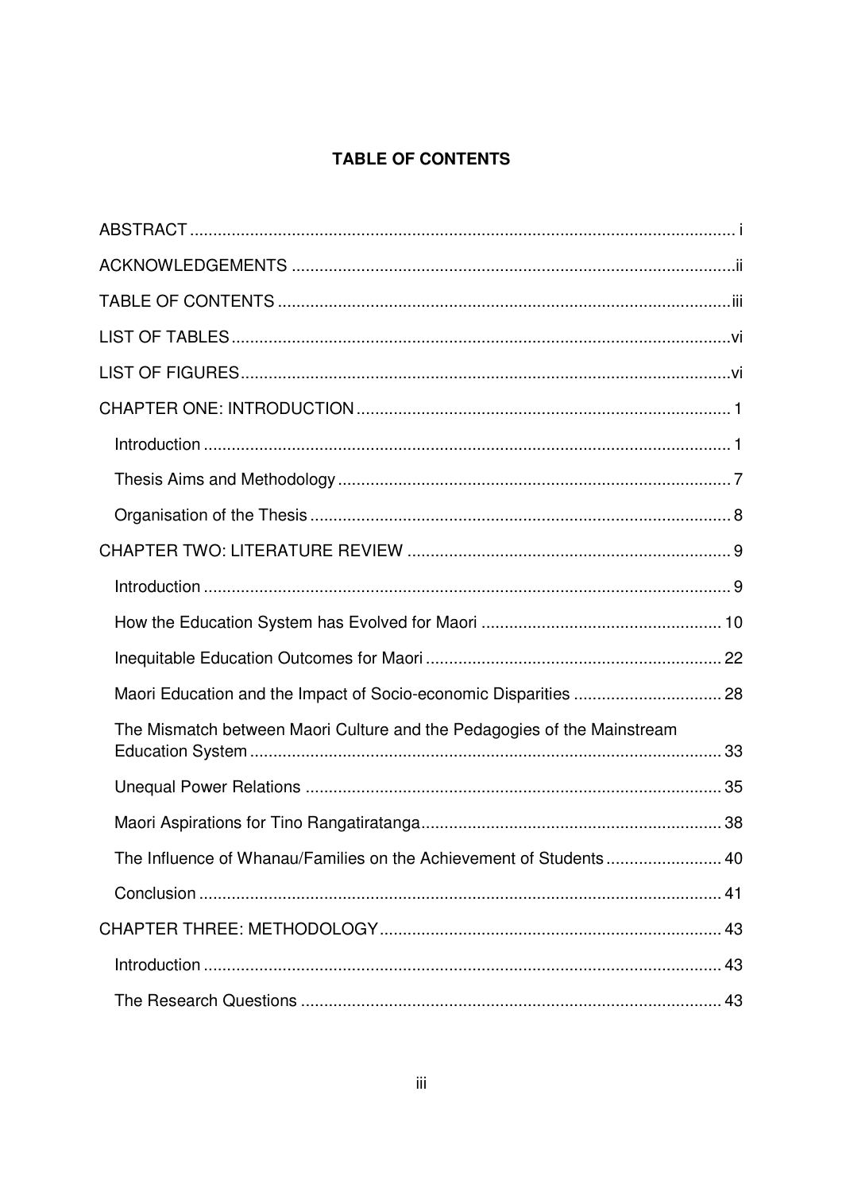# TABLE OF CONTENTS

ABSTRACT ..... i

ACKNOWLEDGEMENTS ..... ii

TABLE OF CONTENTS ..... iii

LIST OF TABLES ..... vi

LIST OF FIGURES ..... vi

CHAPTER ONE: INTRODUCTION ..... 1

- Introduction ..... 1
- Thesis Aims and Methodology ..... 7
- Organisation of the Thesis ..... 8

CHAPTER TWO: LITERATURE REVIEW ..... 9

- Introduction ..... 9
- How the Education System has Evolved for Maori ..... 10
- Inequitable Education Outcomes for Maori ..... 22
- Maori Education and the Impact of Socio-economic Disparities ..... 28
- The Mismatch between Maori Culture and the Pedagogies of the Mainstream Education System ..... 33
- Unequal Power Relations ..... 35
- Maori Aspirations for Tino Rangatiratanga ..... 38
- The Influence of Whanau/Families on the Achievement of Students ..... 40
- Conclusion ..... 41

CHAPTER THREE: METHODOLOGY ..... 43

- Introduction ..... 43
- The Research Questions ..... 43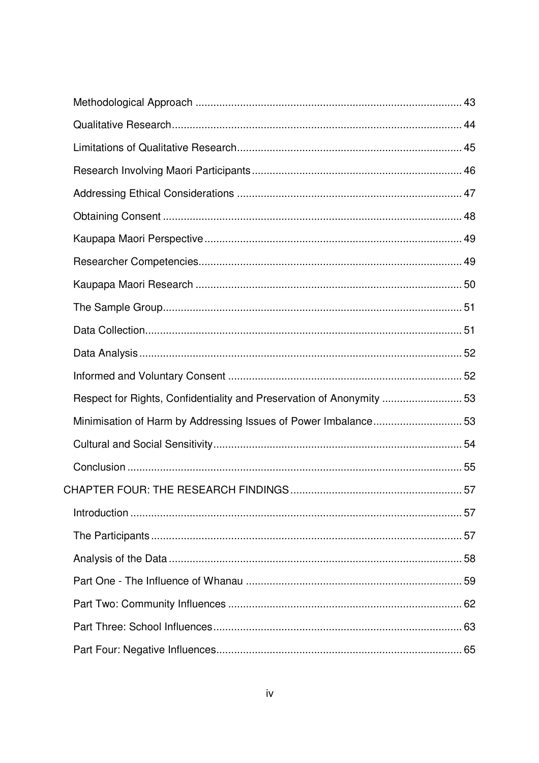Methodological Approach ........................................................................................ 43

Qualitative Research................................................................................................ 44

Limitations of Qualitative Research.......................................................................... 45

Research Involving Maori Participants..................................................................... 46

Addressing Ethical Considerations .......................................................................... 47

Obtaining Consent ................................................................................................... 48

Kaupapa Maori Perspective..................................................................................... 49

Researcher Competencies....................................................................................... 49

Kaupapa Maori Research ........................................................................................ 50

The Sample Group................................................................................................... 51

Data Collection......................................................................................................... 51

Data Analysis........................................................................................................... 52

Informed and Voluntary Consent ............................................................................. 52

Respect for Rights, Confidentiality and Preservation of Anonymity .......................... 53

Minimisation of Harm by Addressing Issues of Power Imbalance............................. 53

Cultural and Social Sensitivity.................................................................................. 54

Conclusion ............................................................................................................... 55

CHAPTER FOUR: THE RESEARCH FINDINGS......................................................... 57

Introduction .............................................................................................................. 57

The Participants....................................................................................................... 57

Analysis of the Data ................................................................................................. 58

Part One - The Influence of Whanau ....................................................................... 59

Part Two: Community Influences ............................................................................. 62

Part Three: School Influences.................................................................................. 63

Part Four: Negative Influences................................................................................. 65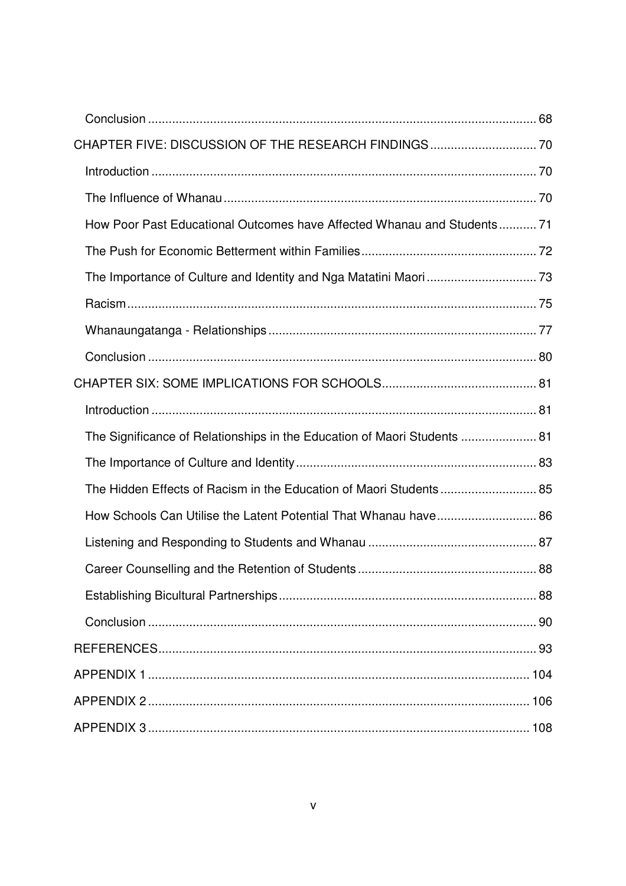- Conclusion ... 68

CHAPTER FIVE: DISCUSSION OF THE RESEARCH FINDINGS ... 70

- Introduction ... 70
- The Influence of Whanau ... 70
- How Poor Past Educational Outcomes have Affected Whanau and Students ... 71
- The Push for Economic Betterment within Families ... 72
- The Importance of Culture and Identity and Nga Matatini Maori ... 73
- Racism ... 75
- Whanaungatanga - Relationships ... 77
- Conclusion ... 80

CHAPTER SIX: SOME IMPLICATIONS FOR SCHOOLS ... 81

- Introduction ... 81
- The Significance of Relationships in the Education of Maori Students ... 81
- The Importance of Culture and Identity ... 83
- The Hidden Effects of Racism in the Education of Maori Students ... 85
- How Schools Can Utilise the Latent Potential That Whanau have ... 86
- Listening and Responding to Students and Whanau ... 87
- Career Counselling and the Retention of Students ... 88
- Establishing Bicultural Partnerships ... 88
- Conclusion ... 90

REFERENCES ... 93

APPENDIX 1 ... 104

APPENDIX 2 ... 106

APPENDIX 3 ... 108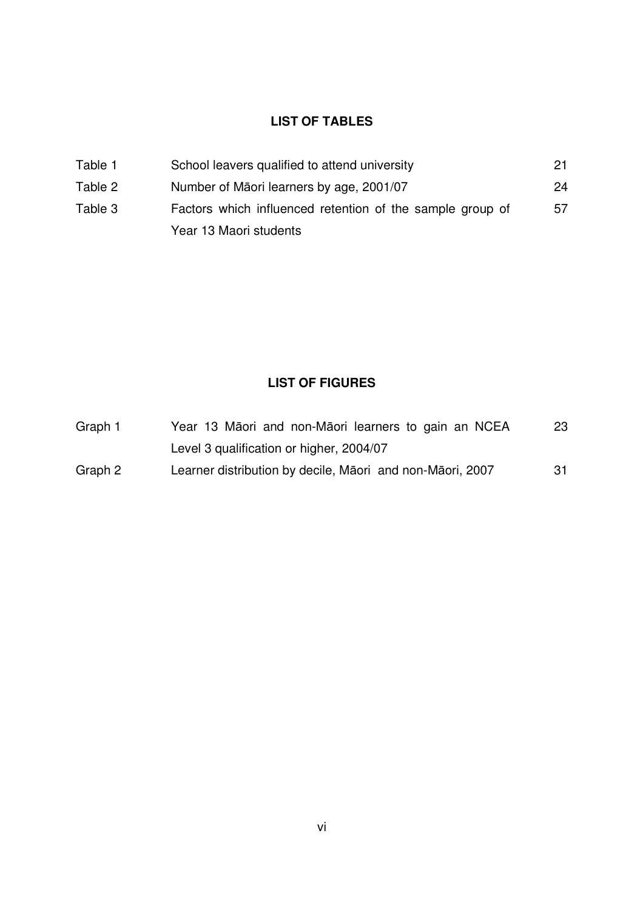## LIST OF TABLES

| | | |
|---|---|---|
| Table 1 | School leavers qualified to attend university | 21 |
| Table 2 | Number of Māori learners by age, 2001/07 | 24 |
| Table 3 | Factors which influenced retention of the sample group of Year 13 Maori students | 57 |

## LIST OF FIGURES

| | | |
|---|---|---|
| Graph 1 | Year 13 Māori and non-Māori learners to gain an NCEA Level 3 qualification or higher, 2004/07 | 23 |
| Graph 2 | Learner distribution by decile, Māori and non-Māori, 2007 | 31 |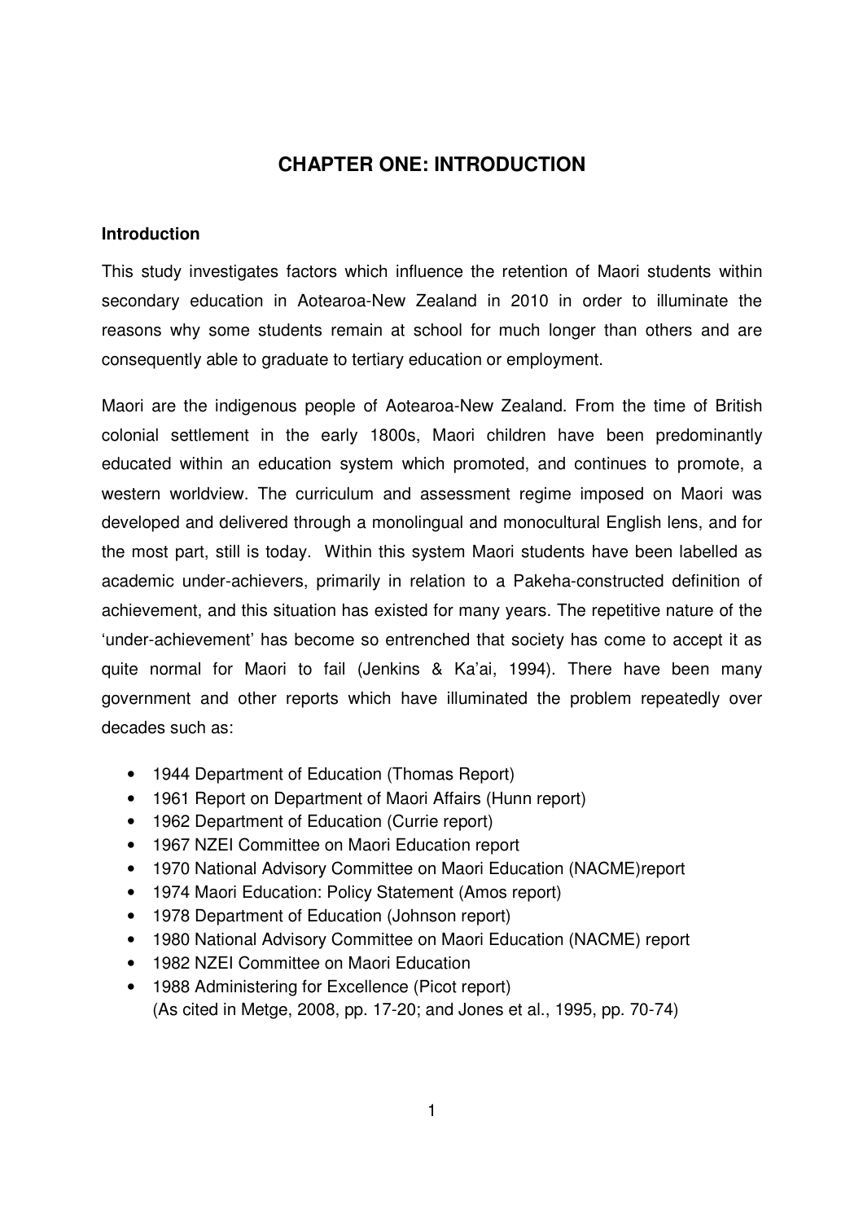# CHAPTER ONE: INTRODUCTION

### Introduction

This study investigates factors which influence the retention of Maori students within secondary education in Aotearoa-New Zealand in 2010 in order to illuminate the reasons why some students remain at school for much longer than others and are consequently able to graduate to tertiary education or employment.

Maori are the indigenous people of Aotearoa-New Zealand. From the time of British colonial settlement in the early 1800s, Maori children have been predominantly educated within an education system which promoted, and continues to promote, a western worldview. The curriculum and assessment regime imposed on Maori was developed and delivered through a monolingual and monocultural English lens, and for the most part, still is today. Within this system Maori students have been labelled as academic under-achievers, primarily in relation to a Pakeha-constructed definition of achievement, and this situation has existed for many years. The repetitive nature of the 'under-achievement' has become so entrenched that society has come to accept it as quite normal for Maori to fail (Jenkins & Ka'ai, 1994). There have been many government and other reports which have illuminated the problem repeatedly over decades such as:

- 1944 Department of Education (Thomas Report)
- 1961 Report on Department of Maori Affairs (Hunn report)
- 1962 Department of Education (Currie report)
- 1967 NZEI Committee on Maori Education report
- 1970 National Advisory Committee on Maori Education (NACME)report
- 1974 Maori Education: Policy Statement (Amos report)
- 1978 Department of Education (Johnson report)
- 1980 National Advisory Committee on Maori Education (NACME) report
- 1982 NZEI Committee on Maori Education
- 1988 Administering for Excellence (Picot report)
  (As cited in Metge, 2008, pp. 17-20; and Jones et al., 1995, pp. 70-74)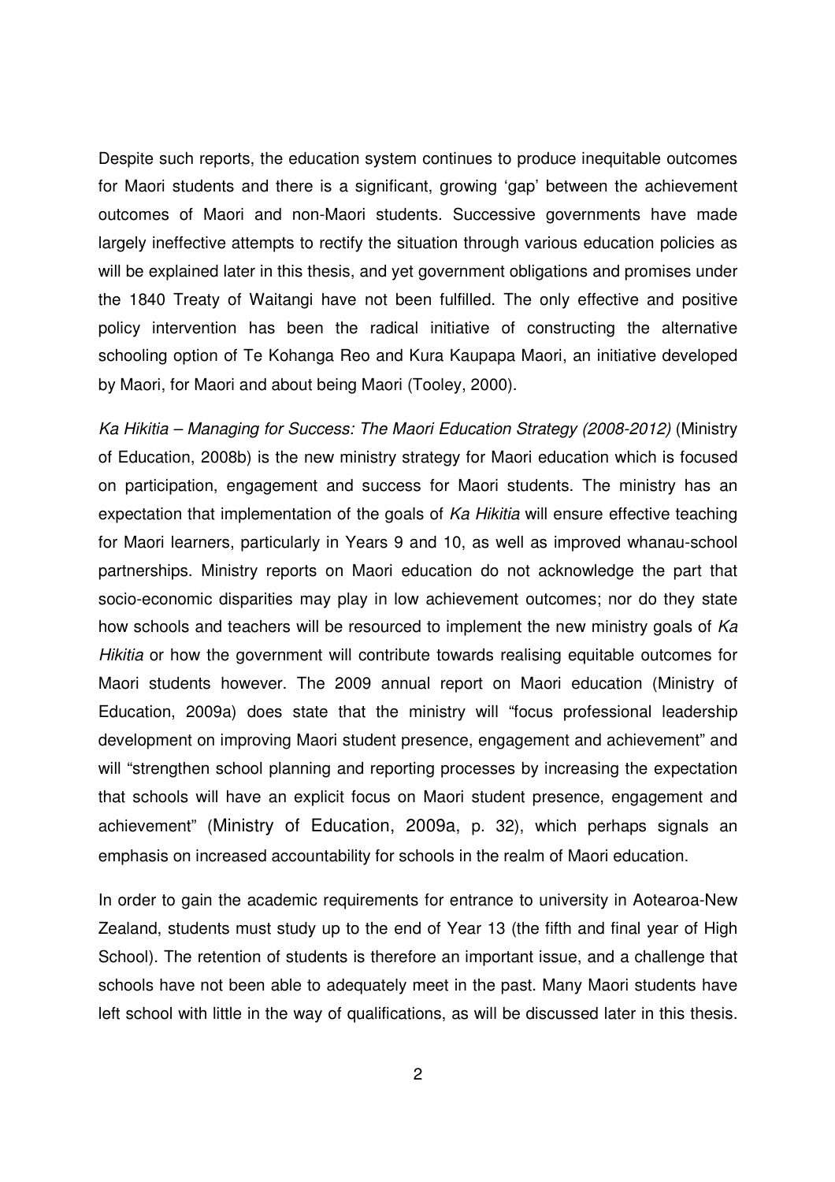Despite such reports, the education system continues to produce inequitable outcomes for Maori students and there is a significant, growing 'gap' between the achievement outcomes of Maori and non-Maori students. Successive governments have made largely ineffective attempts to rectify the situation through various education policies as will be explained later in this thesis, and yet government obligations and promises under the 1840 Treaty of Waitangi have not been fulfilled. The only effective and positive policy intervention has been the radical initiative of constructing the alternative schooling option of Te Kohanga Reo and Kura Kaupapa Maori, an initiative developed by Maori, for Maori and about being Maori (Tooley, 2000).

*Ka Hikitia – Managing for Success: The Maori Education Strategy (2008-2012)* (Ministry of Education, 2008b) is the new ministry strategy for Maori education which is focused on participation, engagement and success for Maori students. The ministry has an expectation that implementation of the goals of *Ka Hikitia* will ensure effective teaching for Maori learners, particularly in Years 9 and 10, as well as improved whanau-school partnerships. Ministry reports on Maori education do not acknowledge the part that socio-economic disparities may play in low achievement outcomes; nor do they state how schools and teachers will be resourced to implement the new ministry goals of *Ka Hikitia* or how the government will contribute towards realising equitable outcomes for Maori students however. The 2009 annual report on Maori education (Ministry of Education, 2009a) does state that the ministry will "focus professional leadership development on improving Maori student presence, engagement and achievement" and will "strengthen school planning and reporting processes by increasing the expectation that schools will have an explicit focus on Maori student presence, engagement and achievement" (Ministry of Education, 2009a, p. 32), which perhaps signals an emphasis on increased accountability for schools in the realm of Maori education.

In order to gain the academic requirements for entrance to university in Aotearoa-New Zealand, students must study up to the end of Year 13 (the fifth and final year of High School). The retention of students is therefore an important issue, and a challenge that schools have not been able to adequately meet in the past. Many Maori students have left school with little in the way of qualifications, as will be discussed later in this thesis.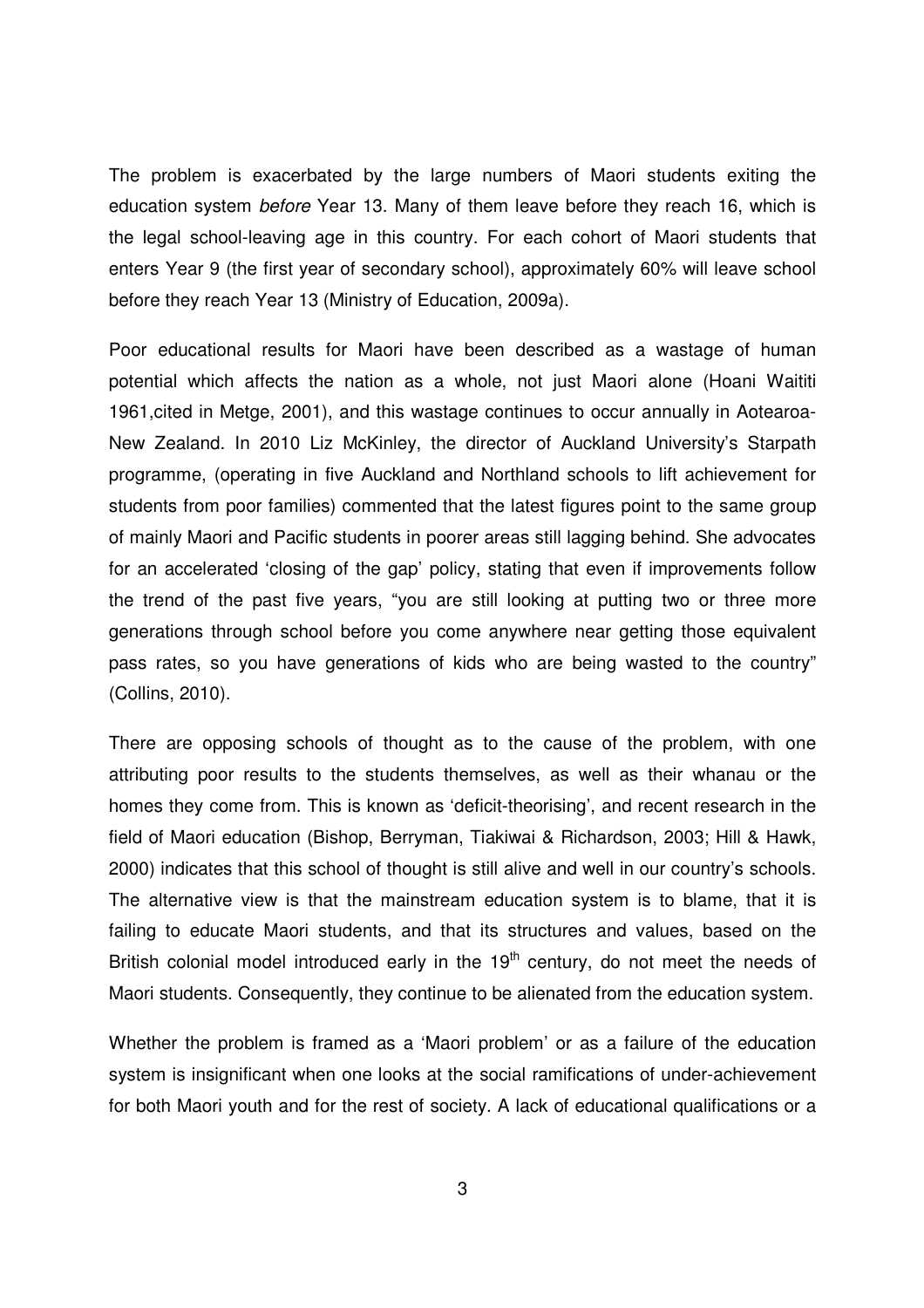The problem is exacerbated by the large numbers of Maori students exiting the education system *before* Year 13. Many of them leave before they reach 16, which is the legal school-leaving age in this country. For each cohort of Maori students that enters Year 9 (the first year of secondary school), approximately 60% will leave school before they reach Year 13 (Ministry of Education, 2009a).

Poor educational results for Maori have been described as a wastage of human potential which affects the nation as a whole, not just Maori alone (Hoani Waititi 1961,cited in Metge, 2001), and this wastage continues to occur annually in Aotearoa-New Zealand. In 2010 Liz McKinley, the director of Auckland University's Starpath programme, (operating in five Auckland and Northland schools to lift achievement for students from poor families) commented that the latest figures point to the same group of mainly Maori and Pacific students in poorer areas still lagging behind. She advocates for an accelerated 'closing of the gap' policy, stating that even if improvements follow the trend of the past five years, "you are still looking at putting two or three more generations through school before you come anywhere near getting those equivalent pass rates, so you have generations of kids who are being wasted to the country" (Collins, 2010).

There are opposing schools of thought as to the cause of the problem, with one attributing poor results to the students themselves, as well as their whanau or the homes they come from. This is known as 'deficit-theorising', and recent research in the field of Maori education (Bishop, Berryman, Tiakiwai & Richardson, 2003; Hill & Hawk, 2000) indicates that this school of thought is still alive and well in our country's schools. The alternative view is that the mainstream education system is to blame, that it is failing to educate Maori students, and that its structures and values, based on the British colonial model introduced early in the 19th century, do not meet the needs of Maori students. Consequently, they continue to be alienated from the education system.

Whether the problem is framed as a 'Maori problem' or as a failure of the education system is insignificant when one looks at the social ramifications of under-achievement for both Maori youth and for the rest of society. A lack of educational qualifications or a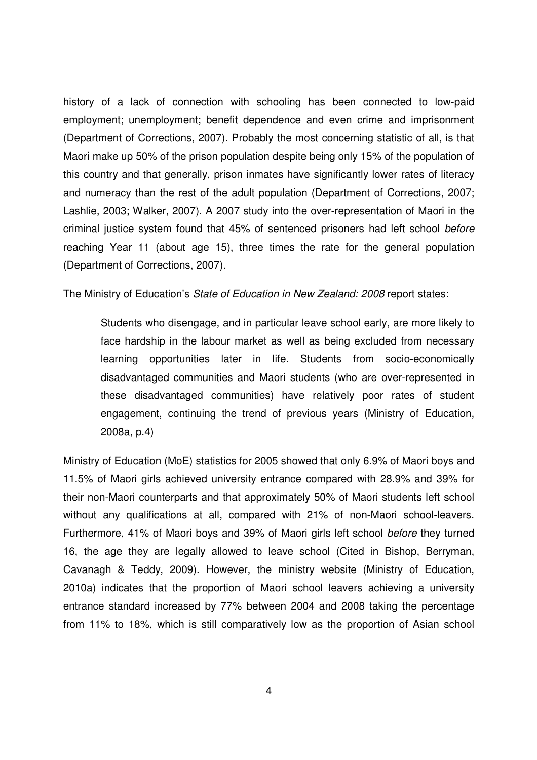history of a lack of connection with schooling has been connected to low-paid employment; unemployment; benefit dependence and even crime and imprisonment (Department of Corrections, 2007). Probably the most concerning statistic of all, is that Maori make up 50% of the prison population despite being only 15% of the population of this country and that generally, prison inmates have significantly lower rates of literacy and numeracy than the rest of the adult population (Department of Corrections, 2007; Lashlie, 2003; Walker, 2007). A 2007 study into the over-representation of Maori in the criminal justice system found that 45% of sentenced prisoners had left school *before* reaching Year 11 (about age 15), three times the rate for the general population (Department of Corrections, 2007).

The Ministry of Education's *State of Education in New Zealand: 2008* report states:

> Students who disengage, and in particular leave school early, are more likely to face hardship in the labour market as well as being excluded from necessary learning opportunities later in life. Students from socio-economically disadvantaged communities and Maori students (who are over-represented in these disadvantaged communities) have relatively poor rates of student engagement, continuing the trend of previous years (Ministry of Education, 2008a, p.4)

Ministry of Education (MoE) statistics for 2005 showed that only 6.9% of Maori boys and 11.5% of Maori girls achieved university entrance compared with 28.9% and 39% for their non-Maori counterparts and that approximately 50% of Maori students left school without any qualifications at all, compared with 21% of non-Maori school-leavers. Furthermore, 41% of Maori boys and 39% of Maori girls left school *before* they turned 16, the age they are legally allowed to leave school (Cited in Bishop, Berryman, Cavanagh & Teddy, 2009). However, the ministry website (Ministry of Education, 2010a) indicates that the proportion of Maori school leavers achieving a university entrance standard increased by 77% between 2004 and 2008 taking the percentage from 11% to 18%, which is still comparatively low as the proportion of Asian school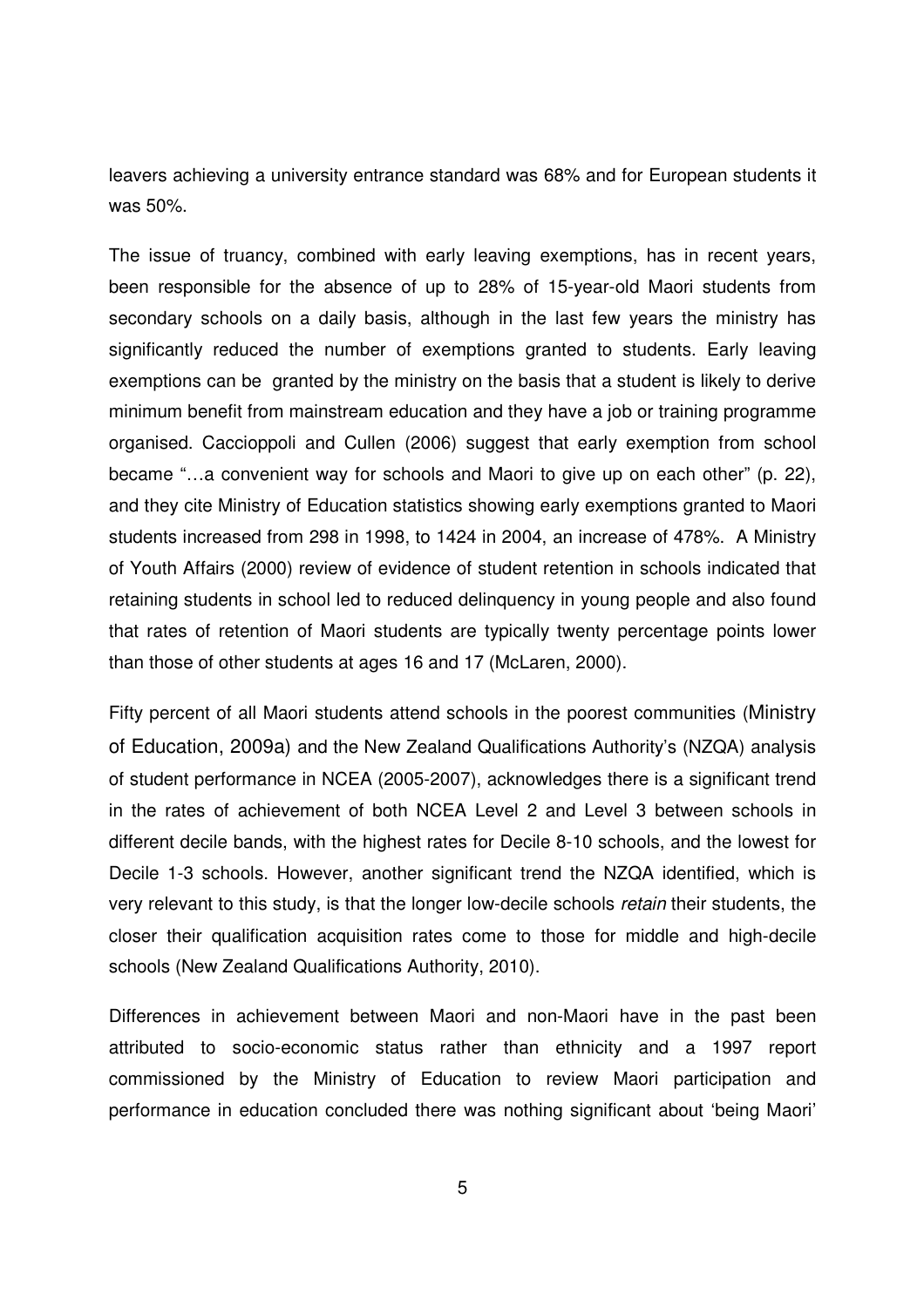leavers achieving a university entrance standard was 68% and for European students it was 50%.

The issue of truancy, combined with early leaving exemptions, has in recent years, been responsible for the absence of up to 28% of 15-year-old Maori students from secondary schools on a daily basis, although in the last few years the ministry has significantly reduced the number of exemptions granted to students. Early leaving exemptions can be granted by the ministry on the basis that a student is likely to derive minimum benefit from mainstream education and they have a job or training programme organised. Caccioppoli and Cullen (2006) suggest that early exemption from school became "…a convenient way for schools and Maori to give up on each other" (p. 22), and they cite Ministry of Education statistics showing early exemptions granted to Maori students increased from 298 in 1998, to 1424 in 2004, an increase of 478%. A Ministry of Youth Affairs (2000) review of evidence of student retention in schools indicated that retaining students in school led to reduced delinquency in young people and also found that rates of retention of Maori students are typically twenty percentage points lower than those of other students at ages 16 and 17 (McLaren, 2000).

Fifty percent of all Maori students attend schools in the poorest communities (Ministry of Education, 2009a) and the New Zealand Qualifications Authority's (NZQA) analysis of student performance in NCEA (2005-2007), acknowledges there is a significant trend in the rates of achievement of both NCEA Level 2 and Level 3 between schools in different decile bands, with the highest rates for Decile 8-10 schools, and the lowest for Decile 1-3 schools. However, another significant trend the NZQA identified, which is very relevant to this study, is that the longer low-decile schools *retain* their students, the closer their qualification acquisition rates come to those for middle and high-decile schools (New Zealand Qualifications Authority, 2010).

Differences in achievement between Maori and non-Maori have in the past been attributed to socio-economic status rather than ethnicity and a 1997 report commissioned by the Ministry of Education to review Maori participation and performance in education concluded there was nothing significant about 'being Maori'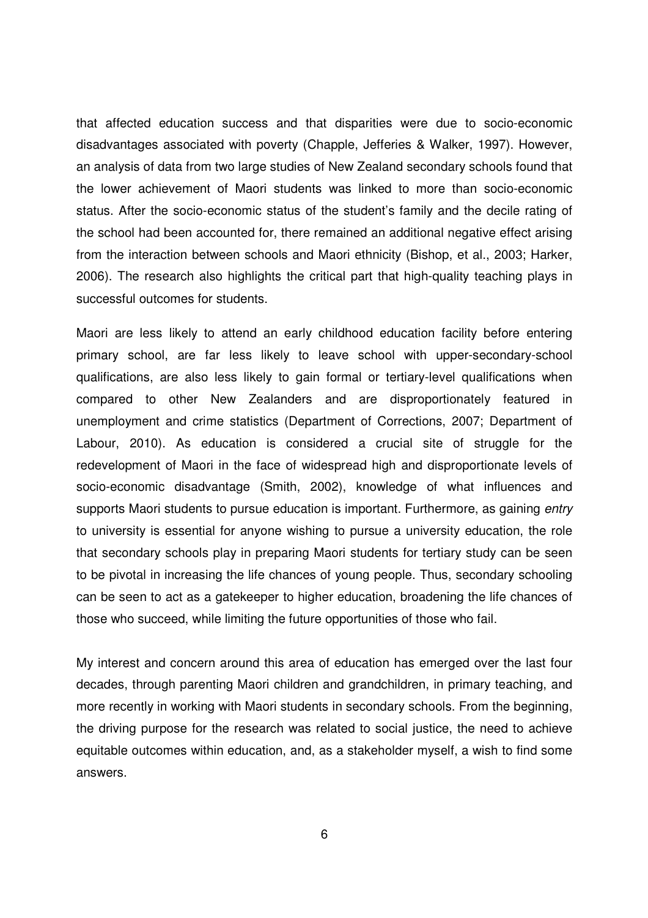that affected education success and that disparities were due to socio-economic disadvantages associated with poverty (Chapple, Jefferies & Walker, 1997). However, an analysis of data from two large studies of New Zealand secondary schools found that the lower achievement of Maori students was linked to more than socio-economic status. After the socio-economic status of the student's family and the decile rating of the school had been accounted for, there remained an additional negative effect arising from the interaction between schools and Maori ethnicity (Bishop, et al., 2003; Harker, 2006). The research also highlights the critical part that high-quality teaching plays in successful outcomes for students.

Maori are less likely to attend an early childhood education facility before entering primary school, are far less likely to leave school with upper-secondary-school qualifications, are also less likely to gain formal or tertiary-level qualifications when compared to other New Zealanders and are disproportionately featured in unemployment and crime statistics (Department of Corrections, 2007; Department of Labour, 2010). As education is considered a crucial site of struggle for the redevelopment of Maori in the face of widespread high and disproportionate levels of socio-economic disadvantage (Smith, 2002), knowledge of what influences and supports Maori students to pursue education is important. Furthermore, as gaining *entry* to university is essential for anyone wishing to pursue a university education, the role that secondary schools play in preparing Maori students for tertiary study can be seen to be pivotal in increasing the life chances of young people. Thus, secondary schooling can be seen to act as a gatekeeper to higher education, broadening the life chances of those who succeed, while limiting the future opportunities of those who fail.

My interest and concern around this area of education has emerged over the last four decades, through parenting Maori children and grandchildren, in primary teaching, and more recently in working with Maori students in secondary schools. From the beginning, the driving purpose for the research was related to social justice, the need to achieve equitable outcomes within education, and, as a stakeholder myself, a wish to find some answers.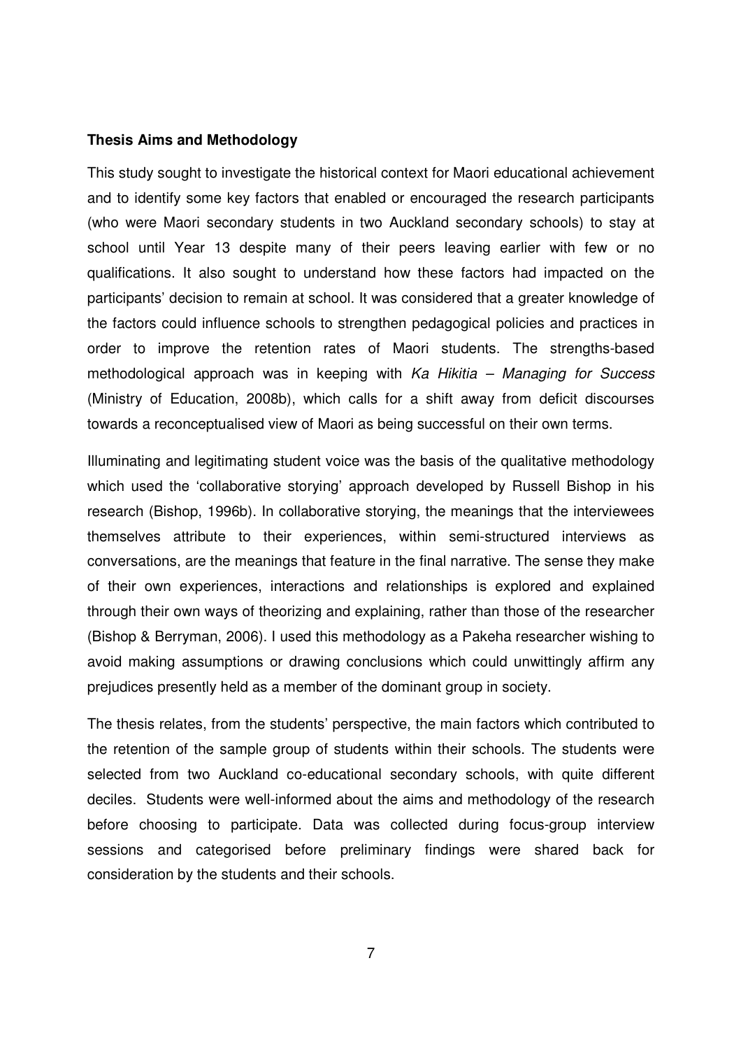**Thesis Aims and Methodology**

This study sought to investigate the historical context for Maori educational achievement and to identify some key factors that enabled or encouraged the research participants (who were Maori secondary students in two Auckland secondary schools) to stay at school until Year 13 despite many of their peers leaving earlier with few or no qualifications. It also sought to understand how these factors had impacted on the participants' decision to remain at school. It was considered that a greater knowledge of the factors could influence schools to strengthen pedagogical policies and practices in order to improve the retention rates of Maori students. The strengths-based methodological approach was in keeping with *Ka Hikitia – Managing for Success* (Ministry of Education, 2008b), which calls for a shift away from deficit discourses towards a reconceptualised view of Maori as being successful on their own terms.

Illuminating and legitimating student voice was the basis of the qualitative methodology which used the 'collaborative storying' approach developed by Russell Bishop in his research (Bishop, 1996b). In collaborative storying, the meanings that the interviewees themselves attribute to their experiences, within semi-structured interviews as conversations, are the meanings that feature in the final narrative. The sense they make of their own experiences, interactions and relationships is explored and explained through their own ways of theorizing and explaining, rather than those of the researcher (Bishop & Berryman, 2006). I used this methodology as a Pakeha researcher wishing to avoid making assumptions or drawing conclusions which could unwittingly affirm any prejudices presently held as a member of the dominant group in society.

The thesis relates, from the students' perspective, the main factors which contributed to the retention of the sample group of students within their schools. The students were selected from two Auckland co-educational secondary schools, with quite different deciles. Students were well-informed about the aims and methodology of the research before choosing to participate. Data was collected during focus-group interview sessions and categorised before preliminary findings were shared back for consideration by the students and their schools.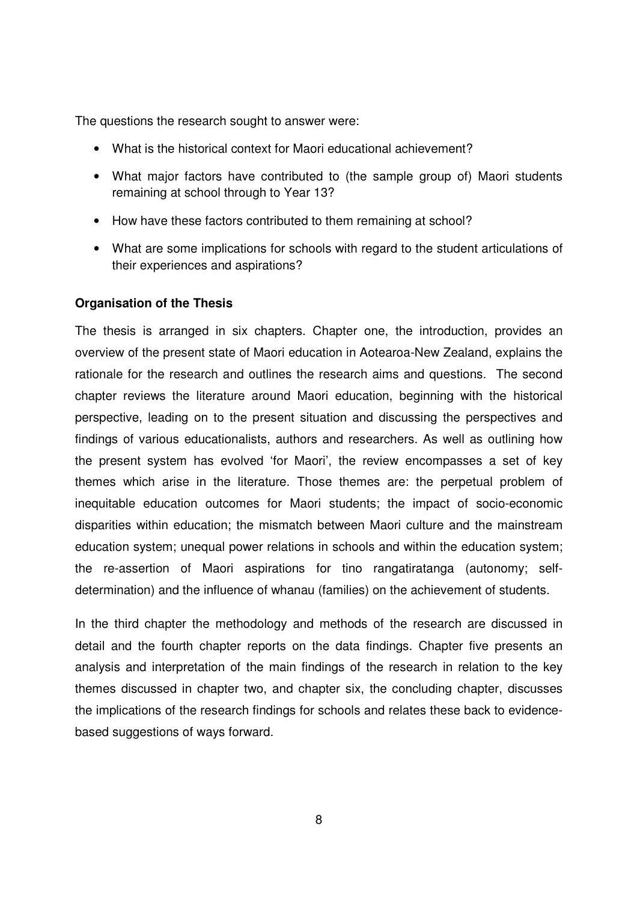The questions the research sought to answer were:

- What is the historical context for Maori educational achievement?
- What major factors have contributed to (the sample group of) Maori students remaining at school through to Year 13?
- How have these factors contributed to them remaining at school?
- What are some implications for schools with regard to the student articulations of their experiences and aspirations?

**Organisation of the Thesis**

The thesis is arranged in six chapters. Chapter one, the introduction, provides an overview of the present state of Maori education in Aotearoa-New Zealand, explains the rationale for the research and outlines the research aims and questions. The second chapter reviews the literature around Maori education, beginning with the historical perspective, leading on to the present situation and discussing the perspectives and findings of various educationalists, authors and researchers. As well as outlining how the present system has evolved 'for Maori', the review encompasses a set of key themes which arise in the literature. Those themes are: the perpetual problem of inequitable education outcomes for Maori students; the impact of socio-economic disparities within education; the mismatch between Maori culture and the mainstream education system; unequal power relations in schools and within the education system; the re-assertion of Maori aspirations for tino rangatiratanga (autonomy; self-determination) and the influence of whanau (families) on the achievement of students.

In the third chapter the methodology and methods of the research are discussed in detail and the fourth chapter reports on the data findings. Chapter five presents an analysis and interpretation of the main findings of the research in relation to the key themes discussed in chapter two, and chapter six, the concluding chapter, discusses the implications of the research findings for schools and relates these back to evidence-based suggestions of ways forward.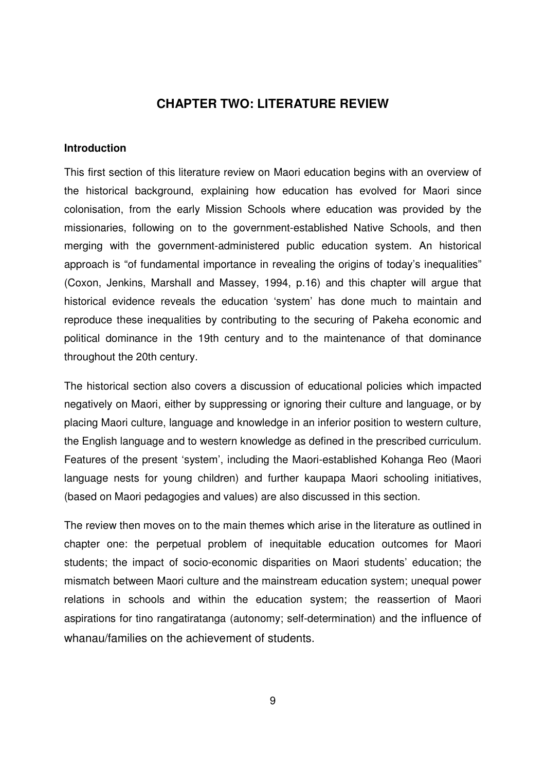# CHAPTER TWO: LITERATURE REVIEW

### Introduction

This first section of this literature review on Maori education begins with an overview of the historical background, explaining how education has evolved for Maori since colonisation, from the early Mission Schools where education was provided by the missionaries, following on to the government-established Native Schools, and then merging with the government-administered public education system. An historical approach is "of fundamental importance in revealing the origins of today's inequalities" (Coxon, Jenkins, Marshall and Massey, 1994, p.16) and this chapter will argue that historical evidence reveals the education 'system' has done much to maintain and reproduce these inequalities by contributing to the securing of Pakeha economic and political dominance in the 19th century and to the maintenance of that dominance throughout the 20th century.

The historical section also covers a discussion of educational policies which impacted negatively on Maori, either by suppressing or ignoring their culture and language, or by placing Maori culture, language and knowledge in an inferior position to western culture, the English language and to western knowledge as defined in the prescribed curriculum. Features of the present 'system', including the Maori-established Kohanga Reo (Maori language nests for young children) and further kaupapa Maori schooling initiatives, (based on Maori pedagogies and values) are also discussed in this section.

The review then moves on to the main themes which arise in the literature as outlined in chapter one: the perpetual problem of inequitable education outcomes for Maori students; the impact of socio-economic disparities on Maori students' education; the mismatch between Maori culture and the mainstream education system; unequal power relations in schools and within the education system; the reassertion of Maori aspirations for tino rangatiratanga (autonomy; self-determination) and the influence of whanau/families on the achievement of students.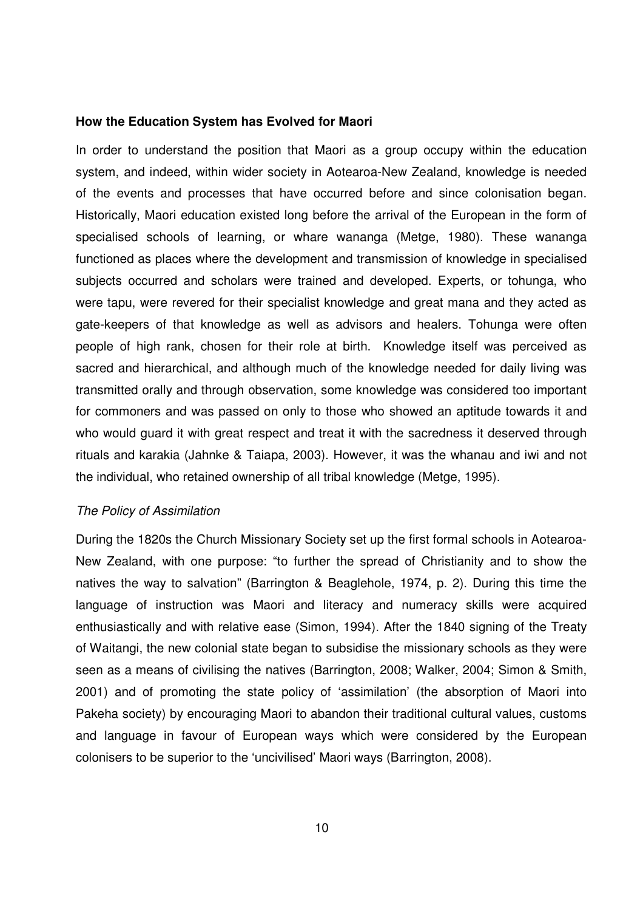**How the Education System has Evolved for Maori**

In order to understand the position that Maori as a group occupy within the education system, and indeed, within wider society in Aotearoa-New Zealand, knowledge is needed of the events and processes that have occurred before and since colonisation began. Historically, Maori education existed long before the arrival of the European in the form of specialised schools of learning, or whare wananga (Metge, 1980). These wananga functioned as places where the development and transmission of knowledge in specialised subjects occurred and scholars were trained and developed. Experts, or tohunga, who were tapu, were revered for their specialist knowledge and great mana and they acted as gate-keepers of that knowledge as well as advisors and healers. Tohunga were often people of high rank, chosen for their role at birth. Knowledge itself was perceived as sacred and hierarchical, and although much of the knowledge needed for daily living was transmitted orally and through observation, some knowledge was considered too important for commoners and was passed on only to those who showed an aptitude towards it and who would guard it with great respect and treat it with the sacredness it deserved through rituals and karakia (Jahnke & Taiapa, 2003). However, it was the whanau and iwi and not the individual, who retained ownership of all tribal knowledge (Metge, 1995).

*The Policy of Assimilation*

During the 1820s the Church Missionary Society set up the first formal schools in Aotearoa-New Zealand, with one purpose: "to further the spread of Christianity and to show the natives the way to salvation" (Barrington & Beaglehole, 1974, p. 2). During this time the language of instruction was Maori and literacy and numeracy skills were acquired enthusiastically and with relative ease (Simon, 1994). After the 1840 signing of the Treaty of Waitangi, the new colonial state began to subsidise the missionary schools as they were seen as a means of civilising the natives (Barrington, 2008; Walker, 2004; Simon & Smith, 2001) and of promoting the state policy of 'assimilation' (the absorption of Maori into Pakeha society) by encouraging Maori to abandon their traditional cultural values, customs and language in favour of European ways which were considered by the European colonisers to be superior to the 'uncivilised' Maori ways (Barrington, 2008).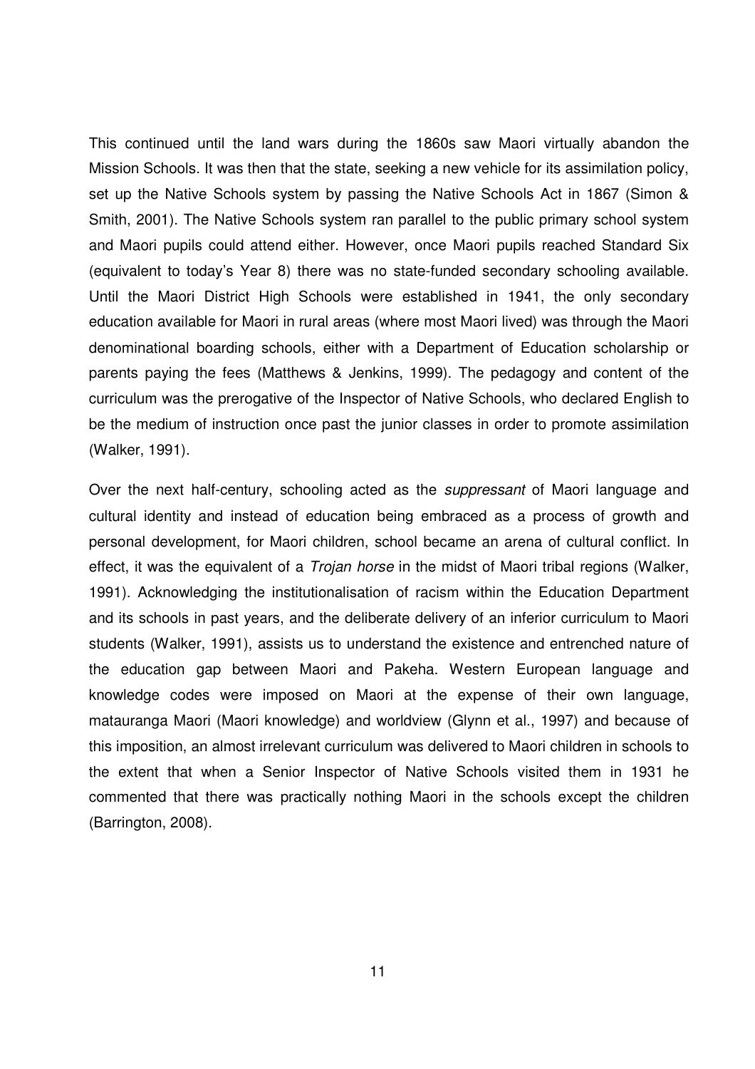This continued until the land wars during the 1860s saw Maori virtually abandon the Mission Schools. It was then that the state, seeking a new vehicle for its assimilation policy, set up the Native Schools system by passing the Native Schools Act in 1867 (Simon & Smith, 2001). The Native Schools system ran parallel to the public primary school system and Maori pupils could attend either. However, once Maori pupils reached Standard Six (equivalent to today's Year 8) there was no state-funded secondary schooling available. Until the Maori District High Schools were established in 1941, the only secondary education available for Maori in rural areas (where most Maori lived) was through the Maori denominational boarding schools, either with a Department of Education scholarship or parents paying the fees (Matthews & Jenkins, 1999). The pedagogy and content of the curriculum was the prerogative of the Inspector of Native Schools, who declared English to be the medium of instruction once past the junior classes in order to promote assimilation (Walker, 1991).

Over the next half-century, schooling acted as the *suppressant* of Maori language and cultural identity and instead of education being embraced as a process of growth and personal development, for Maori children, school became an arena of cultural conflict. In effect, it was the equivalent of a *Trojan horse* in the midst of Maori tribal regions (Walker, 1991). Acknowledging the institutionalisation of racism within the Education Department and its schools in past years, and the deliberate delivery of an inferior curriculum to Maori students (Walker, 1991), assists us to understand the existence and entrenched nature of the education gap between Maori and Pakeha. Western European language and knowledge codes were imposed on Maori at the expense of their own language, matauranga Maori (Maori knowledge) and worldview (Glynn et al., 1997) and because of this imposition, an almost irrelevant curriculum was delivered to Maori children in schools to the extent that when a Senior Inspector of Native Schools visited them in 1931 he commented that there was practically nothing Maori in the schools except the children (Barrington, 2008).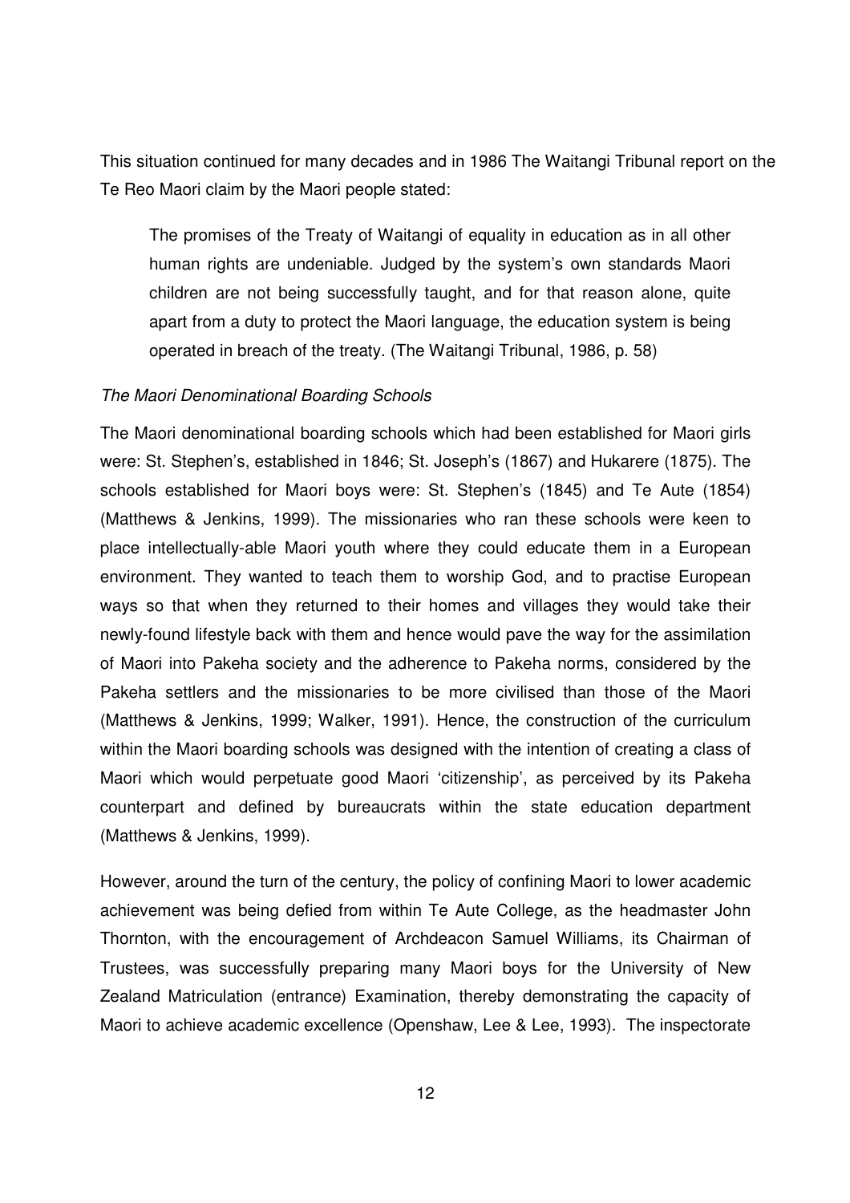This situation continued for many decades and in 1986 The Waitangi Tribunal report on the Te Reo Maori claim by the Maori people stated:

> The promises of the Treaty of Waitangi of equality in education as in all other human rights are undeniable. Judged by the system's own standards Maori children are not being successfully taught, and for that reason alone, quite apart from a duty to protect the Maori language, the education system is being operated in breach of the treaty. (The Waitangi Tribunal, 1986, p. 58)

*The Maori Denominational Boarding Schools*

The Maori denominational boarding schools which had been established for Maori girls were: St. Stephen's, established in 1846; St. Joseph's (1867) and Hukarere (1875). The schools established for Maori boys were: St. Stephen's (1845) and Te Aute (1854) (Matthews & Jenkins, 1999). The missionaries who ran these schools were keen to place intellectually-able Maori youth where they could educate them in a European environment. They wanted to teach them to worship God, and to practise European ways so that when they returned to their homes and villages they would take their newly-found lifestyle back with them and hence would pave the way for the assimilation of Maori into Pakeha society and the adherence to Pakeha norms, considered by the Pakeha settlers and the missionaries to be more civilised than those of the Maori (Matthews & Jenkins, 1999; Walker, 1991). Hence, the construction of the curriculum within the Maori boarding schools was designed with the intention of creating a class of Maori which would perpetuate good Maori 'citizenship', as perceived by its Pakeha counterpart and defined by bureaucrats within the state education department (Matthews & Jenkins, 1999).

However, around the turn of the century, the policy of confining Maori to lower academic achievement was being defied from within Te Aute College, as the headmaster John Thornton, with the encouragement of Archdeacon Samuel Williams, its Chairman of Trustees, was successfully preparing many Maori boys for the University of New Zealand Matriculation (entrance) Examination, thereby demonstrating the capacity of Maori to achieve academic excellence (Openshaw, Lee & Lee, 1993). The inspectorate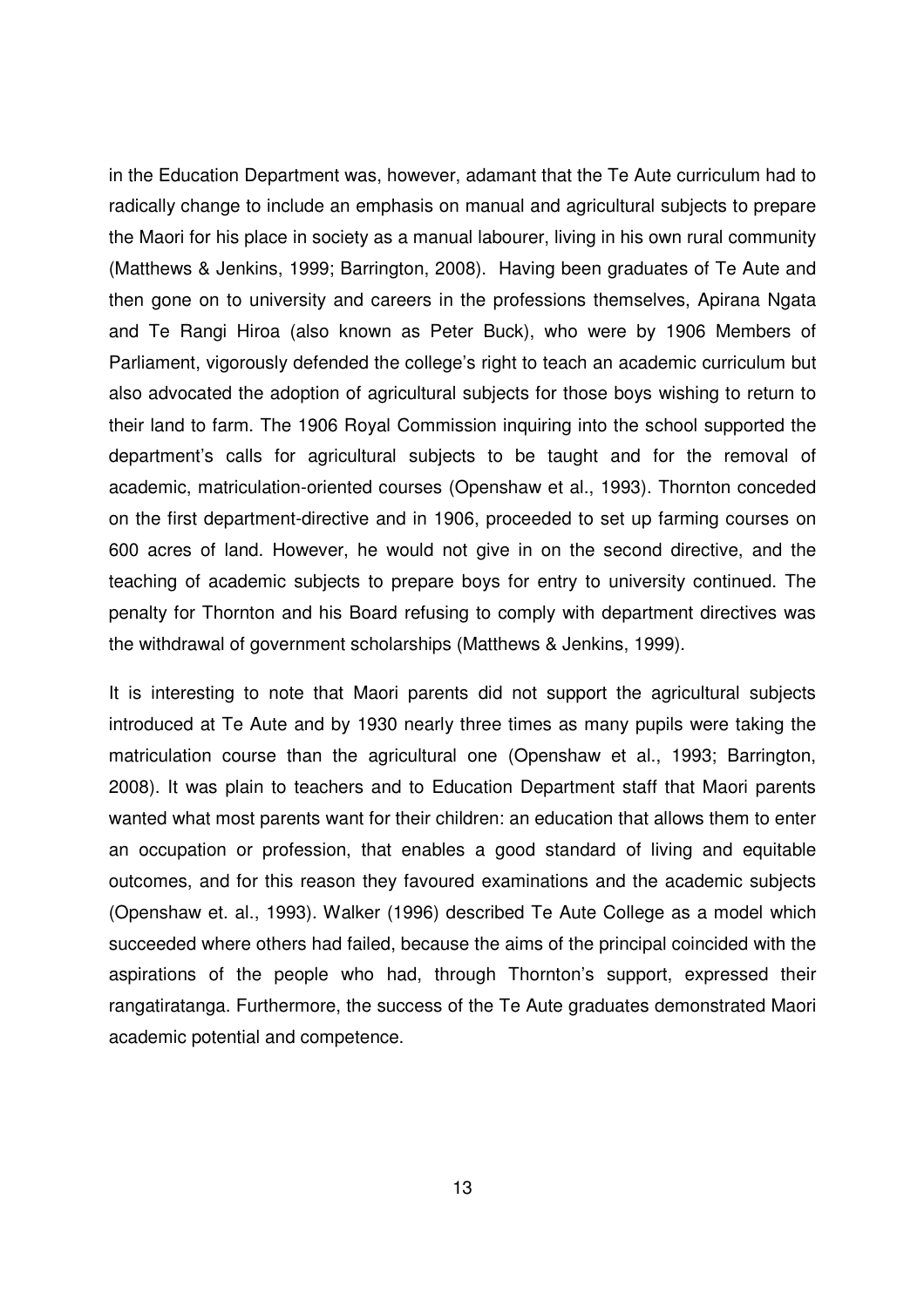in the Education Department was, however, adamant that the Te Aute curriculum had to radically change to include an emphasis on manual and agricultural subjects to prepare the Maori for his place in society as a manual labourer, living in his own rural community (Matthews & Jenkins, 1999; Barrington, 2008). Having been graduates of Te Aute and then gone on to university and careers in the professions themselves, Apirana Ngata and Te Rangi Hiroa (also known as Peter Buck), who were by 1906 Members of Parliament, vigorously defended the college's right to teach an academic curriculum but also advocated the adoption of agricultural subjects for those boys wishing to return to their land to farm. The 1906 Royal Commission inquiring into the school supported the department's calls for agricultural subjects to be taught and for the removal of academic, matriculation-oriented courses (Openshaw et al., 1993). Thornton conceded on the first department-directive and in 1906, proceeded to set up farming courses on 600 acres of land. However, he would not give in on the second directive, and the teaching of academic subjects to prepare boys for entry to university continued. The penalty for Thornton and his Board refusing to comply with department directives was the withdrawal of government scholarships (Matthews & Jenkins, 1999).

It is interesting to note that Maori parents did not support the agricultural subjects introduced at Te Aute and by 1930 nearly three times as many pupils were taking the matriculation course than the agricultural one (Openshaw et al., 1993; Barrington, 2008). It was plain to teachers and to Education Department staff that Maori parents wanted what most parents want for their children: an education that allows them to enter an occupation or profession, that enables a good standard of living and equitable outcomes, and for this reason they favoured examinations and the academic subjects (Openshaw et. al., 1993). Walker (1996) described Te Aute College as a model which succeeded where others had failed, because the aims of the principal coincided with the aspirations of the people who had, through Thornton's support, expressed their rangatiratanga. Furthermore, the success of the Te Aute graduates demonstrated Maori academic potential and competence.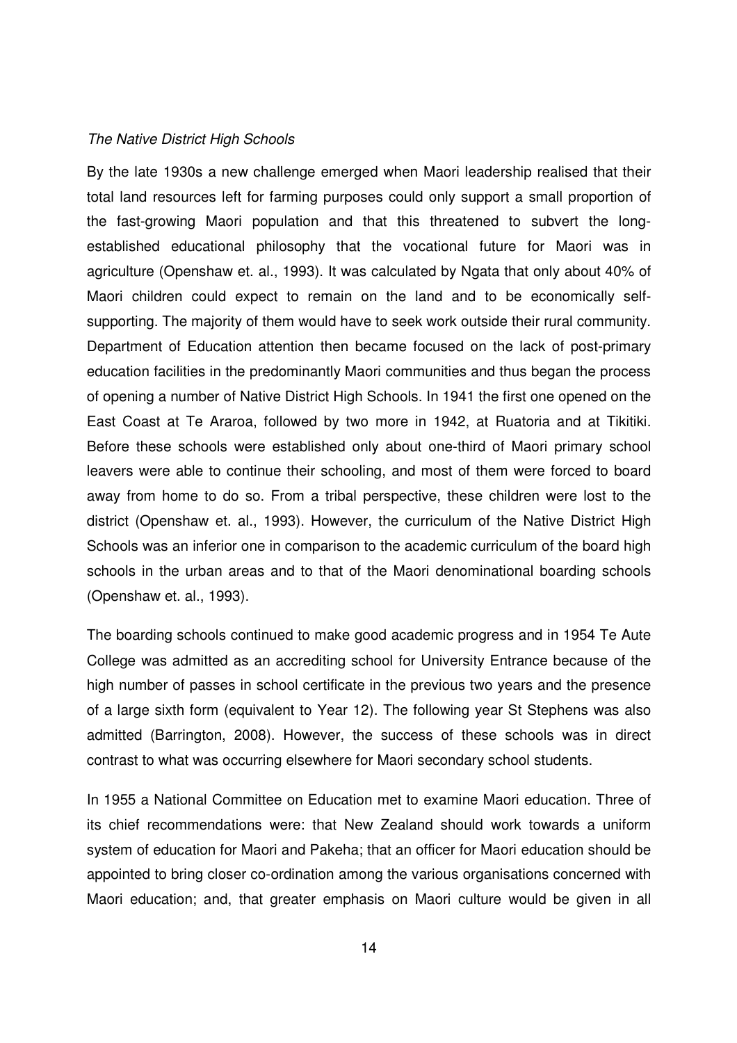*The Native District High Schools*

By the late 1930s a new challenge emerged when Maori leadership realised that their total land resources left for farming purposes could only support a small proportion of the fast-growing Maori population and that this threatened to subvert the long-established educational philosophy that the vocational future for Maori was in agriculture (Openshaw et. al., 1993). It was calculated by Ngata that only about 40% of Maori children could expect to remain on the land and to be economically self-supporting. The majority of them would have to seek work outside their rural community. Department of Education attention then became focused on the lack of post-primary education facilities in the predominantly Maori communities and thus began the process of opening a number of Native District High Schools. In 1941 the first one opened on the East Coast at Te Araroa, followed by two more in 1942, at Ruatoria and at Tikitiki. Before these schools were established only about one-third of Maori primary school leavers were able to continue their schooling, and most of them were forced to board away from home to do so. From a tribal perspective, these children were lost to the district (Openshaw et. al., 1993). However, the curriculum of the Native District High Schools was an inferior one in comparison to the academic curriculum of the board high schools in the urban areas and to that of the Maori denominational boarding schools (Openshaw et. al., 1993).

The boarding schools continued to make good academic progress and in 1954 Te Aute College was admitted as an accrediting school for University Entrance because of the high number of passes in school certificate in the previous two years and the presence of a large sixth form (equivalent to Year 12). The following year St Stephens was also admitted (Barrington, 2008). However, the success of these schools was in direct contrast to what was occurring elsewhere for Maori secondary school students.

In 1955 a National Committee on Education met to examine Maori education. Three of its chief recommendations were: that New Zealand should work towards a uniform system of education for Maori and Pakeha; that an officer for Maori education should be appointed to bring closer co-ordination among the various organisations concerned with Maori education; and, that greater emphasis on Maori culture would be given in all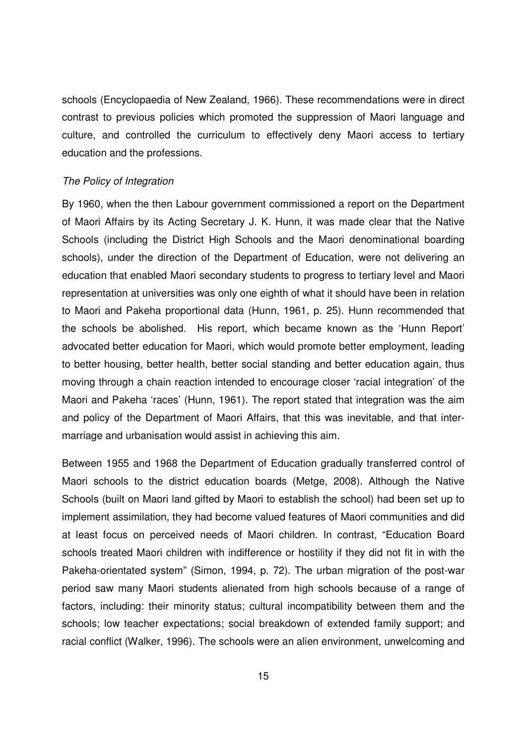schools (Encyclopaedia of New Zealand, 1966). These recommendations were in direct contrast to previous policies which promoted the suppression of Maori language and culture, and controlled the curriculum to effectively deny Maori access to tertiary education and the professions.

*The Policy of Integration*

By 1960, when the then Labour government commissioned a report on the Department of Maori Affairs by its Acting Secretary J. K. Hunn, it was made clear that the Native Schools (including the District High Schools and the Maori denominational boarding schools), under the direction of the Department of Education, were not delivering an education that enabled Maori secondary students to progress to tertiary level and Maori representation at universities was only one eighth of what it should have been in relation to Maori and Pakeha proportional data (Hunn, 1961, p. 25). Hunn recommended that the schools be abolished. His report, which became known as the 'Hunn Report' advocated better education for Maori, which would promote better employment, leading to better housing, better health, better social standing and better education again, thus moving through a chain reaction intended to encourage closer 'racial integration' of the Maori and Pakeha 'races' (Hunn, 1961). The report stated that integration was the aim and policy of the Department of Maori Affairs, that this was inevitable, and that inter-marriage and urbanisation would assist in achieving this aim.

Between 1955 and 1968 the Department of Education gradually transferred control of Maori schools to the district education boards (Metge, 2008). Although the Native Schools (built on Maori land gifted by Maori to establish the school) had been set up to implement assimilation, they had become valued features of Maori communities and did at least focus on perceived needs of Maori children. In contrast, "Education Board schools treated Maori children with indifference or hostility if they did not fit in with the Pakeha-orientated system" (Simon, 1994, p. 72). The urban migration of the post-war period saw many Maori students alienated from high schools because of a range of factors, including: their minority status; cultural incompatibility between them and the schools; low teacher expectations; social breakdown of extended family support; and racial conflict (Walker, 1996). The schools were an alien environment, unwelcoming and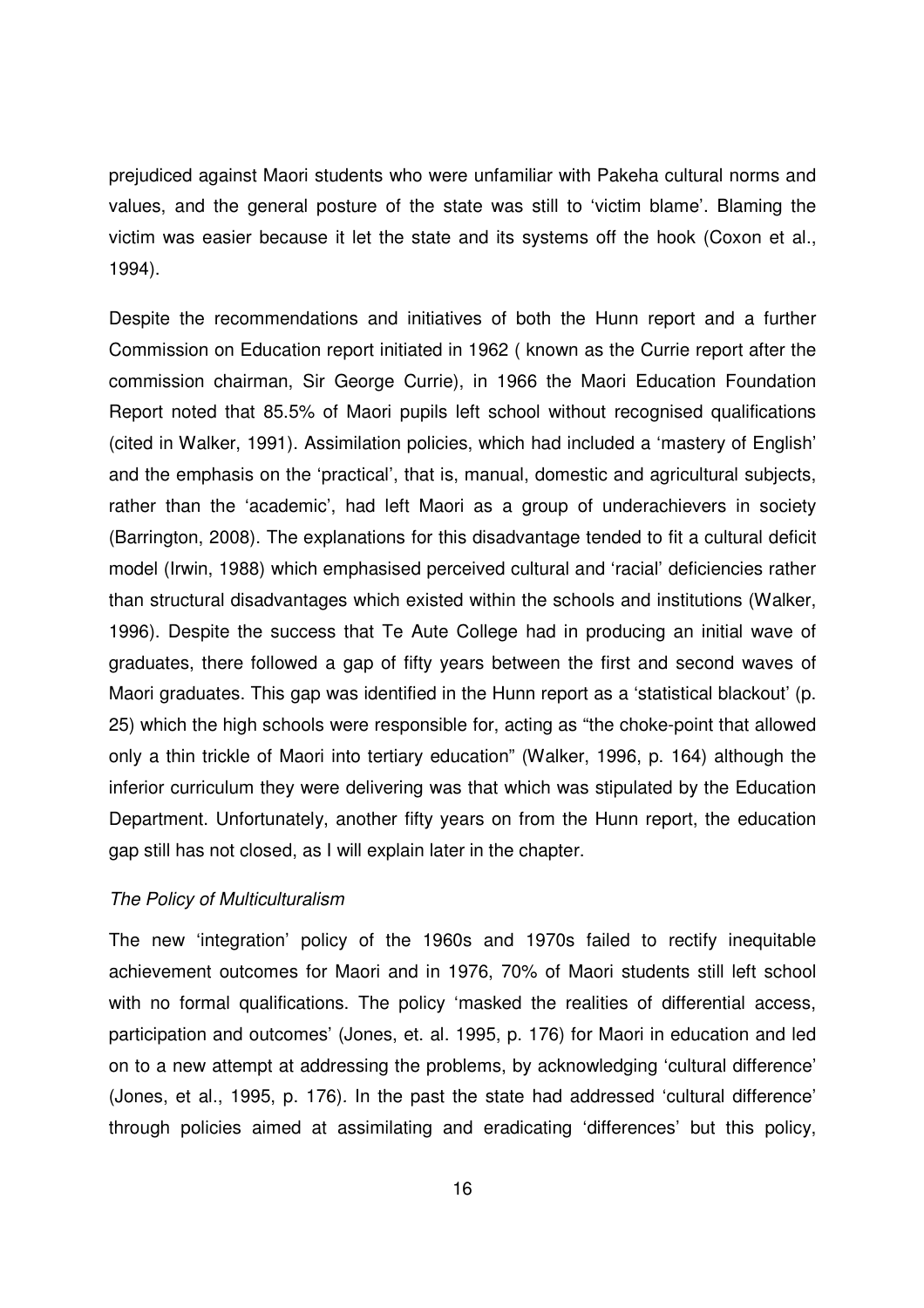prejudiced against Maori students who were unfamiliar with Pakeha cultural norms and values, and the general posture of the state was still to 'victim blame'. Blaming the victim was easier because it let the state and its systems off the hook (Coxon et al., 1994).

Despite the recommendations and initiatives of both the Hunn report and a further Commission on Education report initiated in 1962 ( known as the Currie report after the commission chairman, Sir George Currie), in 1966 the Maori Education Foundation Report noted that 85.5% of Maori pupils left school without recognised qualifications (cited in Walker, 1991). Assimilation policies, which had included a 'mastery of English' and the emphasis on the 'practical', that is, manual, domestic and agricultural subjects, rather than the 'academic', had left Maori as a group of underachievers in society (Barrington, 2008). The explanations for this disadvantage tended to fit a cultural deficit model (Irwin, 1988) which emphasised perceived cultural and 'racial' deficiencies rather than structural disadvantages which existed within the schools and institutions (Walker, 1996). Despite the success that Te Aute College had in producing an initial wave of graduates, there followed a gap of fifty years between the first and second waves of Maori graduates. This gap was identified in the Hunn report as a 'statistical blackout' (p. 25) which the high schools were responsible for, acting as "the choke-point that allowed only a thin trickle of Maori into tertiary education" (Walker, 1996, p. 164) although the inferior curriculum they were delivering was that which was stipulated by the Education Department. Unfortunately, another fifty years on from the Hunn report, the education gap still has not closed, as I will explain later in the chapter.

*The Policy of Multiculturalism*

The new 'integration' policy of the 1960s and 1970s failed to rectify inequitable achievement outcomes for Maori and in 1976, 70% of Maori students still left school with no formal qualifications. The policy 'masked the realities of differential access, participation and outcomes' (Jones, et. al. 1995, p. 176) for Maori in education and led on to a new attempt at addressing the problems, by acknowledging 'cultural difference' (Jones, et al., 1995, p. 176). In the past the state had addressed 'cultural difference' through policies aimed at assimilating and eradicating 'differences' but this policy,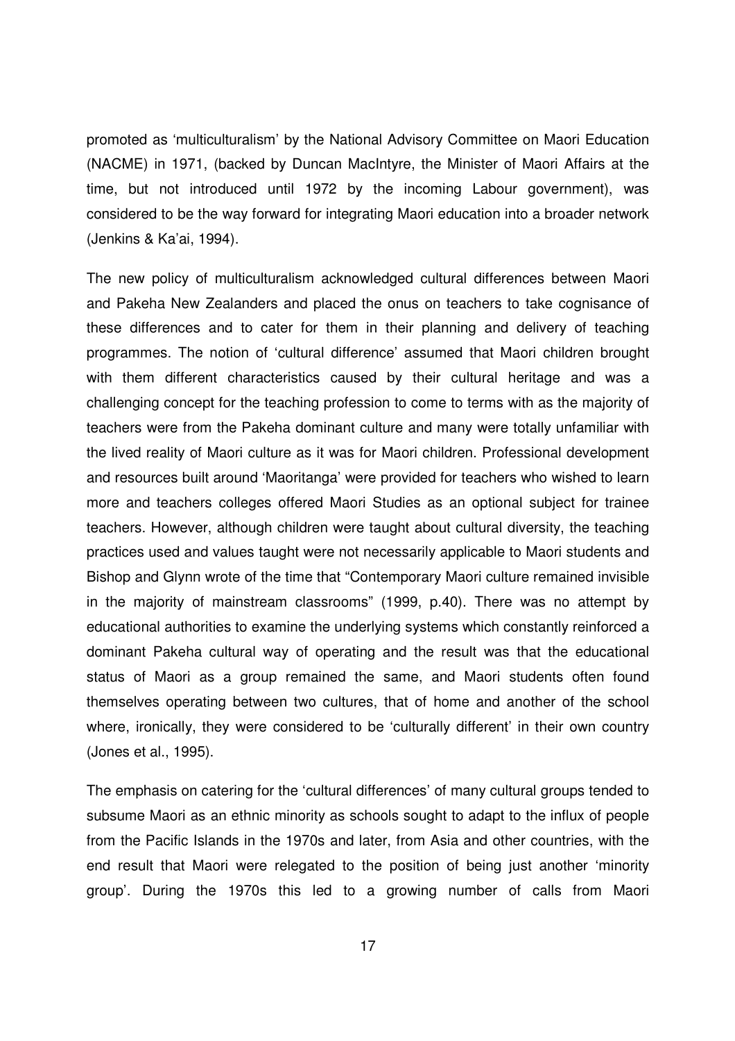promoted as 'multiculturalism' by the National Advisory Committee on Maori Education (NACME) in 1971, (backed by Duncan MacIntyre, the Minister of Maori Affairs at the time, but not introduced until 1972 by the incoming Labour government), was considered to be the way forward for integrating Maori education into a broader network (Jenkins & Ka'ai, 1994).

The new policy of multiculturalism acknowledged cultural differences between Maori and Pakeha New Zealanders and placed the onus on teachers to take cognisance of these differences and to cater for them in their planning and delivery of teaching programmes. The notion of 'cultural difference' assumed that Maori children brought with them different characteristics caused by their cultural heritage and was a challenging concept for the teaching profession to come to terms with as the majority of teachers were from the Pakeha dominant culture and many were totally unfamiliar with the lived reality of Maori culture as it was for Maori children. Professional development and resources built around 'Maoritanga' were provided for teachers who wished to learn more and teachers colleges offered Maori Studies as an optional subject for trainee teachers. However, although children were taught about cultural diversity, the teaching practices used and values taught were not necessarily applicable to Maori students and Bishop and Glynn wrote of the time that "Contemporary Maori culture remained invisible in the majority of mainstream classrooms" (1999, p.40). There was no attempt by educational authorities to examine the underlying systems which constantly reinforced a dominant Pakeha cultural way of operating and the result was that the educational status of Maori as a group remained the same, and Maori students often found themselves operating between two cultures, that of home and another of the school where, ironically, they were considered to be 'culturally different' in their own country (Jones et al., 1995).

The emphasis on catering for the 'cultural differences' of many cultural groups tended to subsume Maori as an ethnic minority as schools sought to adapt to the influx of people from the Pacific Islands in the 1970s and later, from Asia and other countries, with the end result that Maori were relegated to the position of being just another 'minority group'. During the 1970s this led to a growing number of calls from Maori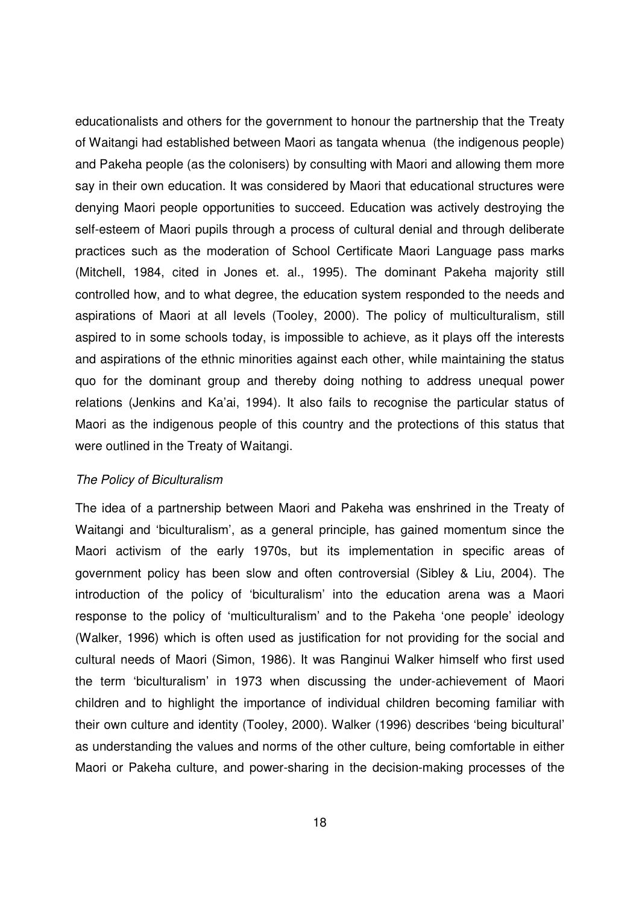educationalists and others for the government to honour the partnership that the Treaty of Waitangi had established between Maori as tangata whenua (the indigenous people) and Pakeha people (as the colonisers) by consulting with Maori and allowing them more say in their own education. It was considered by Maori that educational structures were denying Maori people opportunities to succeed. Education was actively destroying the self-esteem of Maori pupils through a process of cultural denial and through deliberate practices such as the moderation of School Certificate Maori Language pass marks (Mitchell, 1984, cited in Jones et. al., 1995). The dominant Pakeha majority still controlled how, and to what degree, the education system responded to the needs and aspirations of Maori at all levels (Tooley, 2000). The policy of multiculturalism, still aspired to in some schools today, is impossible to achieve, as it plays off the interests and aspirations of the ethnic minorities against each other, while maintaining the status quo for the dominant group and thereby doing nothing to address unequal power relations (Jenkins and Ka'ai, 1994). It also fails to recognise the particular status of Maori as the indigenous people of this country and the protections of this status that were outlined in the Treaty of Waitangi.

*The Policy of Biculturalism*

The idea of a partnership between Maori and Pakeha was enshrined in the Treaty of Waitangi and 'biculturalism', as a general principle, has gained momentum since the Maori activism of the early 1970s, but its implementation in specific areas of government policy has been slow and often controversial (Sibley & Liu, 2004). The introduction of the policy of 'biculturalism' into the education arena was a Maori response to the policy of 'multiculturalism' and to the Pakeha 'one people' ideology (Walker, 1996) which is often used as justification for not providing for the social and cultural needs of Maori (Simon, 1986). It was Ranginui Walker himself who first used the term 'biculturalism' in 1973 when discussing the under-achievement of Maori children and to highlight the importance of individual children becoming familiar with their own culture and identity (Tooley, 2000). Walker (1996) describes 'being bicultural' as understanding the values and norms of the other culture, being comfortable in either Maori or Pakeha culture, and power-sharing in the decision-making processes of the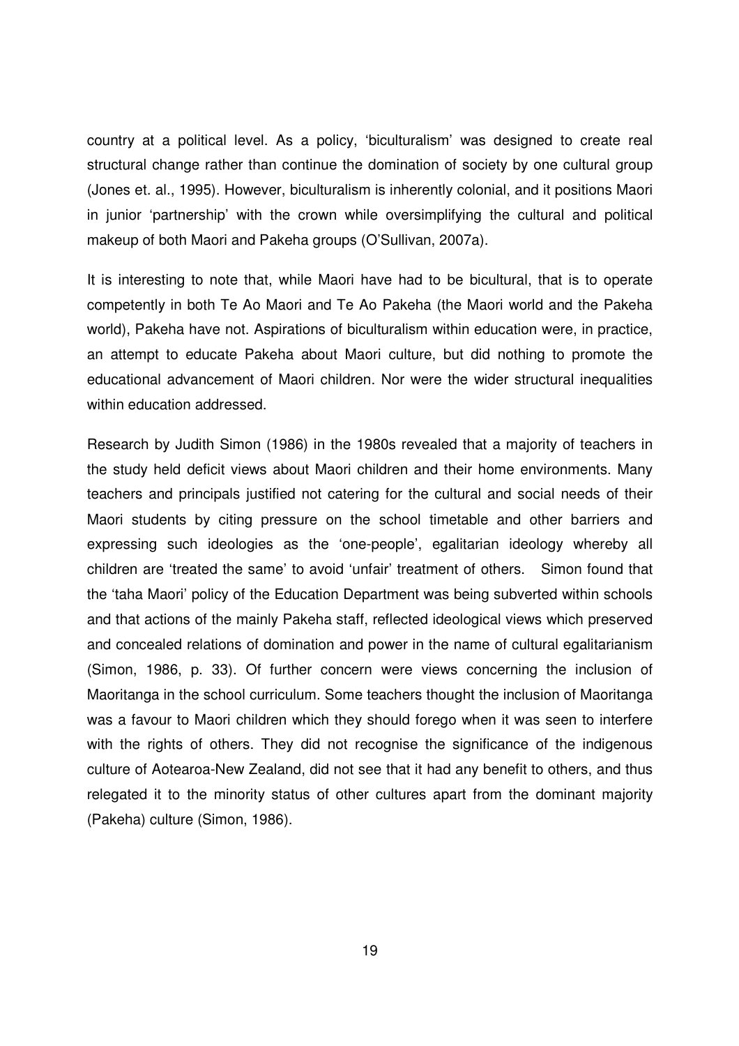country at a political level. As a policy, 'biculturalism' was designed to create real structural change rather than continue the domination of society by one cultural group (Jones et. al., 1995). However, biculturalism is inherently colonial, and it positions Maori in junior 'partnership' with the crown while oversimplifying the cultural and political makeup of both Maori and Pakeha groups (O'Sullivan, 2007a).

It is interesting to note that, while Maori have had to be bicultural, that is to operate competently in both Te Ao Maori and Te Ao Pakeha (the Maori world and the Pakeha world), Pakeha have not. Aspirations of biculturalism within education were, in practice, an attempt to educate Pakeha about Maori culture, but did nothing to promote the educational advancement of Maori children. Nor were the wider structural inequalities within education addressed.

Research by Judith Simon (1986) in the 1980s revealed that a majority of teachers in the study held deficit views about Maori children and their home environments. Many teachers and principals justified not catering for the cultural and social needs of their Maori students by citing pressure on the school timetable and other barriers and expressing such ideologies as the 'one-people', egalitarian ideology whereby all children are 'treated the same' to avoid 'unfair' treatment of others. Simon found that the 'taha Maori' policy of the Education Department was being subverted within schools and that actions of the mainly Pakeha staff, reflected ideological views which preserved and concealed relations of domination and power in the name of cultural egalitarianism (Simon, 1986, p. 33). Of further concern were views concerning the inclusion of Maoritanga in the school curriculum. Some teachers thought the inclusion of Maoritanga was a favour to Maori children which they should forego when it was seen to interfere with the rights of others. They did not recognise the significance of the indigenous culture of Aotearoa-New Zealand, did not see that it had any benefit to others, and thus relegated it to the minority status of other cultures apart from the dominant majority (Pakeha) culture (Simon, 1986).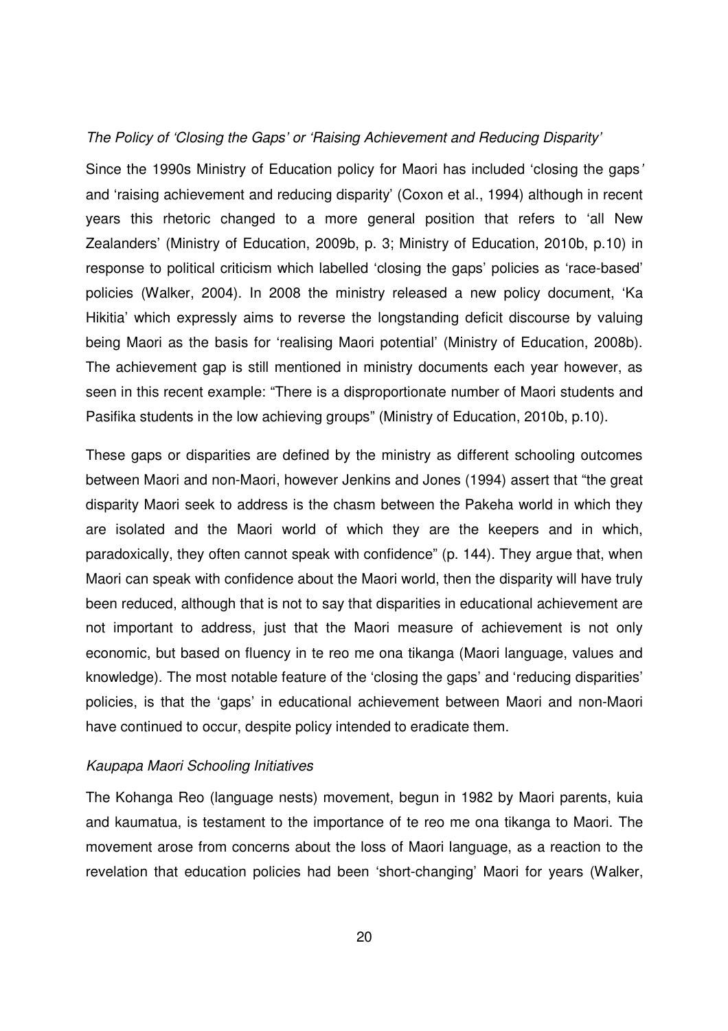*The Policy of 'Closing the Gaps' or 'Raising Achievement and Reducing Disparity'*

Since the 1990s Ministry of Education policy for Maori has included 'closing the gaps' and 'raising achievement and reducing disparity' (Coxon et al., 1994) although in recent years this rhetoric changed to a more general position that refers to 'all New Zealanders' (Ministry of Education, 2009b, p. 3; Ministry of Education, 2010b, p.10) in response to political criticism which labelled 'closing the gaps' policies as 'race-based' policies (Walker, 2004). In 2008 the ministry released a new policy document, 'Ka Hikitia' which expressly aims to reverse the longstanding deficit discourse by valuing being Maori as the basis for 'realising Maori potential' (Ministry of Education, 2008b). The achievement gap is still mentioned in ministry documents each year however, as seen in this recent example: "There is a disproportionate number of Maori students and Pasifika students in the low achieving groups" (Ministry of Education, 2010b, p.10).

These gaps or disparities are defined by the ministry as different schooling outcomes between Maori and non-Maori, however Jenkins and Jones (1994) assert that "the great disparity Maori seek to address is the chasm between the Pakeha world in which they are isolated and the Maori world of which they are the keepers and in which, paradoxically, they often cannot speak with confidence" (p. 144). They argue that, when Maori can speak with confidence about the Maori world, then the disparity will have truly been reduced, although that is not to say that disparities in educational achievement are not important to address, just that the Maori measure of achievement is not only economic, but based on fluency in te reo me ona tikanga (Maori language, values and knowledge). The most notable feature of the 'closing the gaps' and 'reducing disparities' policies, is that the 'gaps' in educational achievement between Maori and non-Maori have continued to occur, despite policy intended to eradicate them.

*Kaupapa Maori Schooling Initiatives*

The Kohanga Reo (language nests) movement, begun in 1982 by Maori parents, kuia and kaumatua, is testament to the importance of te reo me ona tikanga to Maori. The movement arose from concerns about the loss of Maori language, as a reaction to the revelation that education policies had been 'short-changing' Maori for years (Walker,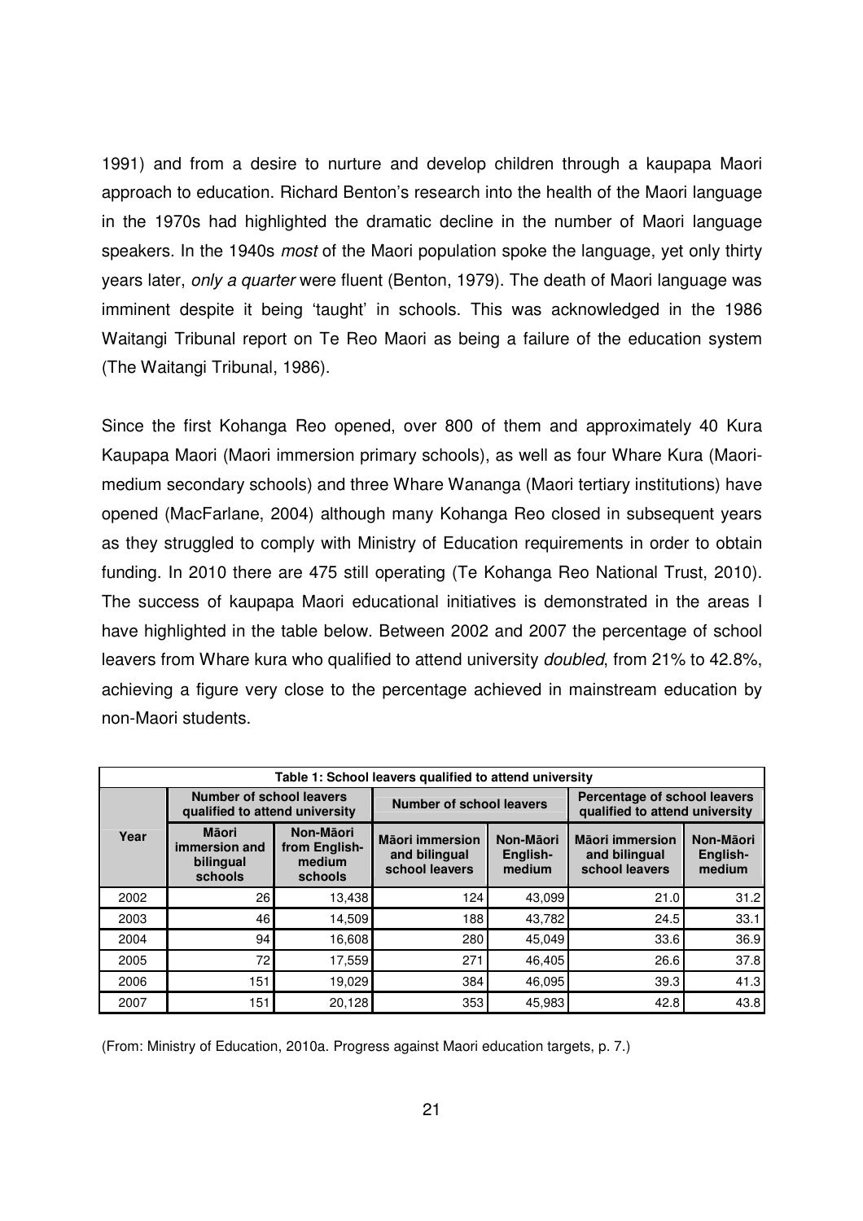1991) and from a desire to nurture and develop children through a kaupapa Maori approach to education. Richard Benton's research into the health of the Maori language in the 1970s had highlighted the dramatic decline in the number of Maori language speakers. In the 1940s *most* of the Maori population spoke the language, yet only thirty years later, *only a quarter* were fluent (Benton, 1979). The death of Maori language was imminent despite it being 'taught' in schools. This was acknowledged in the 1986 Waitangi Tribunal report on Te Reo Maori as being a failure of the education system (The Waitangi Tribunal, 1986).

Since the first Kohanga Reo opened, over 800 of them and approximately 40 Kura Kaupapa Maori (Maori immersion primary schools), as well as four Whare Kura (Maori-medium secondary schools) and three Whare Wananga (Maori tertiary institutions) have opened (MacFarlane, 2004) although many Kohanga Reo closed in subsequent years as they struggled to comply with Ministry of Education requirements in order to obtain funding. In 2010 there are 475 still operating (Te Kohanga Reo National Trust, 2010). The success of kaupapa Maori educational initiatives is demonstrated in the areas I have highlighted in the table below. Between 2002 and 2007 the percentage of school leavers from Whare kura who qualified to attend university *doubled*, from 21% to 42.8%, achieving a figure very close to the percentage achieved in mainstream education by non-Maori students.

**Table 1: School leavers qualified to attend university**

| Year | Number of school leavers qualified to attend university | | Number of school leavers | | Percentage of school leavers qualified to attend university | |
|---|---|---|---|---|---|---|
| | Māori immersion and bilingual schools | Non-Māori from English-medium schools | Māori immersion and bilingual school leavers | Non-Māori English-medium | Māori immersion and bilingual school leavers | Non-Māori English-medium |
| 2002 | 26 | 13,438 | 124 | 43,099 | 21.0 | 31.2 |
| 2003 | 46 | 14,509 | 188 | 43,782 | 24.5 | 33.1 |
| 2004 | 94 | 16,608 | 280 | 45,049 | 33.6 | 36.9 |
| 2005 | 72 | 17,559 | 271 | 46,405 | 26.6 | 37.8 |
| 2006 | 151 | 19,029 | 384 | 46,095 | 39.3 | 41.3 |
| 2007 | 151 | 20,128 | 353 | 45,983 | 42.8 | 43.8 |

(From: Ministry of Education, 2010a. Progress against Maori education targets, p. 7.)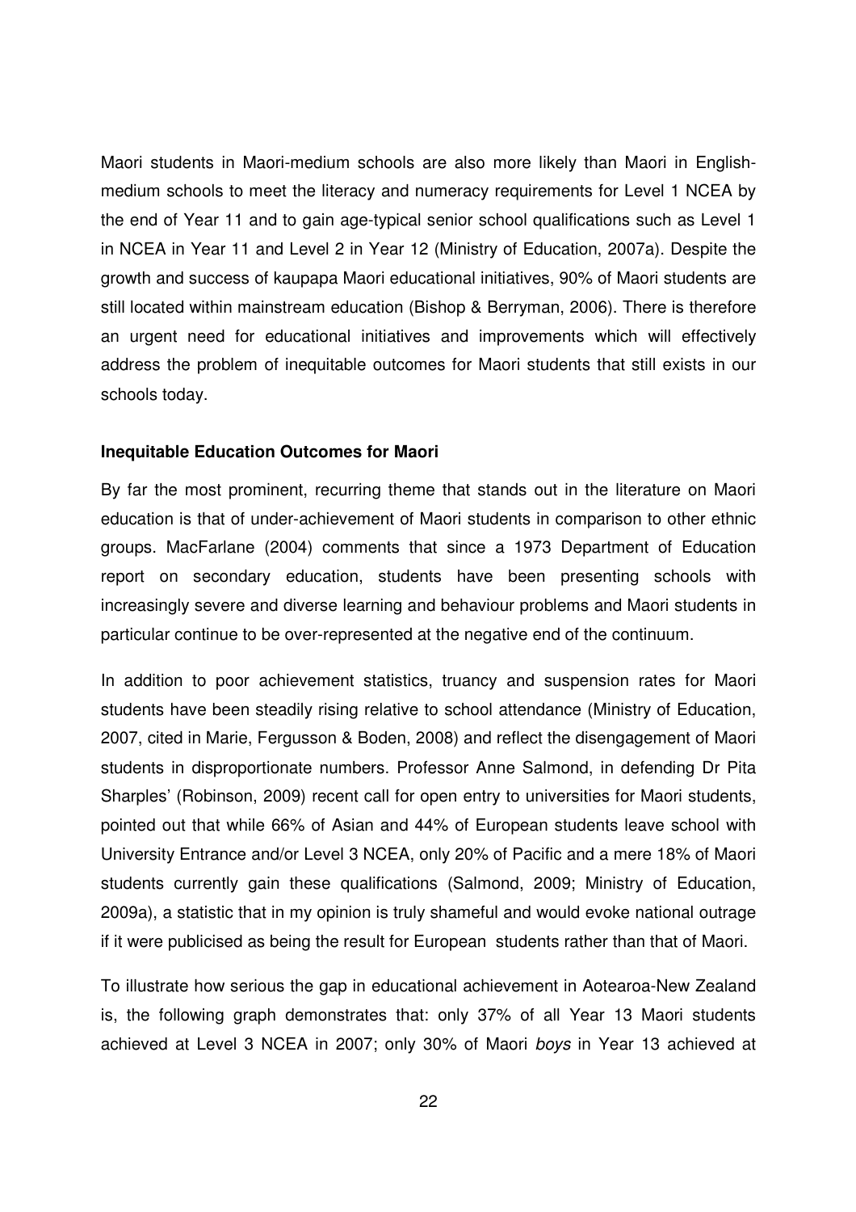Maori students in Maori-medium schools are also more likely than Maori in English-medium schools to meet the literacy and numeracy requirements for Level 1 NCEA by the end of Year 11 and to gain age-typical senior school qualifications such as Level 1 in NCEA in Year 11 and Level 2 in Year 12 (Ministry of Education, 2007a). Despite the growth and success of kaupapa Maori educational initiatives, 90% of Maori students are still located within mainstream education (Bishop & Berryman, 2006). There is therefore an urgent need for educational initiatives and improvements which will effectively address the problem of inequitable outcomes for Maori students that still exists in our schools today.

**Inequitable Education Outcomes for Maori**

By far the most prominent, recurring theme that stands out in the literature on Maori education is that of under-achievement of Maori students in comparison to other ethnic groups. MacFarlane (2004) comments that since a 1973 Department of Education report on secondary education, students have been presenting schools with increasingly severe and diverse learning and behaviour problems and Maori students in particular continue to be over-represented at the negative end of the continuum.

In addition to poor achievement statistics, truancy and suspension rates for Maori students have been steadily rising relative to school attendance (Ministry of Education, 2007, cited in Marie, Fergusson & Boden, 2008) and reflect the disengagement of Maori students in disproportionate numbers. Professor Anne Salmond, in defending Dr Pita Sharples' (Robinson, 2009) recent call for open entry to universities for Maori students, pointed out that while 66% of Asian and 44% of European students leave school with University Entrance and/or Level 3 NCEA, only 20% of Pacific and a mere 18% of Maori students currently gain these qualifications (Salmond, 2009; Ministry of Education, 2009a), a statistic that in my opinion is truly shameful and would evoke national outrage if it were publicised as being the result for European students rather than that of Maori.

To illustrate how serious the gap in educational achievement in Aotearoa-New Zealand is, the following graph demonstrates that: only 37% of all Year 13 Maori students achieved at Level 3 NCEA in 2007; only 30% of Maori *boys* in Year 13 achieved at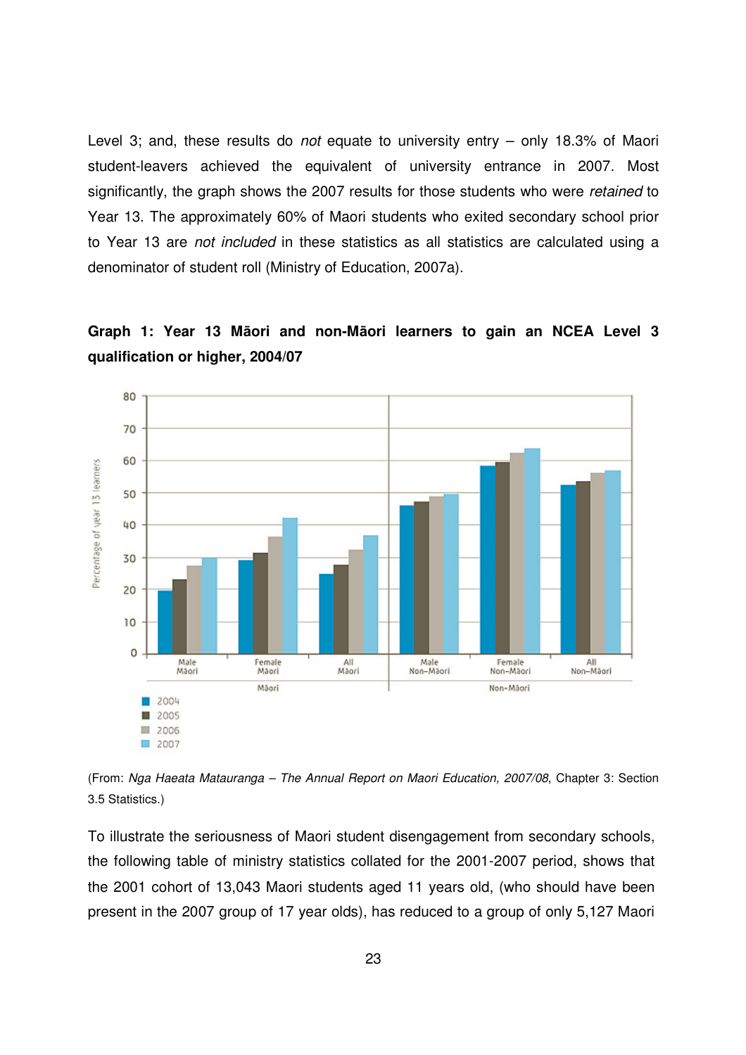Level 3; and, these results do *not* equate to university entry – only 18.3% of Maori student-leavers achieved the equivalent of university entrance in 2007. Most significantly, the graph shows the 2007 results for those students who were *retained* to Year 13. The approximately 60% of Maori students who exited secondary school prior to Year 13 are *not included* in these statistics as all statistics are calculated using a denominator of student roll (Ministry of Education, 2007a).

**Graph 1: Year 13 Māori and non-Māori learners to gain an NCEA Level 3 qualification or higher, 2004/07**

(From: *Nga Haeata Matauranga – The Annual Report on Maori Education, 2007/08*, Chapter 3: Section 3.5 Statistics.)

To illustrate the seriousness of Maori student disengagement from secondary schools, the following table of ministry statistics collated for the 2001-2007 period, shows that the 2001 cohort of 13,043 Maori students aged 11 years old, (who should have been present in the 2007 group of 17 year olds), has reduced to a group of only 5,127 Maori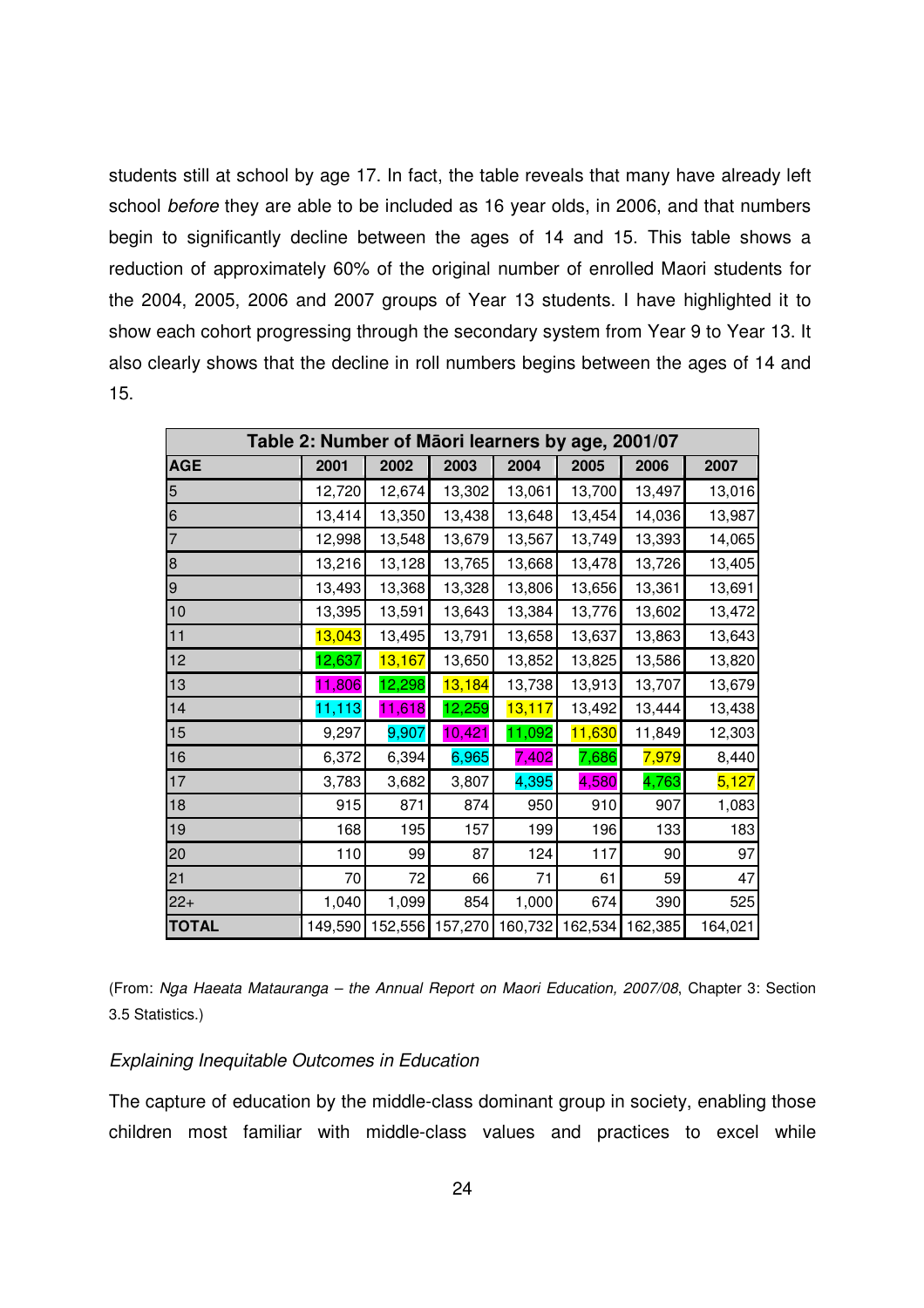students still at school by age 17. In fact, the table reveals that many have already left school *before* they are able to be included as 16 year olds, in 2006, and that numbers begin to significantly decline between the ages of 14 and 15. This table shows a reduction of approximately 60% of the original number of enrolled Maori students for the 2004, 2005, 2006 and 2007 groups of Year 13 students. I have highlighted it to show each cohort progressing through the secondary system from Year 9 to Year 13. It also clearly shows that the decline in roll numbers begins between the ages of 14 and 15.

| Table 2: Number of Māori learners by age, 2001/07 | | | | | | | |
|---|---|---|---|---|---|---|---|
| **AGE** | **2001** | **2002** | **2003** | **2004** | **2005** | **2006** | **2007** |
| 5 | 12,720 | 12,674 | 13,302 | 13,061 | 13,700 | 13,497 | 13,016 |
| 6 | 13,414 | 13,350 | 13,438 | 13,648 | 13,454 | 14,036 | 13,987 |
| 7 | 12,998 | 13,548 | 13,679 | 13,567 | 13,749 | 13,393 | 14,065 |
| 8 | 13,216 | 13,128 | 13,765 | 13,668 | 13,478 | 13,726 | 13,405 |
| 9 | 13,493 | 13,368 | 13,328 | 13,806 | 13,656 | 13,361 | 13,691 |
| 10 | 13,395 | 13,591 | 13,643 | 13,384 | 13,776 | 13,602 | 13,472 |
| 11 | 13,043 | 13,495 | 13,791 | 13,658 | 13,637 | 13,863 | 13,643 |
| 12 | 12,637 | 13,167 | 13,650 | 13,852 | 13,825 | 13,586 | 13,820 |
| 13 | 11,806 | 12,298 | 13,184 | 13,738 | 13,913 | 13,707 | 13,679 |
| 14 | 11,113 | 11,618 | 12,259 | 13,117 | 13,492 | 13,444 | 13,438 |
| 15 | 9,297 | 9,907 | 10,421 | 11,092 | 11,630 | 11,849 | 12,303 |
| 16 | 6,372 | 6,394 | 6,965 | 7,402 | 7,686 | 7,979 | 8,440 |
| 17 | 3,783 | 3,682 | 3,807 | 4,395 | 4,580 | 4,763 | 5,127 |
| 18 | 915 | 871 | 874 | 950 | 910 | 907 | 1,083 |
| 19 | 168 | 195 | 157 | 199 | 196 | 133 | 183 |
| 20 | 110 | 99 | 87 | 124 | 117 | 90 | 97 |
| 21 | 70 | 72 | 66 | 71 | 61 | 59 | 47 |
| 22+ | 1,040 | 1,099 | 854 | 1,000 | 674 | 390 | 525 |
| **TOTAL** | 149,590 | 152,556 | 157,270 | 160,732 | 162,534 | 162,385 | 164,021 |

(From: *Nga Haeata Matauranga – the Annual Report on Maori Education, 2007/08*, Chapter 3: Section 3.5 Statistics.)

*Explaining Inequitable Outcomes in Education*

The capture of education by the middle-class dominant group in society, enabling those children most familiar with middle-class values and practices to excel while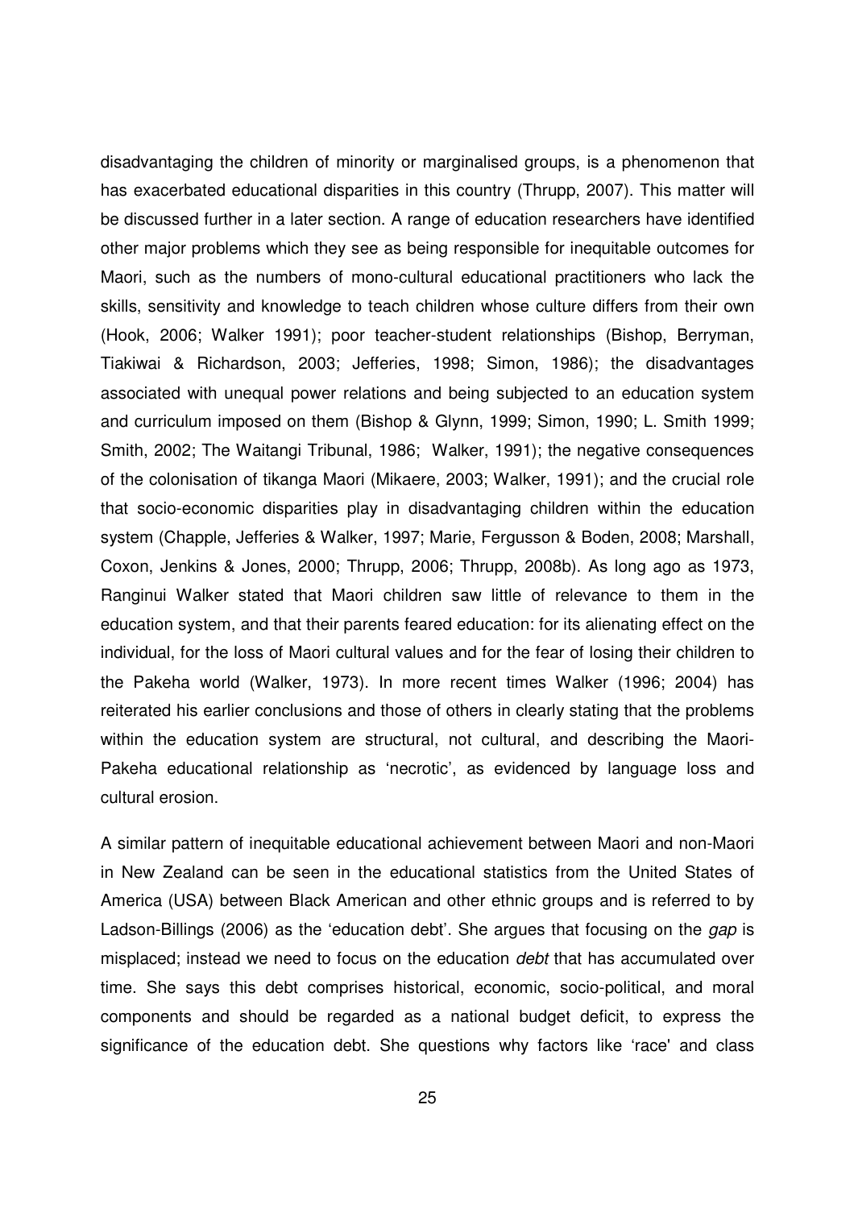disadvantaging the children of minority or marginalised groups, is a phenomenon that has exacerbated educational disparities in this country (Thrupp, 2007). This matter will be discussed further in a later section. A range of education researchers have identified other major problems which they see as being responsible for inequitable outcomes for Maori, such as the numbers of mono-cultural educational practitioners who lack the skills, sensitivity and knowledge to teach children whose culture differs from their own (Hook, 2006; Walker 1991); poor teacher-student relationships (Bishop, Berryman, Tiakiwai & Richardson, 2003; Jefferies, 1998; Simon, 1986); the disadvantages associated with unequal power relations and being subjected to an education system and curriculum imposed on them (Bishop & Glynn, 1999; Simon, 1990; L. Smith 1999; Smith, 2002; The Waitangi Tribunal, 1986; Walker, 1991); the negative consequences of the colonisation of tikanga Maori (Mikaere, 2003; Walker, 1991); and the crucial role that socio-economic disparities play in disadvantaging children within the education system (Chapple, Jefferies & Walker, 1997; Marie, Fergusson & Boden, 2008; Marshall, Coxon, Jenkins & Jones, 2000; Thrupp, 2006; Thrupp, 2008b). As long ago as 1973, Ranginui Walker stated that Maori children saw little of relevance to them in the education system, and that their parents feared education: for its alienating effect on the individual, for the loss of Maori cultural values and for the fear of losing their children to the Pakeha world (Walker, 1973). In more recent times Walker (1996; 2004) has reiterated his earlier conclusions and those of others in clearly stating that the problems within the education system are structural, not cultural, and describing the Maori-Pakeha educational relationship as 'necrotic', as evidenced by language loss and cultural erosion.

A similar pattern of inequitable educational achievement between Maori and non-Maori in New Zealand can be seen in the educational statistics from the United States of America (USA) between Black American and other ethnic groups and is referred to by Ladson-Billings (2006) as the 'education debt'. She argues that focusing on the *gap* is misplaced; instead we need to focus on the education *debt* that has accumulated over time. She says this debt comprises historical, economic, socio-political, and moral components and should be regarded as a national budget deficit, to express the significance of the education debt. She questions why factors like 'race' and class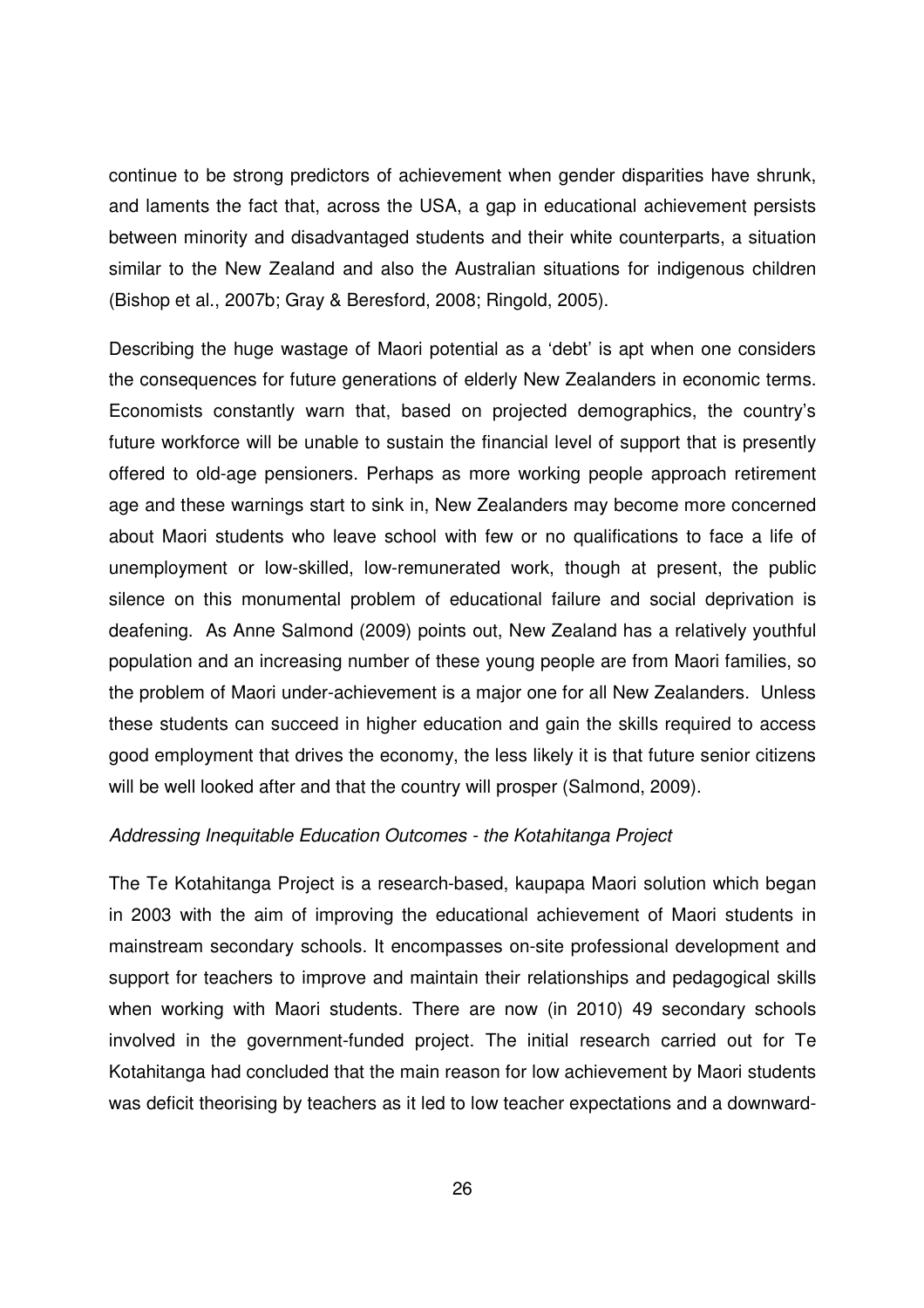continue to be strong predictors of achievement when gender disparities have shrunk, and laments the fact that, across the USA, a gap in educational achievement persists between minority and disadvantaged students and their white counterparts, a situation similar to the New Zealand and also the Australian situations for indigenous children (Bishop et al., 2007b; Gray & Beresford, 2008; Ringold, 2005).

Describing the huge wastage of Maori potential as a 'debt' is apt when one considers the consequences for future generations of elderly New Zealanders in economic terms. Economists constantly warn that, based on projected demographics, the country's future workforce will be unable to sustain the financial level of support that is presently offered to old-age pensioners. Perhaps as more working people approach retirement age and these warnings start to sink in, New Zealanders may become more concerned about Maori students who leave school with few or no qualifications to face a life of unemployment or low-skilled, low-remunerated work, though at present, the public silence on this monumental problem of educational failure and social deprivation is deafening. As Anne Salmond (2009) points out, New Zealand has a relatively youthful population and an increasing number of these young people are from Maori families, so the problem of Maori under-achievement is a major one for all New Zealanders. Unless these students can succeed in higher education and gain the skills required to access good employment that drives the economy, the less likely it is that future senior citizens will be well looked after and that the country will prosper (Salmond, 2009).

*Addressing Inequitable Education Outcomes - the Kotahitanga Project*

The Te Kotahitanga Project is a research-based, kaupapa Maori solution which began in 2003 with the aim of improving the educational achievement of Maori students in mainstream secondary schools. It encompasses on-site professional development and support for teachers to improve and maintain their relationships and pedagogical skills when working with Maori students. There are now (in 2010) 49 secondary schools involved in the government-funded project. The initial research carried out for Te Kotahitanga had concluded that the main reason for low achievement by Maori students was deficit theorising by teachers as it led to low teacher expectations and a downward-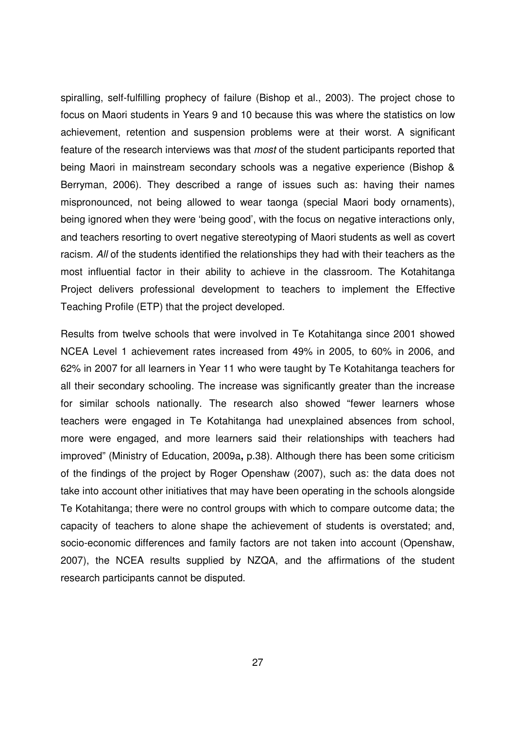spiralling, self-fulfilling prophecy of failure (Bishop et al., 2003). The project chose to focus on Maori students in Years 9 and 10 because this was where the statistics on low achievement, retention and suspension problems were at their worst. A significant feature of the research interviews was that *most* of the student participants reported that being Maori in mainstream secondary schools was a negative experience (Bishop & Berryman, 2006). They described a range of issues such as: having their names mispronounced, not being allowed to wear taonga (special Maori body ornaments), being ignored when they were 'being good', with the focus on negative interactions only, and teachers resorting to overt negative stereotyping of Maori students as well as covert racism. *All* of the students identified the relationships they had with their teachers as the most influential factor in their ability to achieve in the classroom. The Kotahitanga Project delivers professional development to teachers to implement the Effective Teaching Profile (ETP) that the project developed.

Results from twelve schools that were involved in Te Kotahitanga since 2001 showed NCEA Level 1 achievement rates increased from 49% in 2005, to 60% in 2006, and 62% in 2007 for all learners in Year 11 who were taught by Te Kotahitanga teachers for all their secondary schooling. The increase was significantly greater than the increase for similar schools nationally. The research also showed "fewer learners whose teachers were engaged in Te Kotahitanga had unexplained absences from school, more were engaged, and more learners said their relationships with teachers had improved" (Ministry of Education, 2009a**,** p.38). Although there has been some criticism of the findings of the project by Roger Openshaw (2007), such as: the data does not take into account other initiatives that may have been operating in the schools alongside Te Kotahitanga; there were no control groups with which to compare outcome data; the capacity of teachers to alone shape the achievement of students is overstated; and, socio-economic differences and family factors are not taken into account (Openshaw, 2007), the NCEA results supplied by NZQA, and the affirmations of the student research participants cannot be disputed.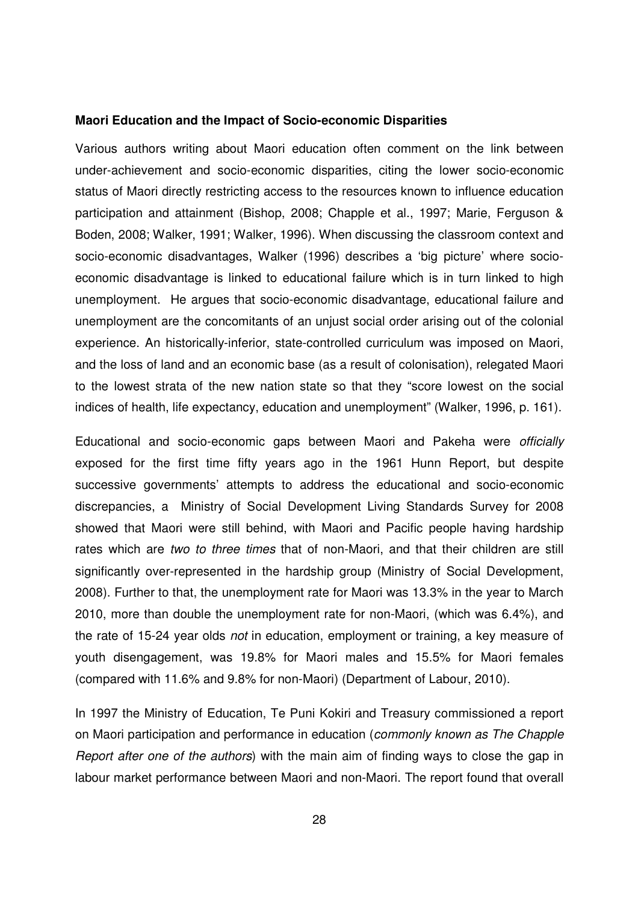**Maori Education and the Impact of Socio-economic Disparities**

Various authors writing about Maori education often comment on the link between under-achievement and socio-economic disparities, citing the lower socio-economic status of Maori directly restricting access to the resources known to influence education participation and attainment (Bishop, 2008; Chapple et al., 1997; Marie, Ferguson & Boden, 2008; Walker, 1991; Walker, 1996). When discussing the classroom context and socio-economic disadvantages, Walker (1996) describes a 'big picture' where socio-economic disadvantage is linked to educational failure which is in turn linked to high unemployment. He argues that socio-economic disadvantage, educational failure and unemployment are the concomitants of an unjust social order arising out of the colonial experience. An historically-inferior, state-controlled curriculum was imposed on Maori, and the loss of land and an economic base (as a result of colonisation), relegated Maori to the lowest strata of the new nation state so that they "score lowest on the social indices of health, life expectancy, education and unemployment" (Walker, 1996, p. 161).

Educational and socio-economic gaps between Maori and Pakeha were *officially* exposed for the first time fifty years ago in the 1961 Hunn Report, but despite successive governments' attempts to address the educational and socio-economic discrepancies, a Ministry of Social Development Living Standards Survey for 2008 showed that Maori were still behind, with Maori and Pacific people having hardship rates which are *two to three times* that of non-Maori, and that their children are still significantly over-represented in the hardship group (Ministry of Social Development, 2008). Further to that, the unemployment rate for Maori was 13.3% in the year to March 2010, more than double the unemployment rate for non-Maori, (which was 6.4%), and the rate of 15-24 year olds *not* in education, employment or training, a key measure of youth disengagement, was 19.8% for Maori males and 15.5% for Maori females (compared with 11.6% and 9.8% for non-Maori) (Department of Labour, 2010).

In 1997 the Ministry of Education, Te Puni Kokiri and Treasury commissioned a report on Maori participation and performance in education (*commonly known as The Chapple Report after one of the authors*) with the main aim of finding ways to close the gap in labour market performance between Maori and non-Maori. The report found that overall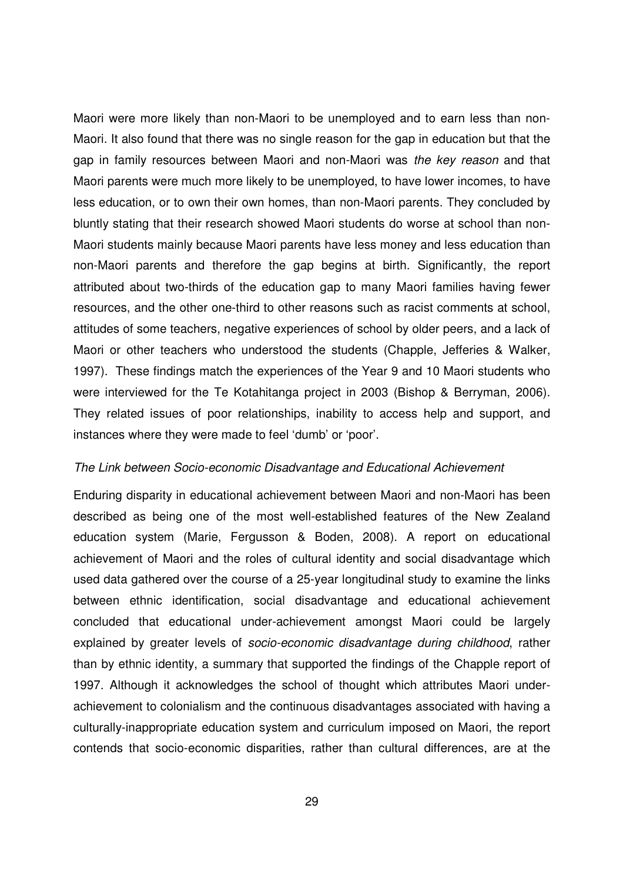Maori were more likely than non-Maori to be unemployed and to earn less than non-Maori. It also found that there was no single reason for the gap in education but that the gap in family resources between Maori and non-Maori was *the key reason* and that Maori parents were much more likely to be unemployed, to have lower incomes, to have less education, or to own their own homes, than non-Maori parents. They concluded by bluntly stating that their research showed Maori students do worse at school than non-Maori students mainly because Maori parents have less money and less education than non-Maori parents and therefore the gap begins at birth. Significantly, the report attributed about two-thirds of the education gap to many Maori families having fewer resources, and the other one-third to other reasons such as racist comments at school, attitudes of some teachers, negative experiences of school by older peers, and a lack of Maori or other teachers who understood the students (Chapple, Jefferies & Walker, 1997). These findings match the experiences of the Year 9 and 10 Maori students who were interviewed for the Te Kotahitanga project in 2003 (Bishop & Berryman, 2006). They related issues of poor relationships, inability to access help and support, and instances where they were made to feel 'dumb' or 'poor'.

*The Link between Socio-economic Disadvantage and Educational Achievement*

Enduring disparity in educational achievement between Maori and non-Maori has been described as being one of the most well-established features of the New Zealand education system (Marie, Fergusson & Boden, 2008). A report on educational achievement of Maori and the roles of cultural identity and social disadvantage which used data gathered over the course of a 25-year longitudinal study to examine the links between ethnic identification, social disadvantage and educational achievement concluded that educational under-achievement amongst Maori could be largely explained by greater levels of *socio-economic disadvantage during childhood*, rather than by ethnic identity, a summary that supported the findings of the Chapple report of 1997. Although it acknowledges the school of thought which attributes Maori under-achievement to colonialism and the continuous disadvantages associated with having a culturally-inappropriate education system and curriculum imposed on Maori, the report contends that socio-economic disparities, rather than cultural differences, are at the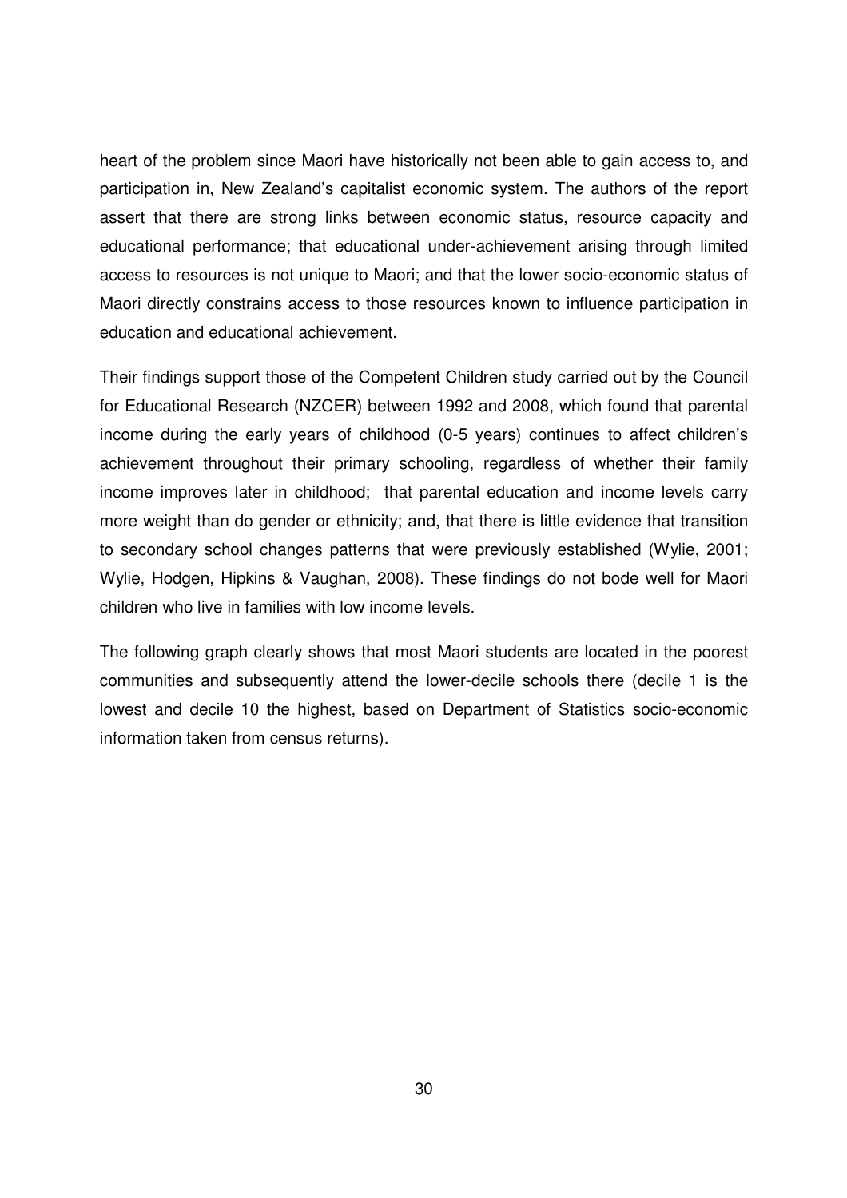heart of the problem since Maori have historically not been able to gain access to, and participation in, New Zealand's capitalist economic system. The authors of the report assert that there are strong links between economic status, resource capacity and educational performance; that educational under-achievement arising through limited access to resources is not unique to Maori; and that the lower socio-economic status of Maori directly constrains access to those resources known to influence participation in education and educational achievement.

Their findings support those of the Competent Children study carried out by the Council for Educational Research (NZCER) between 1992 and 2008, which found that parental income during the early years of childhood (0-5 years) continues to affect children's achievement throughout their primary schooling, regardless of whether their family income improves later in childhood; that parental education and income levels carry more weight than do gender or ethnicity; and, that there is little evidence that transition to secondary school changes patterns that were previously established (Wylie, 2001; Wylie, Hodgen, Hipkins & Vaughan, 2008). These findings do not bode well for Maori children who live in families with low income levels.

The following graph clearly shows that most Maori students are located in the poorest communities and subsequently attend the lower-decile schools there (decile 1 is the lowest and decile 10 the highest, based on Department of Statistics socio-economic information taken from census returns).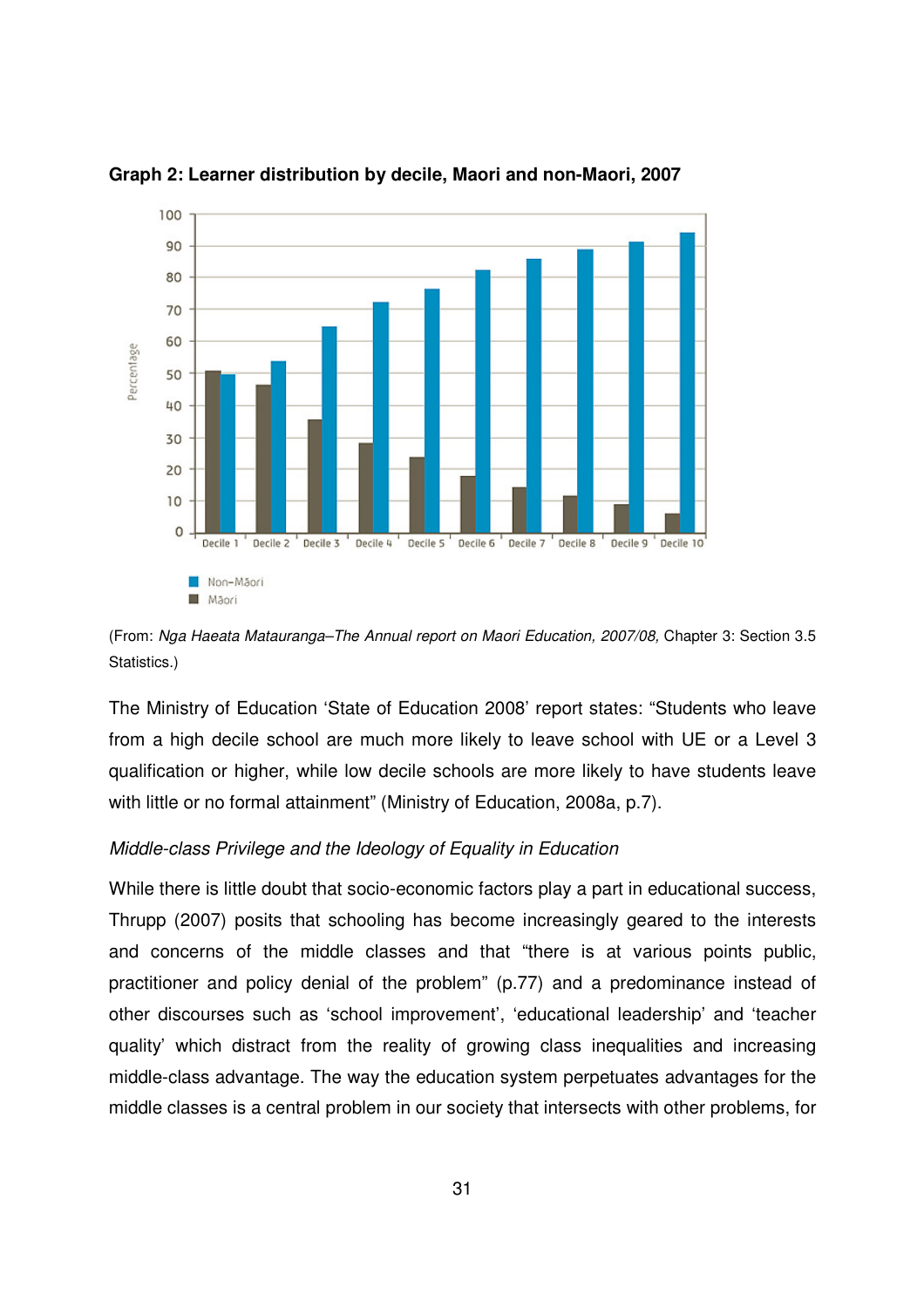**Graph 2: Learner distribution by decile, Maori and non-Maori, 2007**

(From: *Nga Haeata Matauranga–The Annual report on Maori Education, 2007/08,* Chapter 3: Section 3.5 Statistics.)

The Ministry of Education 'State of Education 2008' report states: "Students who leave from a high decile school are much more likely to leave school with UE or a Level 3 qualification or higher, while low decile schools are more likely to have students leave with little or no formal attainment" (Ministry of Education, 2008a, p.7).

*Middle-class Privilege and the Ideology of Equality in Education*

While there is little doubt that socio-economic factors play a part in educational success, Thrupp (2007) posits that schooling has become increasingly geared to the interests and concerns of the middle classes and that "there is at various points public, practitioner and policy denial of the problem" (p.77) and a predominance instead of other discourses such as 'school improvement', 'educational leadership' and 'teacher quality' which distract from the reality of growing class inequalities and increasing middle-class advantage. The way the education system perpetuates advantages for the middle classes is a central problem in our society that intersects with other problems, for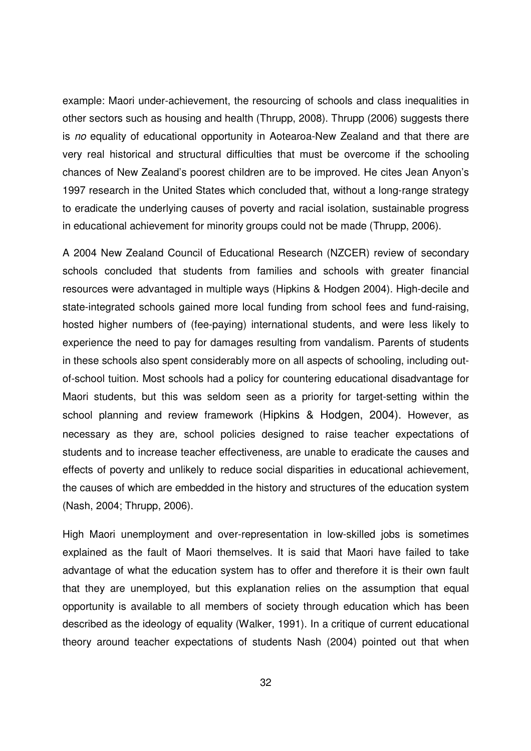example: Maori under-achievement, the resourcing of schools and class inequalities in other sectors such as housing and health (Thrupp, 2008). Thrupp (2006) suggests there is *no* equality of educational opportunity in Aotearoa-New Zealand and that there are very real historical and structural difficulties that must be overcome if the schooling chances of New Zealand's poorest children are to be improved. He cites Jean Anyon's 1997 research in the United States which concluded that, without a long-range strategy to eradicate the underlying causes of poverty and racial isolation, sustainable progress in educational achievement for minority groups could not be made (Thrupp, 2006).

A 2004 New Zealand Council of Educational Research (NZCER) review of secondary schools concluded that students from families and schools with greater financial resources were advantaged in multiple ways (Hipkins & Hodgen 2004). High-decile and state-integrated schools gained more local funding from school fees and fund-raising, hosted higher numbers of (fee-paying) international students, and were less likely to experience the need to pay for damages resulting from vandalism. Parents of students in these schools also spent considerably more on all aspects of schooling, including out-of-school tuition. Most schools had a policy for countering educational disadvantage for Maori students, but this was seldom seen as a priority for target-setting within the school planning and review framework (Hipkins & Hodgen, 2004). However, as necessary as they are, school policies designed to raise teacher expectations of students and to increase teacher effectiveness, are unable to eradicate the causes and effects of poverty and unlikely to reduce social disparities in educational achievement, the causes of which are embedded in the history and structures of the education system (Nash, 2004; Thrupp, 2006).

High Maori unemployment and over-representation in low-skilled jobs is sometimes explained as the fault of Maori themselves. It is said that Maori have failed to take advantage of what the education system has to offer and therefore it is their own fault that they are unemployed, but this explanation relies on the assumption that equal opportunity is available to all members of society through education which has been described as the ideology of equality (Walker, 1991). In a critique of current educational theory around teacher expectations of students Nash (2004) pointed out that when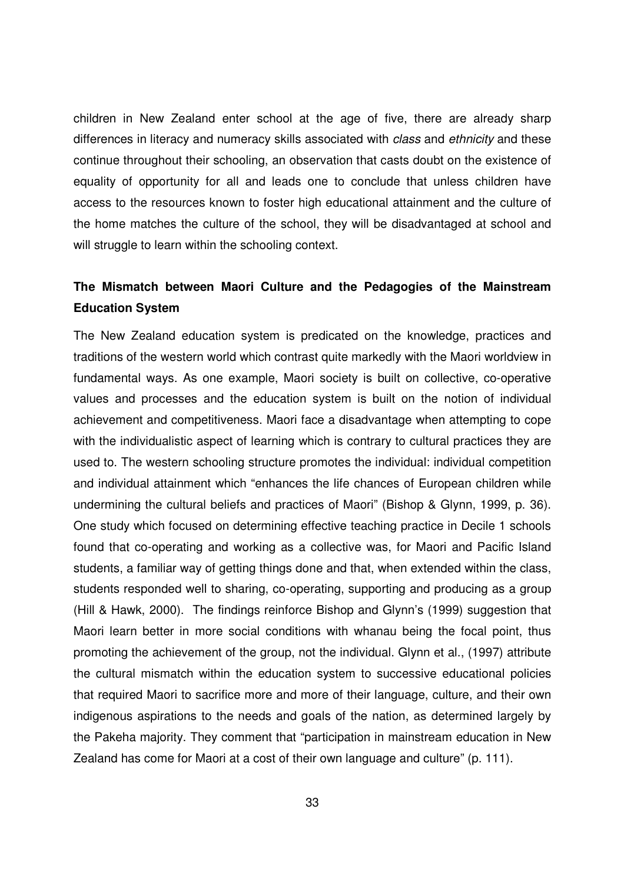children in New Zealand enter school at the age of five, there are already sharp differences in literacy and numeracy skills associated with *class* and *ethnicity* and these continue throughout their schooling, an observation that casts doubt on the existence of equality of opportunity for all and leads one to conclude that unless children have access to the resources known to foster high educational attainment and the culture of the home matches the culture of the school, they will be disadvantaged at school and will struggle to learn within the schooling context.

### The Mismatch between Maori Culture and the Pedagogies of the Mainstream Education System

The New Zealand education system is predicated on the knowledge, practices and traditions of the western world which contrast quite markedly with the Maori worldview in fundamental ways. As one example, Maori society is built on collective, co-operative values and processes and the education system is built on the notion of individual achievement and competitiveness. Maori face a disadvantage when attempting to cope with the individualistic aspect of learning which is contrary to cultural practices they are used to. The western schooling structure promotes the individual: individual competition and individual attainment which "enhances the life chances of European children while undermining the cultural beliefs and practices of Maori" (Bishop & Glynn, 1999, p. 36). One study which focused on determining effective teaching practice in Decile 1 schools found that co-operating and working as a collective was, for Maori and Pacific Island students, a familiar way of getting things done and that, when extended within the class, students responded well to sharing, co-operating, supporting and producing as a group (Hill & Hawk, 2000). The findings reinforce Bishop and Glynn's (1999) suggestion that Maori learn better in more social conditions with whanau being the focal point, thus promoting the achievement of the group, not the individual. Glynn et al., (1997) attribute the cultural mismatch within the education system to successive educational policies that required Maori to sacrifice more and more of their language, culture, and their own indigenous aspirations to the needs and goals of the nation, as determined largely by the Pakeha majority. They comment that "participation in mainstream education in New Zealand has come for Maori at a cost of their own language and culture" (p. 111).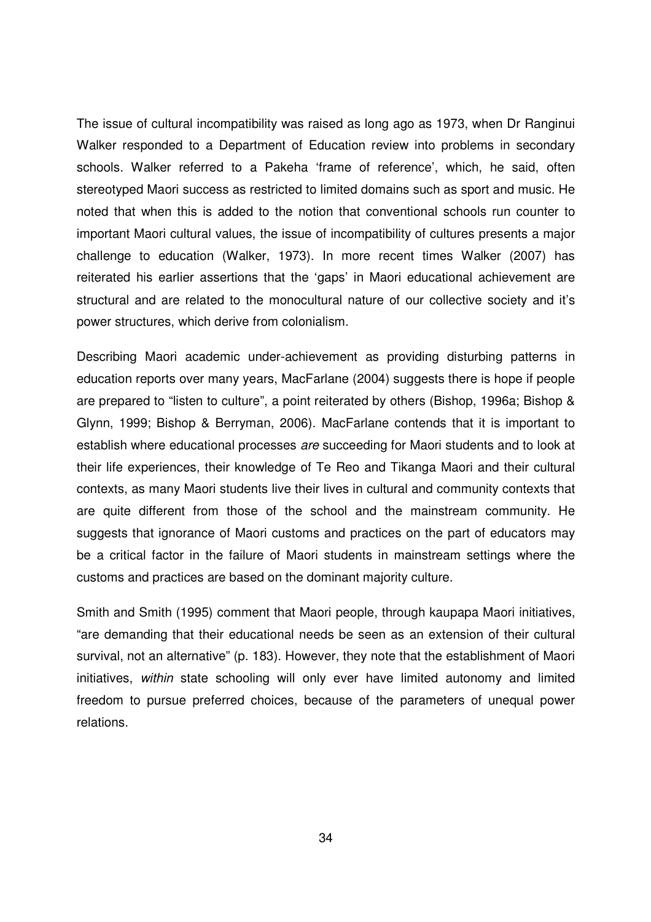The issue of cultural incompatibility was raised as long ago as 1973, when Dr Ranginui Walker responded to a Department of Education review into problems in secondary schools. Walker referred to a Pakeha 'frame of reference', which, he said, often stereotyped Maori success as restricted to limited domains such as sport and music. He noted that when this is added to the notion that conventional schools run counter to important Maori cultural values, the issue of incompatibility of cultures presents a major challenge to education (Walker, 1973). In more recent times Walker (2007) has reiterated his earlier assertions that the 'gaps' in Maori educational achievement are structural and are related to the monocultural nature of our collective society and it's power structures, which derive from colonialism.

Describing Maori academic under-achievement as providing disturbing patterns in education reports over many years, MacFarlane (2004) suggests there is hope if people are prepared to "listen to culture", a point reiterated by others (Bishop, 1996a; Bishop & Glynn, 1999; Bishop & Berryman, 2006). MacFarlane contends that it is important to establish where educational processes *are* succeeding for Maori students and to look at their life experiences, their knowledge of Te Reo and Tikanga Maori and their cultural contexts, as many Maori students live their lives in cultural and community contexts that are quite different from those of the school and the mainstream community. He suggests that ignorance of Maori customs and practices on the part of educators may be a critical factor in the failure of Maori students in mainstream settings where the customs and practices are based on the dominant majority culture.

Smith and Smith (1995) comment that Maori people, through kaupapa Maori initiatives, "are demanding that their educational needs be seen as an extension of their cultural survival, not an alternative" (p. 183). However, they note that the establishment of Maori initiatives, *within* state schooling will only ever have limited autonomy and limited freedom to pursue preferred choices, because of the parameters of unequal power relations.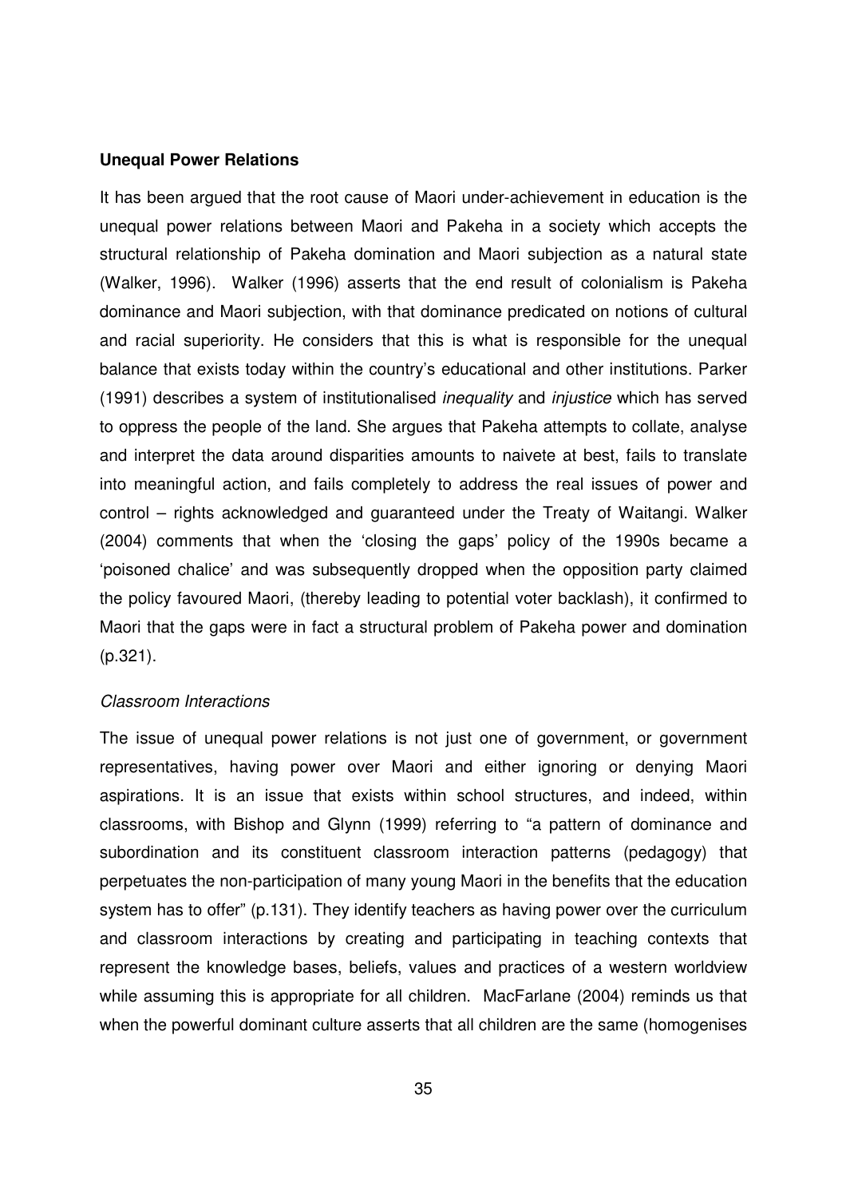**Unequal Power Relations**

It has been argued that the root cause of Maori under-achievement in education is the unequal power relations between Maori and Pakeha in a society which accepts the structural relationship of Pakeha domination and Maori subjection as a natural state (Walker, 1996). Walker (1996) asserts that the end result of colonialism is Pakeha dominance and Maori subjection, with that dominance predicated on notions of cultural and racial superiority. He considers that this is what is responsible for the unequal balance that exists today within the country's educational and other institutions. Parker (1991) describes a system of institutionalised *inequality* and *injustice* which has served to oppress the people of the land. She argues that Pakeha attempts to collate, analyse and interpret the data around disparities amounts to naivete at best, fails to translate into meaningful action, and fails completely to address the real issues of power and control – rights acknowledged and guaranteed under the Treaty of Waitangi. Walker (2004) comments that when the 'closing the gaps' policy of the 1990s became a 'poisoned chalice' and was subsequently dropped when the opposition party claimed the policy favoured Maori, (thereby leading to potential voter backlash), it confirmed to Maori that the gaps were in fact a structural problem of Pakeha power and domination (p.321).

*Classroom Interactions*

The issue of unequal power relations is not just one of government, or government representatives, having power over Maori and either ignoring or denying Maori aspirations. It is an issue that exists within school structures, and indeed, within classrooms, with Bishop and Glynn (1999) referring to "a pattern of dominance and subordination and its constituent classroom interaction patterns (pedagogy) that perpetuates the non-participation of many young Maori in the benefits that the education system has to offer" (p.131). They identify teachers as having power over the curriculum and classroom interactions by creating and participating in teaching contexts that represent the knowledge bases, beliefs, values and practices of a western worldview while assuming this is appropriate for all children. MacFarlane (2004) reminds us that when the powerful dominant culture asserts that all children are the same (homogenises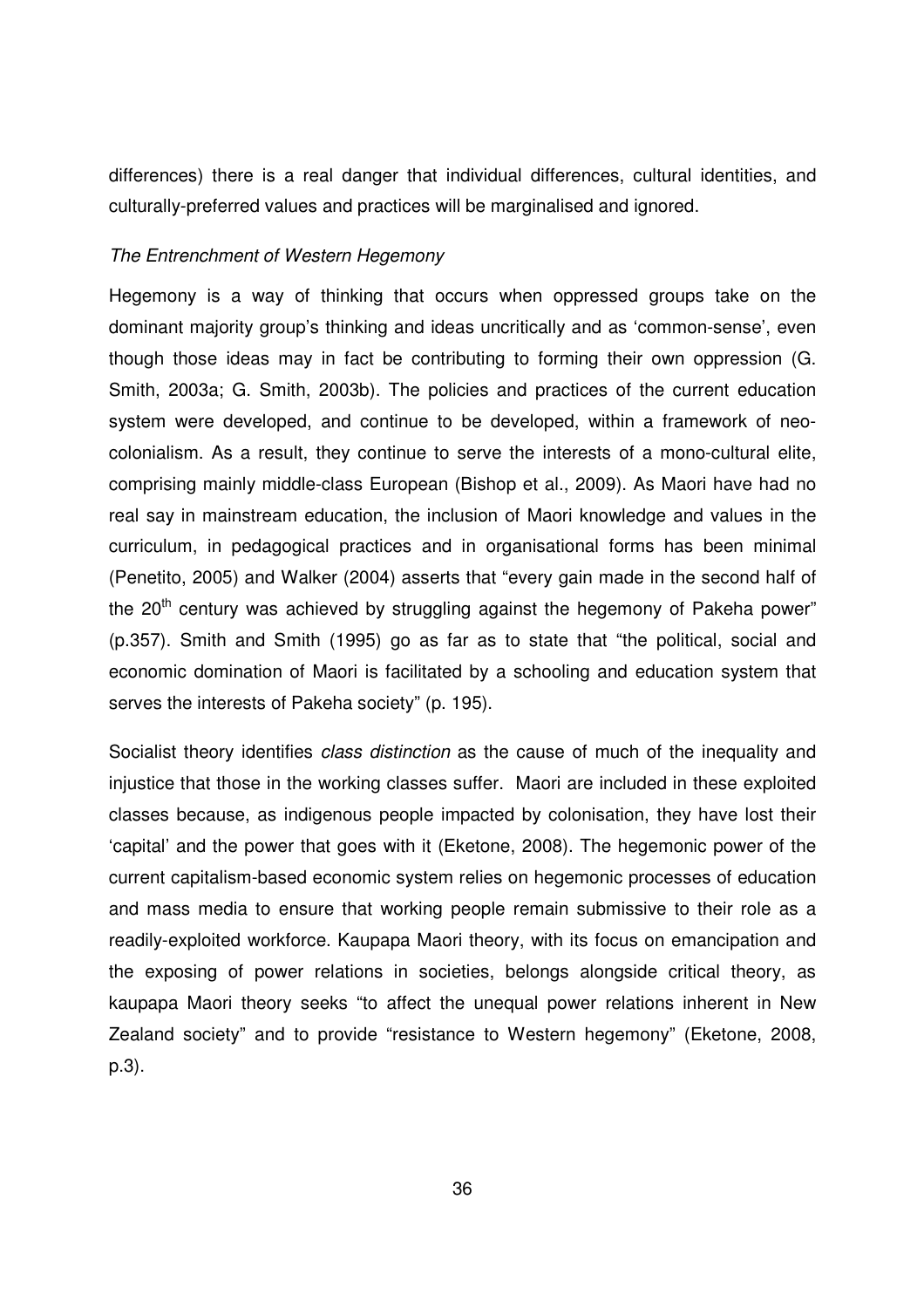differences) there is a real danger that individual differences, cultural identities, and culturally-preferred values and practices will be marginalised and ignored.

*The Entrenchment of Western Hegemony*

Hegemony is a way of thinking that occurs when oppressed groups take on the dominant majority group's thinking and ideas uncritically and as 'common-sense', even though those ideas may in fact be contributing to forming their own oppression (G. Smith, 2003a; G. Smith, 2003b). The policies and practices of the current education system were developed, and continue to be developed, within a framework of neo-colonialism. As a result, they continue to serve the interests of a mono-cultural elite, comprising mainly middle-class European (Bishop et al., 2009). As Maori have had no real say in mainstream education, the inclusion of Maori knowledge and values in the curriculum, in pedagogical practices and in organisational forms has been minimal (Penetito, 2005) and Walker (2004) asserts that "every gain made in the second half of the 20th century was achieved by struggling against the hegemony of Pakeha power" (p.357). Smith and Smith (1995) go as far as to state that "the political, social and economic domination of Maori is facilitated by a schooling and education system that serves the interests of Pakeha society" (p. 195).

Socialist theory identifies *class distinction* as the cause of much of the inequality and injustice that those in the working classes suffer. Maori are included in these exploited classes because, as indigenous people impacted by colonisation, they have lost their 'capital' and the power that goes with it (Eketone, 2008). The hegemonic power of the current capitalism-based economic system relies on hegemonic processes of education and mass media to ensure that working people remain submissive to their role as a readily-exploited workforce. Kaupapa Maori theory, with its focus on emancipation and the exposing of power relations in societies, belongs alongside critical theory, as kaupapa Maori theory seeks "to affect the unequal power relations inherent in New Zealand society" and to provide "resistance to Western hegemony" (Eketone, 2008, p.3).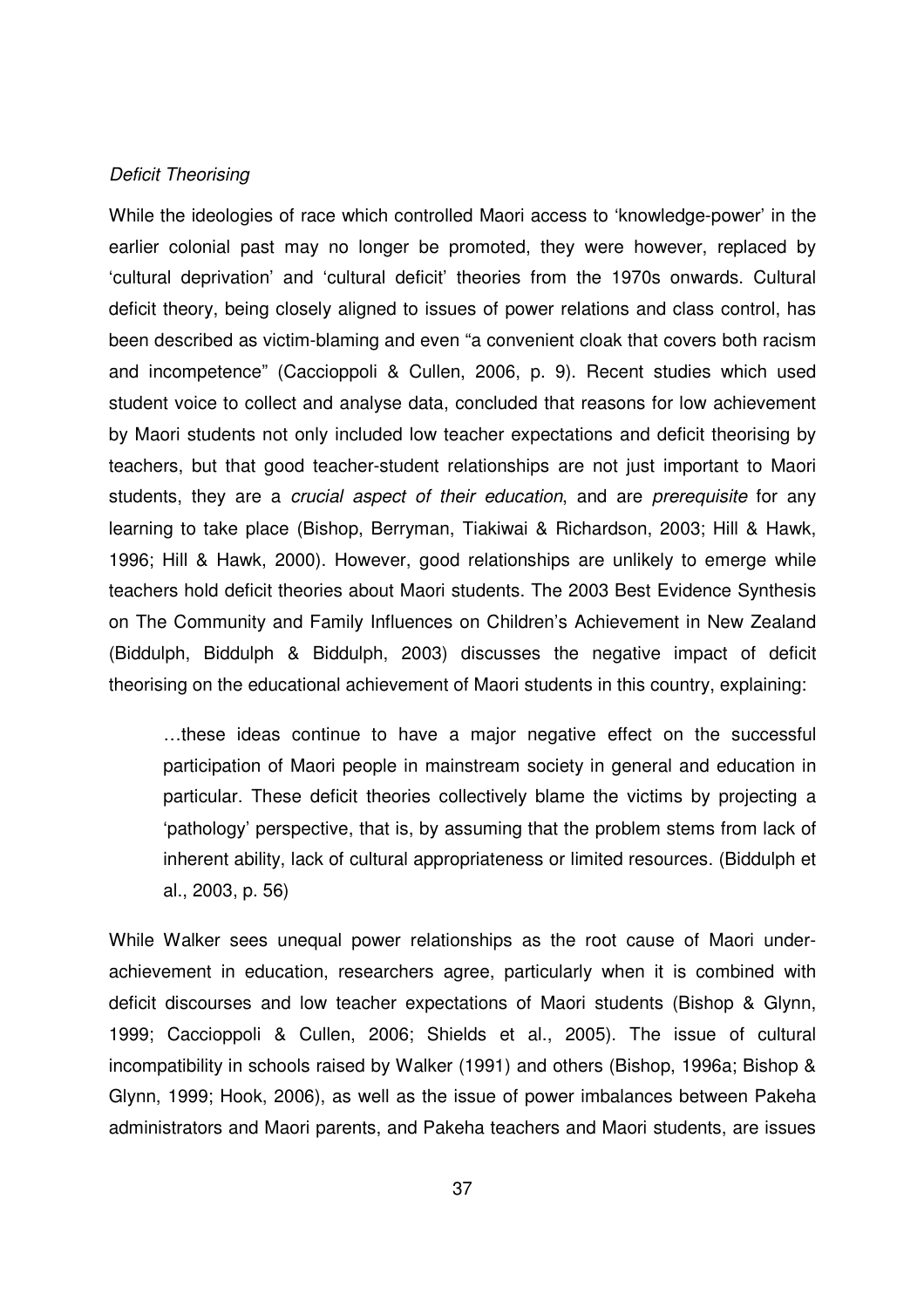*Deficit Theorising*

While the ideologies of race which controlled Maori access to 'knowledge-power' in the earlier colonial past may no longer be promoted, they were however, replaced by 'cultural deprivation' and 'cultural deficit' theories from the 1970s onwards. Cultural deficit theory, being closely aligned to issues of power relations and class control, has been described as victim-blaming and even "a convenient cloak that covers both racism and incompetence" (Caccioppoli & Cullen, 2006, p. 9). Recent studies which used student voice to collect and analyse data, concluded that reasons for low achievement by Maori students not only included low teacher expectations and deficit theorising by teachers, but that good teacher-student relationships are not just important to Maori students, they are a *crucial aspect of their education*, and are *prerequisite* for any learning to take place (Bishop, Berryman, Tiakiwai & Richardson, 2003; Hill & Hawk, 1996; Hill & Hawk, 2000). However, good relationships are unlikely to emerge while teachers hold deficit theories about Maori students. The 2003 Best Evidence Synthesis on The Community and Family Influences on Children's Achievement in New Zealand (Biddulph, Biddulph & Biddulph, 2003) discusses the negative impact of deficit theorising on the educational achievement of Maori students in this country, explaining:

> …these ideas continue to have a major negative effect on the successful participation of Maori people in mainstream society in general and education in particular. These deficit theories collectively blame the victims by projecting a 'pathology' perspective, that is, by assuming that the problem stems from lack of inherent ability, lack of cultural appropriateness or limited resources. (Biddulph et al., 2003, p. 56)

While Walker sees unequal power relationships as the root cause of Maori under-achievement in education, researchers agree, particularly when it is combined with deficit discourses and low teacher expectations of Maori students (Bishop & Glynn, 1999; Caccioppoli & Cullen, 2006; Shields et al., 2005). The issue of cultural incompatibility in schools raised by Walker (1991) and others (Bishop, 1996a; Bishop & Glynn, 1999; Hook, 2006), as well as the issue of power imbalances between Pakeha administrators and Maori parents, and Pakeha teachers and Maori students, are issues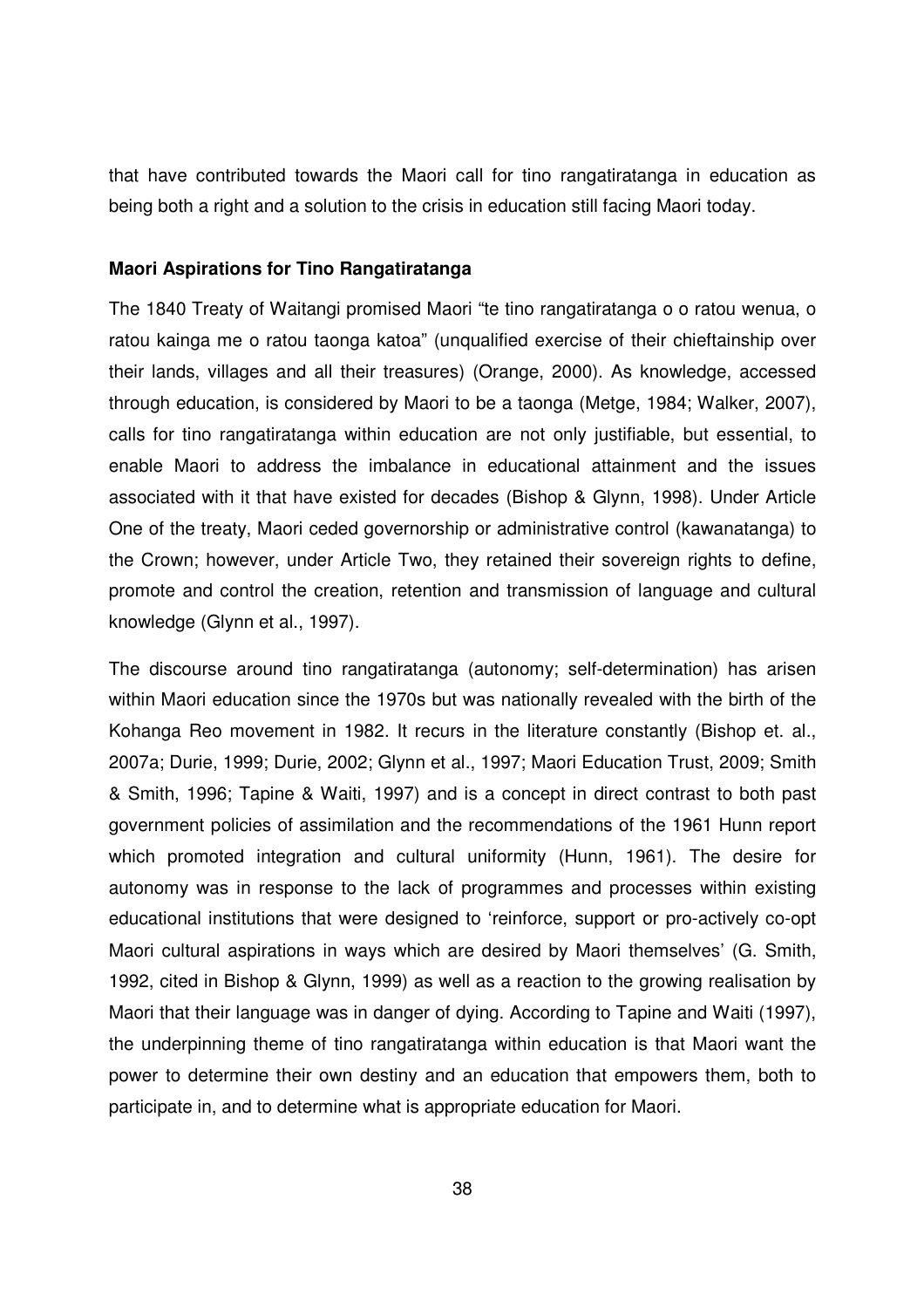that have contributed towards the Maori call for tino rangatiratanga in education as being both a right and a solution to the crisis in education still facing Maori today.

**Maori Aspirations for Tino Rangatiratanga**

The 1840 Treaty of Waitangi promised Maori "te tino rangatiratanga o o ratou wenua, o ratou kainga me o ratou taonga katoa" (unqualified exercise of their chieftainship over their lands, villages and all their treasures) (Orange, 2000). As knowledge, accessed through education, is considered by Maori to be a taonga (Metge, 1984; Walker, 2007), calls for tino rangatiratanga within education are not only justifiable, but essential, to enable Maori to address the imbalance in educational attainment and the issues associated with it that have existed for decades (Bishop & Glynn, 1998). Under Article One of the treaty, Maori ceded governorship or administrative control (kawanatanga) to the Crown; however, under Article Two, they retained their sovereign rights to define, promote and control the creation, retention and transmission of language and cultural knowledge (Glynn et al., 1997).

The discourse around tino rangatiratanga (autonomy; self-determination) has arisen within Maori education since the 1970s but was nationally revealed with the birth of the Kohanga Reo movement in 1982. It recurs in the literature constantly (Bishop et. al., 2007a; Durie, 1999; Durie, 2002; Glynn et al., 1997; Maori Education Trust, 2009; Smith & Smith, 1996; Tapine & Waiti, 1997) and is a concept in direct contrast to both past government policies of assimilation and the recommendations of the 1961 Hunn report which promoted integration and cultural uniformity (Hunn, 1961). The desire for autonomy was in response to the lack of programmes and processes within existing educational institutions that were designed to 'reinforce, support or pro-actively co-opt Maori cultural aspirations in ways which are desired by Maori themselves' (G. Smith, 1992, cited in Bishop & Glynn, 1999) as well as a reaction to the growing realisation by Maori that their language was in danger of dying. According to Tapine and Waiti (1997), the underpinning theme of tino rangatiratanga within education is that Maori want the power to determine their own destiny and an education that empowers them, both to participate in, and to determine what is appropriate education for Maori.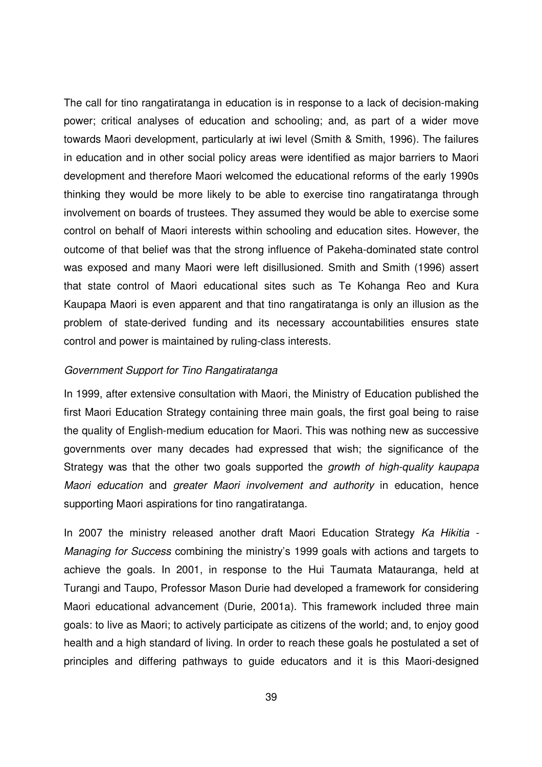The call for tino rangatiratanga in education is in response to a lack of decision-making power; critical analyses of education and schooling; and, as part of a wider move towards Maori development, particularly at iwi level (Smith & Smith, 1996). The failures in education and in other social policy areas were identified as major barriers to Maori development and therefore Maori welcomed the educational reforms of the early 1990s thinking they would be more likely to be able to exercise tino rangatiratanga through involvement on boards of trustees. They assumed they would be able to exercise some control on behalf of Maori interests within schooling and education sites. However, the outcome of that belief was that the strong influence of Pakeha-dominated state control was exposed and many Maori were left disillusioned. Smith and Smith (1996) assert that state control of Maori educational sites such as Te Kohanga Reo and Kura Kaupapa Maori is even apparent and that tino rangatiratanga is only an illusion as the problem of state-derived funding and its necessary accountabilities ensures state control and power is maintained by ruling-class interests.

*Government Support for Tino Rangatiratanga*

In 1999, after extensive consultation with Maori, the Ministry of Education published the first Maori Education Strategy containing three main goals, the first goal being to raise the quality of English-medium education for Maori. This was nothing new as successive governments over many decades had expressed that wish; the significance of the Strategy was that the other two goals supported the *growth of high-quality kaupapa Maori education* and *greater Maori involvement and authority* in education, hence supporting Maori aspirations for tino rangatiratanga.

In 2007 the ministry released another draft Maori Education Strategy *Ka Hikitia - Managing for Success* combining the ministry's 1999 goals with actions and targets to achieve the goals. In 2001, in response to the Hui Taumata Matauranga, held at Turangi and Taupo, Professor Mason Durie had developed a framework for considering Maori educational advancement (Durie, 2001a). This framework included three main goals: to live as Maori; to actively participate as citizens of the world; and, to enjoy good health and a high standard of living. In order to reach these goals he postulated a set of principles and differing pathways to guide educators and it is this Maori-designed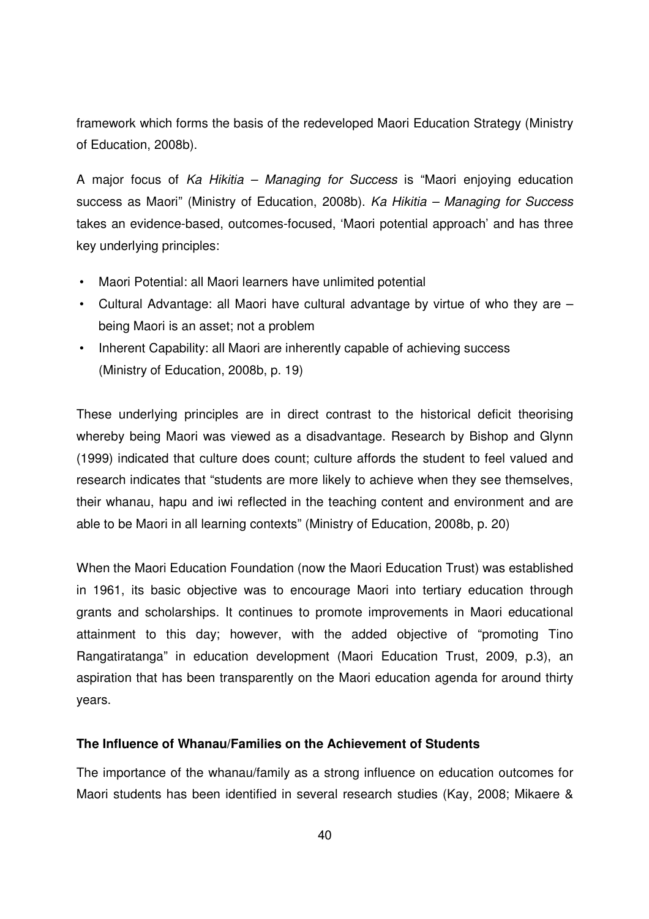framework which forms the basis of the redeveloped Maori Education Strategy (Ministry of Education, 2008b).

A major focus of *Ka Hikitia – Managing for Success* is "Maori enjoying education success as Maori" (Ministry of Education, 2008b). *Ka Hikitia – Managing for Success* takes an evidence-based, outcomes-focused, 'Maori potential approach' and has three key underlying principles:

- Maori Potential: all Maori learners have unlimited potential
- Cultural Advantage: all Maori have cultural advantage by virtue of who they are – being Maori is an asset; not a problem
- Inherent Capability: all Maori are inherently capable of achieving success (Ministry of Education, 2008b, p. 19)

These underlying principles are in direct contrast to the historical deficit theorising whereby being Maori was viewed as a disadvantage. Research by Bishop and Glynn (1999) indicated that culture does count; culture affords the student to feel valued and research indicates that "students are more likely to achieve when they see themselves, their whanau, hapu and iwi reflected in the teaching content and environment and are able to be Maori in all learning contexts" (Ministry of Education, 2008b, p. 20)

When the Maori Education Foundation (now the Maori Education Trust) was established in 1961, its basic objective was to encourage Maori into tertiary education through grants and scholarships. It continues to promote improvements in Maori educational attainment to this day; however, with the added objective of "promoting Tino Rangatiratanga" in education development (Maori Education Trust, 2009, p.3), an aspiration that has been transparently on the Maori education agenda for around thirty years.

**The Influence of Whanau/Families on the Achievement of Students**

The importance of the whanau/family as a strong influence on education outcomes for Maori students has been identified in several research studies (Kay, 2008; Mikaere &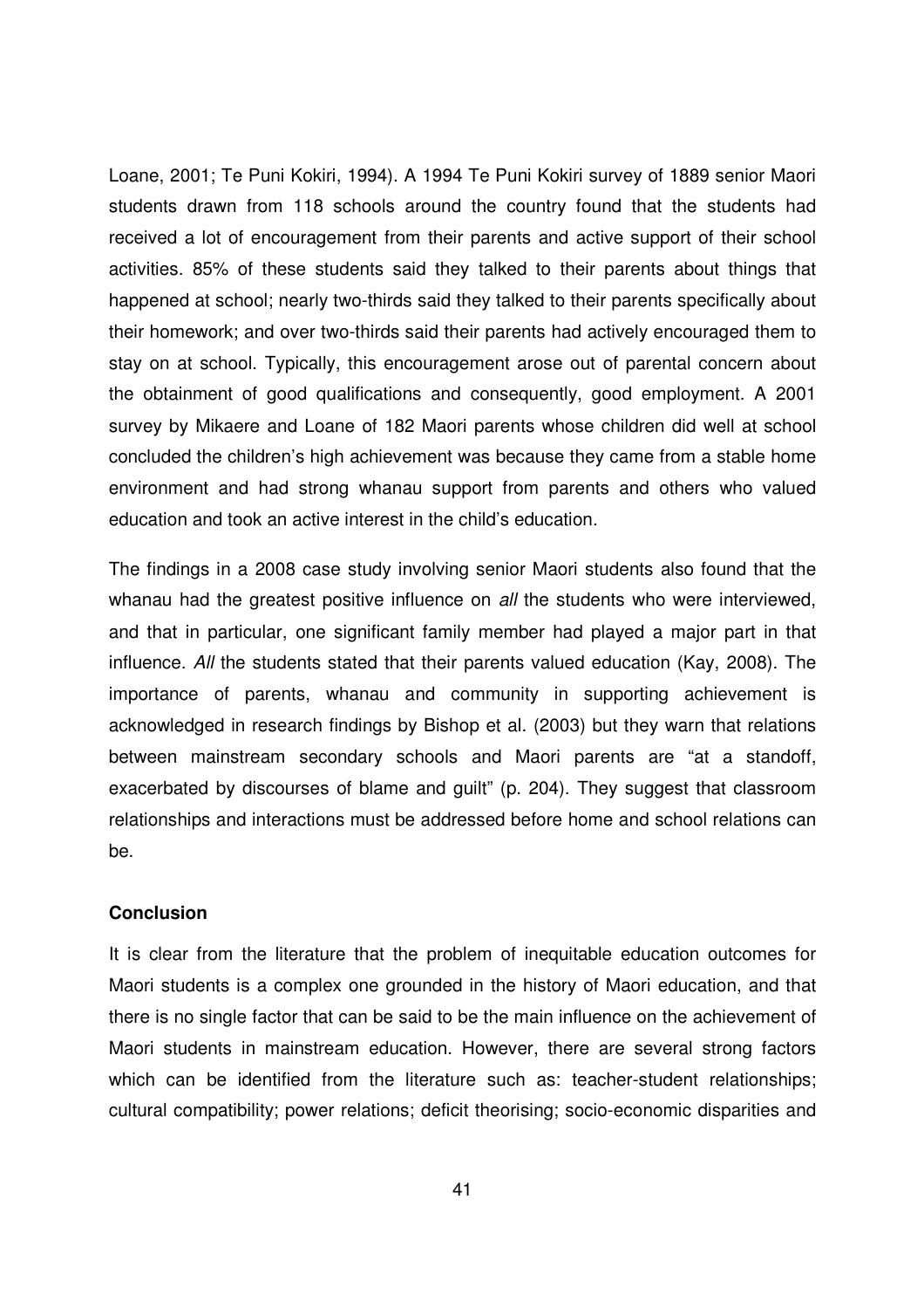Loane, 2001; Te Puni Kokiri, 1994). A 1994 Te Puni Kokiri survey of 1889 senior Maori students drawn from 118 schools around the country found that the students had received a lot of encouragement from their parents and active support of their school activities. 85% of these students said they talked to their parents about things that happened at school; nearly two-thirds said they talked to their parents specifically about their homework; and over two-thirds said their parents had actively encouraged them to stay on at school. Typically, this encouragement arose out of parental concern about the obtainment of good qualifications and consequently, good employment. A 2001 survey by Mikaere and Loane of 182 Maori parents whose children did well at school concluded the children's high achievement was because they came from a stable home environment and had strong whanau support from parents and others who valued education and took an active interest in the child's education.

The findings in a 2008 case study involving senior Maori students also found that the whanau had the greatest positive influence on *all* the students who were interviewed, and that in particular, one significant family member had played a major part in that influence. *All* the students stated that their parents valued education (Kay, 2008). The importance of parents, whanau and community in supporting achievement is acknowledged in research findings by Bishop et al. (2003) but they warn that relations between mainstream secondary schools and Maori parents are "at a standoff, exacerbated by discourses of blame and guilt" (p. 204). They suggest that classroom relationships and interactions must be addressed before home and school relations can be.

**Conclusion**

It is clear from the literature that the problem of inequitable education outcomes for Maori students is a complex one grounded in the history of Maori education, and that there is no single factor that can be said to be the main influence on the achievement of Maori students in mainstream education. However, there are several strong factors which can be identified from the literature such as: teacher-student relationships; cultural compatibility; power relations; deficit theorising; socio-economic disparities and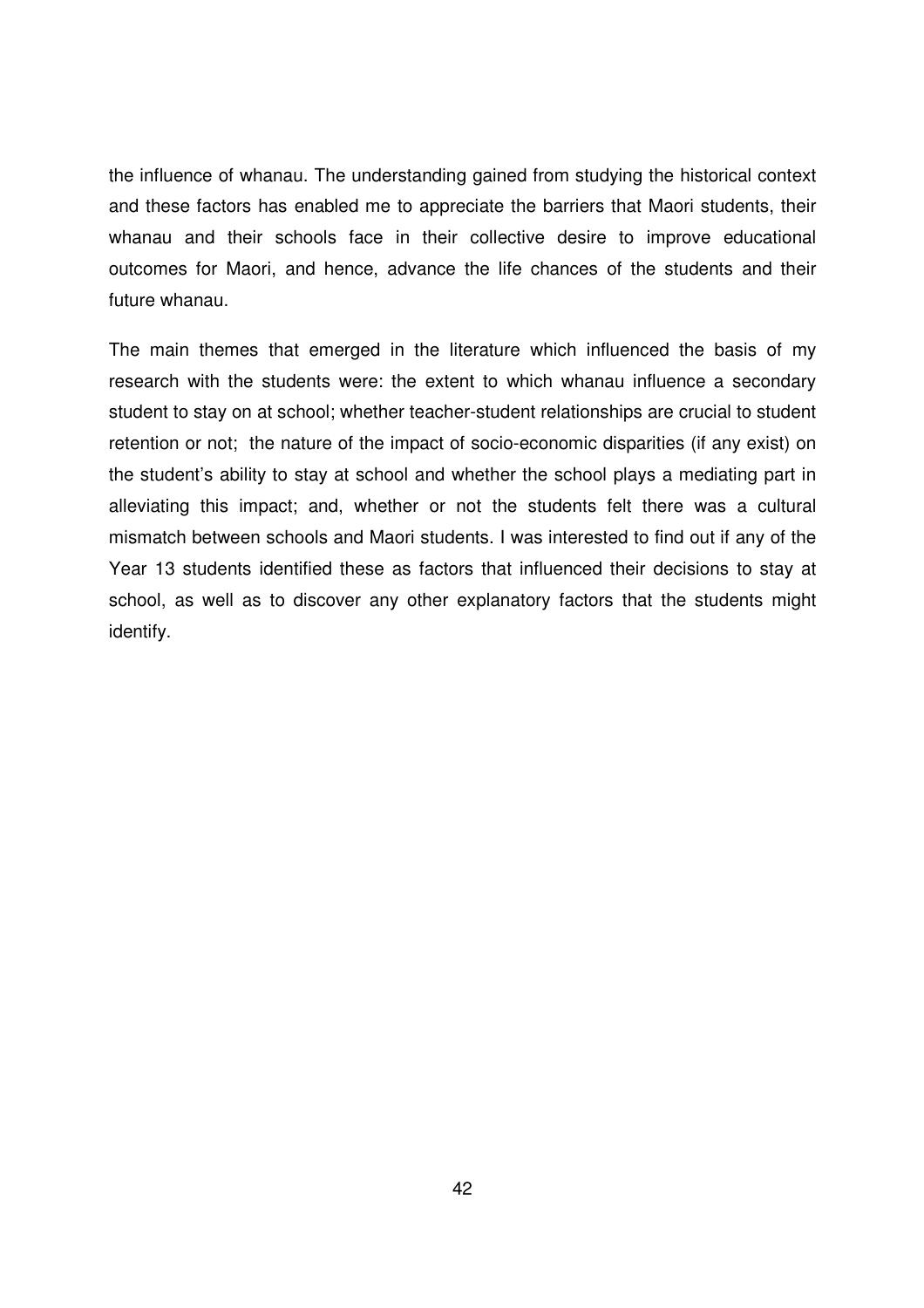the influence of whanau. The understanding gained from studying the historical context and these factors has enabled me to appreciate the barriers that Maori students, their whanau and their schools face in their collective desire to improve educational outcomes for Maori, and hence, advance the life chances of the students and their future whanau.

The main themes that emerged in the literature which influenced the basis of my research with the students were: the extent to which whanau influence a secondary student to stay on at school; whether teacher-student relationships are crucial to student retention or not; the nature of the impact of socio-economic disparities (if any exist) on the student's ability to stay at school and whether the school plays a mediating part in alleviating this impact; and, whether or not the students felt there was a cultural mismatch between schools and Maori students. I was interested to find out if any of the Year 13 students identified these as factors that influenced their decisions to stay at school, as well as to discover any other explanatory factors that the students might identify.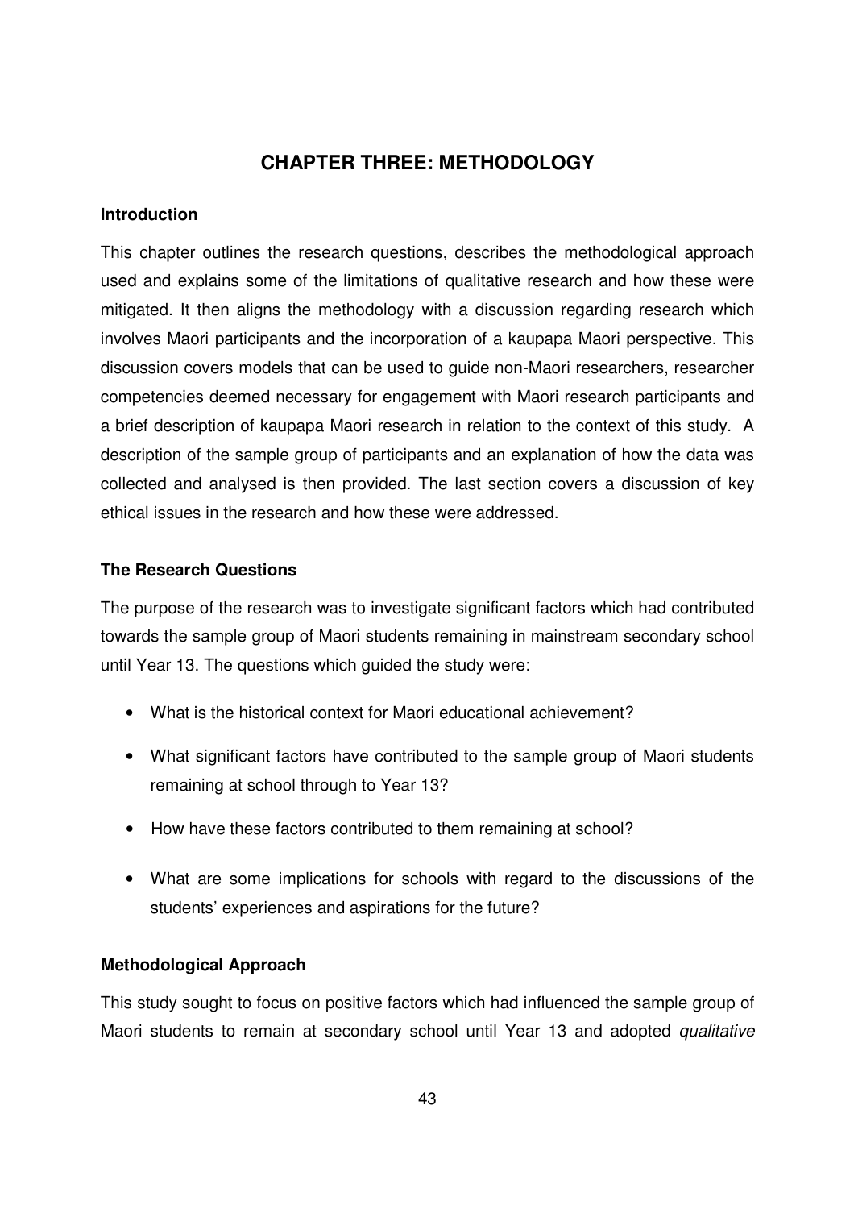# CHAPTER THREE: METHODOLOGY

## Introduction

This chapter outlines the research questions, describes the methodological approach used and explains some of the limitations of qualitative research and how these were mitigated. It then aligns the methodology with a discussion regarding research which involves Maori participants and the incorporation of a kaupapa Maori perspective. This discussion covers models that can be used to guide non-Maori researchers, researcher competencies deemed necessary for engagement with Maori research participants and a brief description of kaupapa Maori research in relation to the context of this study. A description of the sample group of participants and an explanation of how the data was collected and analysed is then provided. The last section covers a discussion of key ethical issues in the research and how these were addressed.

## The Research Questions

The purpose of the research was to investigate significant factors which had contributed towards the sample group of Maori students remaining in mainstream secondary school until Year 13. The questions which guided the study were:

- What is the historical context for Maori educational achievement?
- What significant factors have contributed to the sample group of Maori students remaining at school through to Year 13?
- How have these factors contributed to them remaining at school?
- What are some implications for schools with regard to the discussions of the students' experiences and aspirations for the future?

## Methodological Approach

This study sought to focus on positive factors which had influenced the sample group of Maori students to remain at secondary school until Year 13 and adopted *qualitative*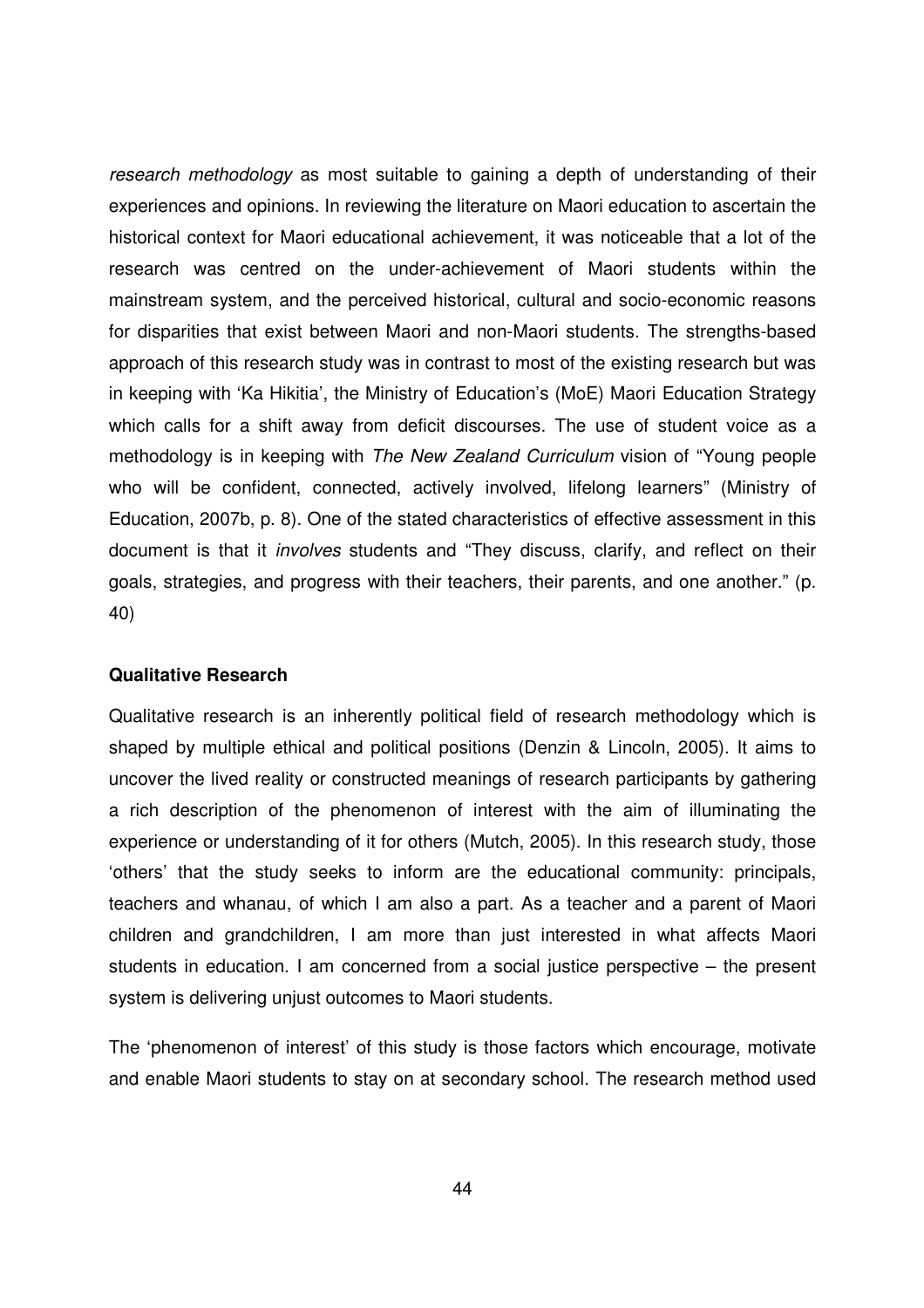*research methodology* as most suitable to gaining a depth of understanding of their experiences and opinions. In reviewing the literature on Maori education to ascertain the historical context for Maori educational achievement, it was noticeable that a lot of the research was centred on the under-achievement of Maori students within the mainstream system, and the perceived historical, cultural and socio-economic reasons for disparities that exist between Maori and non-Maori students. The strengths-based approach of this research study was in contrast to most of the existing research but was in keeping with 'Ka Hikitia', the Ministry of Education's (MoE) Maori Education Strategy which calls for a shift away from deficit discourses. The use of student voice as a methodology is in keeping with *The New Zealand Curriculum* vision of "Young people who will be confident, connected, actively involved, lifelong learners" (Ministry of Education, 2007b, p. 8). One of the stated characteristics of effective assessment in this document is that it *involves* students and "They discuss, clarify, and reflect on their goals, strategies, and progress with their teachers, their parents, and one another." (p. 40)

**Qualitative Research**

Qualitative research is an inherently political field of research methodology which is shaped by multiple ethical and political positions (Denzin & Lincoln, 2005). It aims to uncover the lived reality or constructed meanings of research participants by gathering a rich description of the phenomenon of interest with the aim of illuminating the experience or understanding of it for others (Mutch, 2005). In this research study, those 'others' that the study seeks to inform are the educational community: principals, teachers and whanau, of which I am also a part. As a teacher and a parent of Maori children and grandchildren, I am more than just interested in what affects Maori students in education. I am concerned from a social justice perspective – the present system is delivering unjust outcomes to Maori students.

The 'phenomenon of interest' of this study is those factors which encourage, motivate and enable Maori students to stay on at secondary school. The research method used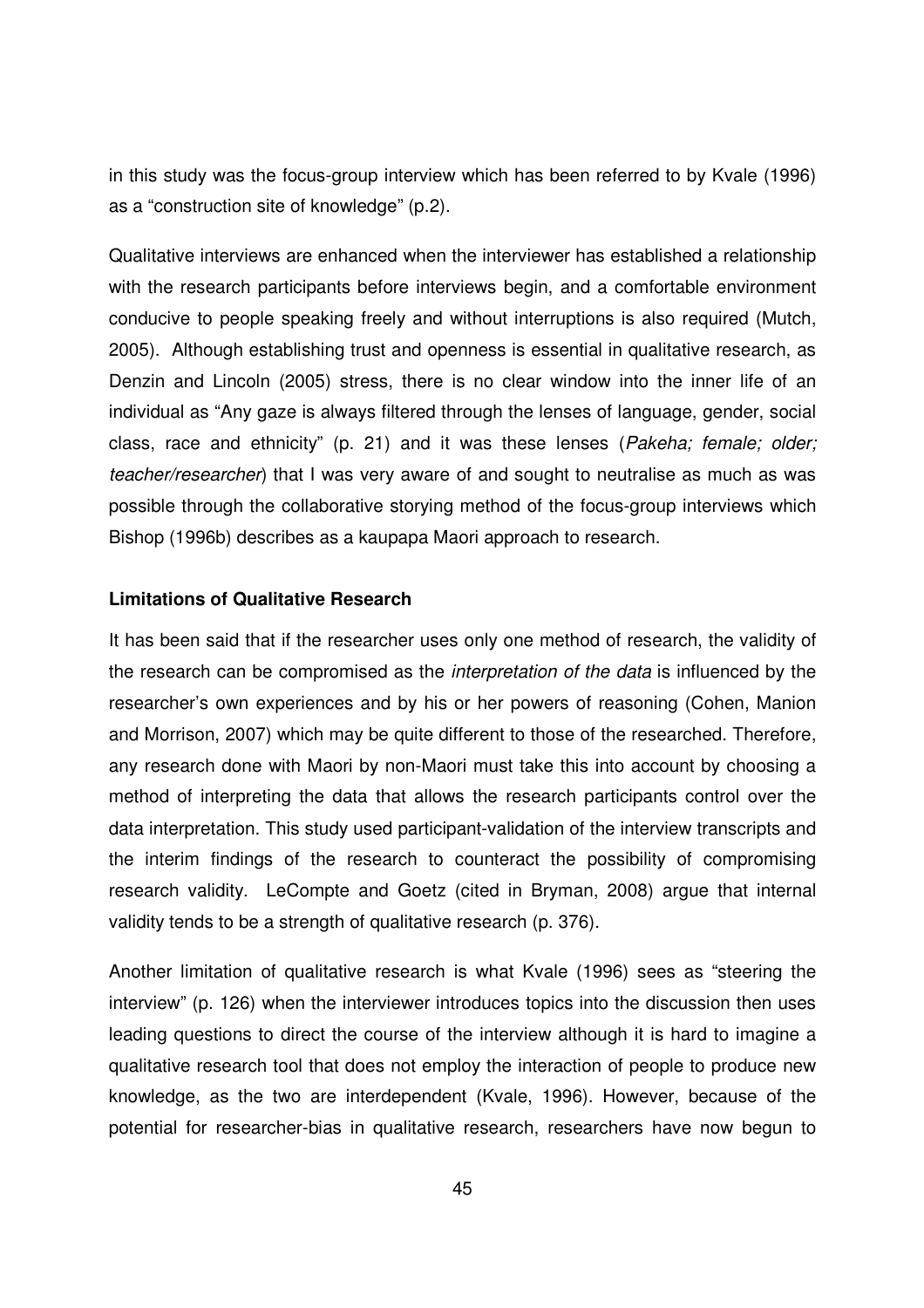in this study was the focus-group interview which has been referred to by Kvale (1996) as a "construction site of knowledge" (p.2).

Qualitative interviews are enhanced when the interviewer has established a relationship with the research participants before interviews begin, and a comfortable environment conducive to people speaking freely and without interruptions is also required (Mutch, 2005). Although establishing trust and openness is essential in qualitative research, as Denzin and Lincoln (2005) stress, there is no clear window into the inner life of an individual as "Any gaze is always filtered through the lenses of language, gender, social class, race and ethnicity" (p. 21) and it was these lenses (*Pakeha; female; older; teacher/researcher*) that I was very aware of and sought to neutralise as much as was possible through the collaborative storying method of the focus-group interviews which Bishop (1996b) describes as a kaupapa Maori approach to research.

**Limitations of Qualitative Research**

It has been said that if the researcher uses only one method of research, the validity of the research can be compromised as the *interpretation of the data* is influenced by the researcher's own experiences and by his or her powers of reasoning (Cohen, Manion and Morrison, 2007) which may be quite different to those of the researched. Therefore, any research done with Maori by non-Maori must take this into account by choosing a method of interpreting the data that allows the research participants control over the data interpretation. This study used participant-validation of the interview transcripts and the interim findings of the research to counteract the possibility of compromising research validity. LeCompte and Goetz (cited in Bryman, 2008) argue that internal validity tends to be a strength of qualitative research (p. 376).

Another limitation of qualitative research is what Kvale (1996) sees as "steering the interview" (p. 126) when the interviewer introduces topics into the discussion then uses leading questions to direct the course of the interview although it is hard to imagine a qualitative research tool that does not employ the interaction of people to produce new knowledge, as the two are interdependent (Kvale, 1996). However, because of the potential for researcher-bias in qualitative research, researchers have now begun to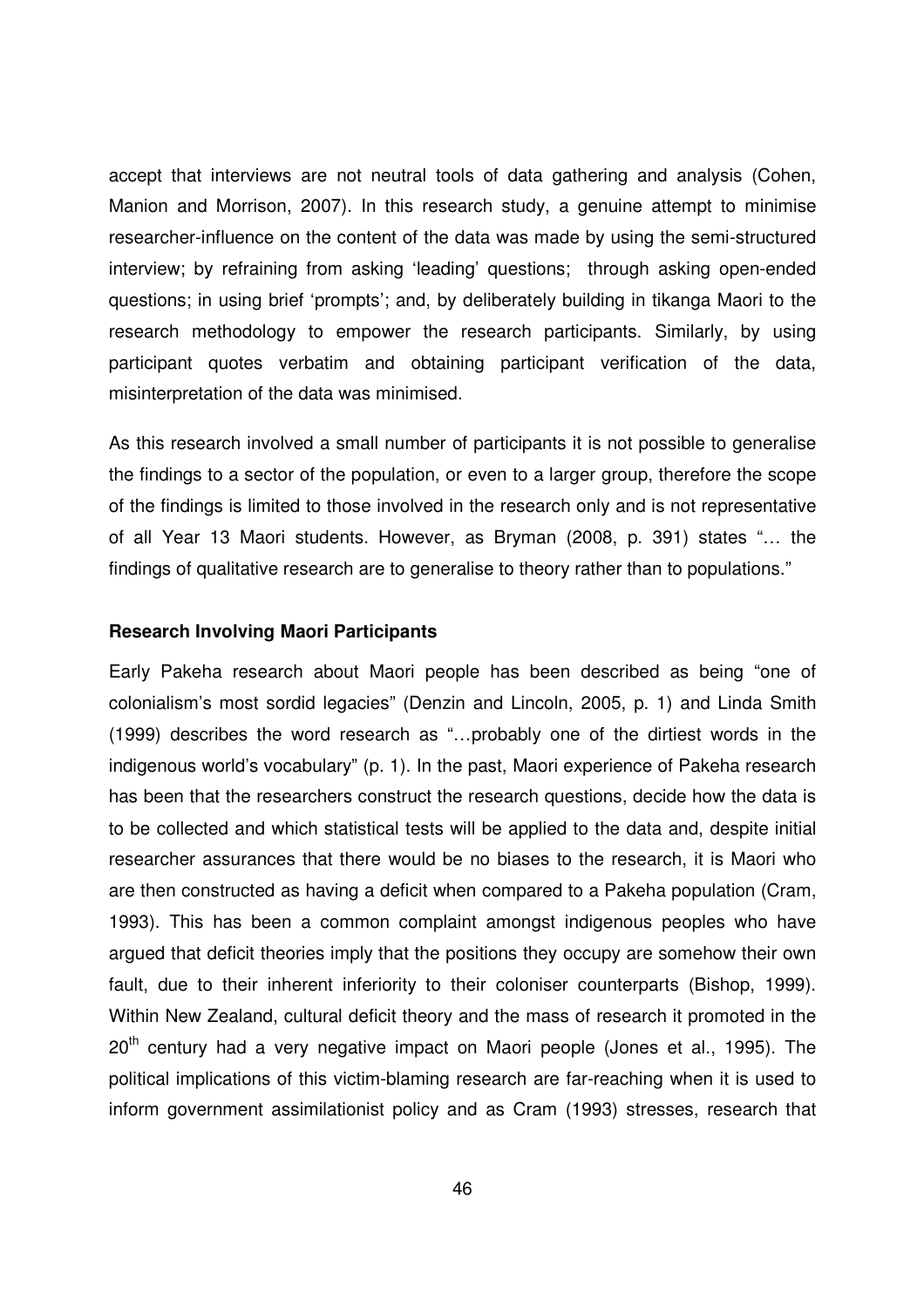accept that interviews are not neutral tools of data gathering and analysis (Cohen, Manion and Morrison, 2007). In this research study, a genuine attempt to minimise researcher-influence on the content of the data was made by using the semi-structured interview; by refraining from asking 'leading' questions; through asking open-ended questions; in using brief 'prompts'; and, by deliberately building in tikanga Maori to the research methodology to empower the research participants. Similarly, by using participant quotes verbatim and obtaining participant verification of the data, misinterpretation of the data was minimised.

As this research involved a small number of participants it is not possible to generalise the findings to a sector of the population, or even to a larger group, therefore the scope of the findings is limited to those involved in the research only and is not representative of all Year 13 Maori students. However, as Bryman (2008, p. 391) states "… the findings of qualitative research are to generalise to theory rather than to populations."

**Research Involving Maori Participants**

Early Pakeha research about Maori people has been described as being "one of colonialism's most sordid legacies" (Denzin and Lincoln, 2005, p. 1) and Linda Smith (1999) describes the word research as "…probably one of the dirtiest words in the indigenous world's vocabulary" (p. 1). In the past, Maori experience of Pakeha research has been that the researchers construct the research questions, decide how the data is to be collected and which statistical tests will be applied to the data and, despite initial researcher assurances that there would be no biases to the research, it is Maori who are then constructed as having a deficit when compared to a Pakeha population (Cram, 1993). This has been a common complaint amongst indigenous peoples who have argued that deficit theories imply that the positions they occupy are somehow their own fault, due to their inherent inferiority to their coloniser counterparts (Bishop, 1999). Within New Zealand, cultural deficit theory and the mass of research it promoted in the 20th century had a very negative impact on Maori people (Jones et al., 1995). The political implications of this victim-blaming research are far-reaching when it is used to inform government assimilationist policy and as Cram (1993) stresses, research that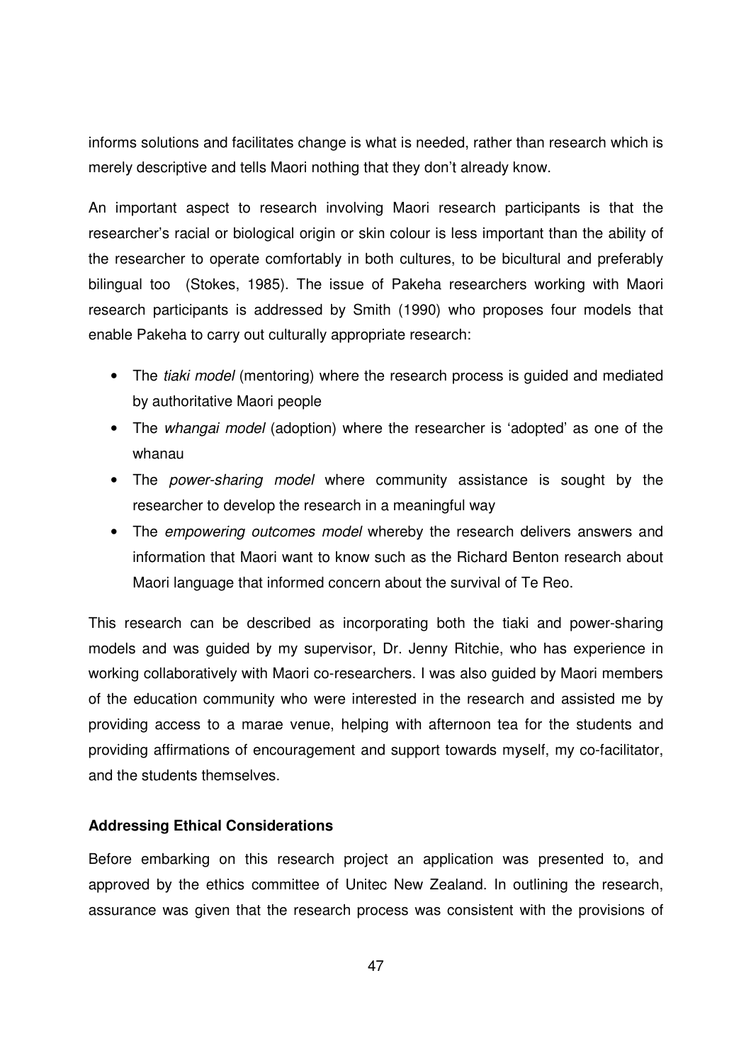informs solutions and facilitates change is what is needed, rather than research which is merely descriptive and tells Maori nothing that they don't already know.

An important aspect to research involving Maori research participants is that the researcher's racial or biological origin or skin colour is less important than the ability of the researcher to operate comfortably in both cultures, to be bicultural and preferably bilingual too (Stokes, 1985). The issue of Pakeha researchers working with Maori research participants is addressed by Smith (1990) who proposes four models that enable Pakeha to carry out culturally appropriate research:

- The *tiaki model* (mentoring) where the research process is guided and mediated by authoritative Maori people
- The *whangai model* (adoption) where the researcher is 'adopted' as one of the whanau
- The *power-sharing model* where community assistance is sought by the researcher to develop the research in a meaningful way
- The *empowering outcomes model* whereby the research delivers answers and information that Maori want to know such as the Richard Benton research about Maori language that informed concern about the survival of Te Reo.

This research can be described as incorporating both the tiaki and power-sharing models and was guided by my supervisor, Dr. Jenny Ritchie, who has experience in working collaboratively with Maori co-researchers. I was also guided by Maori members of the education community who were interested in the research and assisted me by providing access to a marae venue, helping with afternoon tea for the students and providing affirmations of encouragement and support towards myself, my co-facilitator, and the students themselves.

**Addressing Ethical Considerations**

Before embarking on this research project an application was presented to, and approved by the ethics committee of Unitec New Zealand. In outlining the research, assurance was given that the research process was consistent with the provisions of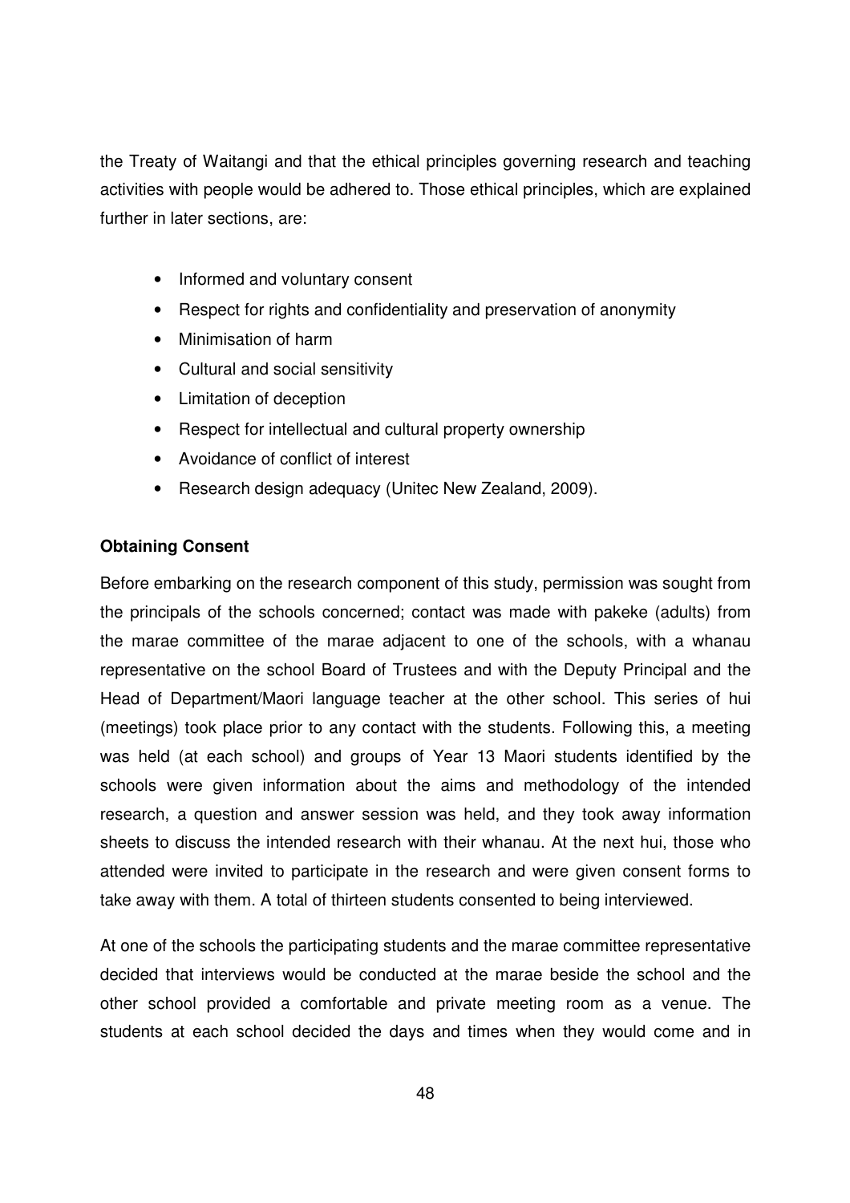the Treaty of Waitangi and that the ethical principles governing research and teaching activities with people would be adhered to. Those ethical principles, which are explained further in later sections, are:

- Informed and voluntary consent
- Respect for rights and confidentiality and preservation of anonymity
- Minimisation of harm
- Cultural and social sensitivity
- Limitation of deception
- Respect for intellectual and cultural property ownership
- Avoidance of conflict of interest
- Research design adequacy (Unitec New Zealand, 2009).

**Obtaining Consent**

Before embarking on the research component of this study, permission was sought from the principals of the schools concerned; contact was made with pakeke (adults) from the marae committee of the marae adjacent to one of the schools, with a whanau representative on the school Board of Trustees and with the Deputy Principal and the Head of Department/Maori language teacher at the other school. This series of hui (meetings) took place prior to any contact with the students. Following this, a meeting was held (at each school) and groups of Year 13 Maori students identified by the schools were given information about the aims and methodology of the intended research, a question and answer session was held, and they took away information sheets to discuss the intended research with their whanau. At the next hui, those who attended were invited to participate in the research and were given consent forms to take away with them. A total of thirteen students consented to being interviewed.

At one of the schools the participating students and the marae committee representative decided that interviews would be conducted at the marae beside the school and the other school provided a comfortable and private meeting room as a venue. The students at each school decided the days and times when they would come and in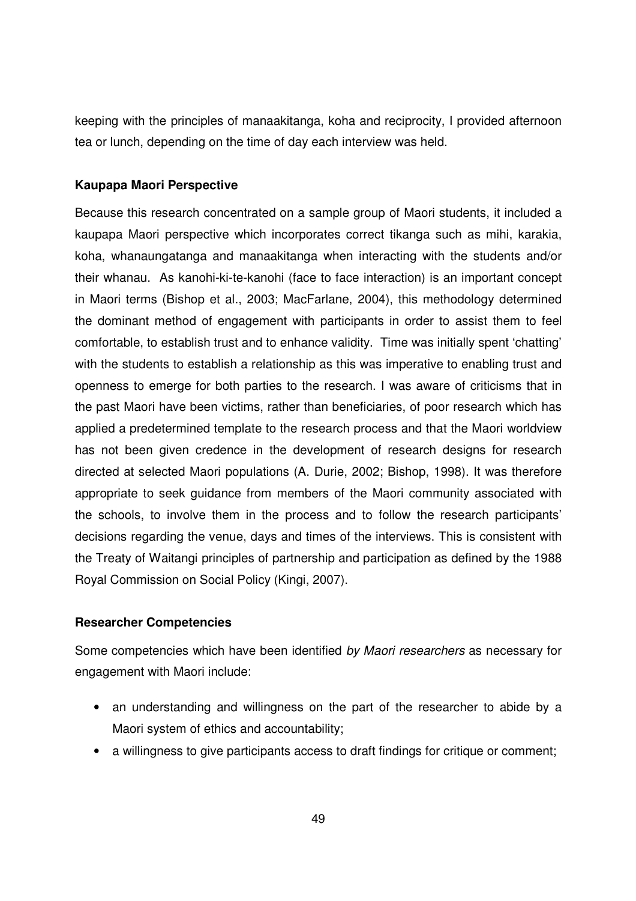keeping with the principles of manaakitanga, koha and reciprocity, I provided afternoon tea or lunch, depending on the time of day each interview was held.

**Kaupapa Maori Perspective**

Because this research concentrated on a sample group of Maori students, it included a kaupapa Maori perspective which incorporates correct tikanga such as mihi, karakia, koha, whanaungatanga and manaakitanga when interacting with the students and/or their whanau. As kanohi-ki-te-kanohi (face to face interaction) is an important concept in Maori terms (Bishop et al., 2003; MacFarlane, 2004), this methodology determined the dominant method of engagement with participants in order to assist them to feel comfortable, to establish trust and to enhance validity. Time was initially spent 'chatting' with the students to establish a relationship as this was imperative to enabling trust and openness to emerge for both parties to the research. I was aware of criticisms that in the past Maori have been victims, rather than beneficiaries, of poor research which has applied a predetermined template to the research process and that the Maori worldview has not been given credence in the development of research designs for research directed at selected Maori populations (A. Durie, 2002; Bishop, 1998). It was therefore appropriate to seek guidance from members of the Maori community associated with the schools, to involve them in the process and to follow the research participants' decisions regarding the venue, days and times of the interviews. This is consistent with the Treaty of Waitangi principles of partnership and participation as defined by the 1988 Royal Commission on Social Policy (Kingi, 2007).

**Researcher Competencies**

Some competencies which have been identified *by Maori researchers* as necessary for engagement with Maori include:

- an understanding and willingness on the part of the researcher to abide by a Maori system of ethics and accountability;
- a willingness to give participants access to draft findings for critique or comment;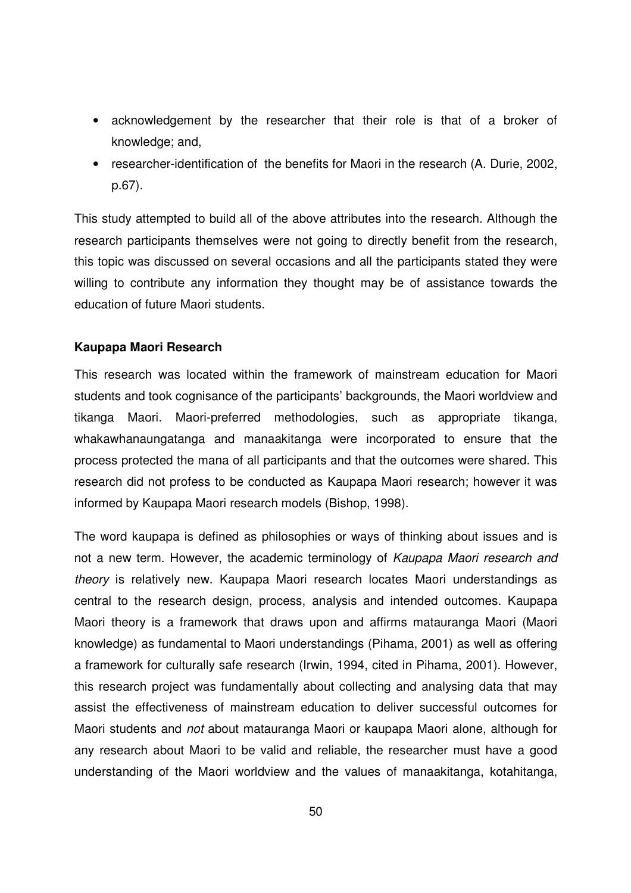- acknowledgement by the researcher that their role is that of a broker of knowledge; and,
- researcher-identification of the benefits for Maori in the research (A. Durie, 2002, p.67).

This study attempted to build all of the above attributes into the research. Although the research participants themselves were not going to directly benefit from the research, this topic was discussed on several occasions and all the participants stated they were willing to contribute any information they thought may be of assistance towards the education of future Maori students.

**Kaupapa Maori Research**

This research was located within the framework of mainstream education for Maori students and took cognisance of the participants' backgrounds, the Maori worldview and tikanga Maori. Maori-preferred methodologies, such as appropriate tikanga, whakawhanaungatanga and manaakitanga were incorporated to ensure that the process protected the mana of all participants and that the outcomes were shared. This research did not profess to be conducted as Kaupapa Maori research; however it was informed by Kaupapa Maori research models (Bishop, 1998).

The word kaupapa is defined as philosophies or ways of thinking about issues and is not a new term. However, the academic terminology of *Kaupapa Maori research and theory* is relatively new. Kaupapa Maori research locates Maori understandings as central to the research design, process, analysis and intended outcomes. Kaupapa Maori theory is a framework that draws upon and affirms matauranga Maori (Maori knowledge) as fundamental to Maori understandings (Pihama, 2001) as well as offering a framework for culturally safe research (Irwin, 1994, cited in Pihama, 2001). However, this research project was fundamentally about collecting and analysing data that may assist the effectiveness of mainstream education to deliver successful outcomes for Maori students and *not* about matauranga Maori or kaupapa Maori alone, although for any research about Maori to be valid and reliable, the researcher must have a good understanding of the Maori worldview and the values of manaakitanga, kotahitanga,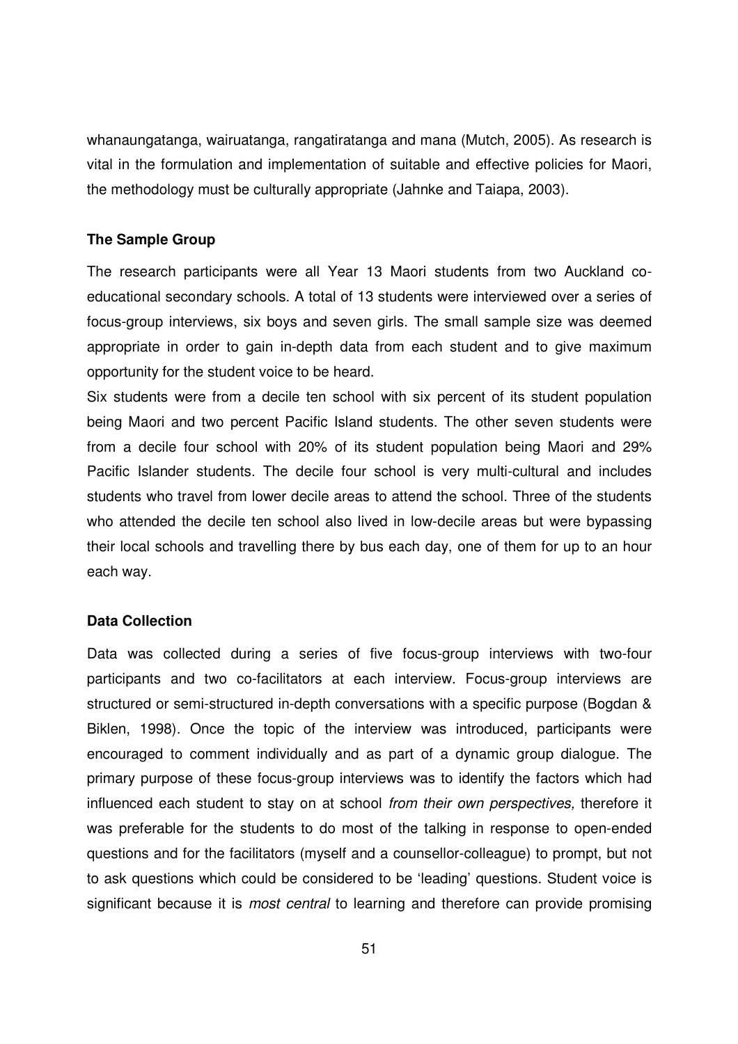whanaungatanga, wairuatanga, rangatiratanga and mana (Mutch, 2005). As research is vital in the formulation and implementation of suitable and effective policies for Maori, the methodology must be culturally appropriate (Jahnke and Taiapa, 2003).

### The Sample Group

The research participants were all Year 13 Maori students from two Auckland co-educational secondary schools. A total of 13 students were interviewed over a series of focus-group interviews, six boys and seven girls. The small sample size was deemed appropriate in order to gain in-depth data from each student and to give maximum opportunity for the student voice to be heard.

Six students were from a decile ten school with six percent of its student population being Maori and two percent Pacific Island students. The other seven students were from a decile four school with 20% of its student population being Maori and 29% Pacific Islander students. The decile four school is very multi-cultural and includes students who travel from lower decile areas to attend the school. Three of the students who attended the decile ten school also lived in low-decile areas but were bypassing their local schools and travelling there by bus each day, one of them for up to an hour each way.

### Data Collection

Data was collected during a series of five focus-group interviews with two-four participants and two co-facilitators at each interview. Focus-group interviews are structured or semi-structured in-depth conversations with a specific purpose (Bogdan & Biklen, 1998). Once the topic of the interview was introduced, participants were encouraged to comment individually and as part of a dynamic group dialogue. The primary purpose of these focus-group interviews was to identify the factors which had influenced each student to stay on at school *from their own perspectives,* therefore it was preferable for the students to do most of the talking in response to open-ended questions and for the facilitators (myself and a counsellor-colleague) to prompt, but not to ask questions which could be considered to be 'leading' questions. Student voice is significant because it is *most central* to learning and therefore can provide promising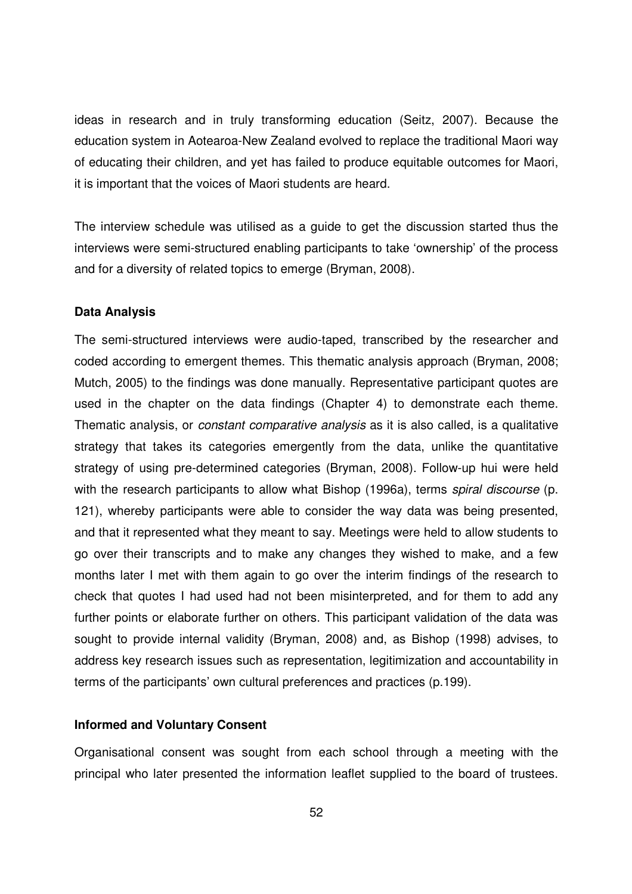ideas in research and in truly transforming education (Seitz, 2007). Because the education system in Aotearoa-New Zealand evolved to replace the traditional Maori way of educating their children, and yet has failed to produce equitable outcomes for Maori, it is important that the voices of Maori students are heard.

The interview schedule was utilised as a guide to get the discussion started thus the interviews were semi-structured enabling participants to take 'ownership' of the process and for a diversity of related topics to emerge (Bryman, 2008).

**Data Analysis**

The semi-structured interviews were audio-taped, transcribed by the researcher and coded according to emergent themes. This thematic analysis approach (Bryman, 2008; Mutch, 2005) to the findings was done manually. Representative participant quotes are used in the chapter on the data findings (Chapter 4) to demonstrate each theme. Thematic analysis, or *constant comparative analysis* as it is also called, is a qualitative strategy that takes its categories emergently from the data, unlike the quantitative strategy of using pre-determined categories (Bryman, 2008). Follow-up hui were held with the research participants to allow what Bishop (1996a), terms *spiral discourse* (p. 121), whereby participants were able to consider the way data was being presented, and that it represented what they meant to say. Meetings were held to allow students to go over their transcripts and to make any changes they wished to make, and a few months later I met with them again to go over the interim findings of the research to check that quotes I had used had not been misinterpreted, and for them to add any further points or elaborate further on others. This participant validation of the data was sought to provide internal validity (Bryman, 2008) and, as Bishop (1998) advises, to address key research issues such as representation, legitimization and accountability in terms of the participants' own cultural preferences and practices (p.199).

**Informed and Voluntary Consent**

Organisational consent was sought from each school through a meeting with the principal who later presented the information leaflet supplied to the board of trustees.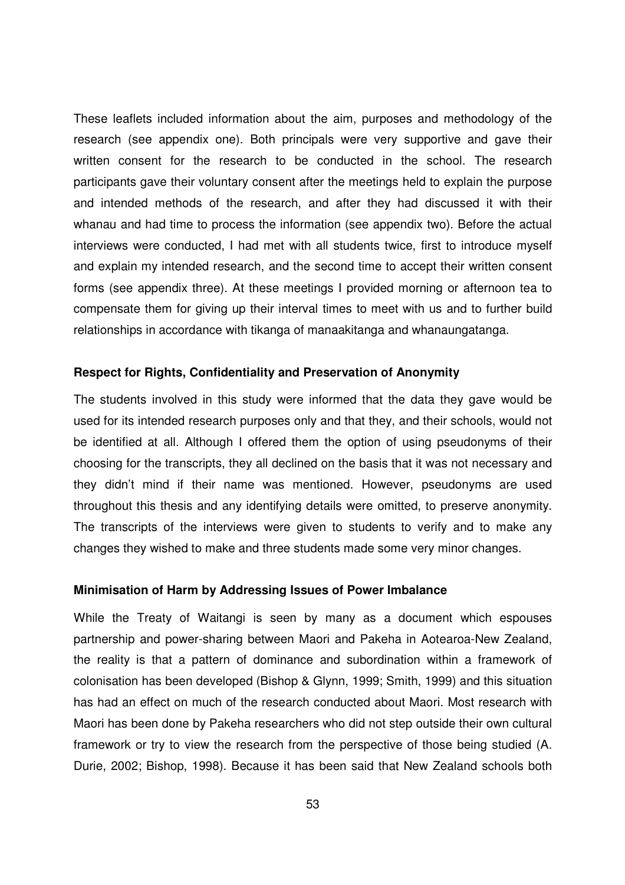These leaflets included information about the aim, purposes and methodology of the research (see appendix one). Both principals were very supportive and gave their written consent for the research to be conducted in the school. The research participants gave their voluntary consent after the meetings held to explain the purpose and intended methods of the research, and after they had discussed it with their whanau and had time to process the information (see appendix two). Before the actual interviews were conducted, I had met with all students twice, first to introduce myself and explain my intended research, and the second time to accept their written consent forms (see appendix three). At these meetings I provided morning or afternoon tea to compensate them for giving up their interval times to meet with us and to further build relationships in accordance with tikanga of manaakitanga and whanaungatanga.

### Respect for Rights, Confidentiality and Preservation of Anonymity

The students involved in this study were informed that the data they gave would be used for its intended research purposes only and that they, and their schools, would not be identified at all. Although I offered them the option of using pseudonyms of their choosing for the transcripts, they all declined on the basis that it was not necessary and they didn't mind if their name was mentioned. However, pseudonyms are used throughout this thesis and any identifying details were omitted, to preserve anonymity. The transcripts of the interviews were given to students to verify and to make any changes they wished to make and three students made some very minor changes.

### Minimisation of Harm by Addressing Issues of Power Imbalance

While the Treaty of Waitangi is seen by many as a document which espouses partnership and power-sharing between Maori and Pakeha in Aotearoa-New Zealand, the reality is that a pattern of dominance and subordination within a framework of colonisation has been developed (Bishop & Glynn, 1999; Smith, 1999) and this situation has had an effect on much of the research conducted about Maori. Most research with Maori has been done by Pakeha researchers who did not step outside their own cultural framework or try to view the research from the perspective of those being studied (A. Durie, 2002; Bishop, 1998). Because it has been said that New Zealand schools both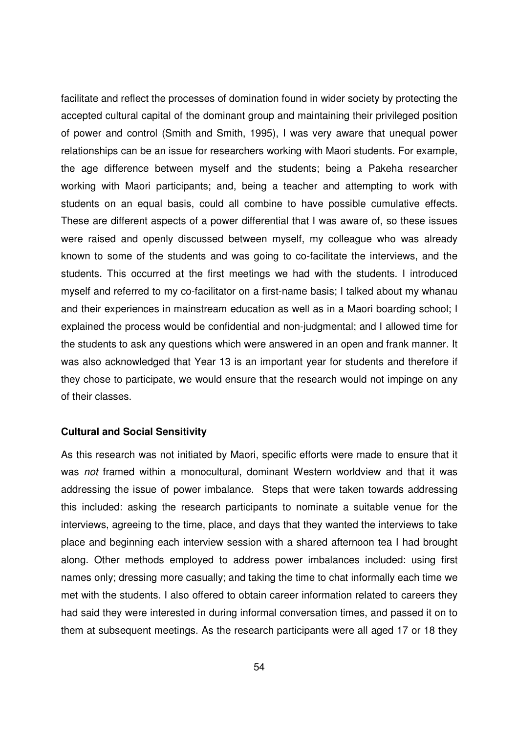facilitate and reflect the processes of domination found in wider society by protecting the accepted cultural capital of the dominant group and maintaining their privileged position of power and control (Smith and Smith, 1995), I was very aware that unequal power relationships can be an issue for researchers working with Maori students. For example, the age difference between myself and the students; being a Pakeha researcher working with Maori participants; and, being a teacher and attempting to work with students on an equal basis, could all combine to have possible cumulative effects. These are different aspects of a power differential that I was aware of, so these issues were raised and openly discussed between myself, my colleague who was already known to some of the students and was going to co-facilitate the interviews, and the students. This occurred at the first meetings we had with the students. I introduced myself and referred to my co-facilitator on a first-name basis; I talked about my whanau and their experiences in mainstream education as well as in a Maori boarding school; I explained the process would be confidential and non-judgmental; and I allowed time for the students to ask any questions which were answered in an open and frank manner. It was also acknowledged that Year 13 is an important year for students and therefore if they chose to participate, we would ensure that the research would not impinge on any of their classes.

**Cultural and Social Sensitivity**

As this research was not initiated by Maori, specific efforts were made to ensure that it was *not* framed within a monocultural, dominant Western worldview and that it was addressing the issue of power imbalance. Steps that were taken towards addressing this included: asking the research participants to nominate a suitable venue for the interviews, agreeing to the time, place, and days that they wanted the interviews to take place and beginning each interview session with a shared afternoon tea I had brought along. Other methods employed to address power imbalances included: using first names only; dressing more casually; and taking the time to chat informally each time we met with the students. I also offered to obtain career information related to careers they had said they were interested in during informal conversation times, and passed it on to them at subsequent meetings. As the research participants were all aged 17 or 18 they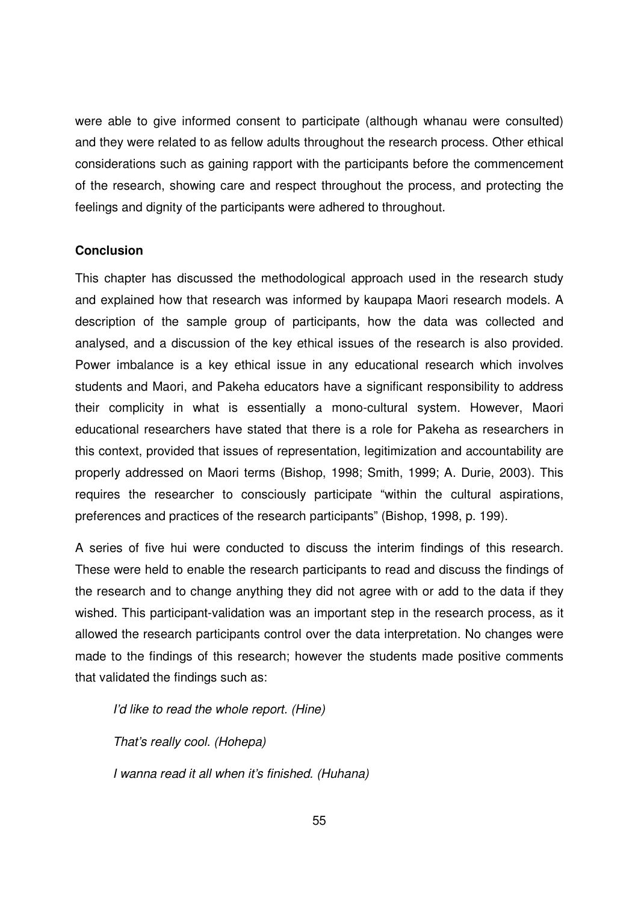were able to give informed consent to participate (although whanau were consulted) and they were related to as fellow adults throughout the research process. Other ethical considerations such as gaining rapport with the participants before the commencement of the research, showing care and respect throughout the process, and protecting the feelings and dignity of the participants were adhered to throughout.

**Conclusion**

This chapter has discussed the methodological approach used in the research study and explained how that research was informed by kaupapa Maori research models. A description of the sample group of participants, how the data was collected and analysed, and a discussion of the key ethical issues of the research is also provided. Power imbalance is a key ethical issue in any educational research which involves students and Maori, and Pakeha educators have a significant responsibility to address their complicity in what is essentially a mono-cultural system. However, Maori educational researchers have stated that there is a role for Pakeha as researchers in this context, provided that issues of representation, legitimization and accountability are properly addressed on Maori terms (Bishop, 1998; Smith, 1999; A. Durie, 2003). This requires the researcher to consciously participate "within the cultural aspirations, preferences and practices of the research participants" (Bishop, 1998, p. 199).

A series of five hui were conducted to discuss the interim findings of this research. These were held to enable the research participants to read and discuss the findings of the research and to change anything they did not agree with or add to the data if they wished. This participant-validation was an important step in the research process, as it allowed the research participants control over the data interpretation. No changes were made to the findings of this research; however the students made positive comments that validated the findings such as:

> *I'd like to read the whole report. (Hine)*
>
> *That's really cool. (Hohepa)*
>
> *I wanna read it all when it's finished. (Huhana)*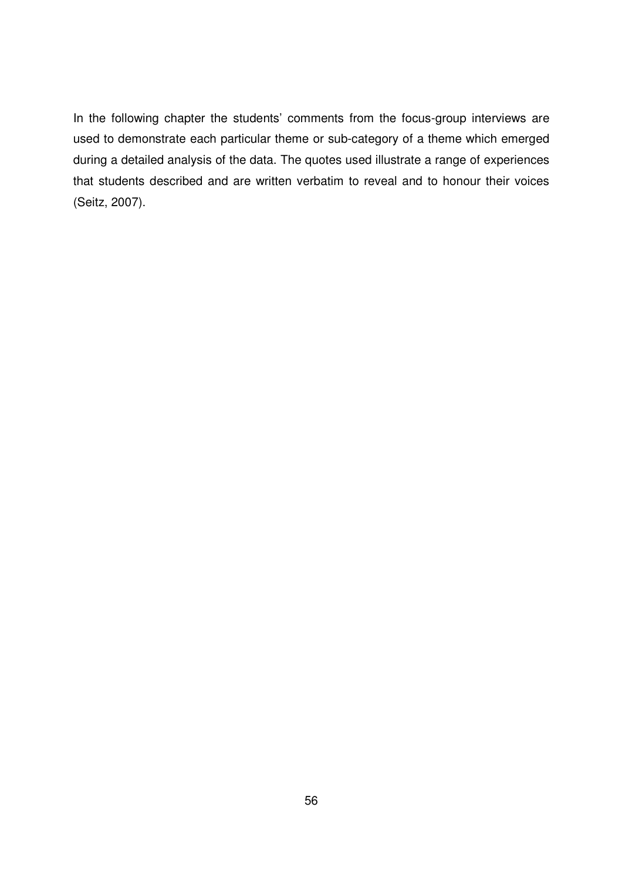In the following chapter the students' comments from the focus-group interviews are used to demonstrate each particular theme or sub-category of a theme which emerged during a detailed analysis of the data. The quotes used illustrate a range of experiences that students described and are written verbatim to reveal and to honour their voices (Seitz, 2007).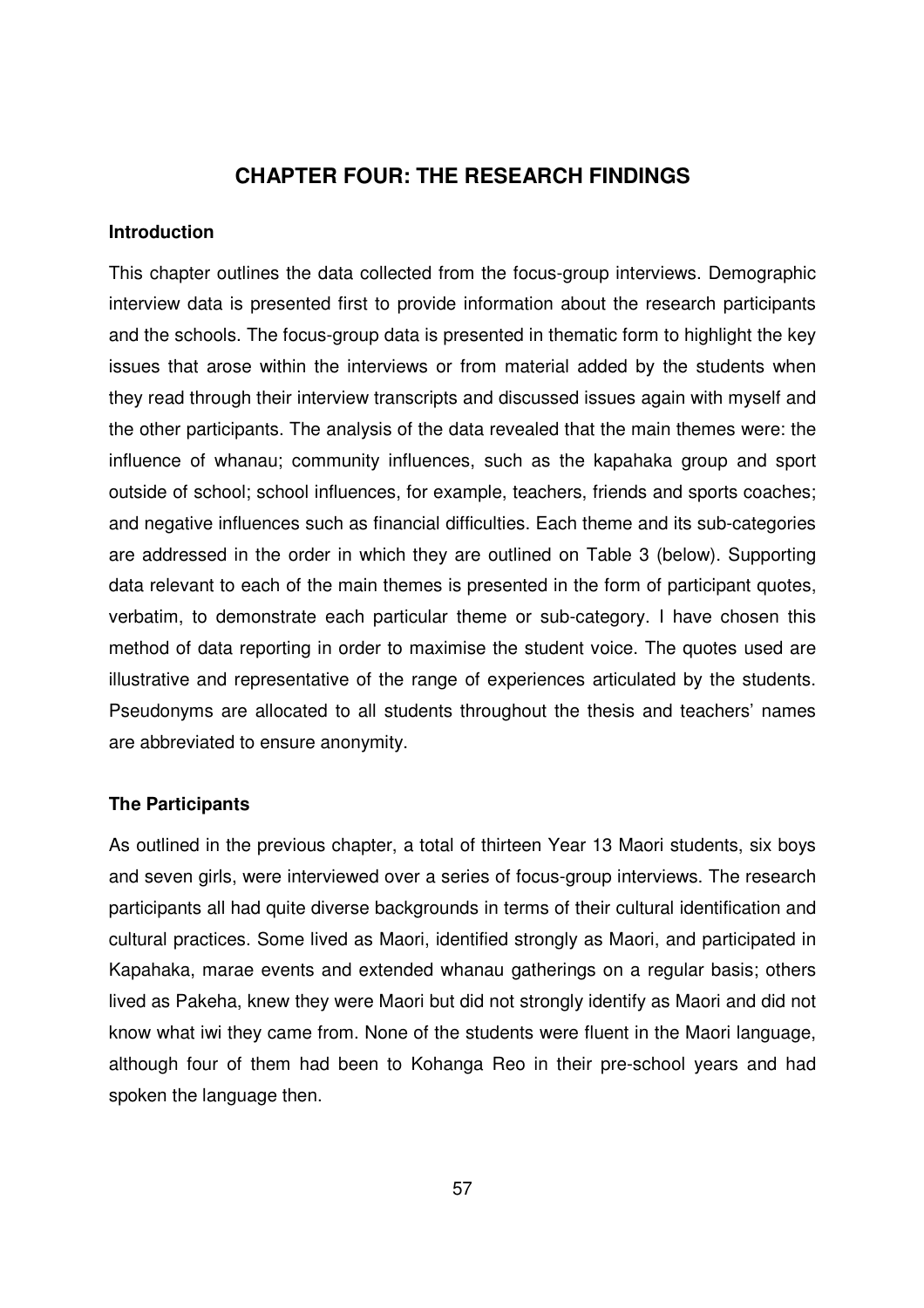# CHAPTER FOUR: THE RESEARCH FINDINGS

## Introduction

This chapter outlines the data collected from the focus-group interviews. Demographic interview data is presented first to provide information about the research participants and the schools. The focus-group data is presented in thematic form to highlight the key issues that arose within the interviews or from material added by the students when they read through their interview transcripts and discussed issues again with myself and the other participants. The analysis of the data revealed that the main themes were: the influence of whanau; community influences, such as the kapahaka group and sport outside of school; school influences, for example, teachers, friends and sports coaches; and negative influences such as financial difficulties. Each theme and its sub-categories are addressed in the order in which they are outlined on Table 3 (below). Supporting data relevant to each of the main themes is presented in the form of participant quotes, verbatim, to demonstrate each particular theme or sub-category. I have chosen this method of data reporting in order to maximise the student voice. The quotes used are illustrative and representative of the range of experiences articulated by the students. Pseudonyms are allocated to all students throughout the thesis and teachers' names are abbreviated to ensure anonymity.

## The Participants

As outlined in the previous chapter, a total of thirteen Year 13 Maori students, six boys and seven girls, were interviewed over a series of focus-group interviews. The research participants all had quite diverse backgrounds in terms of their cultural identification and cultural practices. Some lived as Maori, identified strongly as Maori, and participated in Kapahaka, marae events and extended whanau gatherings on a regular basis; others lived as Pakeha, knew they were Maori but did not strongly identify as Maori and did not know what iwi they came from. None of the students were fluent in the Maori language, although four of them had been to Kohanga Reo in their pre-school years and had spoken the language then.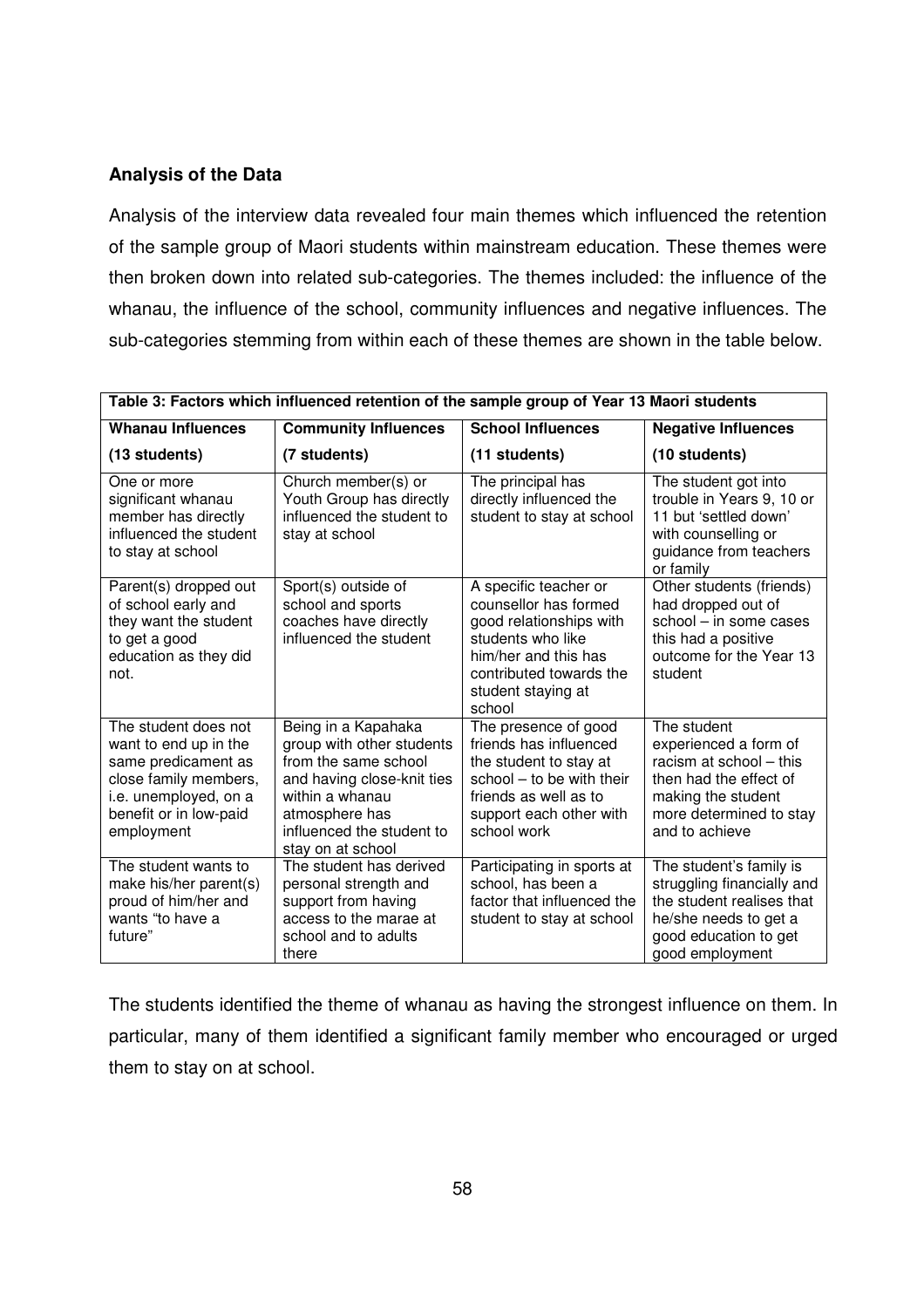**Analysis of the Data**

Analysis of the interview data revealed four main themes which influenced the retention of the sample group of Maori students within mainstream education. These themes were then broken down into related sub-categories. The themes included: the influence of the whanau, the influence of the school, community influences and negative influences. The sub-categories stemming from within each of these themes are shown in the table below.

**Table 3: Factors which influenced retention of the sample group of Year 13 Maori students**

| **Whanau Influences (13 students)** | **Community Influences (7 students)** | **School Influences (11 students)** | **Negative Influences (10 students)** |
|---|---|---|---|
| One or more significant whanau member has directly influenced the student to stay at school | Church member(s) or Youth Group has directly influenced the student to stay at school | The principal has directly influenced the student to stay at school | The student got into trouble in Years 9, 10 or 11 but 'settled down' with counselling or guidance from teachers or family |
| Parent(s) dropped out of school early and they want the student to get a good education as they did not. | Sport(s) outside of school and sports coaches have directly influenced the student | A specific teacher or counsellor has formed good relationships with students who like him/her and this has contributed towards the student staying at school | Other students (friends) had dropped out of school – in some cases this had a positive outcome for the Year 13 student |
| The student does not want to end up in the same predicament as close family members, i.e. unemployed, on a benefit or in low-paid employment | Being in a Kapahaka group with other students from the same school and having close-knit ties within a whanau atmosphere has influenced the student to stay on at school | The presence of good friends has influenced the student to stay at school – to be with their friends as well as to support each other with school work | The student experienced a form of racism at school – this then had the effect of making the student more determined to stay and to achieve |
| The student wants to make his/her parent(s) proud of him/her and wants "to have a future" | The student has derived personal strength and support from having access to the marae at school and to adults there | Participating in sports at school, has been a factor that influenced the student to stay at school | The student's family is struggling financially and the student realises that he/she needs to get a good education to get good employment |

The students identified the theme of whanau as having the strongest influence on them. In particular, many of them identified a significant family member who encouraged or urged them to stay on at school.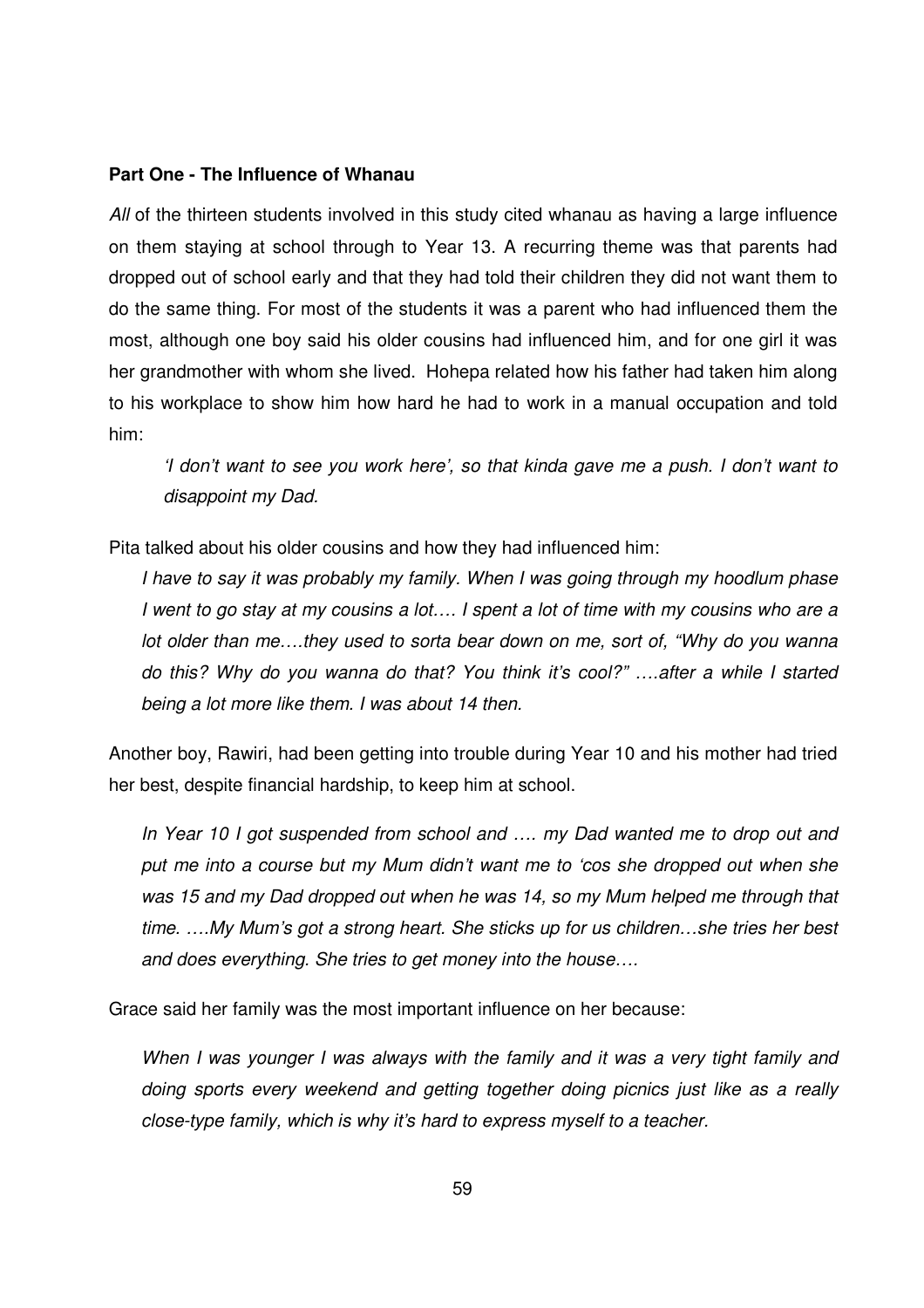**Part One - The Influence of Whanau**

*All* of the thirteen students involved in this study cited whanau as having a large influence on them staying at school through to Year 13. A recurring theme was that parents had dropped out of school early and that they had told their children they did not want them to do the same thing. For most of the students it was a parent who had influenced them the most, although one boy said his older cousins had influenced him, and for one girl it was her grandmother with whom she lived. Hohepa related how his father had taken him along to his workplace to show him how hard he had to work in a manual occupation and told him:

> *'I don't want to see you work here', so that kinda gave me a push. I don't want to disappoint my Dad.*

Pita talked about his older cousins and how they had influenced him:

> *I have to say it was probably my family. When I was going through my hoodlum phase I went to go stay at my cousins a lot…. I spent a lot of time with my cousins who are a lot older than me….they used to sorta bear down on me, sort of, "Why do you wanna do this? Why do you wanna do that? You think it's cool?" ….after a while I started being a lot more like them. I was about 14 then.*

Another boy, Rawiri, had been getting into trouble during Year 10 and his mother had tried her best, despite financial hardship, to keep him at school.

> *In Year 10 I got suspended from school and …. my Dad wanted me to drop out and put me into a course but my Mum didn't want me to 'cos she dropped out when she was 15 and my Dad dropped out when he was 14, so my Mum helped me through that time. ….My Mum's got a strong heart. She sticks up for us children…she tries her best and does everything. She tries to get money into the house….*

Grace said her family was the most important influence on her because:

> *When I was younger I was always with the family and it was a very tight family and doing sports every weekend and getting together doing picnics just like as a really close-type family, which is why it's hard to express myself to a teacher.*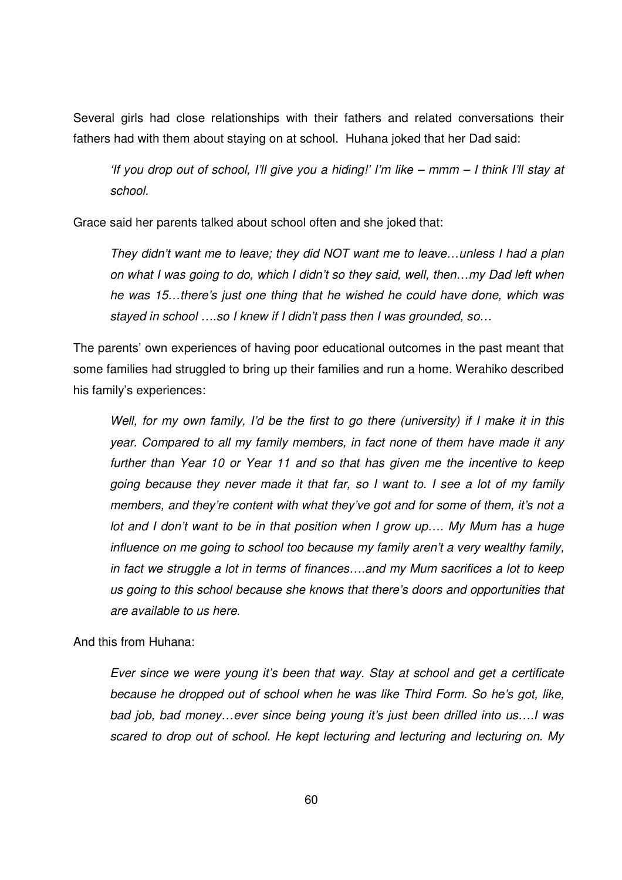Several girls had close relationships with their fathers and related conversations their fathers had with them about staying on at school. Huhana joked that her Dad said:

> *'If you drop out of school, I'll give you a hiding!' I'm like – mmm – I think I'll stay at school.*

Grace said her parents talked about school often and she joked that:

> *They didn't want me to leave; they did NOT want me to leave…unless I had a plan on what I was going to do, which I didn't so they said, well, then…my Dad left when he was 15…there's just one thing that he wished he could have done, which was stayed in school ….so I knew if I didn't pass then I was grounded, so…*

The parents' own experiences of having poor educational outcomes in the past meant that some families had struggled to bring up their families and run a home. Werahiko described his family's experiences:

> *Well, for my own family, I'd be the first to go there (university) if I make it in this year. Compared to all my family members, in fact none of them have made it any further than Year 10 or Year 11 and so that has given me the incentive to keep going because they never made it that far, so I want to. I see a lot of my family members, and they're content with what they've got and for some of them, it's not a lot and I don't want to be in that position when I grow up…. My Mum has a huge influence on me going to school too because my family aren't a very wealthy family, in fact we struggle a lot in terms of finances….and my Mum sacrifices a lot to keep us going to this school because she knows that there's doors and opportunities that are available to us here.*

And this from Huhana:

> *Ever since we were young it's been that way. Stay at school and get a certificate because he dropped out of school when he was like Third Form. So he's got, like, bad job, bad money…ever since being young it's just been drilled into us….I was scared to drop out of school. He kept lecturing and lecturing and lecturing on. My*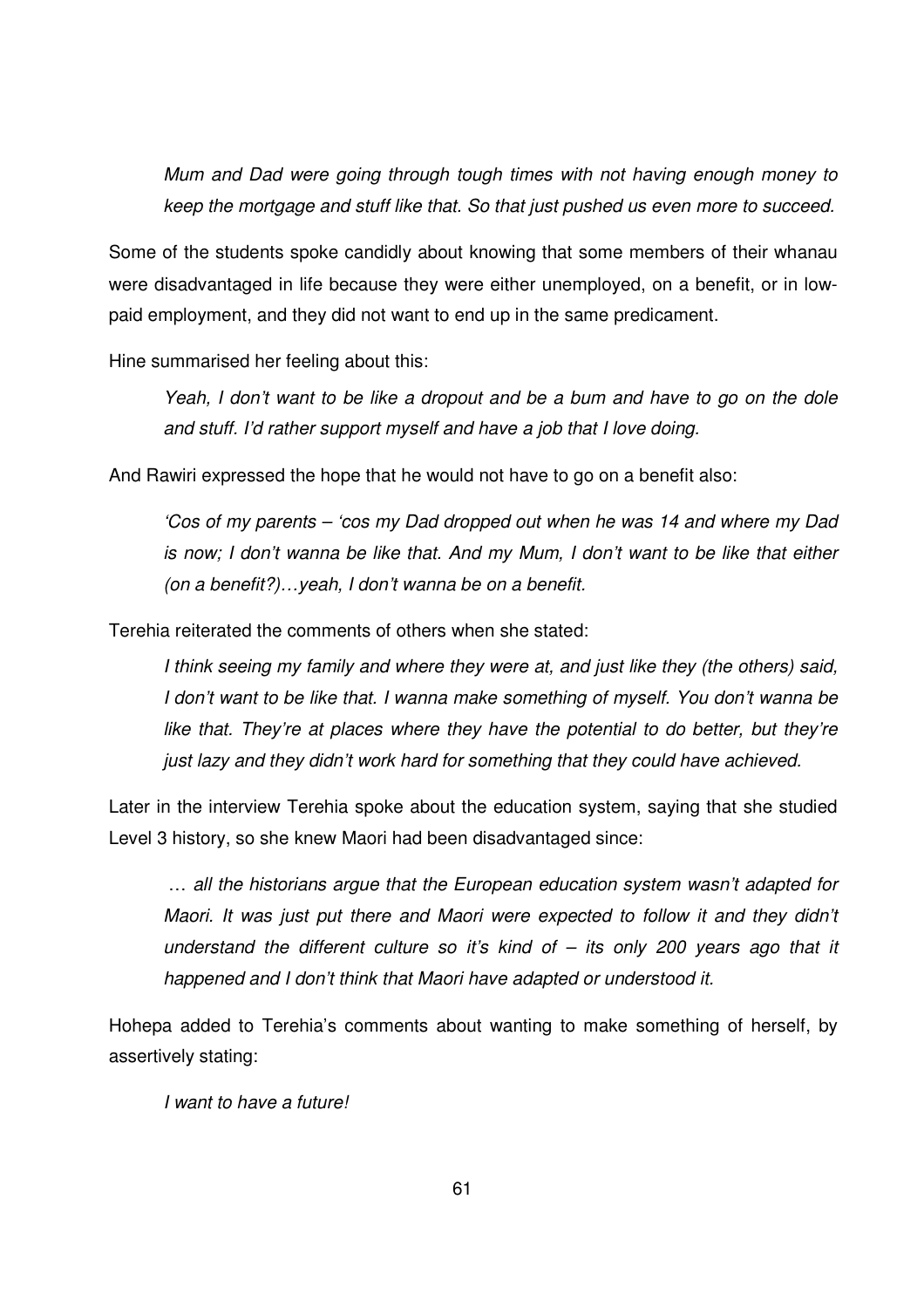> *Mum and Dad were going through tough times with not having enough money to keep the mortgage and stuff like that. So that just pushed us even more to succeed.*

Some of the students spoke candidly about knowing that some members of their whanau were disadvantaged in life because they were either unemployed, on a benefit, or in low-paid employment, and they did not want to end up in the same predicament.

Hine summarised her feeling about this:

> *Yeah, I don't want to be like a dropout and be a bum and have to go on the dole and stuff. I'd rather support myself and have a job that I love doing.*

And Rawiri expressed the hope that he would not have to go on a benefit also:

> *'Cos of my parents – 'cos my Dad dropped out when he was 14 and where my Dad is now; I don't wanna be like that. And my Mum, I don't want to be like that either (on a benefit?)…yeah, I don't wanna be on a benefit.*

Terehia reiterated the comments of others when she stated:

> *I think seeing my family and where they were at, and just like they (the others) said, I don't want to be like that. I wanna make something of myself. You don't wanna be like that. They're at places where they have the potential to do better, but they're just lazy and they didn't work hard for something that they could have achieved.*

Later in the interview Terehia spoke about the education system, saying that she studied Level 3 history, so she knew Maori had been disadvantaged since:

> … *all the historians argue that the European education system wasn't adapted for Maori. It was just put there and Maori were expected to follow it and they didn't understand the different culture so it's kind of – its only 200 years ago that it happened and I don't think that Maori have adapted or understood it.*

Hohepa added to Terehia's comments about wanting to make something of herself, by assertively stating:

> *I want to have a future!*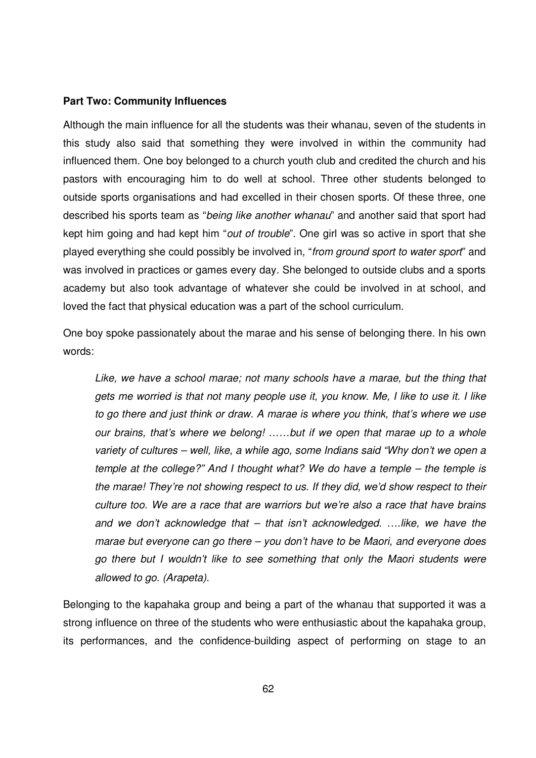**Part Two: Community Influences**

Although the main influence for all the students was their whanau, seven of the students in this study also said that something they were involved in within the community had influenced them. One boy belonged to a church youth club and credited the church and his pastors with encouraging him to do well at school. Three other students belonged to outside sports organisations and had excelled in their chosen sports. Of these three, one described his sports team as "*being like another whanau*" and another said that sport had kept him going and had kept him "*out of trouble*". One girl was so active in sport that she played everything she could possibly be involved in, "*from ground sport to water sport*" and was involved in practices or games every day. She belonged to outside clubs and a sports academy but also took advantage of whatever she could be involved in at school, and loved the fact that physical education was a part of the school curriculum.

One boy spoke passionately about the marae and his sense of belonging there. In his own words:

> *Like, we have a school marae; not many schools have a marae, but the thing that gets me worried is that not many people use it, you know. Me, I like to use it. I like to go there and just think or draw. A marae is where you think, that's where we use our brains, that's where we belong! ……but if we open that marae up to a whole variety of cultures – well, like, a while ago, some Indians said "Why don't we open a temple at the college?" And I thought what? We do have a temple – the temple is the marae! They're not showing respect to us. If they did, we'd show respect to their culture too. We are a race that are warriors but we're also a race that have brains and we don't acknowledge that – that isn't acknowledged. ….like, we have the marae but everyone can go there – you don't have to be Maori, and everyone does go there but I wouldn't like to see something that only the Maori students were allowed to go. (Arapeta).*

Belonging to the kapahaka group and being a part of the whanau that supported it was a strong influence on three of the students who were enthusiastic about the kapahaka group, its performances, and the confidence-building aspect of performing on stage to an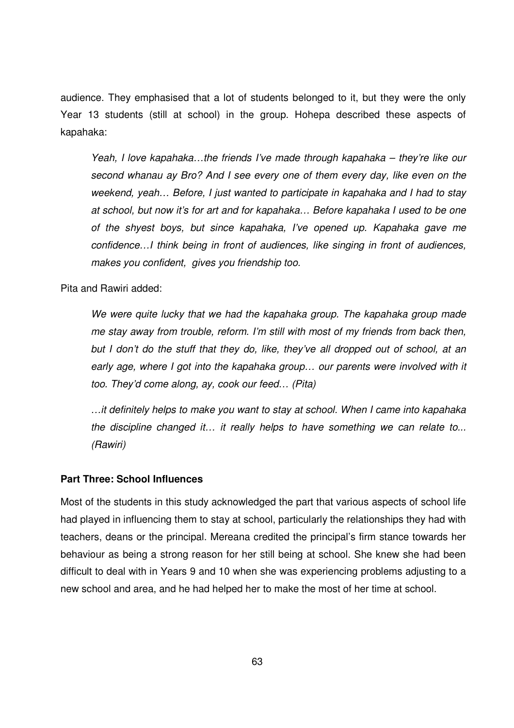audience. They emphasised that a lot of students belonged to it, but they were the only Year 13 students (still at school) in the group. Hohepa described these aspects of kapahaka:

> *Yeah, I love kapahaka…the friends I've made through kapahaka – they're like our second whanau ay Bro? And I see every one of them every day, like even on the weekend, yeah… Before, I just wanted to participate in kapahaka and I had to stay at school, but now it's for art and for kapahaka… Before kapahaka I used to be one of the shyest boys, but since kapahaka, I've opened up. Kapahaka gave me confidence…I think being in front of audiences, like singing in front of audiences, makes you confident, gives you friendship too.*

Pita and Rawiri added:

> *We were quite lucky that we had the kapahaka group. The kapahaka group made me stay away from trouble, reform. I'm still with most of my friends from back then, but I don't do the stuff that they do, like, they've all dropped out of school, at an early age, where I got into the kapahaka group… our parents were involved with it too. They'd come along, ay, cook our feed… (Pita)*

> *…it definitely helps to make you want to stay at school. When I came into kapahaka the discipline changed it… it really helps to have something we can relate to... (Rawiri)*

**Part Three: School Influences**

Most of the students in this study acknowledged the part that various aspects of school life had played in influencing them to stay at school, particularly the relationships they had with teachers, deans or the principal. Mereana credited the principal's firm stance towards her behaviour as being a strong reason for her still being at school. She knew she had been difficult to deal with in Years 9 and 10 when she was experiencing problems adjusting to a new school and area, and he had helped her to make the most of her time at school.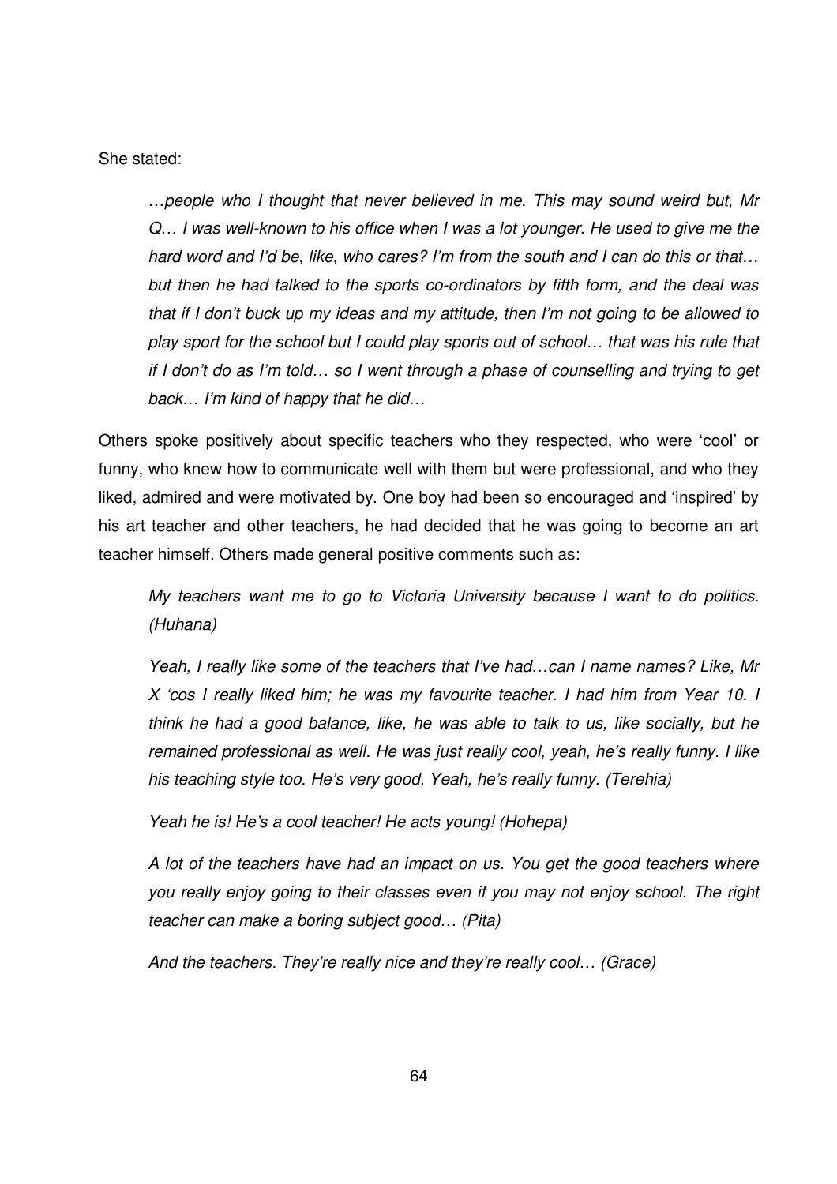She stated:

> *…people who I thought that never believed in me. This may sound weird but, Mr Q… I was well-known to his office when I was a lot younger. He used to give me the hard word and I'd be, like, who cares? I'm from the south and I can do this or that… but then he had talked to the sports co-ordinators by fifth form, and the deal was that if I don't buck up my ideas and my attitude, then I'm not going to be allowed to play sport for the school but I could play sports out of school… that was his rule that if I don't do as I'm told… so I went through a phase of counselling and trying to get back… I'm kind of happy that he did…*

Others spoke positively about specific teachers who they respected, who were 'cool' or funny, who knew how to communicate well with them but were professional, and who they liked, admired and were motivated by. One boy had been so encouraged and 'inspired' by his art teacher and other teachers, he had decided that he was going to become an art teacher himself. Others made general positive comments such as:

> *My teachers want me to go to Victoria University because I want to do politics. (Huhana)*
>
> *Yeah, I really like some of the teachers that I've had…can I name names? Like, Mr X 'cos I really liked him; he was my favourite teacher. I had him from Year 10. I think he had a good balance, like, he was able to talk to us, like socially, but he remained professional as well. He was just really cool, yeah, he's really funny. I like his teaching style too. He's very good. Yeah, he's really funny. (Terehia)*
>
> *Yeah he is! He's a cool teacher! He acts young! (Hohepa)*
>
> *A lot of the teachers have had an impact on us. You get the good teachers where you really enjoy going to their classes even if you may not enjoy school. The right teacher can make a boring subject good… (Pita)*
>
> *And the teachers. They're really nice and they're really cool… (Grace)*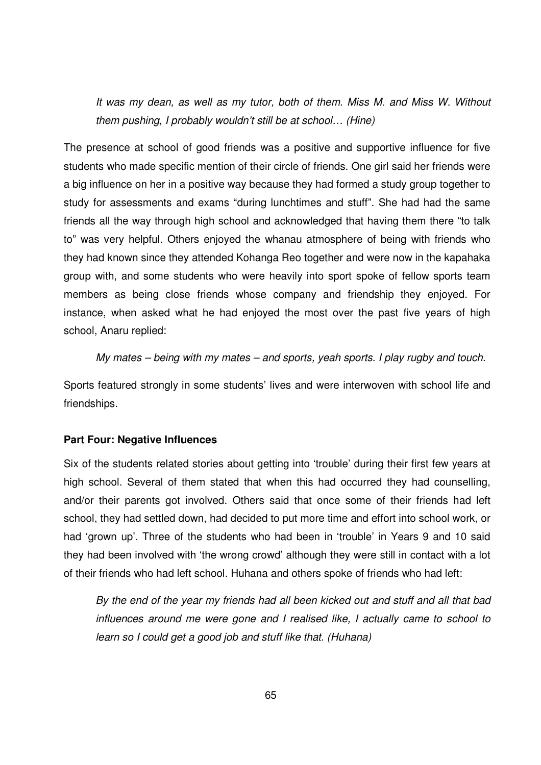*It was my dean, as well as my tutor, both of them. Miss M. and Miss W. Without them pushing, I probably wouldn't still be at school… (Hine)*

The presence at school of good friends was a positive and supportive influence for five students who made specific mention of their circle of friends. One girl said her friends were a big influence on her in a positive way because they had formed a study group together to study for assessments and exams "during lunchtimes and stuff". She had had the same friends all the way through high school and acknowledged that having them there "to talk to" was very helpful. Others enjoyed the whanau atmosphere of being with friends who they had known since they attended Kohanga Reo together and were now in the kapahaka group with, and some students who were heavily into sport spoke of fellow sports team members as being close friends whose company and friendship they enjoyed. For instance, when asked what he had enjoyed the most over the past five years of high school, Anaru replied:

*My mates – being with my mates – and sports, yeah sports. I play rugby and touch.*

Sports featured strongly in some students' lives and were interwoven with school life and friendships.

**Part Four: Negative Influences**

Six of the students related stories about getting into 'trouble' during their first few years at high school. Several of them stated that when this had occurred they had counselling, and/or their parents got involved. Others said that once some of their friends had left school, they had settled down, had decided to put more time and effort into school work, or had 'grown up'. Three of the students who had been in 'trouble' in Years 9 and 10 said they had been involved with 'the wrong crowd' although they were still in contact with a lot of their friends who had left school. Huhana and others spoke of friends who had left:

*By the end of the year my friends had all been kicked out and stuff and all that bad influences around me were gone and I realised like, I actually came to school to learn so I could get a good job and stuff like that. (Huhana)*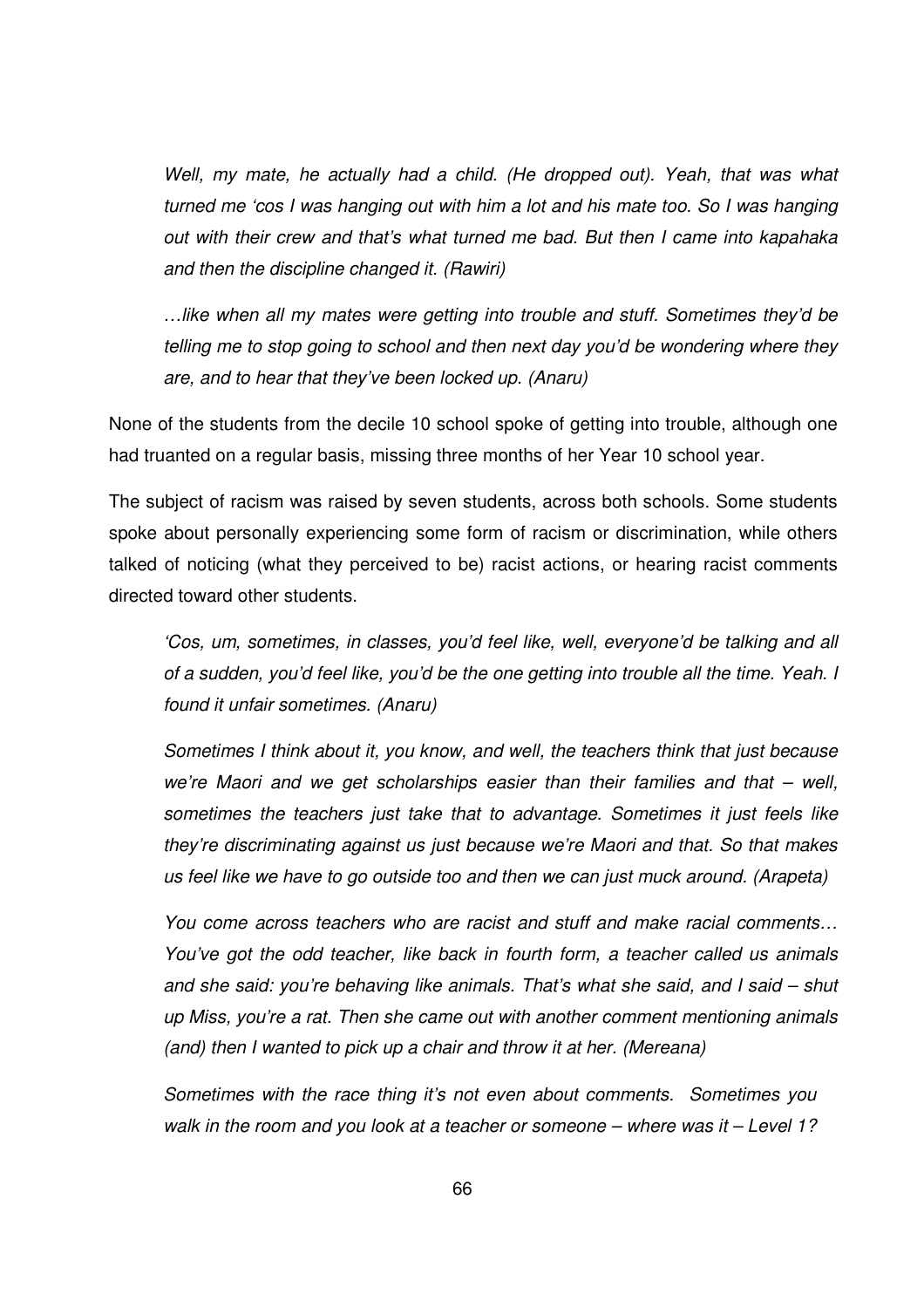> *Well, my mate, he actually had a child. (He dropped out). Yeah, that was what turned me 'cos I was hanging out with him a lot and his mate too. So I was hanging out with their crew and that's what turned me bad. But then I came into kapahaka and then the discipline changed it. (Rawiri)*

> *…like when all my mates were getting into trouble and stuff. Sometimes they'd be telling me to stop going to school and then next day you'd be wondering where they are, and to hear that they've been locked up. (Anaru)*

None of the students from the decile 10 school spoke of getting into trouble, although one had truanted on a regular basis, missing three months of her Year 10 school year.

The subject of racism was raised by seven students, across both schools. Some students spoke about personally experiencing some form of racism or discrimination, while others talked of noticing (what they perceived to be) racist actions, or hearing racist comments directed toward other students.

> *'Cos, um, sometimes, in classes, you'd feel like, well, everyone'd be talking and all of a sudden, you'd feel like, you'd be the one getting into trouble all the time. Yeah. I found it unfair sometimes. (Anaru)*

> *Sometimes I think about it, you know, and well, the teachers think that just because we're Maori and we get scholarships easier than their families and that – well, sometimes the teachers just take that to advantage. Sometimes it just feels like they're discriminating against us just because we're Maori and that. So that makes us feel like we have to go outside too and then we can just muck around. (Arapeta)*

> *You come across teachers who are racist and stuff and make racial comments… You've got the odd teacher, like back in fourth form, a teacher called us animals and she said: you're behaving like animals. That's what she said, and I said – shut up Miss, you're a rat. Then she came out with another comment mentioning animals (and) then I wanted to pick up a chair and throw it at her. (Mereana)*

> *Sometimes with the race thing it's not even about comments. Sometimes you walk in the room and you look at a teacher or someone – where was it – Level 1?*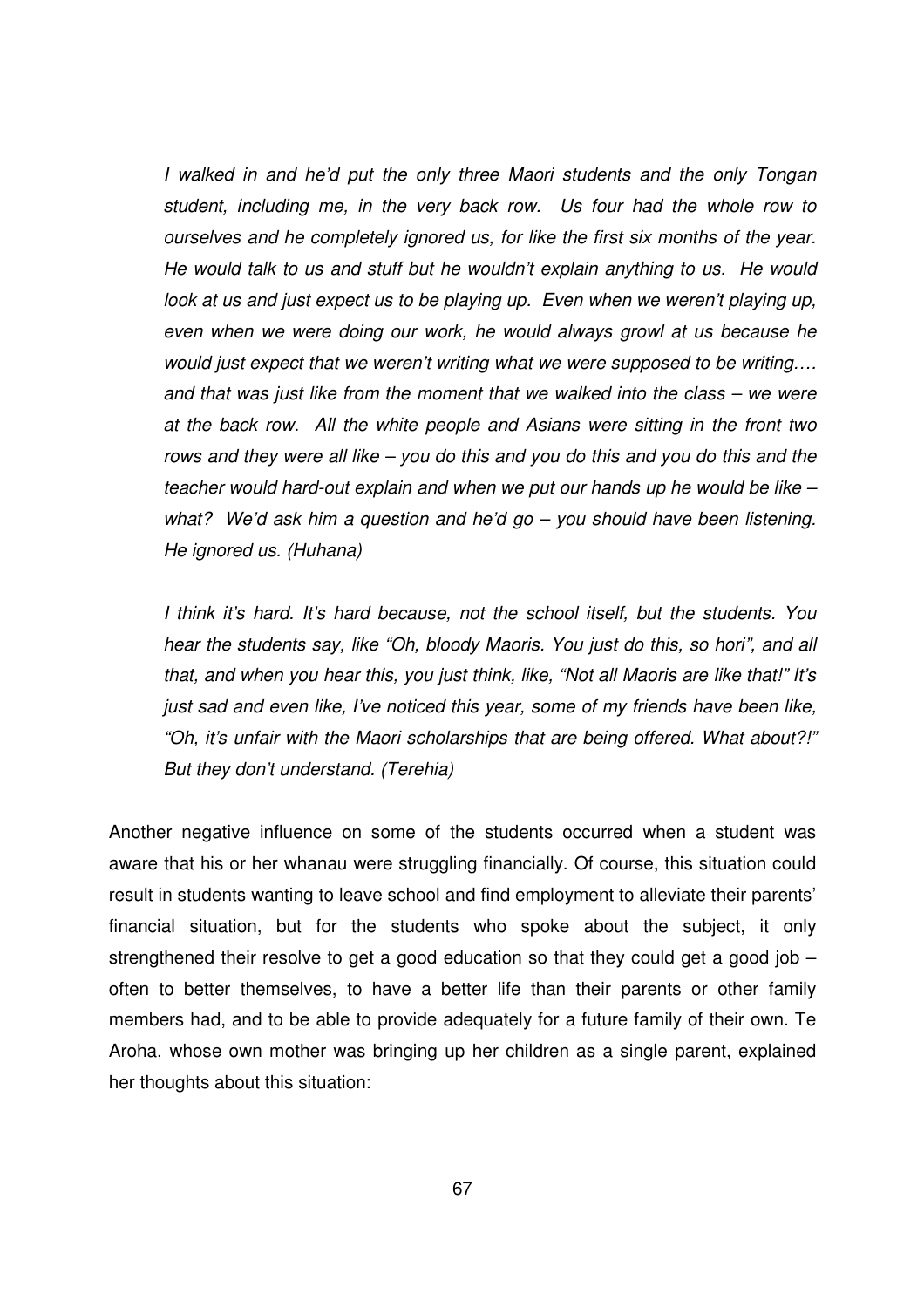*I walked in and he'd put the only three Maori students and the only Tongan student, including me, in the very back row. Us four had the whole row to ourselves and he completely ignored us, for like the first six months of the year. He would talk to us and stuff but he wouldn't explain anything to us. He would look at us and just expect us to be playing up. Even when we weren't playing up, even when we were doing our work, he would always growl at us because he would just expect that we weren't writing what we were supposed to be writing…. and that was just like from the moment that we walked into the class – we were at the back row. All the white people and Asians were sitting in the front two rows and they were all like – you do this and you do this and you do this and the teacher would hard-out explain and when we put our hands up he would be like – what? We'd ask him a question and he'd go – you should have been listening. He ignored us. (Huhana)*

*I think it's hard. It's hard because, not the school itself, but the students. You hear the students say, like "Oh, bloody Maoris. You just do this, so hori", and all that, and when you hear this, you just think, like, "Not all Maoris are like that!" It's just sad and even like, I've noticed this year, some of my friends have been like, "Oh, it's unfair with the Maori scholarships that are being offered. What about?!" But they don't understand. (Terehia)*

Another negative influence on some of the students occurred when a student was aware that his or her whanau were struggling financially. Of course, this situation could result in students wanting to leave school and find employment to alleviate their parents' financial situation, but for the students who spoke about the subject, it only strengthened their resolve to get a good education so that they could get a good job – often to better themselves, to have a better life than their parents or other family members had, and to be able to provide adequately for a future family of their own. Te Aroha, whose own mother was bringing up her children as a single parent, explained her thoughts about this situation: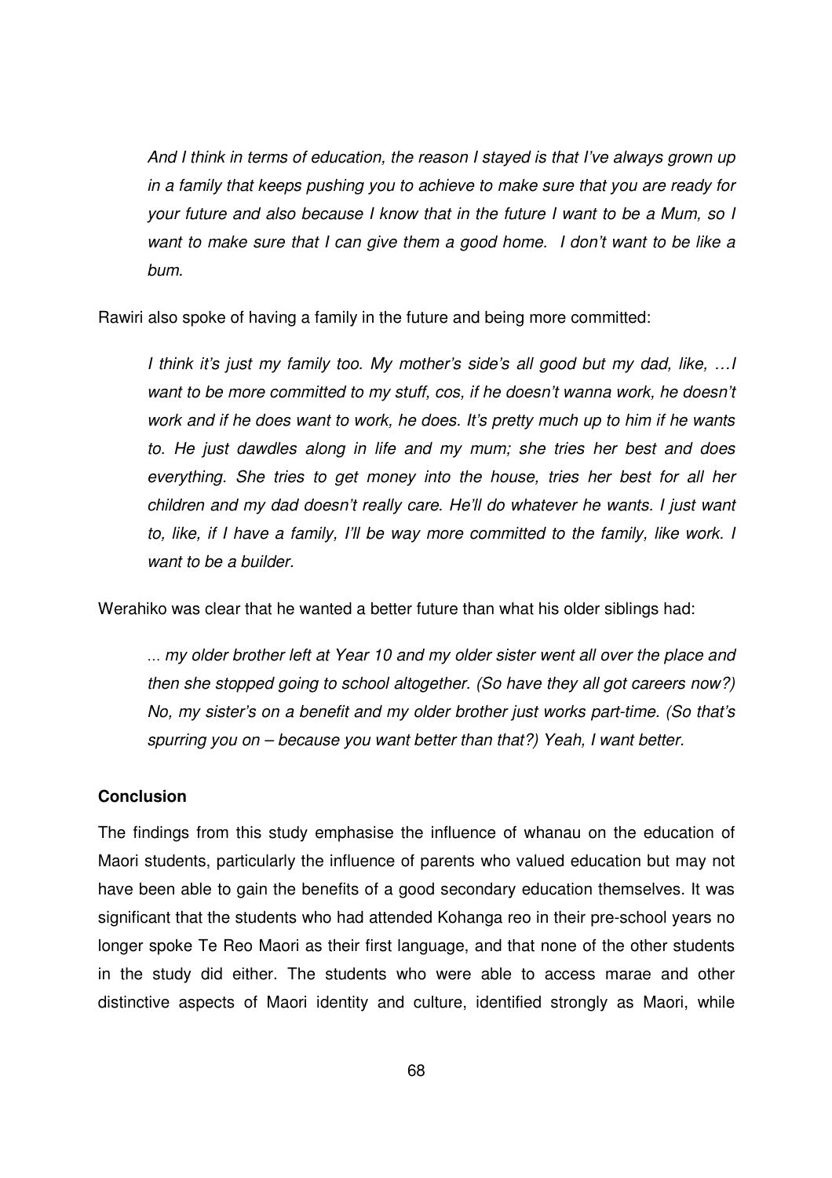*And I think in terms of education, the reason I stayed is that I've always grown up in a family that keeps pushing you to achieve to make sure that you are ready for your future and also because I know that in the future I want to be a Mum, so I want to make sure that I can give them a good home. I don't want to be like a bum.*

Rawiri also spoke of having a family in the future and being more committed:

*I think it's just my family too. My mother's side's all good but my dad, like, …I want to be more committed to my stuff, cos, if he doesn't wanna work, he doesn't work and if he does want to work, he does. It's pretty much up to him if he wants to. He just dawdles along in life and my mum; she tries her best and does everything. She tries to get money into the house, tries her best for all her children and my dad doesn't really care. He'll do whatever he wants. I just want to, like, if I have a family, I'll be way more committed to the family, like work. I want to be a builder.*

Werahiko was clear that he wanted a better future than what his older siblings had:

*... my older brother left at Year 10 and my older sister went all over the place and then she stopped going to school altogether. (So have they all got careers now?) No, my sister's on a benefit and my older brother just works part-time. (So that's spurring you on – because you want better than that?) Yeah, I want better.*

**Conclusion**

The findings from this study emphasise the influence of whanau on the education of Maori students, particularly the influence of parents who valued education but may not have been able to gain the benefits of a good secondary education themselves. It was significant that the students who had attended Kohanga reo in their pre-school years no longer spoke Te Reo Maori as their first language, and that none of the other students in the study did either. The students who were able to access marae and other distinctive aspects of Maori identity and culture, identified strongly as Maori, while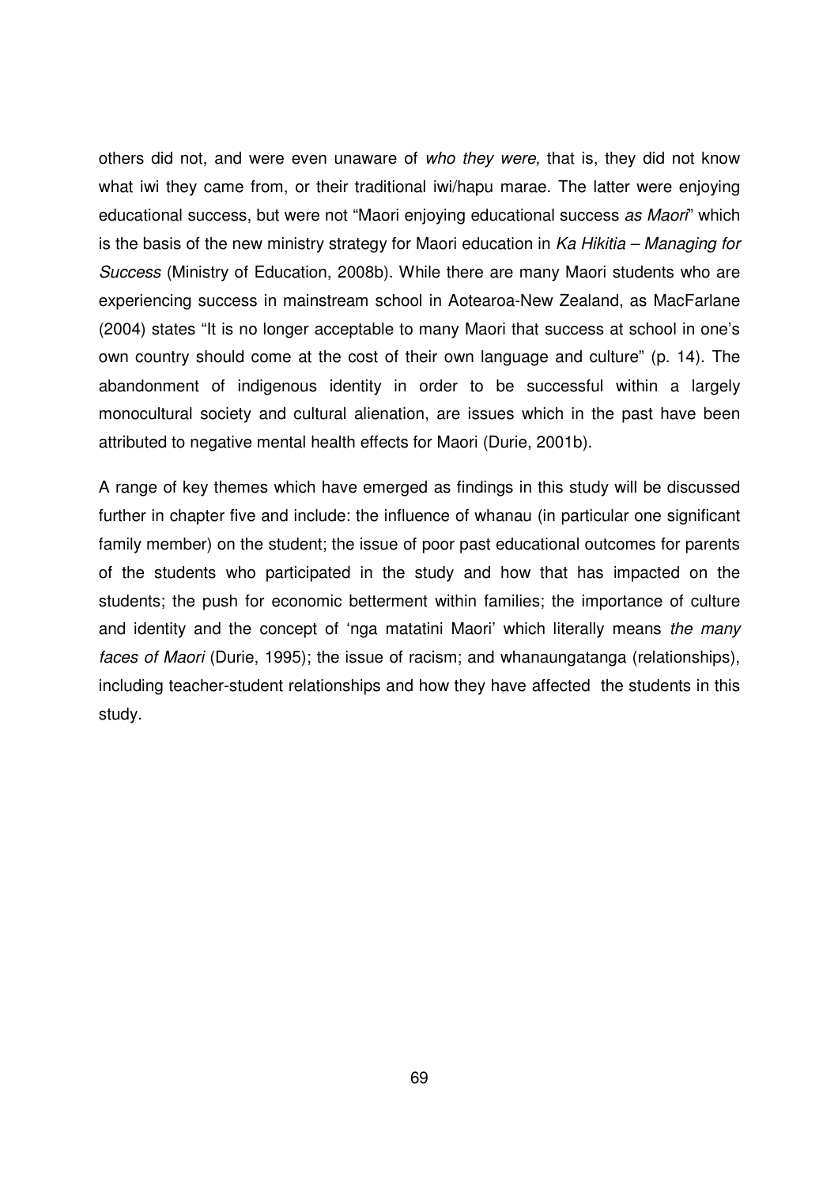others did not, and were even unaware of *who they were,* that is, they did not know what iwi they came from, or their traditional iwi/hapu marae. The latter were enjoying educational success, but were not "Maori enjoying educational success *as Maori*" which is the basis of the new ministry strategy for Maori education in *Ka Hikitia – Managing for Success* (Ministry of Education, 2008b). While there are many Maori students who are experiencing success in mainstream school in Aotearoa-New Zealand, as MacFarlane (2004) states "It is no longer acceptable to many Maori that success at school in one's own country should come at the cost of their own language and culture" (p. 14). The abandonment of indigenous identity in order to be successful within a largely monocultural society and cultural alienation, are issues which in the past have been attributed to negative mental health effects for Maori (Durie, 2001b).

A range of key themes which have emerged as findings in this study will be discussed further in chapter five and include: the influence of whanau (in particular one significant family member) on the student; the issue of poor past educational outcomes for parents of the students who participated in the study and how that has impacted on the students; the push for economic betterment within families; the importance of culture and identity and the concept of 'nga matatini Maori' which literally means *the many faces of Maori* (Durie, 1995); the issue of racism; and whanaungatanga (relationships), including teacher-student relationships and how they have affected the students in this study.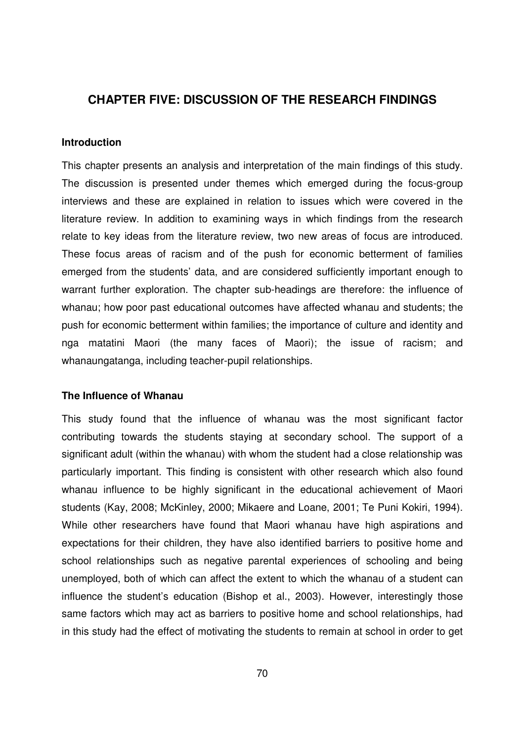## CHAPTER FIVE: DISCUSSION OF THE RESEARCH FINDINGS

### Introduction

This chapter presents an analysis and interpretation of the main findings of this study. The discussion is presented under themes which emerged during the focus-group interviews and these are explained in relation to issues which were covered in the literature review. In addition to examining ways in which findings from the research relate to key ideas from the literature review, two new areas of focus are introduced. These focus areas of racism and of the push for economic betterment of families emerged from the students' data, and are considered sufficiently important enough to warrant further exploration. The chapter sub-headings are therefore: the influence of whanau; how poor past educational outcomes have affected whanau and students; the push for economic betterment within families; the importance of culture and identity and nga matatini Maori (the many faces of Maori); the issue of racism; and whanaungatanga, including teacher-pupil relationships.

### The Influence of Whanau

This study found that the influence of whanau was the most significant factor contributing towards the students staying at secondary school. The support of a significant adult (within the whanau) with whom the student had a close relationship was particularly important. This finding is consistent with other research which also found whanau influence to be highly significant in the educational achievement of Maori students (Kay, 2008; McKinley, 2000; Mikaere and Loane, 2001; Te Puni Kokiri, 1994). While other researchers have found that Maori whanau have high aspirations and expectations for their children, they have also identified barriers to positive home and school relationships such as negative parental experiences of schooling and being unemployed, both of which can affect the extent to which the whanau of a student can influence the student's education (Bishop et al., 2003). However, interestingly those same factors which may act as barriers to positive home and school relationships, had in this study had the effect of motivating the students to remain at school in order to get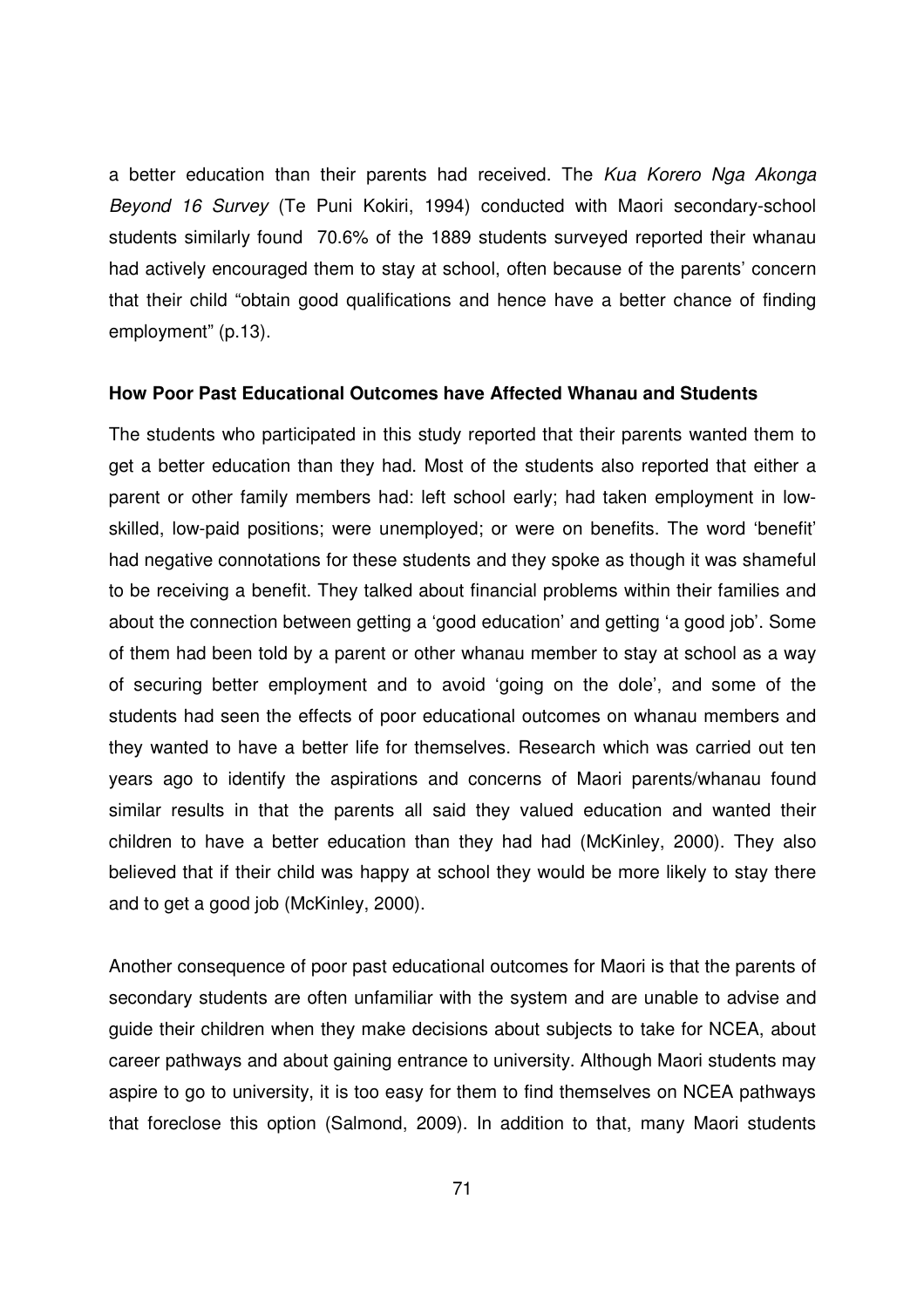a better education than their parents had received. The *Kua Korero Nga Akonga Beyond 16 Survey* (Te Puni Kokiri, 1994) conducted with Maori secondary-school students similarly found 70.6% of the 1889 students surveyed reported their whanau had actively encouraged them to stay at school, often because of the parents' concern that their child "obtain good qualifications and hence have a better chance of finding employment" (p.13).

**How Poor Past Educational Outcomes have Affected Whanau and Students**

The students who participated in this study reported that their parents wanted them to get a better education than they had. Most of the students also reported that either a parent or other family members had: left school early; had taken employment in low-skilled, low-paid positions; were unemployed; or were on benefits. The word 'benefit' had negative connotations for these students and they spoke as though it was shameful to be receiving a benefit. They talked about financial problems within their families and about the connection between getting a 'good education' and getting 'a good job'. Some of them had been told by a parent or other whanau member to stay at school as a way of securing better employment and to avoid 'going on the dole', and some of the students had seen the effects of poor educational outcomes on whanau members and they wanted to have a better life for themselves. Research which was carried out ten years ago to identify the aspirations and concerns of Maori parents/whanau found similar results in that the parents all said they valued education and wanted their children to have a better education than they had had (McKinley, 2000). They also believed that if their child was happy at school they would be more likely to stay there and to get a good job (McKinley, 2000).

Another consequence of poor past educational outcomes for Maori is that the parents of secondary students are often unfamiliar with the system and are unable to advise and guide their children when they make decisions about subjects to take for NCEA, about career pathways and about gaining entrance to university. Although Maori students may aspire to go to university, it is too easy for them to find themselves on NCEA pathways that foreclose this option (Salmond, 2009). In addition to that, many Maori students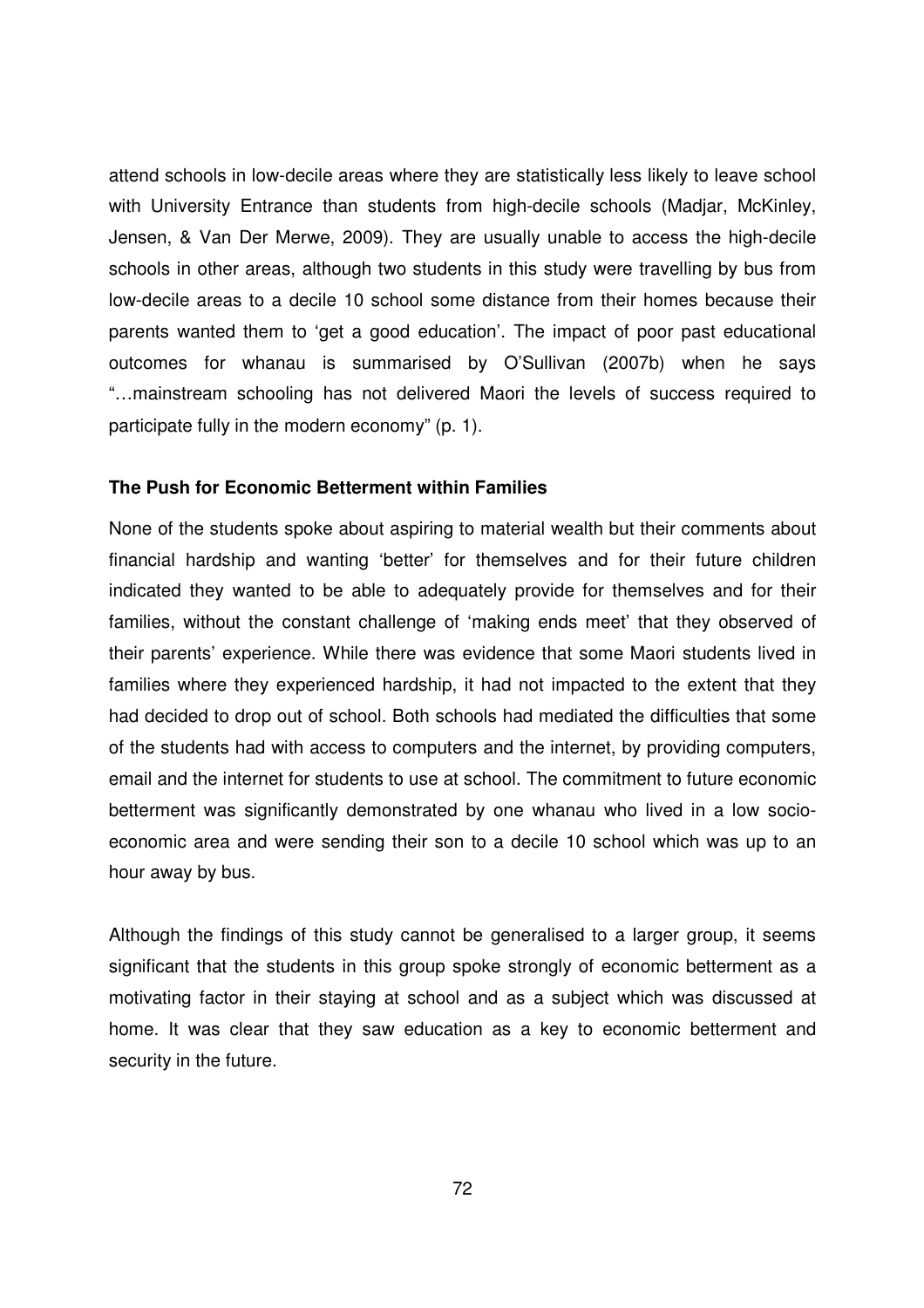attend schools in low-decile areas where they are statistically less likely to leave school with University Entrance than students from high-decile schools (Madjar, McKinley, Jensen, & Van Der Merwe, 2009). They are usually unable to access the high-decile schools in other areas, although two students in this study were travelling by bus from low-decile areas to a decile 10 school some distance from their homes because their parents wanted them to 'get a good education'. The impact of poor past educational outcomes for whanau is summarised by O'Sullivan (2007b) when he says "…mainstream schooling has not delivered Maori the levels of success required to participate fully in the modern economy" (p. 1).

**The Push for Economic Betterment within Families**

None of the students spoke about aspiring to material wealth but their comments about financial hardship and wanting 'better' for themselves and for their future children indicated they wanted to be able to adequately provide for themselves and for their families, without the constant challenge of 'making ends meet' that they observed of their parents' experience. While there was evidence that some Maori students lived in families where they experienced hardship, it had not impacted to the extent that they had decided to drop out of school. Both schools had mediated the difficulties that some of the students had with access to computers and the internet, by providing computers, email and the internet for students to use at school. The commitment to future economic betterment was significantly demonstrated by one whanau who lived in a low socio-economic area and were sending their son to a decile 10 school which was up to an hour away by bus.

Although the findings of this study cannot be generalised to a larger group, it seems significant that the students in this group spoke strongly of economic betterment as a motivating factor in their staying at school and as a subject which was discussed at home. It was clear that they saw education as a key to economic betterment and security in the future.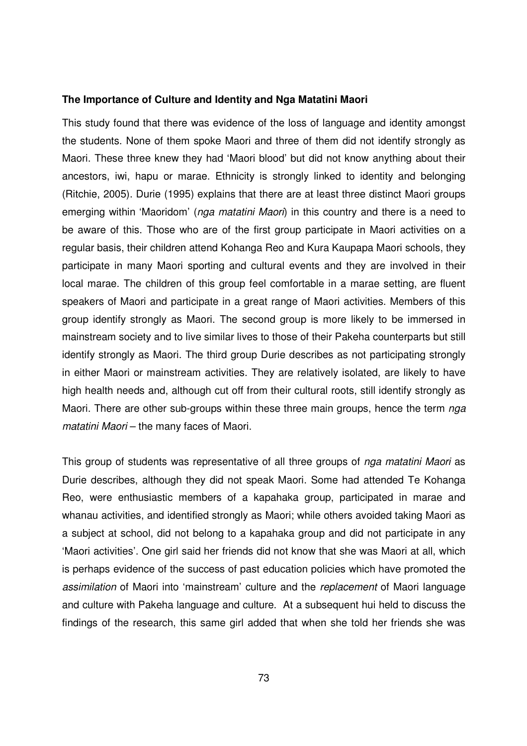**The Importance of Culture and Identity and Nga Matatini Maori**

This study found that there was evidence of the loss of language and identity amongst the students. None of them spoke Maori and three of them did not identify strongly as Maori. These three knew they had 'Maori blood' but did not know anything about their ancestors, iwi, hapu or marae. Ethnicity is strongly linked to identity and belonging (Ritchie, 2005). Durie (1995) explains that there are at least three distinct Maori groups emerging within 'Maoridom' (*nga matatini Maori*) in this country and there is a need to be aware of this. Those who are of the first group participate in Maori activities on a regular basis, their children attend Kohanga Reo and Kura Kaupapa Maori schools, they participate in many Maori sporting and cultural events and they are involved in their local marae. The children of this group feel comfortable in a marae setting, are fluent speakers of Maori and participate in a great range of Maori activities. Members of this group identify strongly as Maori. The second group is more likely to be immersed in mainstream society and to live similar lives to those of their Pakeha counterparts but still identify strongly as Maori. The third group Durie describes as not participating strongly in either Maori or mainstream activities. They are relatively isolated, are likely to have high health needs and, although cut off from their cultural roots, still identify strongly as Maori. There are other sub-groups within these three main groups, hence the term *nga matatini Maori* – the many faces of Maori.

This group of students was representative of all three groups of *nga matatini Maori* as Durie describes, although they did not speak Maori. Some had attended Te Kohanga Reo, were enthusiastic members of a kapahaka group, participated in marae and whanau activities, and identified strongly as Maori; while others avoided taking Maori as a subject at school, did not belong to a kapahaka group and did not participate in any 'Maori activities'. One girl said her friends did not know that she was Maori at all, which is perhaps evidence of the success of past education policies which have promoted the *assimilation* of Maori into 'mainstream' culture and the *replacement* of Maori language and culture with Pakeha language and culture. At a subsequent hui held to discuss the findings of the research, this same girl added that when she told her friends she was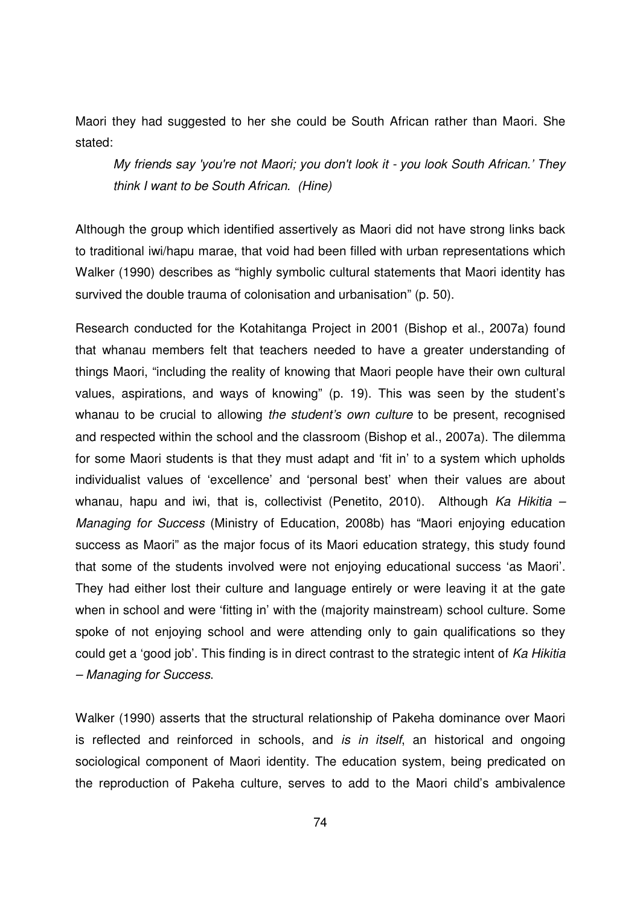Maori they had suggested to her she could be South African rather than Maori. She stated:

> *My friends say 'you're not Maori; you don't look it - you look South African.' They think I want to be South African. (Hine)*

Although the group which identified assertively as Maori did not have strong links back to traditional iwi/hapu marae, that void had been filled with urban representations which Walker (1990) describes as "highly symbolic cultural statements that Maori identity has survived the double trauma of colonisation and urbanisation" (p. 50).

Research conducted for the Kotahitanga Project in 2001 (Bishop et al., 2007a) found that whanau members felt that teachers needed to have a greater understanding of things Maori, "including the reality of knowing that Maori people have their own cultural values, aspirations, and ways of knowing" (p. 19). This was seen by the student's whanau to be crucial to allowing *the student's own culture* to be present, recognised and respected within the school and the classroom (Bishop et al., 2007a). The dilemma for some Maori students is that they must adapt and 'fit in' to a system which upholds individualist values of 'excellence' and 'personal best' when their values are about whanau, hapu and iwi, that is, collectivist (Penetito, 2010). Although *Ka Hikitia – Managing for Success* (Ministry of Education, 2008b) has "Maori enjoying education success as Maori" as the major focus of its Maori education strategy, this study found that some of the students involved were not enjoying educational success 'as Maori'. They had either lost their culture and language entirely or were leaving it at the gate when in school and were 'fitting in' with the (majority mainstream) school culture. Some spoke of not enjoying school and were attending only to gain qualifications so they could get a 'good job'. This finding is in direct contrast to the strategic intent of *Ka Hikitia – Managing for Success*.

Walker (1990) asserts that the structural relationship of Pakeha dominance over Maori is reflected and reinforced in schools, and *is in itself*, an historical and ongoing sociological component of Maori identity. The education system, being predicated on the reproduction of Pakeha culture, serves to add to the Maori child's ambivalence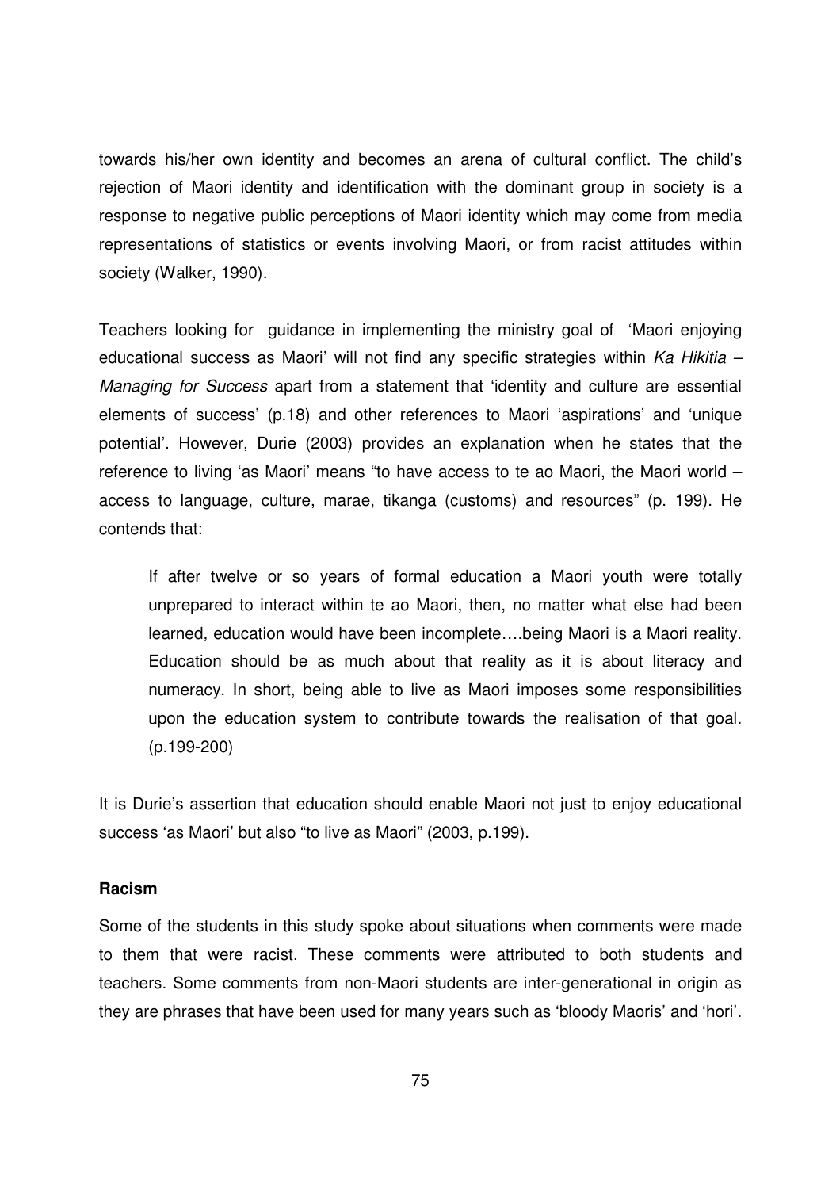towards his/her own identity and becomes an arena of cultural conflict. The child's rejection of Maori identity and identification with the dominant group in society is a response to negative public perceptions of Maori identity which may come from media representations of statistics or events involving Maori, or from racist attitudes within society (Walker, 1990).

Teachers looking for guidance in implementing the ministry goal of 'Maori enjoying educational success as Maori' will not find any specific strategies within *Ka Hikitia – Managing for Success* apart from a statement that 'identity and culture are essential elements of success' (p.18) and other references to Maori 'aspirations' and 'unique potential'. However, Durie (2003) provides an explanation when he states that the reference to living 'as Maori' means "to have access to te ao Maori, the Maori world – access to language, culture, marae, tikanga (customs) and resources" (p. 199). He contends that:

> If after twelve or so years of formal education a Maori youth were totally unprepared to interact within te ao Maori, then, no matter what else had been learned, education would have been incomplete….being Maori is a Maori reality. Education should be as much about that reality as it is about literacy and numeracy. In short, being able to live as Maori imposes some responsibilities upon the education system to contribute towards the realisation of that goal. (p.199-200)

It is Durie's assertion that education should enable Maori not just to enjoy educational success 'as Maori' but also "to live as Maori" (2003, p.199).

### Racism

Some of the students in this study spoke about situations when comments were made to them that were racist. These comments were attributed to both students and teachers. Some comments from non-Maori students are inter-generational in origin as they are phrases that have been used for many years such as 'bloody Maoris' and 'hori'.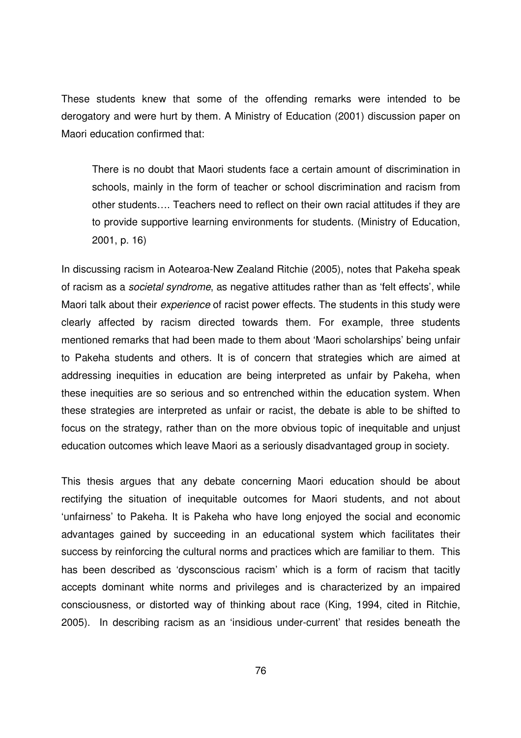These students knew that some of the offending remarks were intended to be derogatory and were hurt by them. A Ministry of Education (2001) discussion paper on Maori education confirmed that:

> There is no doubt that Maori students face a certain amount of discrimination in schools, mainly in the form of teacher or school discrimination and racism from other students…. Teachers need to reflect on their own racial attitudes if they are to provide supportive learning environments for students. (Ministry of Education, 2001, p. 16)

In discussing racism in Aotearoa-New Zealand Ritchie (2005), notes that Pakeha speak of racism as a *societal syndrome*, as negative attitudes rather than as 'felt effects', while Maori talk about their *experience* of racist power effects. The students in this study were clearly affected by racism directed towards them. For example, three students mentioned remarks that had been made to them about 'Maori scholarships' being unfair to Pakeha students and others. It is of concern that strategies which are aimed at addressing inequities in education are being interpreted as unfair by Pakeha, when these inequities are so serious and so entrenched within the education system. When these strategies are interpreted as unfair or racist, the debate is able to be shifted to focus on the strategy, rather than on the more obvious topic of inequitable and unjust education outcomes which leave Maori as a seriously disadvantaged group in society.

This thesis argues that any debate concerning Maori education should be about rectifying the situation of inequitable outcomes for Maori students, and not about 'unfairness' to Pakeha. It is Pakeha who have long enjoyed the social and economic advantages gained by succeeding in an educational system which facilitates their success by reinforcing the cultural norms and practices which are familiar to them. This has been described as 'dysconscious racism' which is a form of racism that tacitly accepts dominant white norms and privileges and is characterized by an impaired consciousness, or distorted way of thinking about race (King, 1994, cited in Ritchie, 2005). In describing racism as an 'insidious under-current' that resides beneath the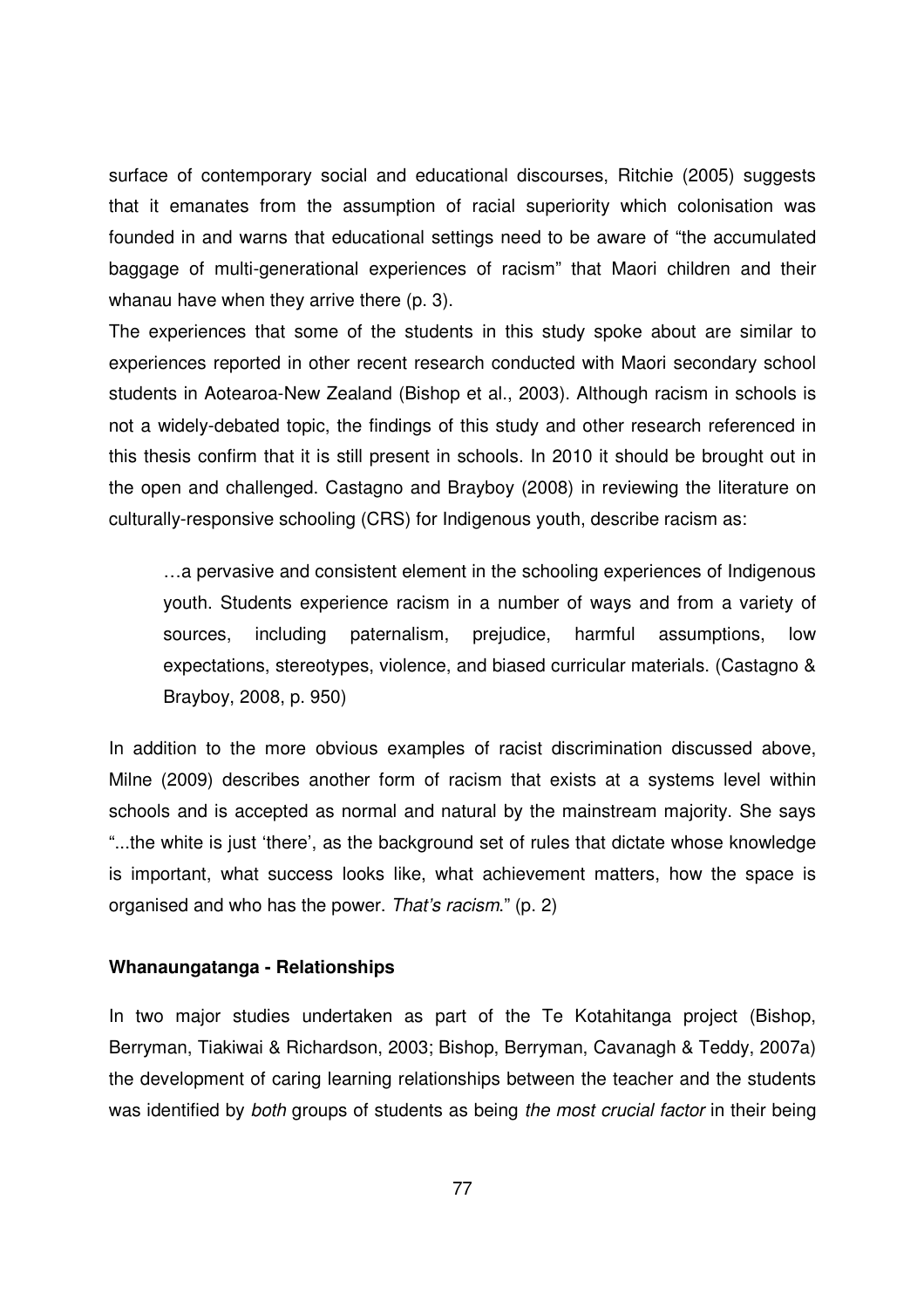surface of contemporary social and educational discourses, Ritchie (2005) suggests that it emanates from the assumption of racial superiority which colonisation was founded in and warns that educational settings need to be aware of "the accumulated baggage of multi-generational experiences of racism" that Maori children and their whanau have when they arrive there (p. 3).

The experiences that some of the students in this study spoke about are similar to experiences reported in other recent research conducted with Maori secondary school students in Aotearoa-New Zealand (Bishop et al., 2003). Although racism in schools is not a widely-debated topic, the findings of this study and other research referenced in this thesis confirm that it is still present in schools. In 2010 it should be brought out in the open and challenged. Castagno and Brayboy (2008) in reviewing the literature on culturally-responsive schooling (CRS) for Indigenous youth, describe racism as:

> …a pervasive and consistent element in the schooling experiences of Indigenous youth. Students experience racism in a number of ways and from a variety of sources, including paternalism, prejudice, harmful assumptions, low expectations, stereotypes, violence, and biased curricular materials. (Castagno & Brayboy, 2008, p. 950)

In addition to the more obvious examples of racist discrimination discussed above, Milne (2009) describes another form of racism that exists at a systems level within schools and is accepted as normal and natural by the mainstream majority. She says "...the white is just 'there', as the background set of rules that dictate whose knowledge is important, what success looks like, what achievement matters, how the space is organised and who has the power. *That's racism*." (p. 2)

**Whanaungatanga - Relationships**

In two major studies undertaken as part of the Te Kotahitanga project (Bishop, Berryman, Tiakiwai & Richardson, 2003; Bishop, Berryman, Cavanagh & Teddy, 2007a) the development of caring learning relationships between the teacher and the students was identified by *both* groups of students as being *the most crucial factor* in their being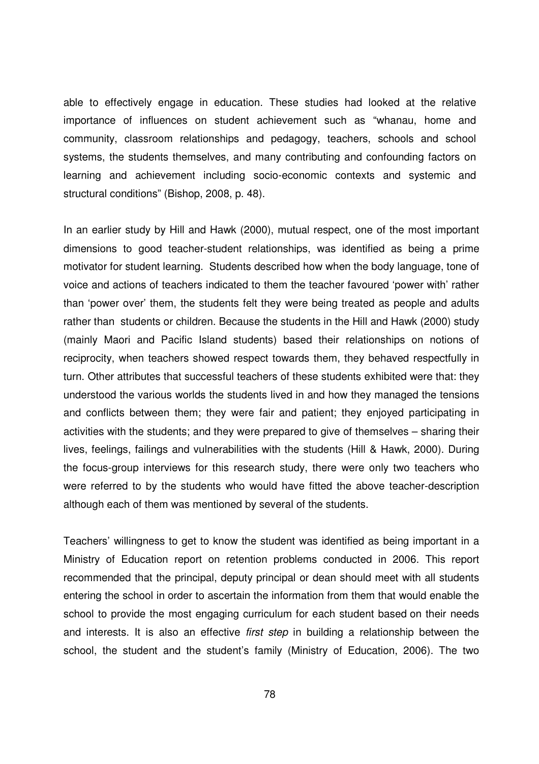able to effectively engage in education. These studies had looked at the relative importance of influences on student achievement such as "whanau, home and community, classroom relationships and pedagogy, teachers, schools and school systems, the students themselves, and many contributing and confounding factors on learning and achievement including socio-economic contexts and systemic and structural conditions" (Bishop, 2008, p. 48).

In an earlier study by Hill and Hawk (2000), mutual respect, one of the most important dimensions to good teacher-student relationships, was identified as being a prime motivator for student learning. Students described how when the body language, tone of voice and actions of teachers indicated to them the teacher favoured 'power with' rather than 'power over' them, the students felt they were being treated as people and adults rather than students or children. Because the students in the Hill and Hawk (2000) study (mainly Maori and Pacific Island students) based their relationships on notions of reciprocity, when teachers showed respect towards them, they behaved respectfully in turn. Other attributes that successful teachers of these students exhibited were that: they understood the various worlds the students lived in and how they managed the tensions and conflicts between them; they were fair and patient; they enjoyed participating in activities with the students; and they were prepared to give of themselves – sharing their lives, feelings, failings and vulnerabilities with the students (Hill & Hawk, 2000). During the focus-group interviews for this research study, there were only two teachers who were referred to by the students who would have fitted the above teacher-description although each of them was mentioned by several of the students.

Teachers' willingness to get to know the student was identified as being important in a Ministry of Education report on retention problems conducted in 2006. This report recommended that the principal, deputy principal or dean should meet with all students entering the school in order to ascertain the information from them that would enable the school to provide the most engaging curriculum for each student based on their needs and interests. It is also an effective *first step* in building a relationship between the school, the student and the student's family (Ministry of Education, 2006). The two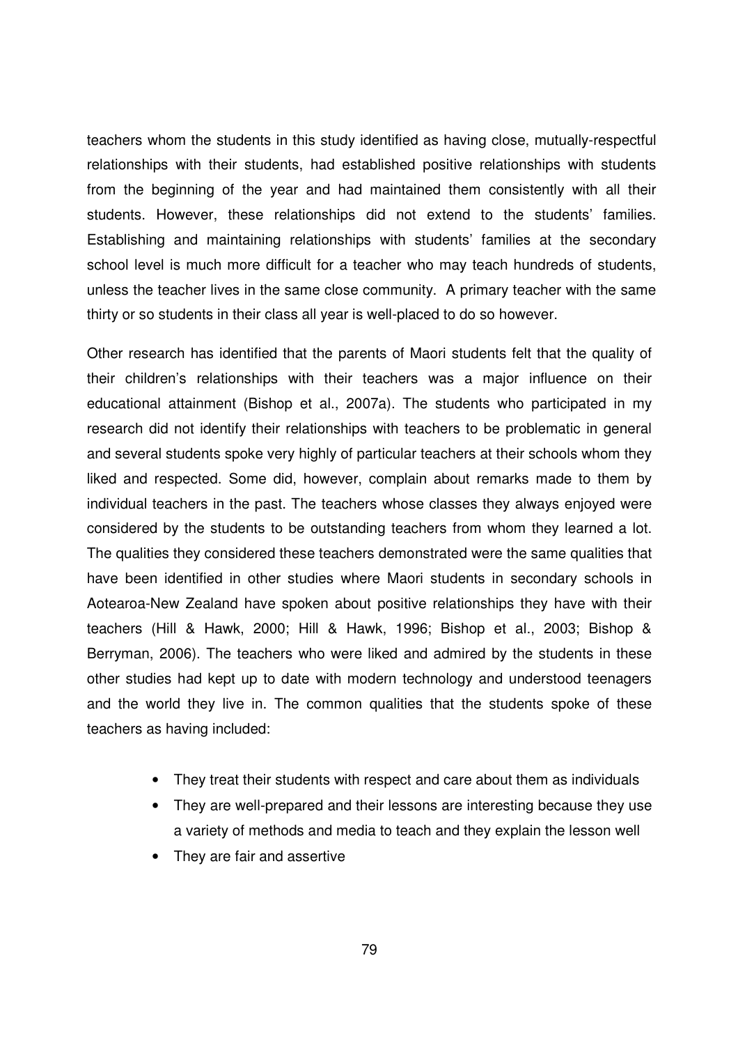teachers whom the students in this study identified as having close, mutually-respectful relationships with their students, had established positive relationships with students from the beginning of the year and had maintained them consistently with all their students. However, these relationships did not extend to the students' families. Establishing and maintaining relationships with students' families at the secondary school level is much more difficult for a teacher who may teach hundreds of students, unless the teacher lives in the same close community. A primary teacher with the same thirty or so students in their class all year is well-placed to do so however.

Other research has identified that the parents of Maori students felt that the quality of their children's relationships with their teachers was a major influence on their educational attainment (Bishop et al., 2007a). The students who participated in my research did not identify their relationships with teachers to be problematic in general and several students spoke very highly of particular teachers at their schools whom they liked and respected. Some did, however, complain about remarks made to them by individual teachers in the past. The teachers whose classes they always enjoyed were considered by the students to be outstanding teachers from whom they learned a lot. The qualities they considered these teachers demonstrated were the same qualities that have been identified in other studies where Maori students in secondary schools in Aotearoa-New Zealand have spoken about positive relationships they have with their teachers (Hill & Hawk, 2000; Hill & Hawk, 1996; Bishop et al., 2003; Bishop & Berryman, 2006). The teachers who were liked and admired by the students in these other studies had kept up to date with modern technology and understood teenagers and the world they live in. The common qualities that the students spoke of these teachers as having included:

- They treat their students with respect and care about them as individuals
- They are well-prepared and their lessons are interesting because they use a variety of methods and media to teach and they explain the lesson well
- They are fair and assertive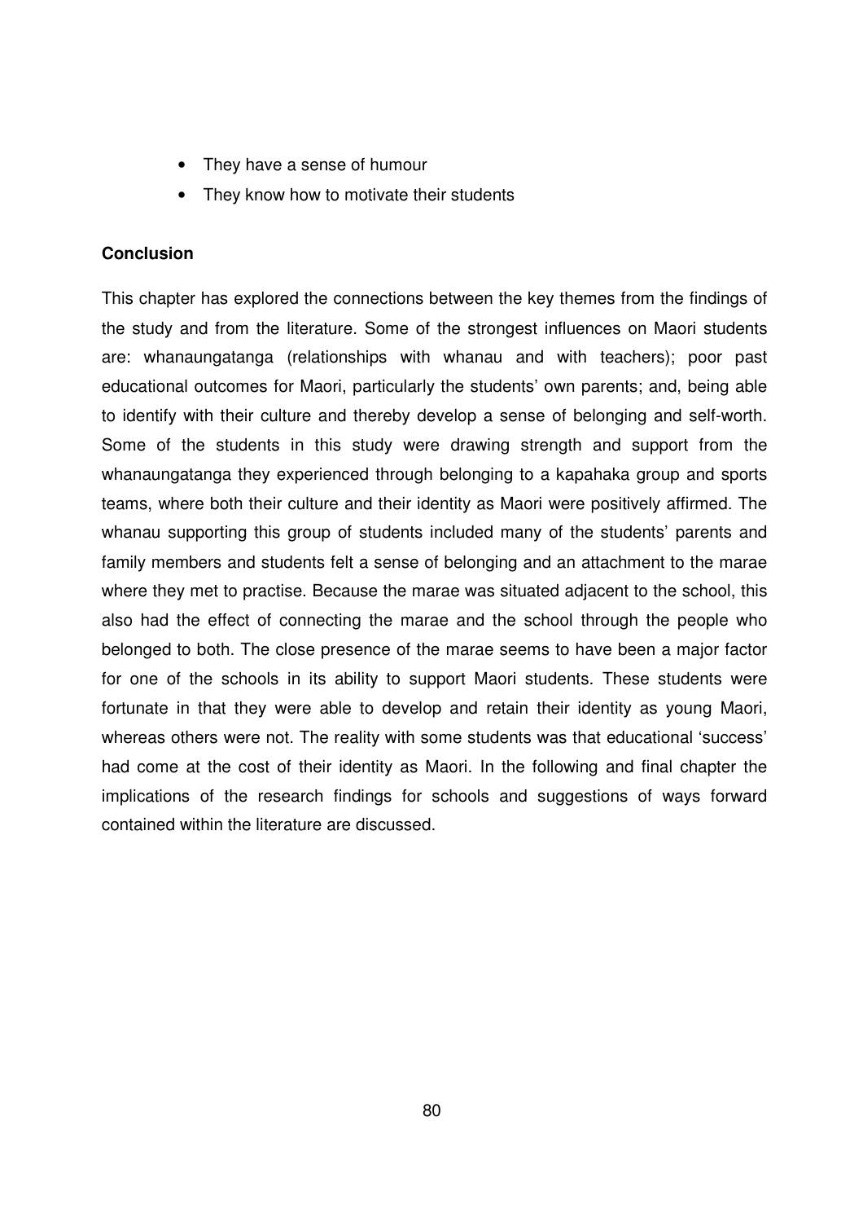- They have a sense of humour
- They know how to motivate their students

**Conclusion**

This chapter has explored the connections between the key themes from the findings of the study and from the literature. Some of the strongest influences on Maori students are: whanaungatanga (relationships with whanau and with teachers); poor past educational outcomes for Maori, particularly the students' own parents; and, being able to identify with their culture and thereby develop a sense of belonging and self-worth. Some of the students in this study were drawing strength and support from the whanaungatanga they experienced through belonging to a kapahaka group and sports teams, where both their culture and their identity as Maori were positively affirmed. The whanau supporting this group of students included many of the students' parents and family members and students felt a sense of belonging and an attachment to the marae where they met to practise. Because the marae was situated adjacent to the school, this also had the effect of connecting the marae and the school through the people who belonged to both. The close presence of the marae seems to have been a major factor for one of the schools in its ability to support Maori students. These students were fortunate in that they were able to develop and retain their identity as young Maori, whereas others were not. The reality with some students was that educational 'success' had come at the cost of their identity as Maori. In the following and final chapter the implications of the research findings for schools and suggestions of ways forward contained within the literature are discussed.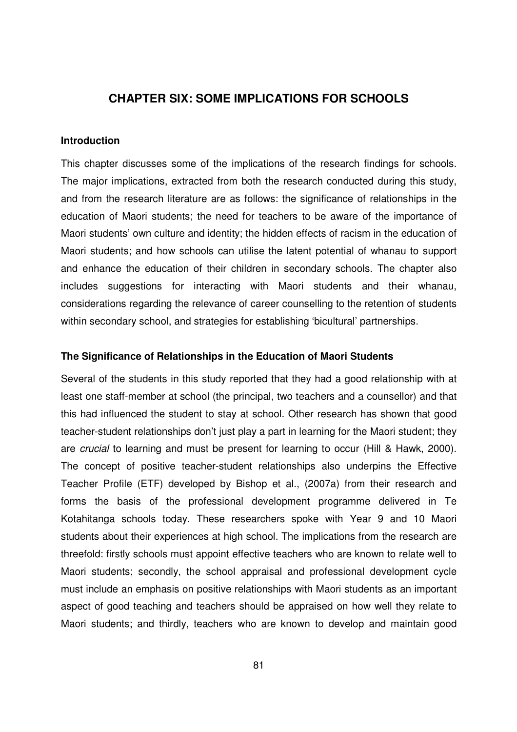# CHAPTER SIX: SOME IMPLICATIONS FOR SCHOOLS

## Introduction

This chapter discusses some of the implications of the research findings for schools. The major implications, extracted from both the research conducted during this study, and from the research literature are as follows: the significance of relationships in the education of Maori students; the need for teachers to be aware of the importance of Maori students' own culture and identity; the hidden effects of racism in the education of Maori students; and how schools can utilise the latent potential of whanau to support and enhance the education of their children in secondary schools. The chapter also includes suggestions for interacting with Maori students and their whanau, considerations regarding the relevance of career counselling to the retention of students within secondary school, and strategies for establishing 'bicultural' partnerships.

## The Significance of Relationships in the Education of Maori Students

Several of the students in this study reported that they had a good relationship with at least one staff-member at school (the principal, two teachers and a counsellor) and that this had influenced the student to stay at school. Other research has shown that good teacher-student relationships don't just play a part in learning for the Maori student; they are *crucial* to learning and must be present for learning to occur (Hill & Hawk, 2000). The concept of positive teacher-student relationships also underpins the Effective Teacher Profile (ETF) developed by Bishop et al., (2007a) from their research and forms the basis of the professional development programme delivered in Te Kotahitanga schools today. These researchers spoke with Year 9 and 10 Maori students about their experiences at high school. The implications from the research are threefold: firstly schools must appoint effective teachers who are known to relate well to Maori students; secondly, the school appraisal and professional development cycle must include an emphasis on positive relationships with Maori students as an important aspect of good teaching and teachers should be appraised on how well they relate to Maori students; and thirdly, teachers who are known to develop and maintain good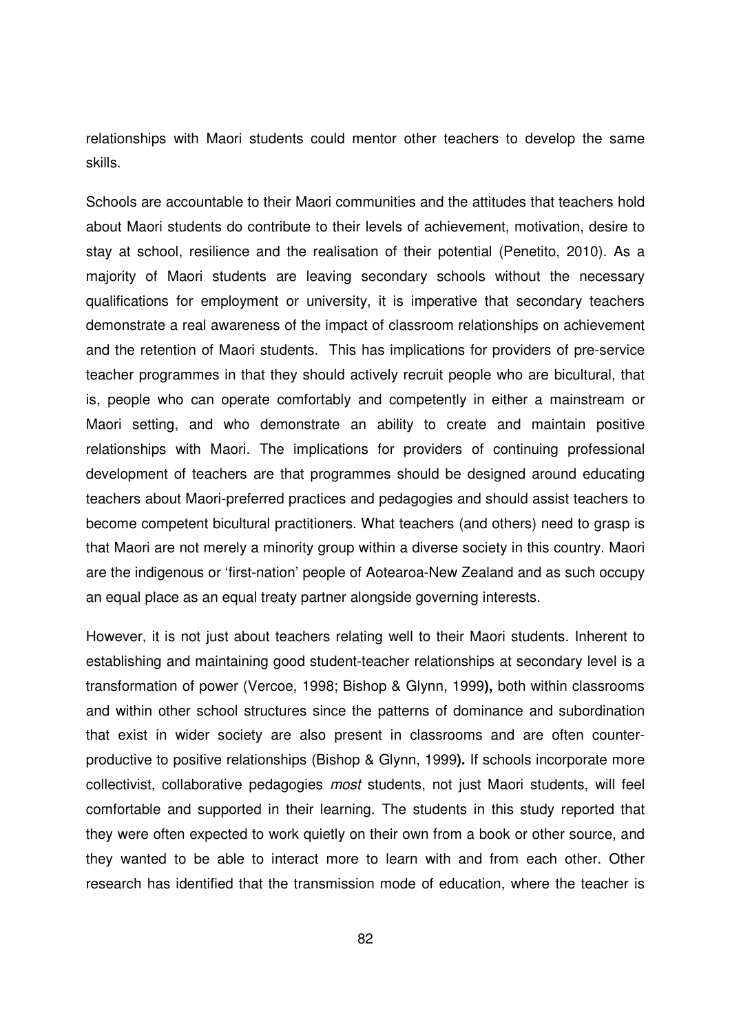relationships with Maori students could mentor other teachers to develop the same skills.

Schools are accountable to their Maori communities and the attitudes that teachers hold about Maori students do contribute to their levels of achievement, motivation, desire to stay at school, resilience and the realisation of their potential (Penetito, 2010). As a majority of Maori students are leaving secondary schools without the necessary qualifications for employment or university, it is imperative that secondary teachers demonstrate a real awareness of the impact of classroom relationships on achievement and the retention of Maori students. This has implications for providers of pre-service teacher programmes in that they should actively recruit people who are bicultural, that is, people who can operate comfortably and competently in either a mainstream or Maori setting, and who demonstrate an ability to create and maintain positive relationships with Maori. The implications for providers of continuing professional development of teachers are that programmes should be designed around educating teachers about Maori-preferred practices and pedagogies and should assist teachers to become competent bicultural practitioners. What teachers (and others) need to grasp is that Maori are not merely a minority group within a diverse society in this country. Maori are the indigenous or 'first-nation' people of Aotearoa-New Zealand and as such occupy an equal place as an equal treaty partner alongside governing interests.

However, it is not just about teachers relating well to their Maori students. Inherent to establishing and maintaining good student-teacher relationships at secondary level is a transformation of power (Vercoe, 1998; Bishop & Glynn, 1999**),** both within classrooms and within other school structures since the patterns of dominance and subordination that exist in wider society are also present in classrooms and are often counter-productive to positive relationships (Bishop & Glynn, 1999**).** If schools incorporate more collectivist, collaborative pedagogies *most* students, not just Maori students, will feel comfortable and supported in their learning. The students in this study reported that they were often expected to work quietly on their own from a book or other source, and they wanted to be able to interact more to learn with and from each other. Other research has identified that the transmission mode of education, where the teacher is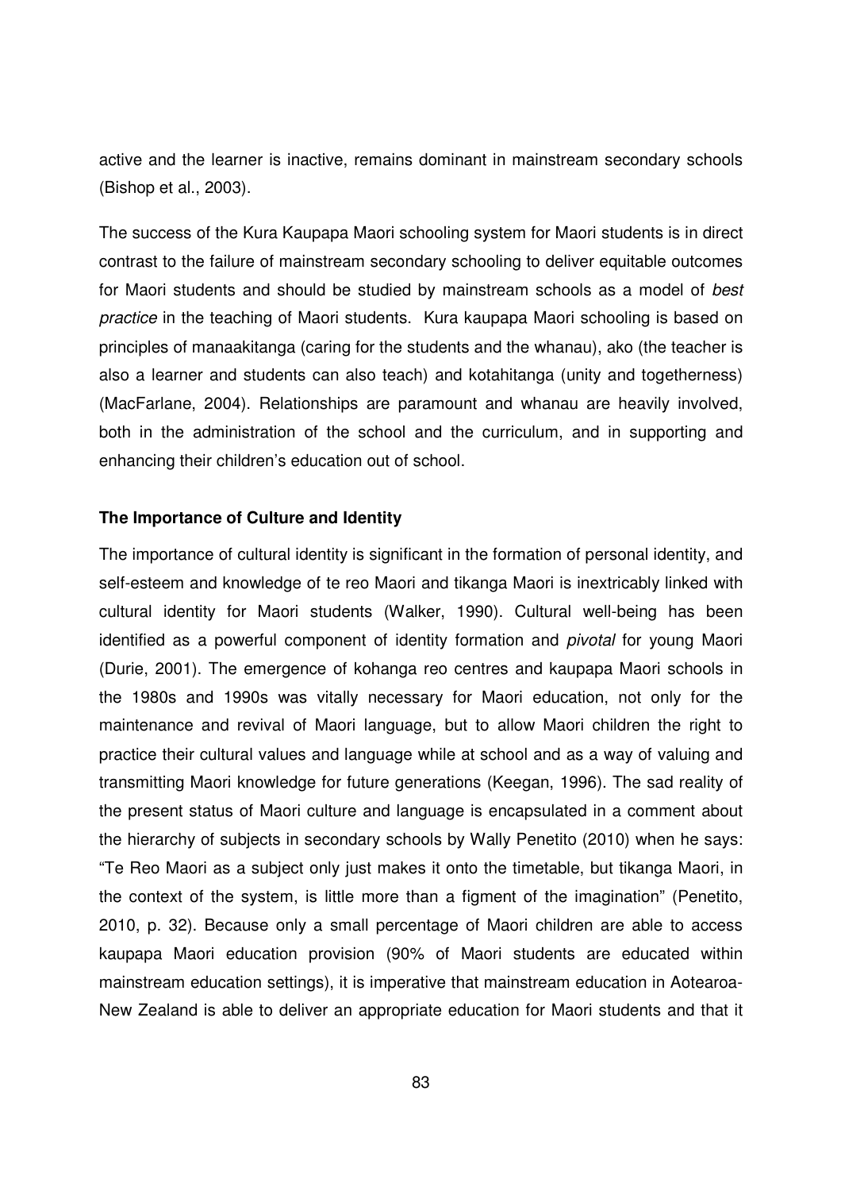active and the learner is inactive, remains dominant in mainstream secondary schools (Bishop et al., 2003).

The success of the Kura Kaupapa Maori schooling system for Maori students is in direct contrast to the failure of mainstream secondary schooling to deliver equitable outcomes for Maori students and should be studied by mainstream schools as a model of *best practice* in the teaching of Maori students. Kura kaupapa Maori schooling is based on principles of manaakitanga (caring for the students and the whanau), ako (the teacher is also a learner and students can also teach) and kotahitanga (unity and togetherness) (MacFarlane, 2004). Relationships are paramount and whanau are heavily involved, both in the administration of the school and the curriculum, and in supporting and enhancing their children's education out of school.

**The Importance of Culture and Identity**

The importance of cultural identity is significant in the formation of personal identity, and self-esteem and knowledge of te reo Maori and tikanga Maori is inextricably linked with cultural identity for Maori students (Walker, 1990). Cultural well-being has been identified as a powerful component of identity formation and *pivotal* for young Maori (Durie, 2001). The emergence of kohanga reo centres and kaupapa Maori schools in the 1980s and 1990s was vitally necessary for Maori education, not only for the maintenance and revival of Maori language, but to allow Maori children the right to practice their cultural values and language while at school and as a way of valuing and transmitting Maori knowledge for future generations (Keegan, 1996). The sad reality of the present status of Maori culture and language is encapsulated in a comment about the hierarchy of subjects in secondary schools by Wally Penetito (2010) when he says: "Te Reo Maori as a subject only just makes it onto the timetable, but tikanga Maori, in the context of the system, is little more than a figment of the imagination" (Penetito, 2010, p. 32). Because only a small percentage of Maori children are able to access kaupapa Maori education provision (90% of Maori students are educated within mainstream education settings), it is imperative that mainstream education in Aotearoa-New Zealand is able to deliver an appropriate education for Maori students and that it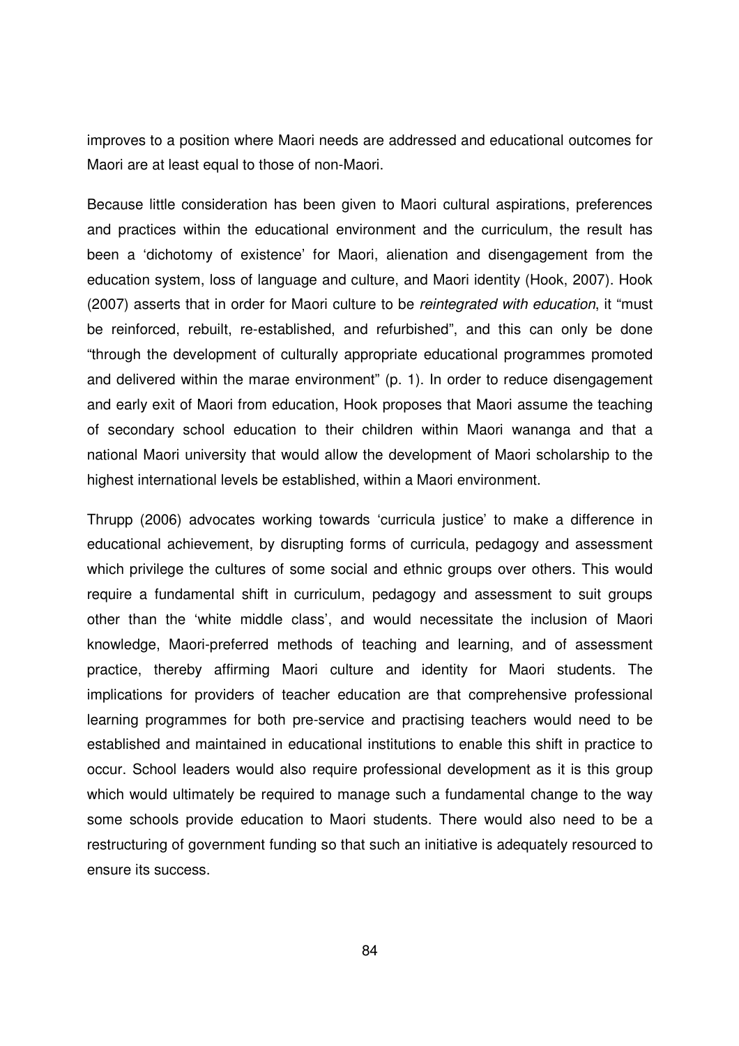improves to a position where Maori needs are addressed and educational outcomes for Maori are at least equal to those of non-Maori.

Because little consideration has been given to Maori cultural aspirations, preferences and practices within the educational environment and the curriculum, the result has been a 'dichotomy of existence' for Maori, alienation and disengagement from the education system, loss of language and culture, and Maori identity (Hook, 2007). Hook (2007) asserts that in order for Maori culture to be *reintegrated with education*, it "must be reinforced, rebuilt, re-established, and refurbished", and this can only be done "through the development of culturally appropriate educational programmes promoted and delivered within the marae environment" (p. 1). In order to reduce disengagement and early exit of Maori from education, Hook proposes that Maori assume the teaching of secondary school education to their children within Maori wananga and that a national Maori university that would allow the development of Maori scholarship to the highest international levels be established, within a Maori environment.

Thrupp (2006) advocates working towards 'curricula justice' to make a difference in educational achievement, by disrupting forms of curricula, pedagogy and assessment which privilege the cultures of some social and ethnic groups over others. This would require a fundamental shift in curriculum, pedagogy and assessment to suit groups other than the 'white middle class', and would necessitate the inclusion of Maori knowledge, Maori-preferred methods of teaching and learning, and of assessment practice, thereby affirming Maori culture and identity for Maori students. The implications for providers of teacher education are that comprehensive professional learning programmes for both pre-service and practising teachers would need to be established and maintained in educational institutions to enable this shift in practice to occur. School leaders would also require professional development as it is this group which would ultimately be required to manage such a fundamental change to the way some schools provide education to Maori students. There would also need to be a restructuring of government funding so that such an initiative is adequately resourced to ensure its success.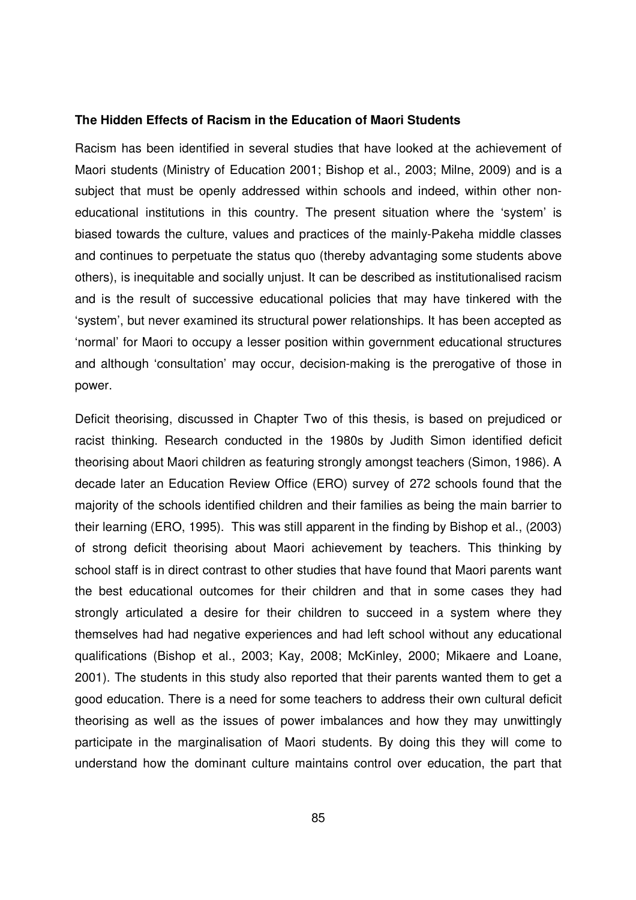**The Hidden Effects of Racism in the Education of Maori Students**

Racism has been identified in several studies that have looked at the achievement of Maori students (Ministry of Education 2001; Bishop et al., 2003; Milne, 2009) and is a subject that must be openly addressed within schools and indeed, within other non-educational institutions in this country. The present situation where the 'system' is biased towards the culture, values and practices of the mainly-Pakeha middle classes and continues to perpetuate the status quo (thereby advantaging some students above others), is inequitable and socially unjust. It can be described as institutionalised racism and is the result of successive educational policies that may have tinkered with the 'system', but never examined its structural power relationships. It has been accepted as 'normal' for Maori to occupy a lesser position within government educational structures and although 'consultation' may occur, decision-making is the prerogative of those in power.

Deficit theorising, discussed in Chapter Two of this thesis, is based on prejudiced or racist thinking. Research conducted in the 1980s by Judith Simon identified deficit theorising about Maori children as featuring strongly amongst teachers (Simon, 1986). A decade later an Education Review Office (ERO) survey of 272 schools found that the majority of the schools identified children and their families as being the main barrier to their learning (ERO, 1995). This was still apparent in the finding by Bishop et al., (2003) of strong deficit theorising about Maori achievement by teachers. This thinking by school staff is in direct contrast to other studies that have found that Maori parents want the best educational outcomes for their children and that in some cases they had strongly articulated a desire for their children to succeed in a system where they themselves had had negative experiences and had left school without any educational qualifications (Bishop et al., 2003; Kay, 2008; McKinley, 2000; Mikaere and Loane, 2001). The students in this study also reported that their parents wanted them to get a good education. There is a need for some teachers to address their own cultural deficit theorising as well as the issues of power imbalances and how they may unwittingly participate in the marginalisation of Maori students. By doing this they will come to understand how the dominant culture maintains control over education, the part that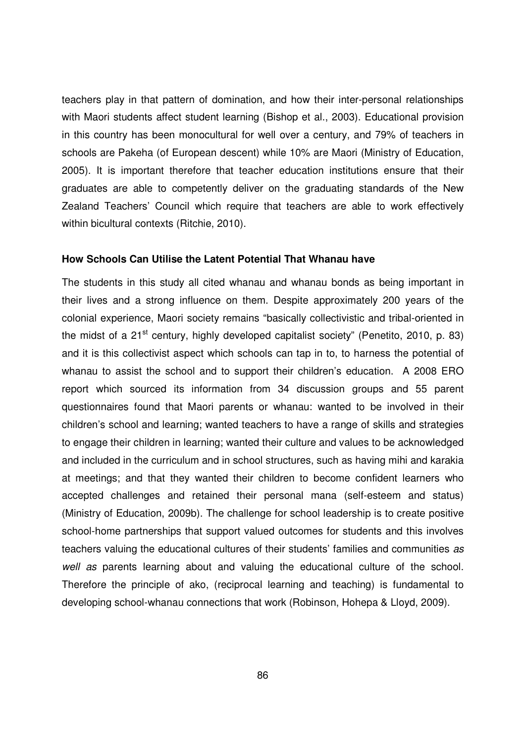teachers play in that pattern of domination, and how their inter-personal relationships with Maori students affect student learning (Bishop et al., 2003). Educational provision in this country has been monocultural for well over a century, and 79% of teachers in schools are Pakeha (of European descent) while 10% are Maori (Ministry of Education, 2005). It is important therefore that teacher education institutions ensure that their graduates are able to competently deliver on the graduating standards of the New Zealand Teachers' Council which require that teachers are able to work effectively within bicultural contexts (Ritchie, 2010).

**How Schools Can Utilise the Latent Potential That Whanau have**

The students in this study all cited whanau and whanau bonds as being important in their lives and a strong influence on them. Despite approximately 200 years of the colonial experience, Maori society remains "basically collectivistic and tribal-oriented in the midst of a 21st century, highly developed capitalist society" (Penetito, 2010, p. 83) and it is this collectivist aspect which schools can tap in to, to harness the potential of whanau to assist the school and to support their children's education. A 2008 ERO report which sourced its information from 34 discussion groups and 55 parent questionnaires found that Maori parents or whanau: wanted to be involved in their children's school and learning; wanted teachers to have a range of skills and strategies to engage their children in learning; wanted their culture and values to be acknowledged and included in the curriculum and in school structures, such as having mihi and karakia at meetings; and that they wanted their children to become confident learners who accepted challenges and retained their personal mana (self-esteem and status) (Ministry of Education, 2009b). The challenge for school leadership is to create positive school-home partnerships that support valued outcomes for students and this involves teachers valuing the educational cultures of their students' families and communities *as well as* parents learning about and valuing the educational culture of the school. Therefore the principle of ako, (reciprocal learning and teaching) is fundamental to developing school-whanau connections that work (Robinson, Hohepa & Lloyd, 2009).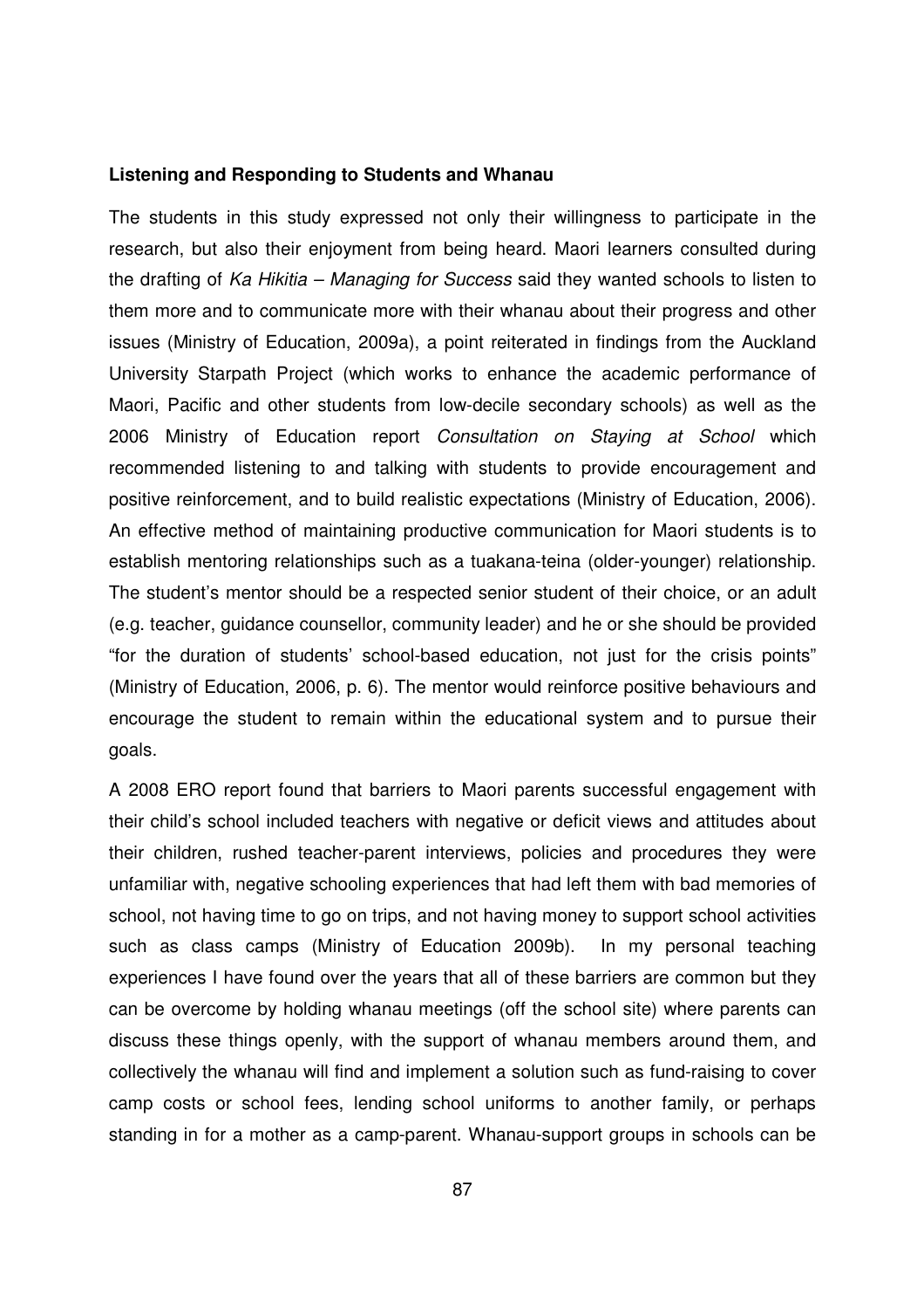**Listening and Responding to Students and Whanau**

The students in this study expressed not only their willingness to participate in the research, but also their enjoyment from being heard. Maori learners consulted during the drafting of *Ka Hikitia – Managing for Success* said they wanted schools to listen to them more and to communicate more with their whanau about their progress and other issues (Ministry of Education, 2009a), a point reiterated in findings from the Auckland University Starpath Project (which works to enhance the academic performance of Maori, Pacific and other students from low-decile secondary schools) as well as the 2006 Ministry of Education report *Consultation on Staying at School* which recommended listening to and talking with students to provide encouragement and positive reinforcement, and to build realistic expectations (Ministry of Education, 2006). An effective method of maintaining productive communication for Maori students is to establish mentoring relationships such as a tuakana-teina (older-younger) relationship. The student's mentor should be a respected senior student of their choice, or an adult (e.g. teacher, guidance counsellor, community leader) and he or she should be provided "for the duration of students' school-based education, not just for the crisis points" (Ministry of Education, 2006, p. 6). The mentor would reinforce positive behaviours and encourage the student to remain within the educational system and to pursue their goals.

A 2008 ERO report found that barriers to Maori parents successful engagement with their child's school included teachers with negative or deficit views and attitudes about their children, rushed teacher-parent interviews, policies and procedures they were unfamiliar with, negative schooling experiences that had left them with bad memories of school, not having time to go on trips, and not having money to support school activities such as class camps (Ministry of Education 2009b). In my personal teaching experiences I have found over the years that all of these barriers are common but they can be overcome by holding whanau meetings (off the school site) where parents can discuss these things openly, with the support of whanau members around them, and collectively the whanau will find and implement a solution such as fund-raising to cover camp costs or school fees, lending school uniforms to another family, or perhaps standing in for a mother as a camp-parent. Whanau-support groups in schools can be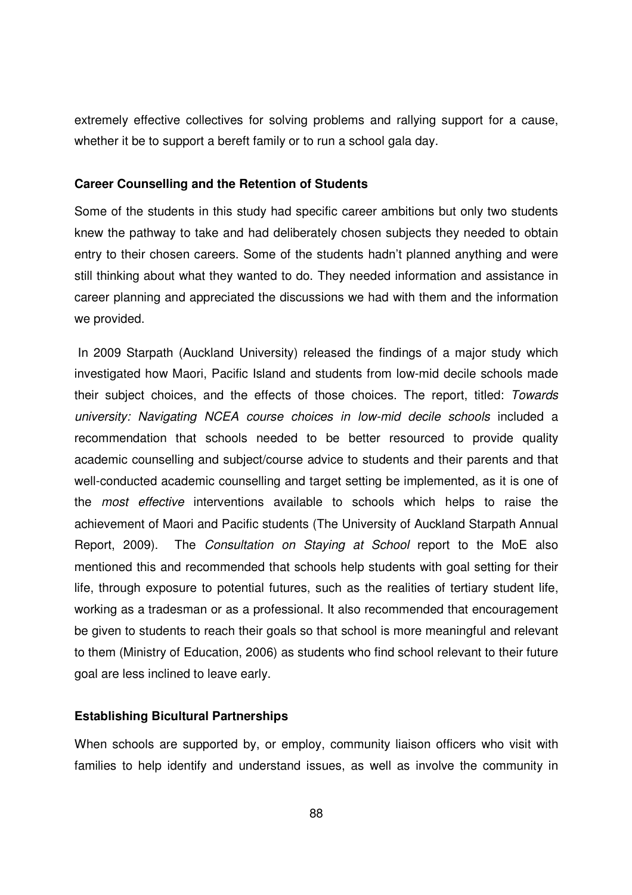extremely effective collectives for solving problems and rallying support for a cause, whether it be to support a bereft family or to run a school gala day.

**Career Counselling and the Retention of Students**

Some of the students in this study had specific career ambitions but only two students knew the pathway to take and had deliberately chosen subjects they needed to obtain entry to their chosen careers. Some of the students hadn't planned anything and were still thinking about what they wanted to do. They needed information and assistance in career planning and appreciated the discussions we had with them and the information we provided.

In 2009 Starpath (Auckland University) released the findings of a major study which investigated how Maori, Pacific Island and students from low-mid decile schools made their subject choices, and the effects of those choices. The report, titled: *Towards university: Navigating NCEA course choices in low-mid decile schools* included a recommendation that schools needed to be better resourced to provide quality academic counselling and subject/course advice to students and their parents and that well-conducted academic counselling and target setting be implemented, as it is one of the *most effective* interventions available to schools which helps to raise the achievement of Maori and Pacific students (The University of Auckland Starpath Annual Report, 2009). The *Consultation on Staying at School* report to the MoE also mentioned this and recommended that schools help students with goal setting for their life, through exposure to potential futures, such as the realities of tertiary student life, working as a tradesman or as a professional. It also recommended that encouragement be given to students to reach their goals so that school is more meaningful and relevant to them (Ministry of Education, 2006) as students who find school relevant to their future goal are less inclined to leave early.

**Establishing Bicultural Partnerships**

When schools are supported by, or employ, community liaison officers who visit with families to help identify and understand issues, as well as involve the community in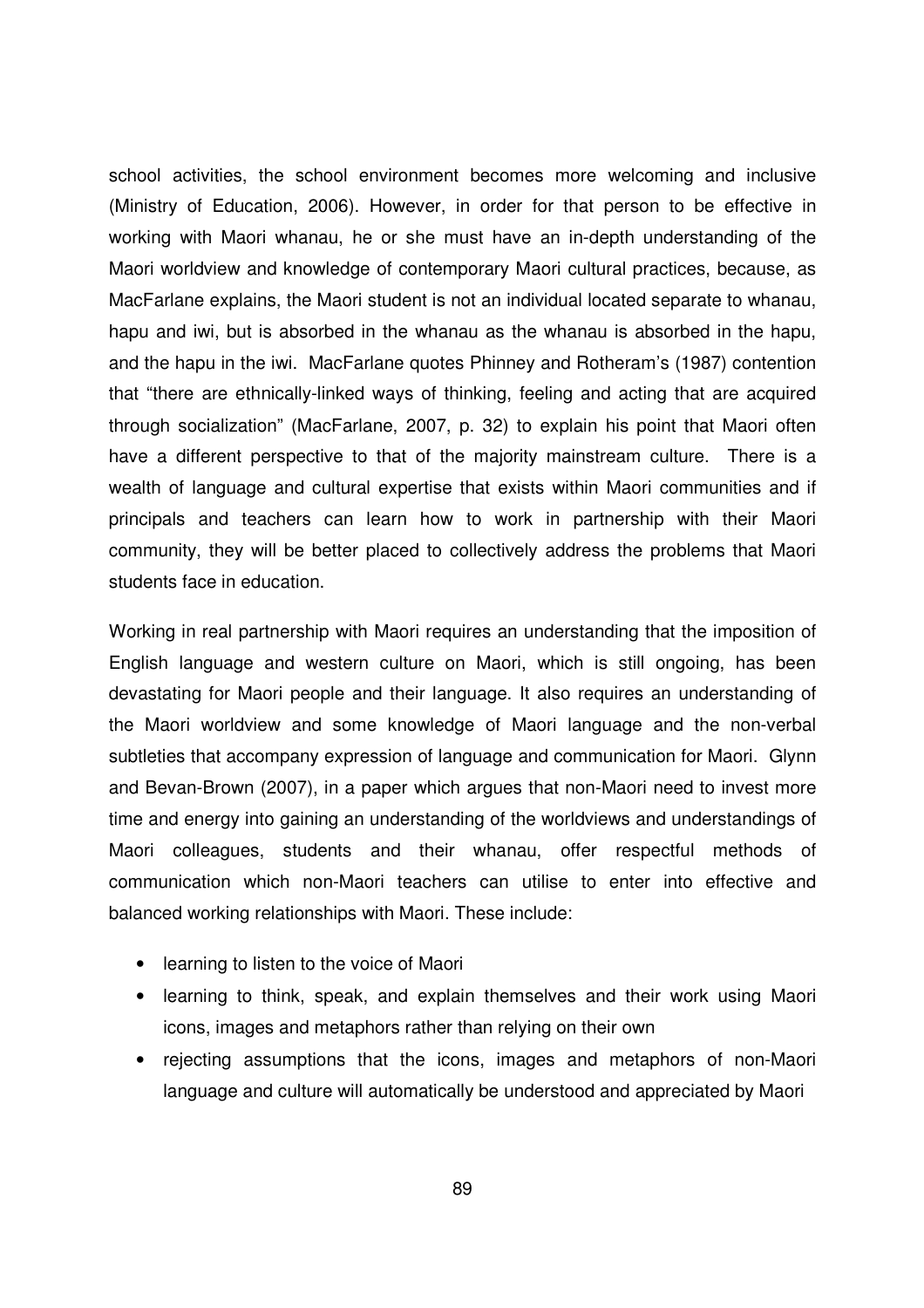school activities, the school environment becomes more welcoming and inclusive (Ministry of Education, 2006). However, in order for that person to be effective in working with Maori whanau, he or she must have an in-depth understanding of the Maori worldview and knowledge of contemporary Maori cultural practices, because, as MacFarlane explains, the Maori student is not an individual located separate to whanau, hapu and iwi, but is absorbed in the whanau as the whanau is absorbed in the hapu, and the hapu in the iwi. MacFarlane quotes Phinney and Rotheram's (1987) contention that "there are ethnically-linked ways of thinking, feeling and acting that are acquired through socialization" (MacFarlane, 2007, p. 32) to explain his point that Maori often have a different perspective to that of the majority mainstream culture. There is a wealth of language and cultural expertise that exists within Maori communities and if principals and teachers can learn how to work in partnership with their Maori community, they will be better placed to collectively address the problems that Maori students face in education.

Working in real partnership with Maori requires an understanding that the imposition of English language and western culture on Maori, which is still ongoing, has been devastating for Maori people and their language. It also requires an understanding of the Maori worldview and some knowledge of Maori language and the non-verbal subtleties that accompany expression of language and communication for Maori. Glynn and Bevan-Brown (2007), in a paper which argues that non-Maori need to invest more time and energy into gaining an understanding of the worldviews and understandings of Maori colleagues, students and their whanau, offer respectful methods of communication which non-Maori teachers can utilise to enter into effective and balanced working relationships with Maori. These include:

- learning to listen to the voice of Maori
- learning to think, speak, and explain themselves and their work using Maori icons, images and metaphors rather than relying on their own
- rejecting assumptions that the icons, images and metaphors of non-Maori language and culture will automatically be understood and appreciated by Maori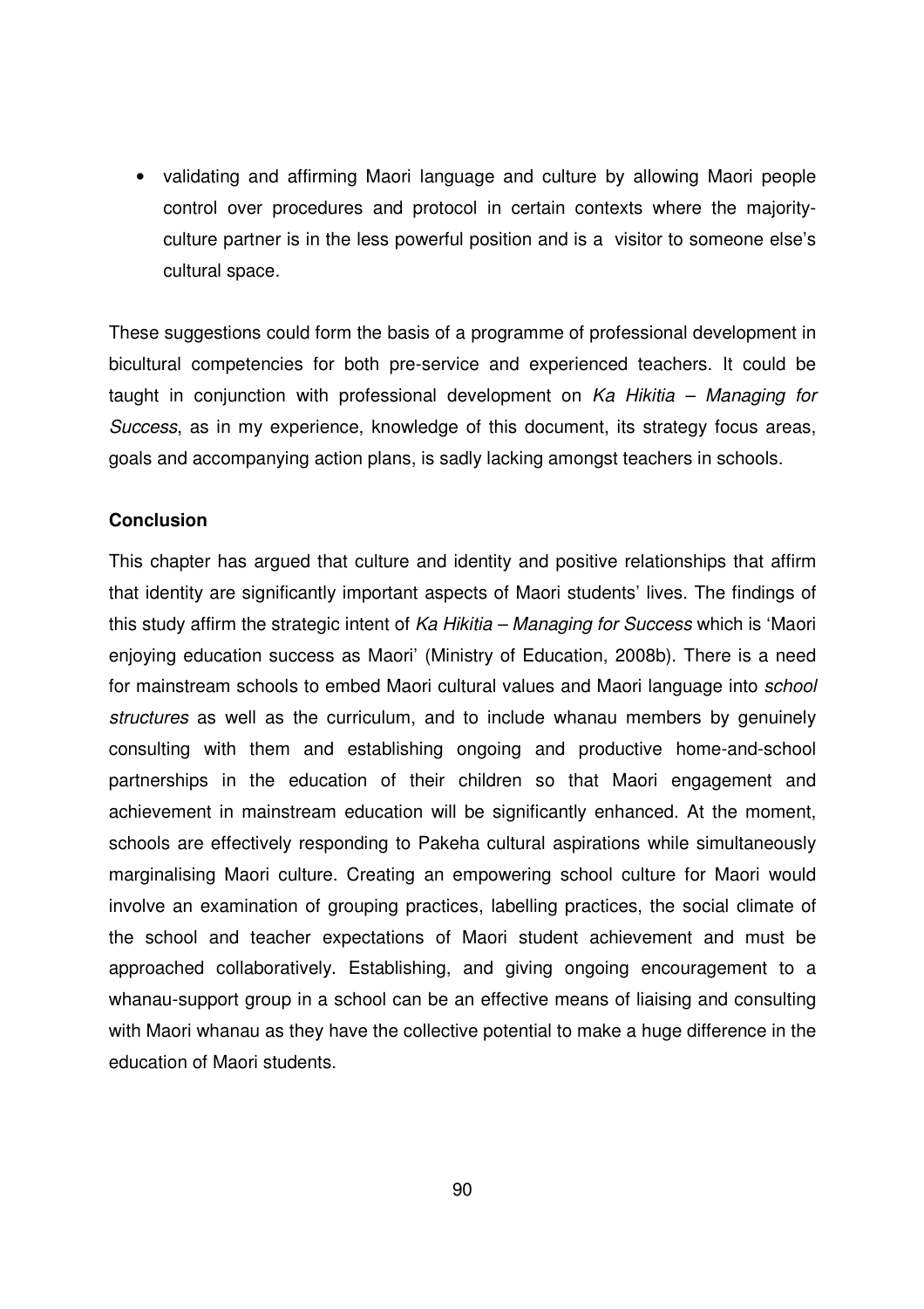- validating and affirming Maori language and culture by allowing Maori people control over procedures and protocol in certain contexts where the majority-culture partner is in the less powerful position and is a visitor to someone else's cultural space.

These suggestions could form the basis of a programme of professional development in bicultural competencies for both pre-service and experienced teachers. It could be taught in conjunction with professional development on *Ka Hikitia – Managing for Success*, as in my experience, knowledge of this document, its strategy focus areas, goals and accompanying action plans, is sadly lacking amongst teachers in schools.

**Conclusion**

This chapter has argued that culture and identity and positive relationships that affirm that identity are significantly important aspects of Maori students' lives. The findings of this study affirm the strategic intent of *Ka Hikitia – Managing for Success* which is 'Maori enjoying education success as Maori' (Ministry of Education, 2008b). There is a need for mainstream schools to embed Maori cultural values and Maori language into *school structures* as well as the curriculum, and to include whanau members by genuinely consulting with them and establishing ongoing and productive home-and-school partnerships in the education of their children so that Maori engagement and achievement in mainstream education will be significantly enhanced. At the moment, schools are effectively responding to Pakeha cultural aspirations while simultaneously marginalising Maori culture. Creating an empowering school culture for Maori would involve an examination of grouping practices, labelling practices, the social climate of the school and teacher expectations of Maori student achievement and must be approached collaboratively. Establishing, and giving ongoing encouragement to a whanau-support group in a school can be an effective means of liaising and consulting with Maori whanau as they have the collective potential to make a huge difference in the education of Maori students.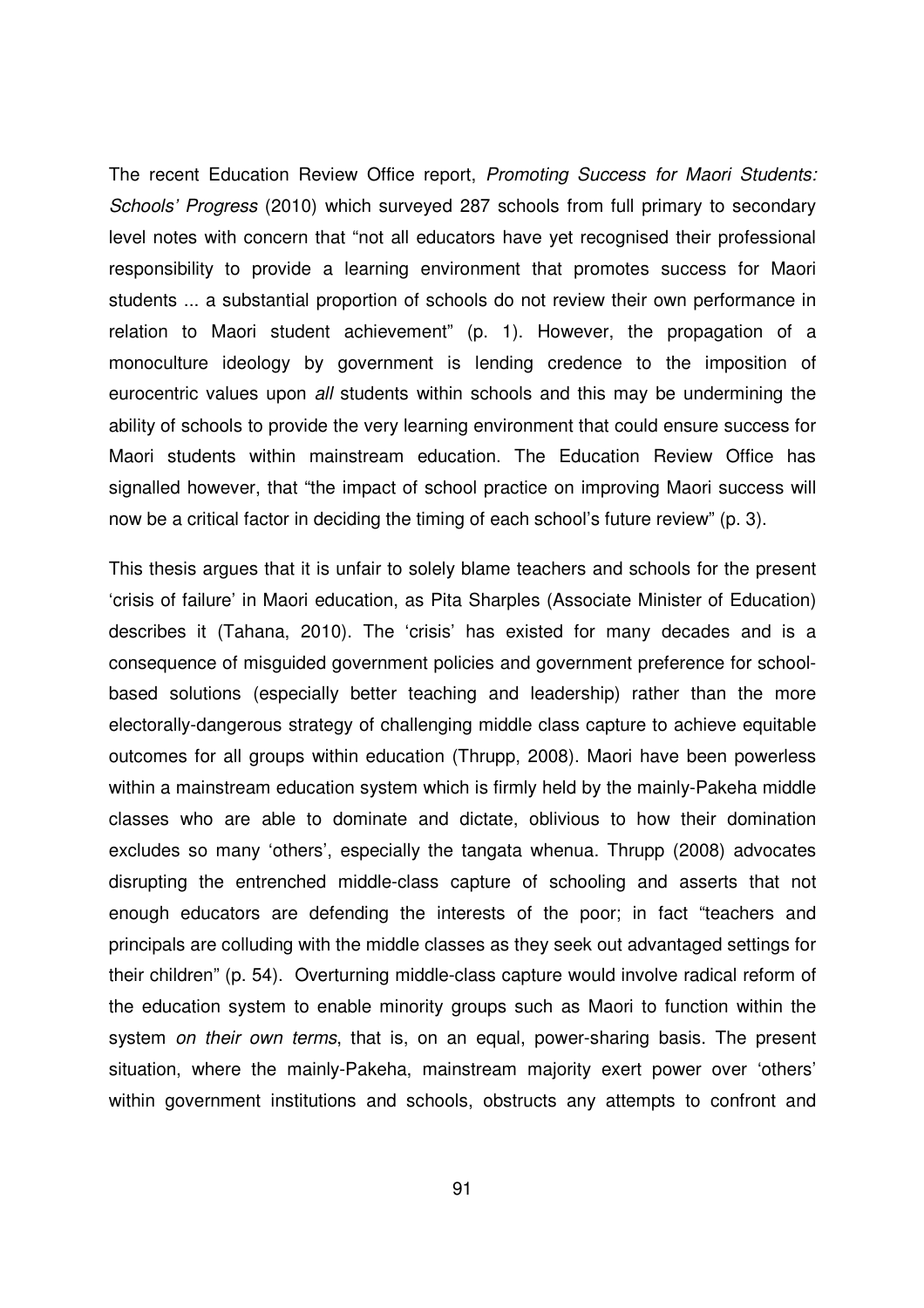The recent Education Review Office report, *Promoting Success for Maori Students: Schools' Progress* (2010) which surveyed 287 schools from full primary to secondary level notes with concern that "not all educators have yet recognised their professional responsibility to provide a learning environment that promotes success for Maori students ... a substantial proportion of schools do not review their own performance in relation to Maori student achievement" (p. 1). However, the propagation of a monoculture ideology by government is lending credence to the imposition of eurocentric values upon *all* students within schools and this may be undermining the ability of schools to provide the very learning environment that could ensure success for Maori students within mainstream education. The Education Review Office has signalled however, that "the impact of school practice on improving Maori success will now be a critical factor in deciding the timing of each school's future review" (p. 3).

This thesis argues that it is unfair to solely blame teachers and schools for the present 'crisis of failure' in Maori education, as Pita Sharples (Associate Minister of Education) describes it (Tahana, 2010). The 'crisis' has existed for many decades and is a consequence of misguided government policies and government preference for school-based solutions (especially better teaching and leadership) rather than the more electorally-dangerous strategy of challenging middle class capture to achieve equitable outcomes for all groups within education (Thrupp, 2008). Maori have been powerless within a mainstream education system which is firmly held by the mainly-Pakeha middle classes who are able to dominate and dictate, oblivious to how their domination excludes so many 'others', especially the tangata whenua. Thrupp (2008) advocates disrupting the entrenched middle-class capture of schooling and asserts that not enough educators are defending the interests of the poor; in fact "teachers and principals are colluding with the middle classes as they seek out advantaged settings for their children" (p. 54). Overturning middle-class capture would involve radical reform of the education system to enable minority groups such as Maori to function within the system *on their own terms*, that is, on an equal, power-sharing basis. The present situation, where the mainly-Pakeha, mainstream majority exert power over 'others' within government institutions and schools, obstructs any attempts to confront and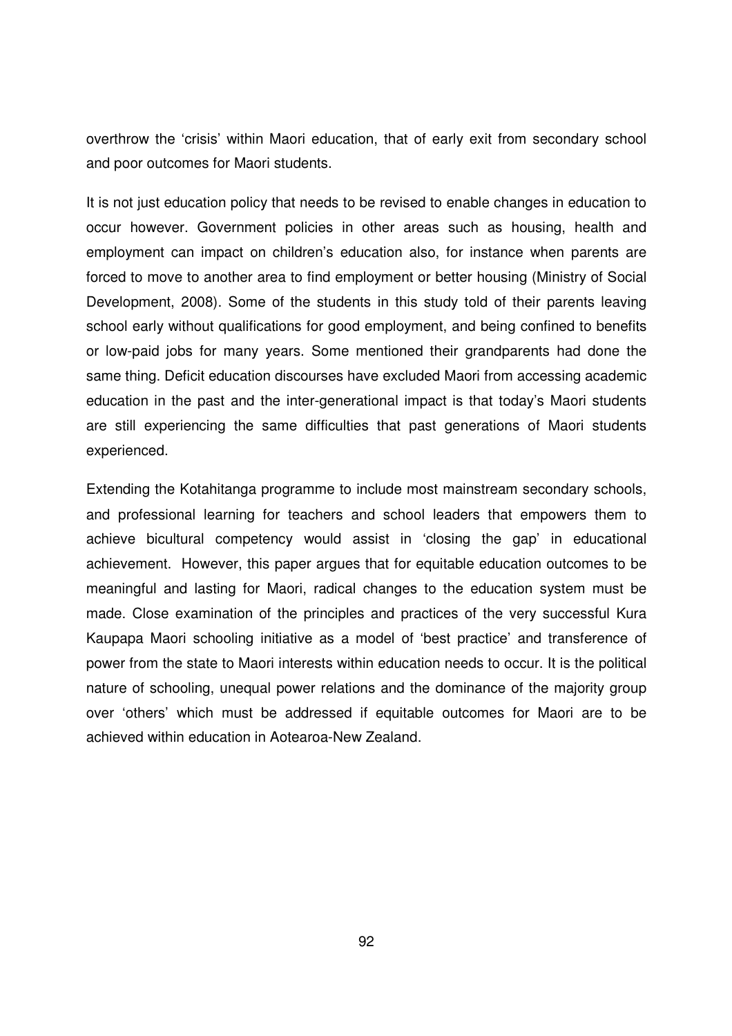overthrow the 'crisis' within Maori education, that of early exit from secondary school and poor outcomes for Maori students.

It is not just education policy that needs to be revised to enable changes in education to occur however. Government policies in other areas such as housing, health and employment can impact on children's education also, for instance when parents are forced to move to another area to find employment or better housing (Ministry of Social Development, 2008). Some of the students in this study told of their parents leaving school early without qualifications for good employment, and being confined to benefits or low-paid jobs for many years. Some mentioned their grandparents had done the same thing. Deficit education discourses have excluded Maori from accessing academic education in the past and the inter-generational impact is that today's Maori students are still experiencing the same difficulties that past generations of Maori students experienced.

Extending the Kotahitanga programme to include most mainstream secondary schools, and professional learning for teachers and school leaders that empowers them to achieve bicultural competency would assist in 'closing the gap' in educational achievement. However, this paper argues that for equitable education outcomes to be meaningful and lasting for Maori, radical changes to the education system must be made. Close examination of the principles and practices of the very successful Kura Kaupapa Maori schooling initiative as a model of 'best practice' and transference of power from the state to Maori interests within education needs to occur. It is the political nature of schooling, unequal power relations and the dominance of the majority group over 'others' which must be addressed if equitable outcomes for Maori are to be achieved within education in Aotearoa-New Zealand.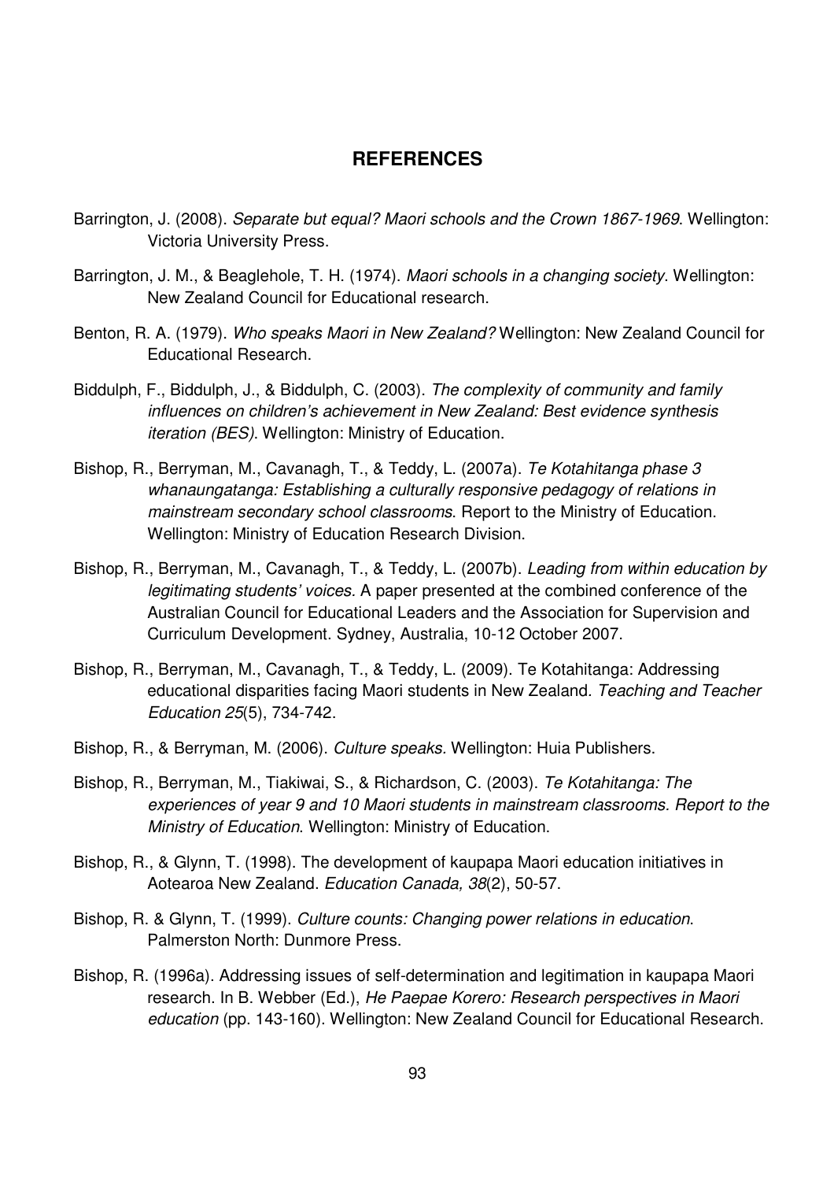# REFERENCES

Barrington, J. (2008). *Separate but equal? Maori schools and the Crown 1867-1969*. Wellington: Victoria University Press.

Barrington, J. M., & Beaglehole, T. H. (1974). *Maori schools in a changing society*. Wellington: New Zealand Council for Educational research.

Benton, R. A. (1979). *Who speaks Maori in New Zealand?* Wellington: New Zealand Council for Educational Research.

Biddulph, F., Biddulph, J., & Biddulph, C. (2003). *The complexity of community and family influences on children's achievement in New Zealand: Best evidence synthesis iteration (BES)*. Wellington: Ministry of Education.

Bishop, R., Berryman, M., Cavanagh, T., & Teddy, L. (2007a). *Te Kotahitanga phase 3 whanaungatanga: Establishing a culturally responsive pedagogy of relations in mainstream secondary school classrooms*. Report to the Ministry of Education. Wellington: Ministry of Education Research Division.

Bishop, R., Berryman, M., Cavanagh, T., & Teddy, L. (2007b). *Leading from within education by legitimating students' voices.* A paper presented at the combined conference of the Australian Council for Educational Leaders and the Association for Supervision and Curriculum Development. Sydney, Australia, 10-12 October 2007.

Bishop, R., Berryman, M., Cavanagh, T., & Teddy, L. (2009). Te Kotahitanga: Addressing educational disparities facing Maori students in New Zealand. *Teaching and Teacher Education 25*(5), 734-742.

Bishop, R., & Berryman, M. (2006). *Culture speaks.* Wellington: Huia Publishers.

Bishop, R., Berryman, M., Tiakiwai, S., & Richardson, C. (2003). *Te Kotahitanga: The experiences of year 9 and 10 Maori students in mainstream classrooms. Report to the Ministry of Education*. Wellington: Ministry of Education.

Bishop, R., & Glynn, T. (1998). The development of kaupapa Maori education initiatives in Aotearoa New Zealand. *Education Canada, 38*(2), 50-57.

Bishop, R. & Glynn, T. (1999). *Culture counts: Changing power relations in education*. Palmerston North: Dunmore Press.

Bishop, R. (1996a). Addressing issues of self-determination and legitimation in kaupapa Maori research. In B. Webber (Ed.), *He Paepae Korero: Research perspectives in Maori education* (pp. 143-160). Wellington: New Zealand Council for Educational Research.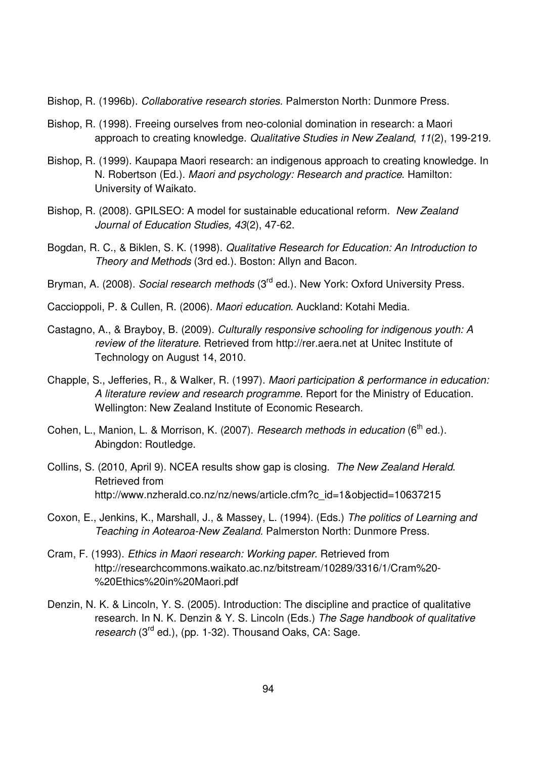Bishop, R. (1996b). *Collaborative research stories*. Palmerston North: Dunmore Press.

Bishop, R. (1998). Freeing ourselves from neo-colonial domination in research: a Maori approach to creating knowledge. *Qualitative Studies in New Zealand*, *11*(2), 199-219.

Bishop, R. (1999). Kaupapa Maori research: an indigenous approach to creating knowledge. In N. Robertson (Ed.). *Maori and psychology: Research and practice*. Hamilton: University of Waikato.

Bishop, R. (2008). GPILSEO: A model for sustainable educational reform. *New Zealand Journal of Education Studies, 43*(2), 47-62.

Bogdan, R. C., & Biklen, S. K. (1998). *Qualitative Research for Education: An Introduction to Theory and Methods* (3rd ed.). Boston: Allyn and Bacon.

Bryman, A. (2008). *Social research methods* (3rd ed.). New York: Oxford University Press.

Caccioppoli, P. & Cullen, R. (2006). *Maori education*. Auckland: Kotahi Media.

Castagno, A., & Brayboy, B. (2009). *Culturally responsive schooling for indigenous youth: A review of the literature*. Retrieved from http://rer.aera.net at Unitec Institute of Technology on August 14, 2010.

Chapple, S., Jefferies, R., & Walker, R. (1997). *Maori participation & performance in education: A literature review and research programme*. Report for the Ministry of Education. Wellington: New Zealand Institute of Economic Research.

Cohen, L., Manion, L. & Morrison, K. (2007). *Research methods in education* (6th ed.). Abingdon: Routledge.

Collins, S. (2010, April 9). NCEA results show gap is closing. *The New Zealand Herald*. Retrieved from http://www.nzherald.co.nz/nz/news/article.cfm?c_id=1&objectid=10637215

Coxon, E., Jenkins, K., Marshall, J., & Massey, L. (1994). (Eds.) *The politics of Learning and Teaching in Aotearoa-New Zealand*. Palmerston North: Dunmore Press.

Cram, F. (1993). *Ethics in Maori research: Working paper.* Retrieved from http://researchcommons.waikato.ac.nz/bitstream/10289/3316/1/Cram%20-%20Ethics%20in%20Maori.pdf

Denzin, N. K. & Lincoln, Y. S. (2005). Introduction: The discipline and practice of qualitative research. In N. K. Denzin & Y. S. Lincoln (Eds.) *The Sage handbook of qualitative research* (3rd ed.), (pp. 1-32). Thousand Oaks, CA: Sage.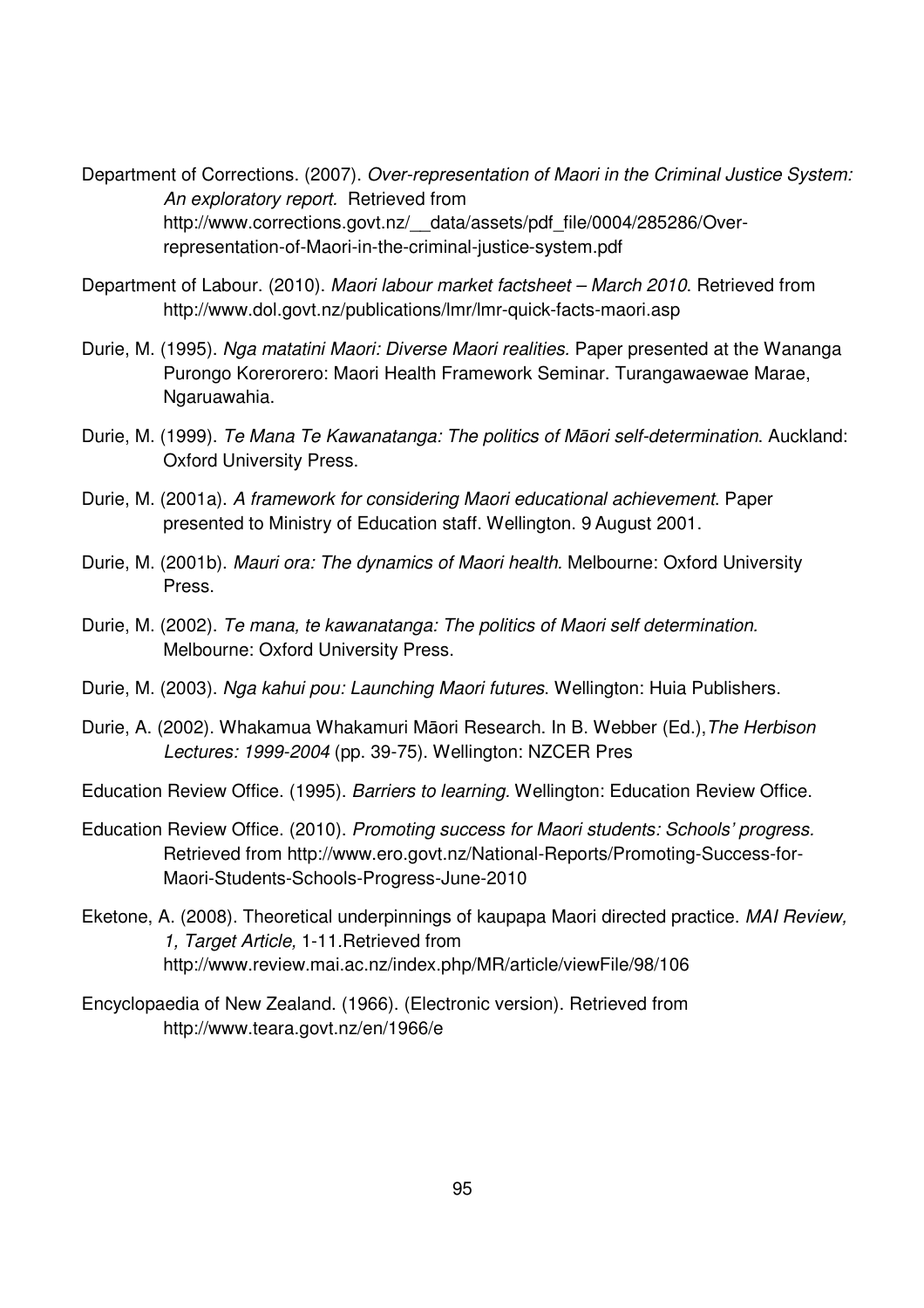Department of Corrections. (2007). *Over-representation of Maori in the Criminal Justice System: An exploratory report.* Retrieved from http://www.corrections.govt.nz/__data/assets/pdf_file/0004/285286/Over-representation-of-Maori-in-the-criminal-justice-system.pdf

Department of Labour. (2010). *Maori labour market factsheet – March 2010*. Retrieved from http://www.dol.govt.nz/publications/lmr/lmr-quick-facts-maori.asp

Durie, M. (1995). *Nga matatini Maori: Diverse Maori realities*. Paper presented at the Wananga Purongo Korerorero: Maori Health Framework Seminar. Turangawaewae Marae, Ngaruawahia.

Durie, M. (1999). *Te Mana Te Kawanatanga: The politics of Māori self-determination*. Auckland: Oxford University Press.

Durie, M. (2001a). *A framework for considering Maori educational achievement*. Paper presented to Ministry of Education staff. Wellington. 9 August 2001.

Durie, M. (2001b). *Mauri ora: The dynamics of Maori health.* Melbourne: Oxford University Press.

Durie, M. (2002). *Te mana, te kawanatanga: The politics of Maori self determination.* Melbourne: Oxford University Press.

Durie, M. (2003). *Nga kahui pou: Launching Maori futures*. Wellington: Huia Publishers.

Durie, A. (2002). Whakamua Whakamuri Māori Research. In B. Webber (Ed.), *The Herbison Lectures: 1999-2004* (pp. 39-75). Wellington: NZCER Pres

Education Review Office. (1995). *Barriers to learning.* Wellington: Education Review Office.

Education Review Office. (2010). *Promoting success for Maori students: Schools' progress.* Retrieved from http://www.ero.govt.nz/National-Reports/Promoting-Success-for-Maori-Students-Schools-Progress-June-2010

Eketone, A. (2008). Theoretical underpinnings of kaupapa Maori directed practice. *MAI Review, 1, Target Article,* 1-11.Retrieved from http://www.review.mai.ac.nz/index.php/MR/article/viewFile/98/106

Encyclopaedia of New Zealand. (1966). (Electronic version). Retrieved from http://www.teara.govt.nz/en/1966/e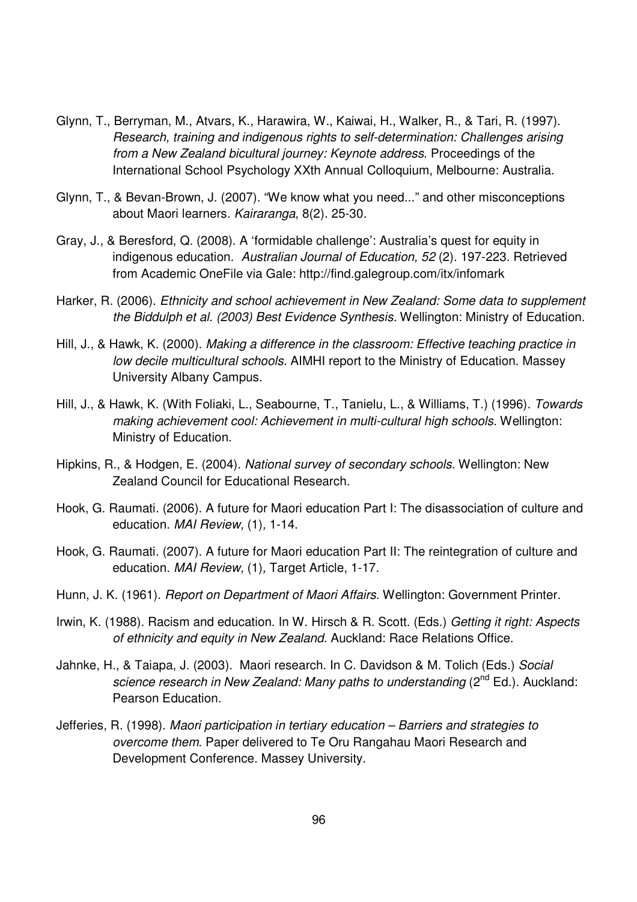Glynn, T., Berryman, M., Atvars, K., Harawira, W., Kaiwai, H., Walker, R., & Tari, R. (1997). *Research, training and indigenous rights to self-determination: Challenges arising from a New Zealand bicultural journey: Keynote address*. Proceedings of the International School Psychology XXth Annual Colloquium, Melbourne: Australia.

Glynn, T., & Bevan-Brown, J. (2007). "We know what you need..." and other misconceptions about Maori learners. *Kairaranga*, 8(2). 25-30.

Gray, J., & Beresford, Q. (2008). A 'formidable challenge': Australia's quest for equity in indigenous education. *Australian Journal of Education, 52* (2). 197-223. Retrieved from Academic OneFile via Gale: http://find.galegroup.com/itx/infomark

Harker, R. (2006). *Ethnicity and school achievement in New Zealand: Some data to supplement the Biddulph et al. (2003) Best Evidence Synthesis.* Wellington: Ministry of Education.

Hill, J., & Hawk, K. (2000). *Making a difference in the classroom: Effective teaching practice in low decile multicultural schools.* AIMHI report to the Ministry of Education. Massey University Albany Campus.

Hill, J., & Hawk, K. (With Foliaki, L., Seabourne, T., Tanielu, L., & Williams, T.) (1996). *Towards making achievement cool: Achievement in multi-cultural high schools.* Wellington: Ministry of Education.

Hipkins, R., & Hodgen, E. (2004). *National survey of secondary schools*. Wellington: New Zealand Council for Educational Research.

Hook, G. Raumati. (2006). A future for Maori education Part I: The disassociation of culture and education. *MAI Review,* (1)*,* 1-14.

Hook, G. Raumati. (2007). A future for Maori education Part II: The reintegration of culture and education. *MAI Review,* (1)*,* Target Article, 1-17.

Hunn, J. K. (1961). *Report on Department of Maori Affairs*. Wellington: Government Printer.

Irwin, K. (1988). Racism and education. In W. Hirsch & R. Scott. (Eds.) *Getting it right: Aspects of ethnicity and equity in New Zealand*. Auckland: Race Relations Office.

Jahnke, H., & Taiapa, J. (2003). Maori research. In C. Davidson & M. Tolich (Eds.) *Social science research in New Zealand: Many paths to understanding* (2nd Ed.). Auckland: Pearson Education.

Jefferies, R. (1998). *Maori participation in tertiary education – Barriers and strategies to overcome them*. Paper delivered to Te Oru Rangahau Maori Research and Development Conference. Massey University.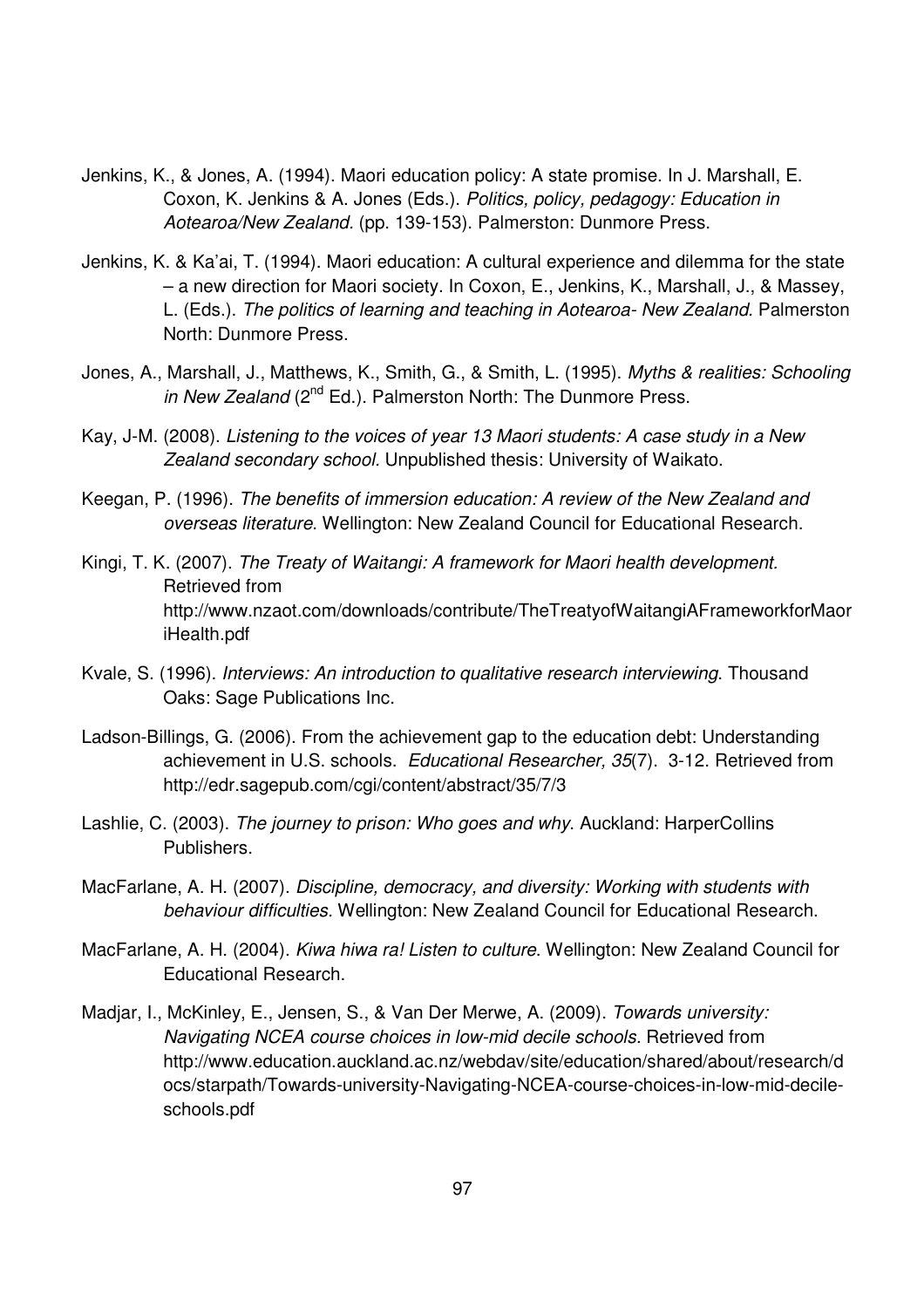Jenkins, K., & Jones, A. (1994). Maori education policy: A state promise. In J. Marshall, E. Coxon, K. Jenkins & A. Jones (Eds.). *Politics, policy, pedagogy: Education in Aotearoa/New Zealand*. (pp. 139-153). Palmerston: Dunmore Press.

Jenkins, K. & Ka'ai, T. (1994). Maori education: A cultural experience and dilemma for the state – a new direction for Maori society. In Coxon, E., Jenkins, K., Marshall, J., & Massey, L. (Eds.). *The politics of learning and teaching in Aotearoa- New Zealand.* Palmerston North: Dunmore Press.

Jones, A., Marshall, J., Matthews, K., Smith, G., & Smith, L. (1995). *Myths & realities: Schooling in New Zealand* (2nd Ed.). Palmerston North: The Dunmore Press.

Kay, J-M. (2008). *Listening to the voices of year 13 Maori students: A case study in a New Zealand secondary school*. Unpublished thesis: University of Waikato.

Keegan, P. (1996). *The benefits of immersion education: A review of the New Zealand and overseas literature*. Wellington: New Zealand Council for Educational Research.

Kingi, T. K. (2007). *The Treaty of Waitangi: A framework for Maori health development.* Retrieved from http://www.nzaot.com/downloads/contribute/TheTreatyofWaitangiAFrameworkforMaoriHealth.pdf

Kvale, S. (1996). *Interviews: An introduction to qualitative research interviewing*. Thousand Oaks: Sage Publications Inc.

Ladson-Billings, G. (2006). From the achievement gap to the education debt: Understanding achievement in U.S. schools. *Educational Researcher, 35*(7). 3-12. Retrieved from http://edr.sagepub.com/cgi/content/abstract/35/7/3

Lashlie, C. (2003). *The journey to prison: Who goes and why*. Auckland: HarperCollins Publishers.

MacFarlane, A. H. (2007). *Discipline, democracy, and diversity: Working with students with behaviour difficulties.* Wellington: New Zealand Council for Educational Research.

MacFarlane, A. H. (2004). *Kiwa hiwa ra! Listen to culture*. Wellington: New Zealand Council for Educational Research.

Madjar, I., McKinley, E., Jensen, S., & Van Der Merwe, A. (2009). *Towards university: Navigating NCEA course choices in low-mid decile schools.* Retrieved from http://www.education.auckland.ac.nz/webdav/site/education/shared/about/research/docs/starpath/Towards-university-Navigating-NCEA-course-choices-in-low-mid-decile-schools.pdf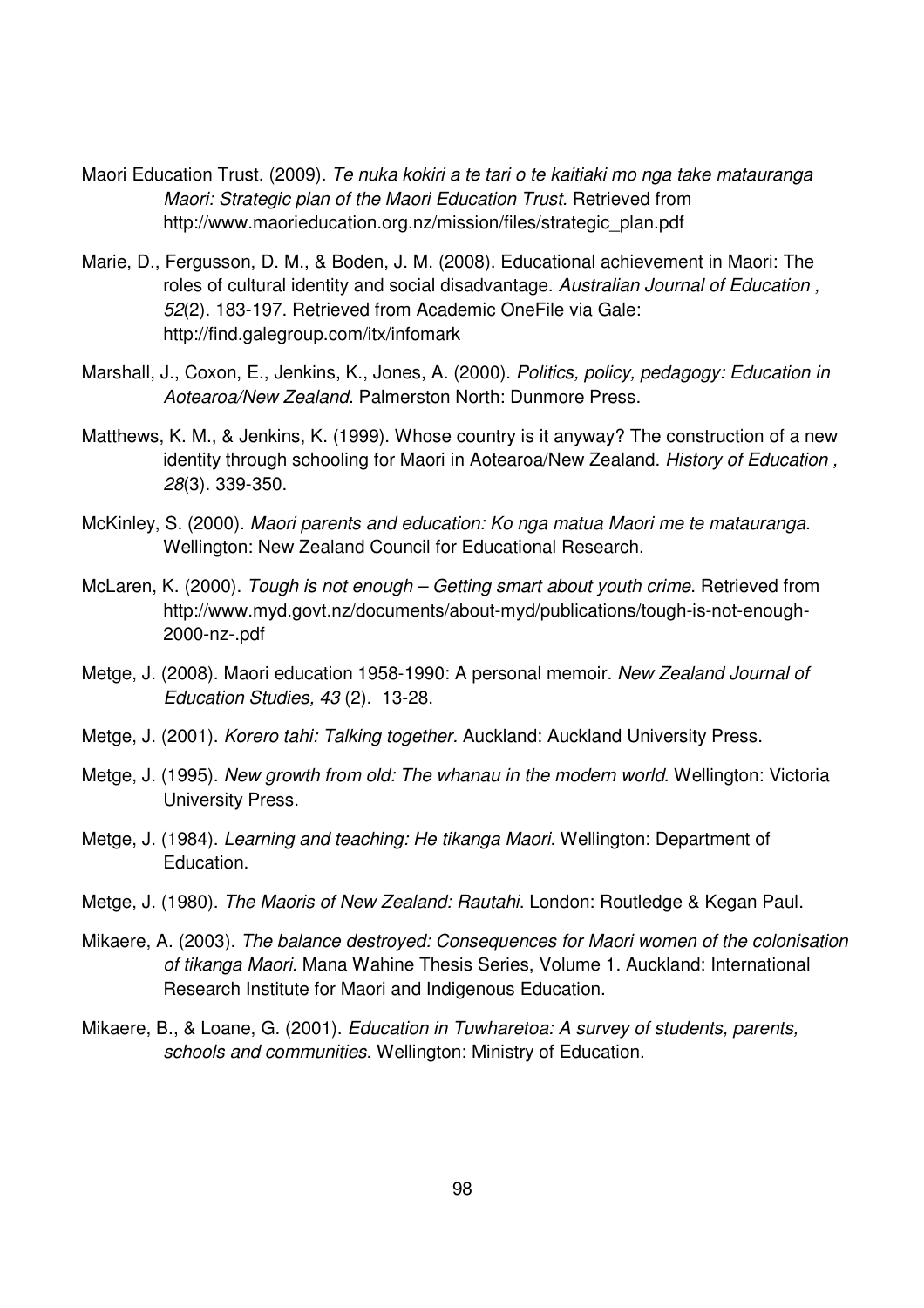Maori Education Trust. (2009). *Te nuka kokiri a te tari o te kaitiaki mo nga take matauranga Maori: Strategic plan of the Maori Education Trust*. Retrieved from http://www.maorieducation.org.nz/mission/files/strategic_plan.pdf

Marie, D., Fergusson, D. M., & Boden, J. M. (2008). Educational achievement in Maori: The roles of cultural identity and social disadvantage. *Australian Journal of Education , 52*(2). 183-197. Retrieved from Academic OneFile via Gale: http://find.galegroup.com/itx/infomark

Marshall, J., Coxon, E., Jenkins, K., Jones, A. (2000). *Politics, policy, pedagogy: Education in Aotearoa/New Zealand*. Palmerston North: Dunmore Press.

Matthews, K. M., & Jenkins, K. (1999). Whose country is it anyway? The construction of a new identity through schooling for Maori in Aotearoa/New Zealand. *History of Education , 28*(3). 339-350.

McKinley, S. (2000). *Maori parents and education: Ko nga matua Maori me te matauranga*. Wellington: New Zealand Council for Educational Research.

McLaren, K. (2000). *Tough is not enough – Getting smart about youth crime*. Retrieved from http://www.myd.govt.nz/documents/about-myd/publications/tough-is-not-enough-2000-nz-.pdf

Metge, J. (2008). Maori education 1958-1990: A personal memoir. *New Zealand Journal of Education Studies, 43* (2). 13-28.

Metge, J. (2001). *Korero tahi: Talking together.* Auckland: Auckland University Press.

Metge, J. (1995). *New growth from old: The whanau in the modern world*. Wellington: Victoria University Press.

Metge, J. (1984). *Learning and teaching: He tikanga Maori*. Wellington: Department of Education.

Metge, J. (1980). *The Maoris of New Zealand: Rautahi*. London: Routledge & Kegan Paul.

Mikaere, A. (2003). *The balance destroyed: Consequences for Maori women of the colonisation of tikanga Maori.* Mana Wahine Thesis Series, Volume 1. Auckland: International Research Institute for Maori and Indigenous Education.

Mikaere, B., & Loane, G. (2001). *Education in Tuwharetoa: A survey of students, parents, schools and communities*. Wellington: Ministry of Education.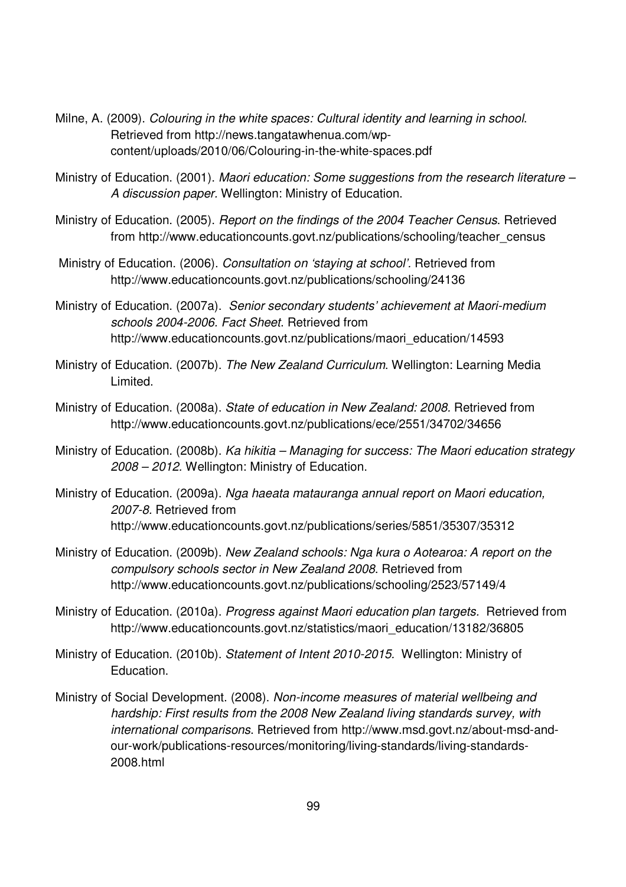Milne, A. (2009). *Colouring in the white spaces: Cultural identity and learning in school*. Retrieved from http://news.tangatawhenua.com/wp-content/uploads/2010/06/Colouring-in-the-white-spaces.pdf

Ministry of Education. (2001). *Maori education: Some suggestions from the research literature – A discussion paper.* Wellington: Ministry of Education.

Ministry of Education. (2005). *Report on the findings of the 2004 Teacher Census*. Retrieved from http://www.educationcounts.govt.nz/publications/schooling/teacher_census

Ministry of Education. (2006). *Consultation on 'staying at school'.* Retrieved from http://www.educationcounts.govt.nz/publications/schooling/24136

Ministry of Education. (2007a). *Senior secondary students' achievement at Maori-medium schools 2004-2006. Fact Sheet*. Retrieved from http://www.educationcounts.govt.nz/publications/maori_education/14593

Ministry of Education. (2007b). *The New Zealand Curriculum*. Wellington: Learning Media Limited.

Ministry of Education. (2008a). *State of education in New Zealand: 2008.* Retrieved from http://www.educationcounts.govt.nz/publications/ece/2551/34702/34656

Ministry of Education. (2008b). *Ka hikitia – Managing for success: The Maori education strategy 2008 – 2012.* Wellington: Ministry of Education.

Ministry of Education. (2009a). *Nga haeata matauranga annual report on Maori education, 2007-8.* Retrieved from http://www.educationcounts.govt.nz/publications/series/5851/35307/35312

Ministry of Education. (2009b). *New Zealand schools: Nga kura o Aotearoa: A report on the compulsory schools sector in New Zealand 2008*. Retrieved from http://www.educationcounts.govt.nz/publications/schooling/2523/57149/4

Ministry of Education. (2010a). *Progress against Maori education plan targets*. Retrieved from http://www.educationcounts.govt.nz/statistics/maori_education/13182/36805

Ministry of Education. (2010b). *Statement of Intent 2010-2015.* Wellington: Ministry of Education.

Ministry of Social Development. (2008). *Non-income measures of material wellbeing and hardship: First results from the 2008 New Zealand living standards survey, with international comparisons*. Retrieved from http://www.msd.govt.nz/about-msd-and-our-work/publications-resources/monitoring/living-standards/living-standards-2008.html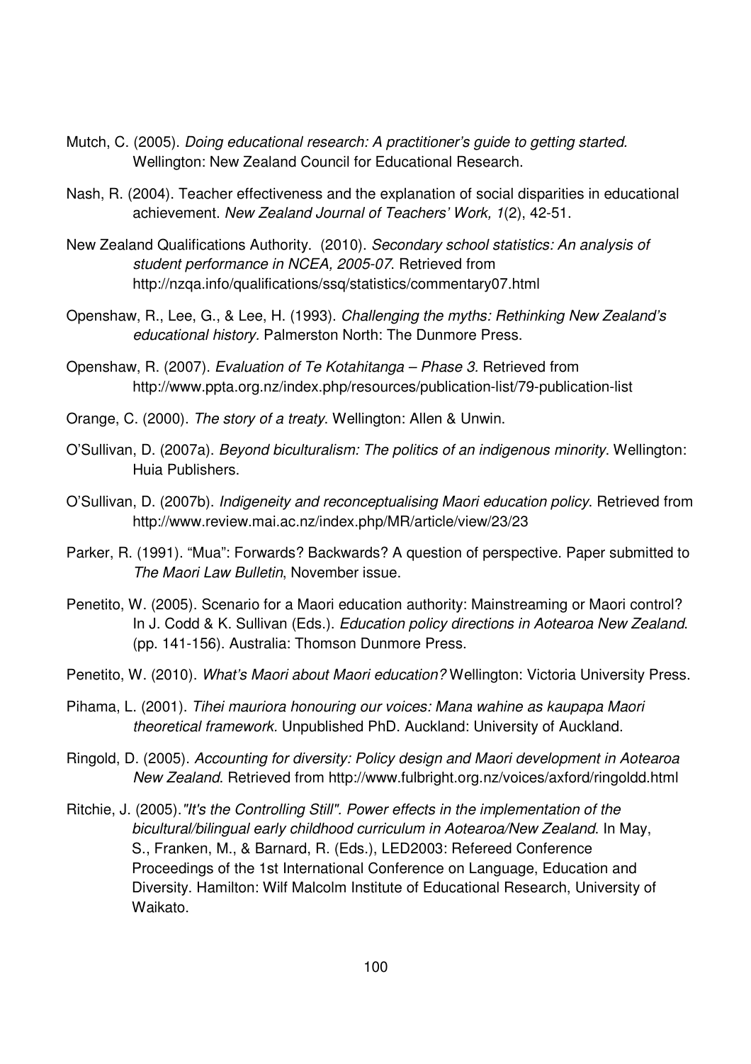Mutch, C. (2005). *Doing educational research: A practitioner's guide to getting started.* Wellington: New Zealand Council for Educational Research.

Nash, R. (2004). Teacher effectiveness and the explanation of social disparities in educational achievement. *New Zealand Journal of Teachers' Work, 1*(2), 42-51.

New Zealand Qualifications Authority. (2010). *Secondary school statistics: An analysis of student performance in NCEA, 2005-07*. Retrieved from http://nzqa.info/qualifications/ssq/statistics/commentary07.html

Openshaw, R., Lee, G., & Lee, H. (1993). *Challenging the myths: Rethinking New Zealand's educational history*. Palmerston North: The Dunmore Press.

Openshaw, R. (2007). *Evaluation of Te Kotahitanga – Phase 3.* Retrieved from http://www.ppta.org.nz/index.php/resources/publication-list/79-publication-list

Orange, C. (2000). *The story of a treaty*. Wellington: Allen & Unwin.

O'Sullivan, D. (2007a). *Beyond biculturalism: The politics of an indigenous minority*. Wellington: Huia Publishers.

O'Sullivan, D. (2007b). *Indigeneity and reconceptualising Maori education policy*. Retrieved from http://www.review.mai.ac.nz/index.php/MR/article/view/23/23

Parker, R. (1991). "Mua": Forwards? Backwards? A question of perspective. Paper submitted to *The Maori Law Bulletin*, November issue.

Penetito, W. (2005). Scenario for a Maori education authority: Mainstreaming or Maori control? In J. Codd & K. Sullivan (Eds.). *Education policy directions in Aotearoa New Zealand*. (pp. 141-156). Australia: Thomson Dunmore Press.

Penetito, W. (2010). *What's Maori about Maori education?* Wellington: Victoria University Press.

Pihama, L. (2001). *Tihei mauriora honouring our voices: Mana wahine as kaupapa Maori theoretical framework*. Unpublished PhD. Auckland: University of Auckland.

Ringold, D. (2005). *Accounting for diversity: Policy design and Maori development in Aotearoa New Zealand*. Retrieved from http://www.fulbright.org.nz/voices/axford/ringoldd.html

Ritchie, J. (2005).*"It's the Controlling Still". Power effects in the implementation of the bicultural/bilingual early childhood curriculum in Aotearoa/New Zealand*. In May, S., Franken, M., & Barnard, R. (Eds.), LED2003: Refereed Conference Proceedings of the 1st International Conference on Language, Education and Diversity. Hamilton: Wilf Malcolm Institute of Educational Research, University of Waikato.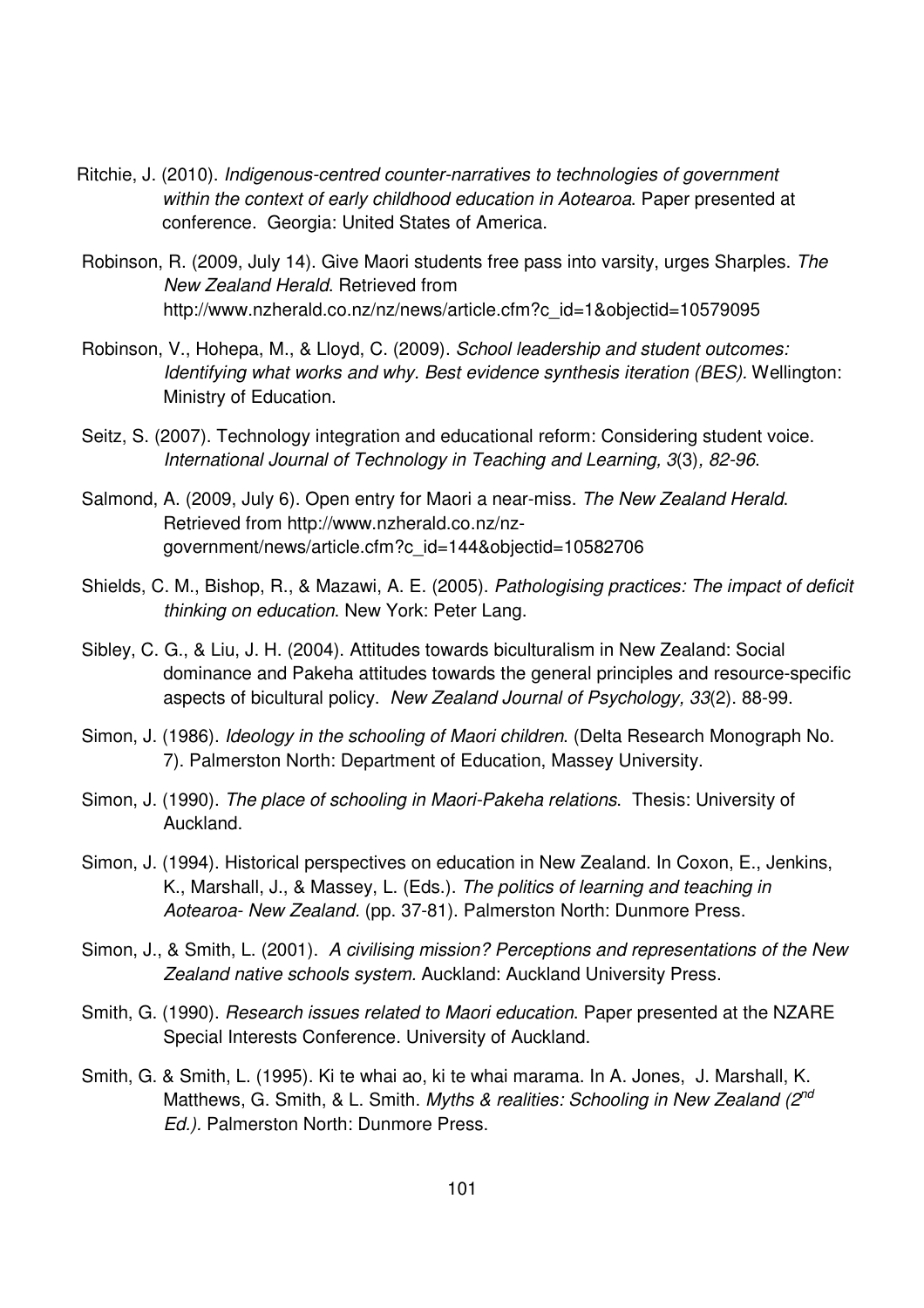Ritchie, J. (2010). *Indigenous-centred counter-narratives to technologies of government within the context of early childhood education in Aotearoa*. Paper presented at conference. Georgia: United States of America.

Robinson, R. (2009, July 14). Give Maori students free pass into varsity, urges Sharples. *The New Zealand Herald*. Retrieved from http://www.nzherald.co.nz/nz/news/article.cfm?c_id=1&objectid=10579095

Robinson, V., Hohepa, M., & Lloyd, C. (2009). *School leadership and student outcomes: Identifying what works and why. Best evidence synthesis iteration (BES).* Wellington: Ministry of Education.

Seitz, S. (2007). Technology integration and educational reform: Considering student voice. *International Journal of Technology in Teaching and Learning, 3*(3)*, 82-96*.

Salmond, A. (2009, July 6). Open entry for Maori a near-miss. *The New Zealand Herald*. Retrieved from http://www.nzherald.co.nz/nz-government/news/article.cfm?c_id=144&objectid=10582706

Shields, C. M., Bishop, R., & Mazawi, A. E. (2005). *Pathologising practices: The impact of deficit thinking on education*. New York: Peter Lang.

Sibley, C. G., & Liu, J. H. (2004). Attitudes towards biculturalism in New Zealand: Social dominance and Pakeha attitudes towards the general principles and resource-specific aspects of bicultural policy. *New Zealand Journal of Psychology, 33*(2). 88-99.

Simon, J. (1986). *Ideology in the schooling of Maori children*. (Delta Research Monograph No. 7). Palmerston North: Department of Education, Massey University.

Simon, J. (1990). *The place of schooling in Maori-Pakeha relations*. Thesis: University of Auckland.

Simon, J. (1994). Historical perspectives on education in New Zealand. In Coxon, E., Jenkins, K., Marshall, J., & Massey, L. (Eds.). *The politics of learning and teaching in Aotearoa- New Zealand*. (pp. 37-81). Palmerston North: Dunmore Press.

Simon, J., & Smith, L. (2001). *A civilising mission? Perceptions and representations of the New Zealand native schools system*. Auckland: Auckland University Press.

Smith, G. (1990). *Research issues related to Maori education*. Paper presented at the NZARE Special Interests Conference. University of Auckland.

Smith, G. & Smith, L. (1995). Ki te whai ao, ki te whai marama. In A. Jones, J. Marshall, K. Matthews, G. Smith, & L. Smith. *Myths & realities: Schooling in New Zealand (2nd Ed.).* Palmerston North: Dunmore Press.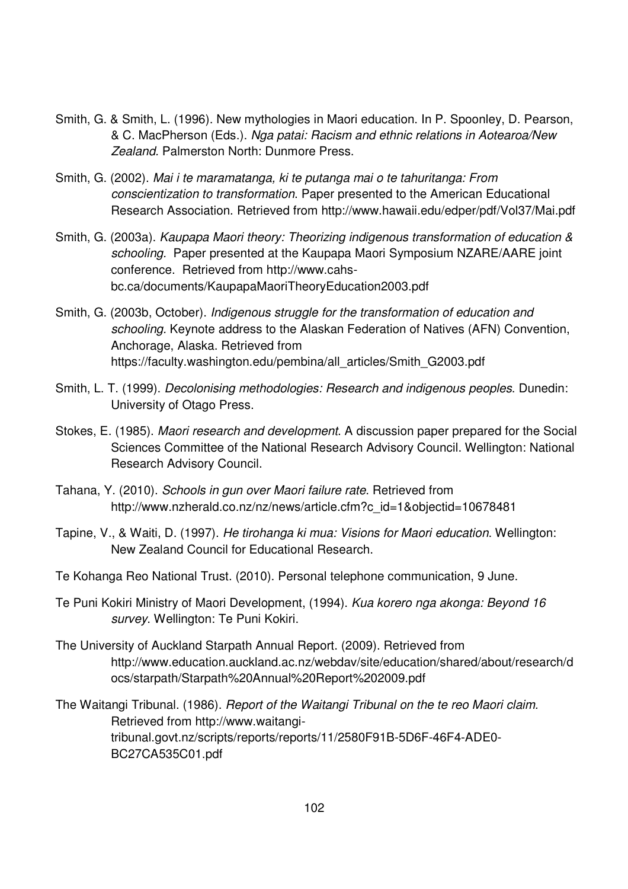Smith, G. & Smith, L. (1996). New mythologies in Maori education. In P. Spoonley, D. Pearson, & C. MacPherson (Eds.). *Nga patai: Racism and ethnic relations in Aotearoa/New Zealand*. Palmerston North: Dunmore Press.

Smith, G. (2002). *Mai i te maramatanga, ki te putanga mai o te tahuritanga: From conscientization to transformation*. Paper presented to the American Educational Research Association. Retrieved from http://www.hawaii.edu/edper/pdf/Vol37/Mai.pdf

Smith, G. (2003a). *Kaupapa Maori theory: Theorizing indigenous transformation of education & schooling.* Paper presented at the Kaupapa Maori Symposium NZARE/AARE joint conference. Retrieved from http://www.cahs-bc.ca/documents/KaupapaMaoriTheoryEducation2003.pdf

Smith, G. (2003b, October). *Indigenous struggle for the transformation of education and schooling.* Keynote address to the Alaskan Federation of Natives (AFN) Convention, Anchorage, Alaska. Retrieved from https://faculty.washington.edu/pembina/all_articles/Smith_G2003.pdf

Smith, L. T. (1999). *Decolonising methodologies: Research and indigenous peoples*. Dunedin: University of Otago Press.

Stokes, E. (1985). *Maori research and development*. A discussion paper prepared for the Social Sciences Committee of the National Research Advisory Council. Wellington: National Research Advisory Council.

Tahana, Y. (2010). *Schools in gun over Maori failure rate*. Retrieved from http://www.nzherald.co.nz/nz/news/article.cfm?c_id=1&objectid=10678481

Tapine, V., & Waiti, D. (1997). *He tirohanga ki mua: Visions for Maori education*. Wellington: New Zealand Council for Educational Research.

Te Kohanga Reo National Trust. (2010). Personal telephone communication, 9 June.

Te Puni Kokiri Ministry of Maori Development, (1994). *Kua korero nga akonga: Beyond 16 survey*. Wellington: Te Puni Kokiri.

The University of Auckland Starpath Annual Report. (2009). Retrieved from http://www.education.auckland.ac.nz/webdav/site/education/shared/about/research/docs/starpath/Starpath%20Annual%20Report%202009.pdf

The Waitangi Tribunal. (1986). *Report of the Waitangi Tribunal on the te reo Maori claim.* Retrieved from http://www.waitangi-tribunal.govt.nz/scripts/reports/reports/11/2580F91B-5D6F-46F4-ADE0-BC27CA535C01.pdf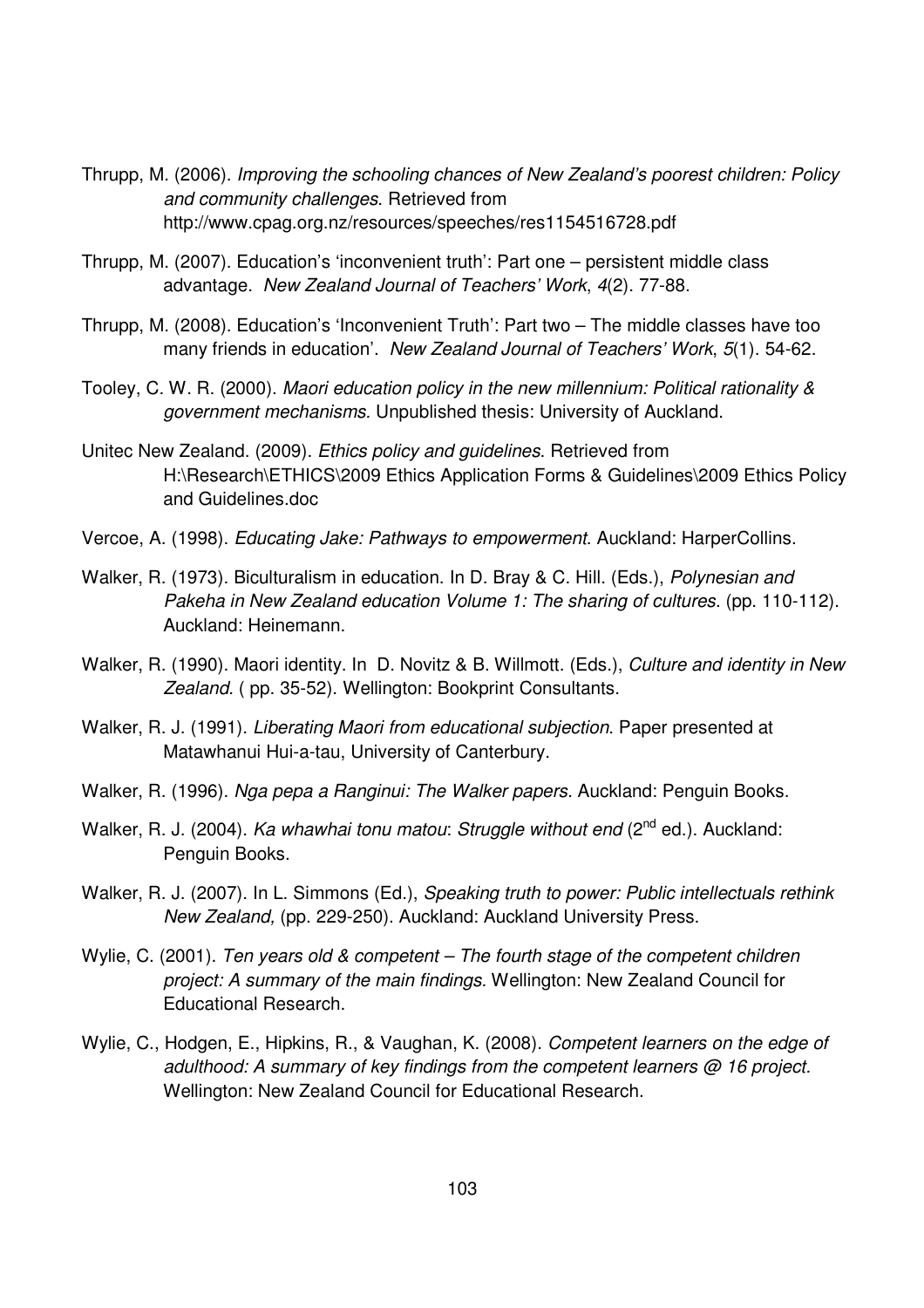Thrupp, M. (2006). *Improving the schooling chances of New Zealand's poorest children: Policy and community challenges*. Retrieved from http://www.cpag.org.nz/resources/speeches/res1154516728.pdf

Thrupp, M. (2007). Education's 'inconvenient truth': Part one – persistent middle class advantage. *New Zealand Journal of Teachers' Work*, *4*(2). 77-88.

Thrupp, M. (2008). Education's 'Inconvenient Truth': Part two – The middle classes have too many friends in education'. *New Zealand Journal of Teachers' Work*, *5*(1). 54-62.

Tooley, C. W. R. (2000). *Maori education policy in the new millennium: Political rationality & government mechanisms.* Unpublished thesis: University of Auckland.

Unitec New Zealand. (2009). *Ethics policy and guidelines*. Retrieved from H:\Research\ETHICS\2009 Ethics Application Forms & Guidelines\2009 Ethics Policy and Guidelines.doc

Vercoe, A. (1998). *Educating Jake: Pathways to empowerment*. Auckland: HarperCollins.

Walker, R. (1973). Biculturalism in education. In D. Bray & C. Hill. (Eds.), *Polynesian and Pakeha in New Zealand education Volume 1: The sharing of cultures*. (pp. 110-112). Auckland: Heinemann.

Walker, R. (1990). Maori identity. In D. Novitz & B. Willmott. (Eds.), *Culture and identity in New Zealand*. ( pp. 35-52). Wellington: Bookprint Consultants.

Walker, R. J. (1991). *Liberating Maori from educational subjection*. Paper presented at Matawhanui Hui-a-tau, University of Canterbury.

Walker, R. (1996). *Nga pepa a Ranginui: The Walker papers.* Auckland: Penguin Books.

Walker, R. J. (2004). *Ka whawhai tonu matou*: *Struggle without end* (2nd ed.). Auckland: Penguin Books.

Walker, R. J. (2007). In L. Simmons (Ed.), *Speaking truth to power: Public intellectuals rethink New Zealand,* (pp. 229-250). Auckland: Auckland University Press.

Wylie, C. (2001). *Ten years old & competent – The fourth stage of the competent children project: A summary of the main findings.* Wellington: New Zealand Council for Educational Research.

Wylie, C., Hodgen, E., Hipkins, R., & Vaughan, K. (2008). *Competent learners on the edge of adulthood: A summary of key findings from the competent learners @ 16 project.* Wellington: New Zealand Council for Educational Research.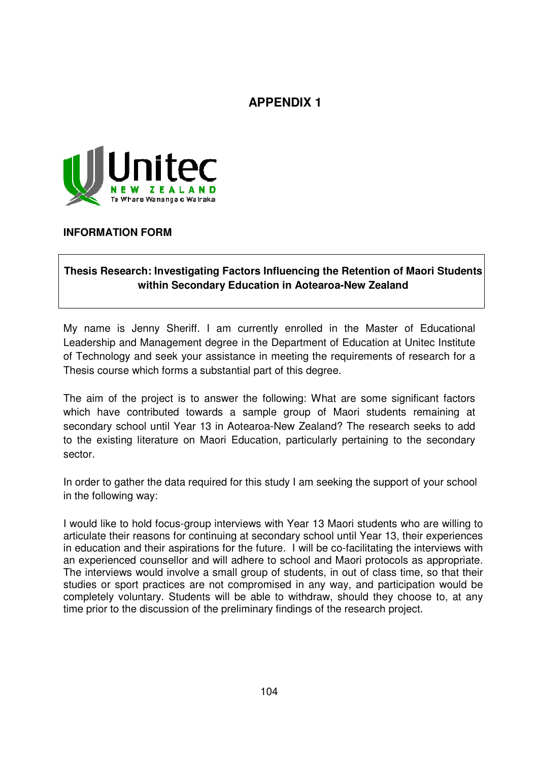# APPENDIX 1

**INFORMATION FORM**

**Thesis Research: Investigating Factors Influencing the Retention of Maori Students within Secondary Education in Aotearoa-New Zealand**

My name is Jenny Sheriff. I am currently enrolled in the Master of Educational Leadership and Management degree in the Department of Education at Unitec Institute of Technology and seek your assistance in meeting the requirements of research for a Thesis course which forms a substantial part of this degree.

The aim of the project is to answer the following: What are some significant factors which have contributed towards a sample group of Maori students remaining at secondary school until Year 13 in Aotearoa-New Zealand? The research seeks to add to the existing literature on Maori Education, particularly pertaining to the secondary sector.

In order to gather the data required for this study I am seeking the support of your school in the following way:

I would like to hold focus-group interviews with Year 13 Maori students who are willing to articulate their reasons for continuing at secondary school until Year 13, their experiences in education and their aspirations for the future. I will be co-facilitating the interviews with an experienced counsellor and will adhere to school and Maori protocols as appropriate. The interviews would involve a small group of students, in out of class time, so that their studies or sport practices are not compromised in any way, and participation would be completely voluntary. Students will be able to withdraw, should they choose to, at any time prior to the discussion of the preliminary findings of the research project.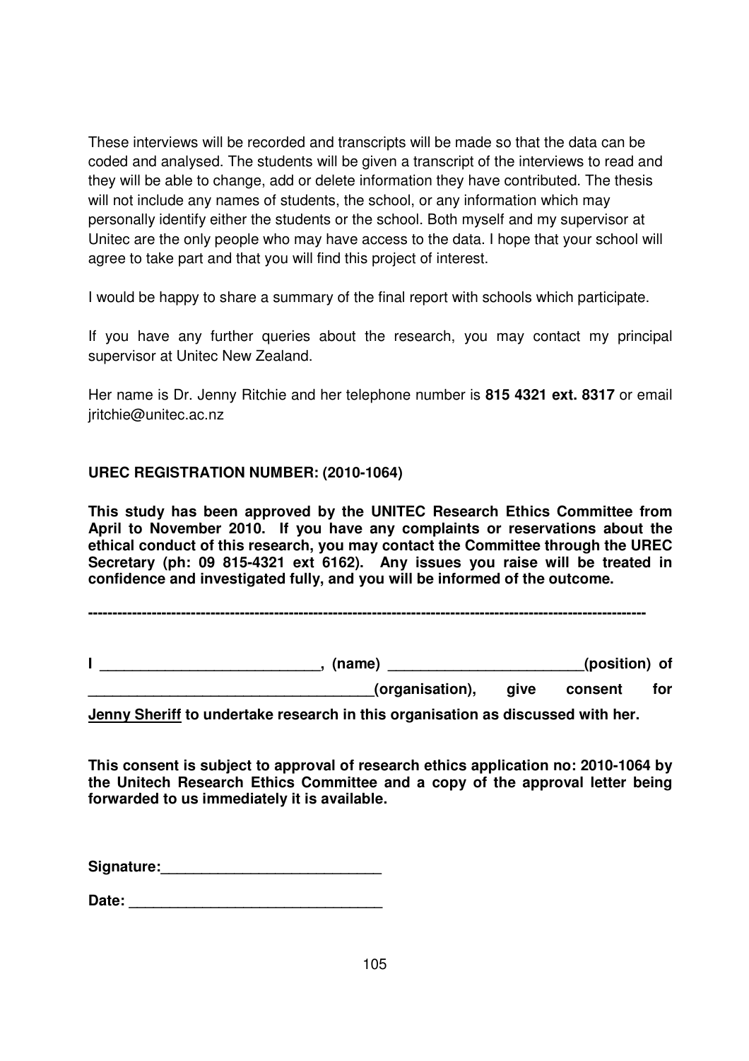These interviews will be recorded and transcripts will be made so that the data can be coded and analysed. The students will be given a transcript of the interviews to read and they will be able to change, add or delete information they have contributed. The thesis will not include any names of students, the school, or any information which may personally identify either the students or the school. Both myself and my supervisor at Unitec are the only people who may have access to the data. I hope that your school will agree to take part and that you will find this project of interest.

I would be happy to share a summary of the final report with schools which participate.

If you have any further queries about the research, you may contact my principal supervisor at Unitec New Zealand.

Her name is Dr. Jenny Ritchie and her telephone number is **815 4321 ext. 8317** or email jritchie@unitec.ac.nz

**UREC REGISTRATION NUMBER: (2010-1064)**

**This study has been approved by the UNITEC Research Ethics Committee from April to November 2010. If you have any complaints or reservations about the ethical conduct of this research, you may contact the Committee through the UREC Secretary (ph: 09 815-4321 ext 6162). Any issues you raise will be treated in confidence and investigated fully, and you will be informed of the outcome.**

**------------------------------------------------------------------------------------------------------------------**

**I ___________________________, (name) ________________________(position) of ___________________________________(organisation), give consent for <u>Jenny Sheriff</u> to undertake research in this organisation as discussed with her.**

**This consent is subject to approval of research ethics application no: 2010-1064 by the Unitech Research Ethics Committee and a copy of the approval letter being forwarded to us immediately it is available.**

**Signature:___________________________**

**Date: _______________________________**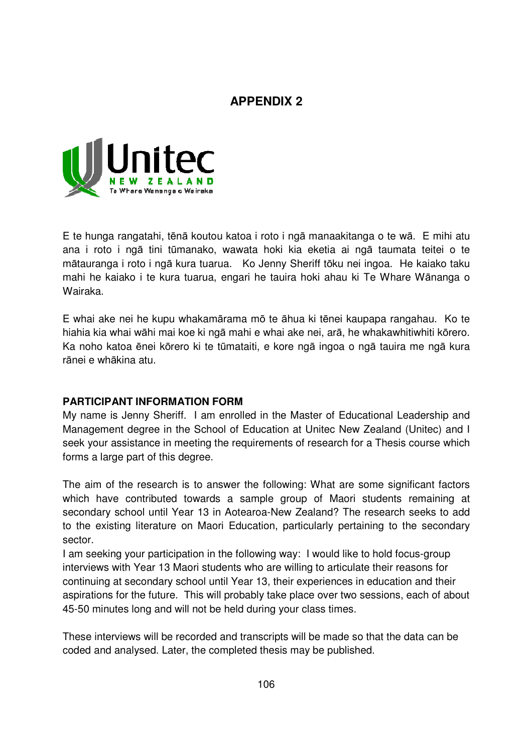# APPENDIX 2

Unitec
NEW ZEALAND
Te Whare Wananga o Wairaka

E te hunga rangatahi, tēnā koutou katoa i roto i ngā manaakitanga o te wā. E mihi atu ana i roto i ngā tini tūmanako, wawata hoki kia eketia ai ngā taumata teitei o te mātauranga i roto i ngā kura tuarua. Ko Jenny Sheriff tōku nei ingoa. He kaiako taku mahi he kaiako i te kura tuarua, engari he tauira hoki ahau ki Te Whare Wānanga o Wairaka.

E whai ake nei he kupu whakamārama mō te āhua ki tēnei kaupapa rangahau. Ko te hiahia kia whai wāhi mai koe ki ngā mahi e whai ake nei, arā, he whakawhitiwhiti kōrero. Ka noho katoa ēnei kōrero ki te tūmataiti, e kore ngā ingoa o ngā tauira me ngā kura rānei e whākina atu.

**PARTICIPANT INFORMATION FORM**

My name is Jenny Sheriff. I am enrolled in the Master of Educational Leadership and Management degree in the School of Education at Unitec New Zealand (Unitec) and I seek your assistance in meeting the requirements of research for a Thesis course which forms a large part of this degree.

The aim of the research is to answer the following: What are some significant factors which have contributed towards a sample group of Maori students remaining at secondary school until Year 13 in Aotearoa-New Zealand? The research seeks to add to the existing literature on Maori Education, particularly pertaining to the secondary sector.

I am seeking your participation in the following way: I would like to hold focus-group interviews with Year 13 Maori students who are willing to articulate their reasons for continuing at secondary school until Year 13, their experiences in education and their aspirations for the future. This will probably take place over two sessions, each of about 45-50 minutes long and will not be held during your class times.

These interviews will be recorded and transcripts will be made so that the data can be coded and analysed. Later, the completed thesis may be published.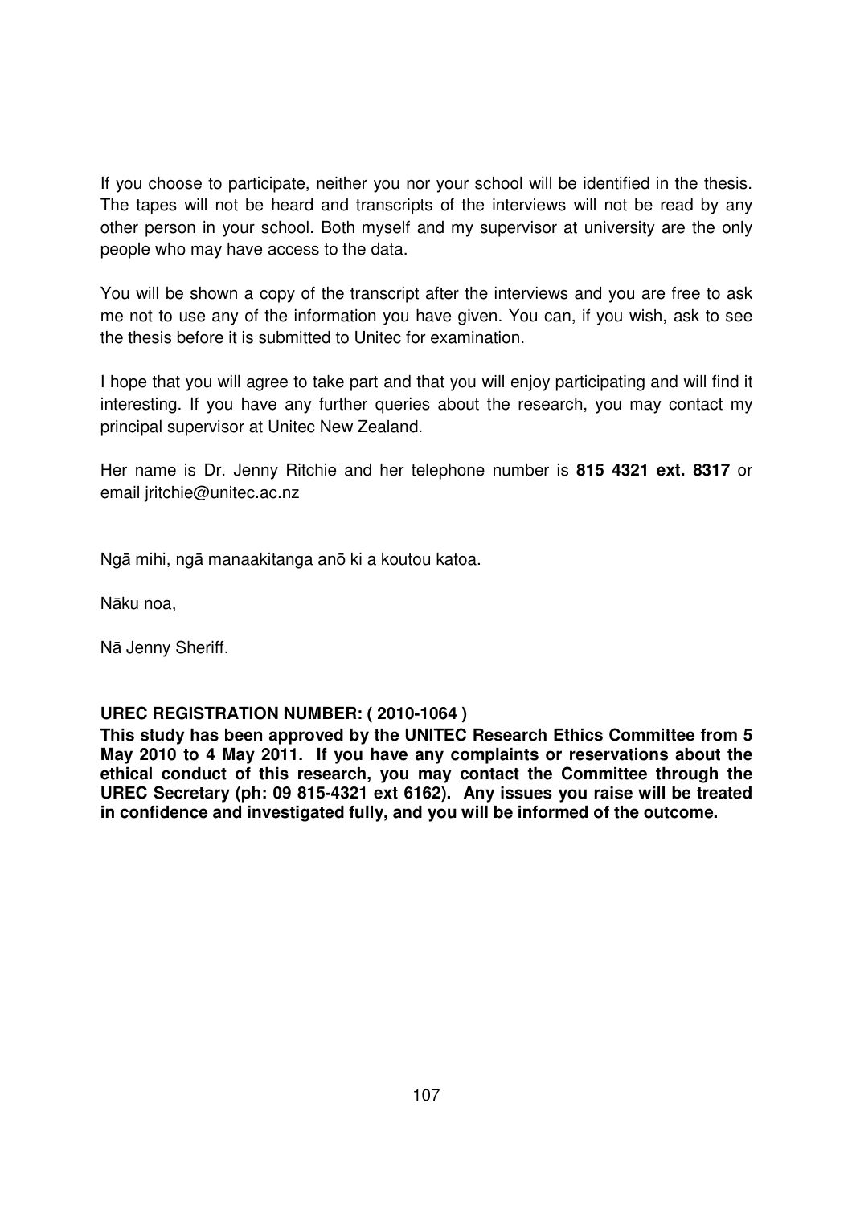If you choose to participate, neither you nor your school will be identified in the thesis. The tapes will not be heard and transcripts of the interviews will not be read by any other person in your school. Both myself and my supervisor at university are the only people who may have access to the data.

You will be shown a copy of the transcript after the interviews and you are free to ask me not to use any of the information you have given. You can, if you wish, ask to see the thesis before it is submitted to Unitec for examination.

I hope that you will agree to take part and that you will enjoy participating and will find it interesting. If you have any further queries about the research, you may contact my principal supervisor at Unitec New Zealand.

Her name is Dr. Jenny Ritchie and her telephone number is **815 4321 ext. 8317** or email jritchie@unitec.ac.nz

Ngā mihi, ngā manaakitanga anō ki a koutou katoa.

Nāku noa,

Nā Jenny Sheriff.

**UREC REGISTRATION NUMBER: ( 2010-1064 )**
**This study has been approved by the UNITEC Research Ethics Committee from 5 May 2010 to 4 May 2011. If you have any complaints or reservations about the ethical conduct of this research, you may contact the Committee through the UREC Secretary (ph: 09 815-4321 ext 6162). Any issues you raise will be treated in confidence and investigated fully, and you will be informed of the outcome.**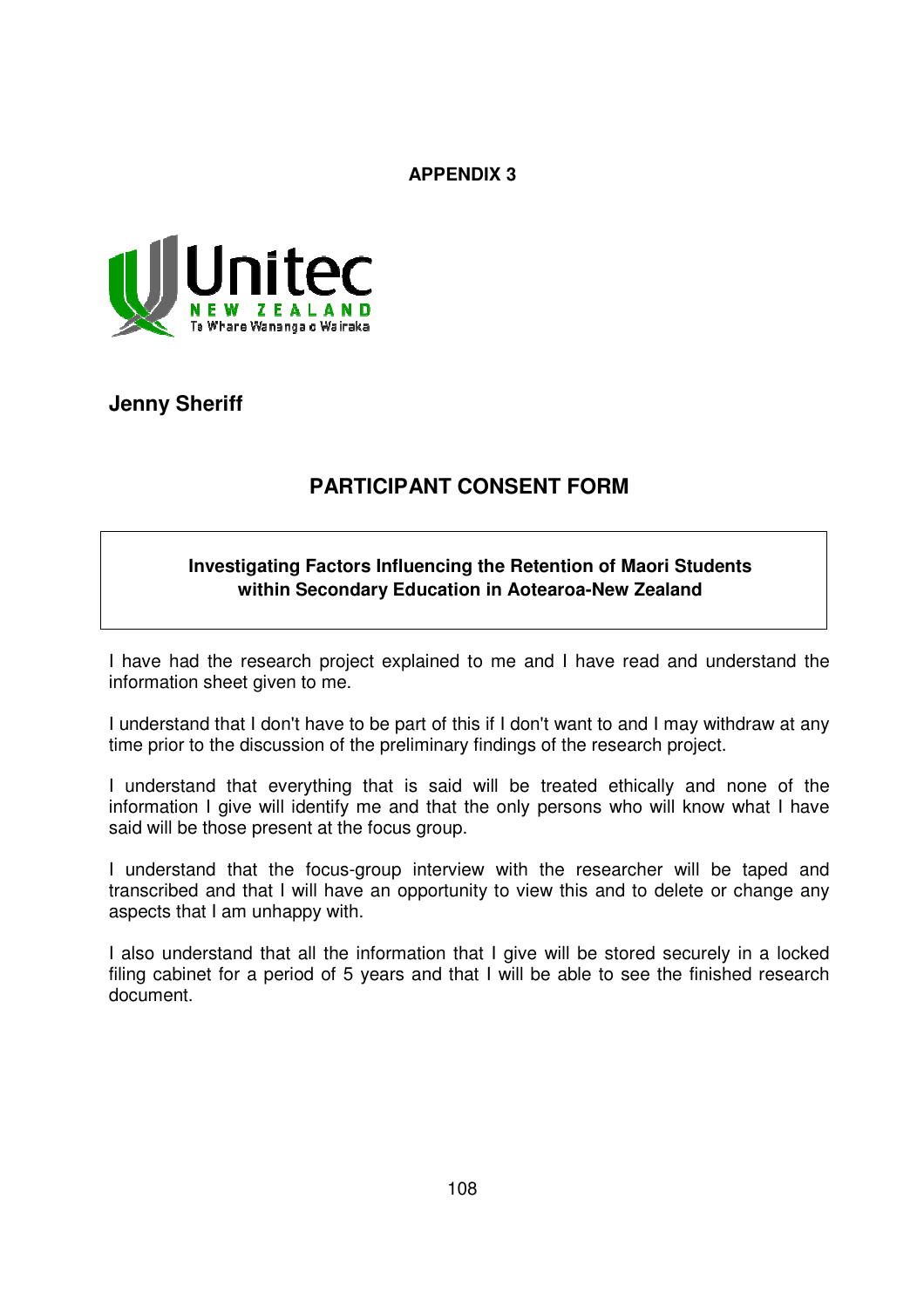**APPENDIX 3**

Unitec
NEW ZEALAND
Te Whare Wananga o Wairaka

**Jenny Sheriff**

## PARTICIPANT CONSENT FORM

**Investigating Factors Influencing the Retention of Maori Students within Secondary Education in Aotearoa-New Zealand**

I have had the research project explained to me and I have read and understand the information sheet given to me.

I understand that I don't have to be part of this if I don't want to and I may withdraw at any time prior to the discussion of the preliminary findings of the research project.

I understand that everything that is said will be treated ethically and none of the information I give will identify me and that the only persons who will know what I have said will be those present at the focus group.

I understand that the focus-group interview with the researcher will be taped and transcribed and that I will have an opportunity to view this and to delete or change any aspects that I am unhappy with.

I also understand that all the information that I give will be stored securely in a locked filing cabinet for a period of 5 years and that I will be able to see the finished research document.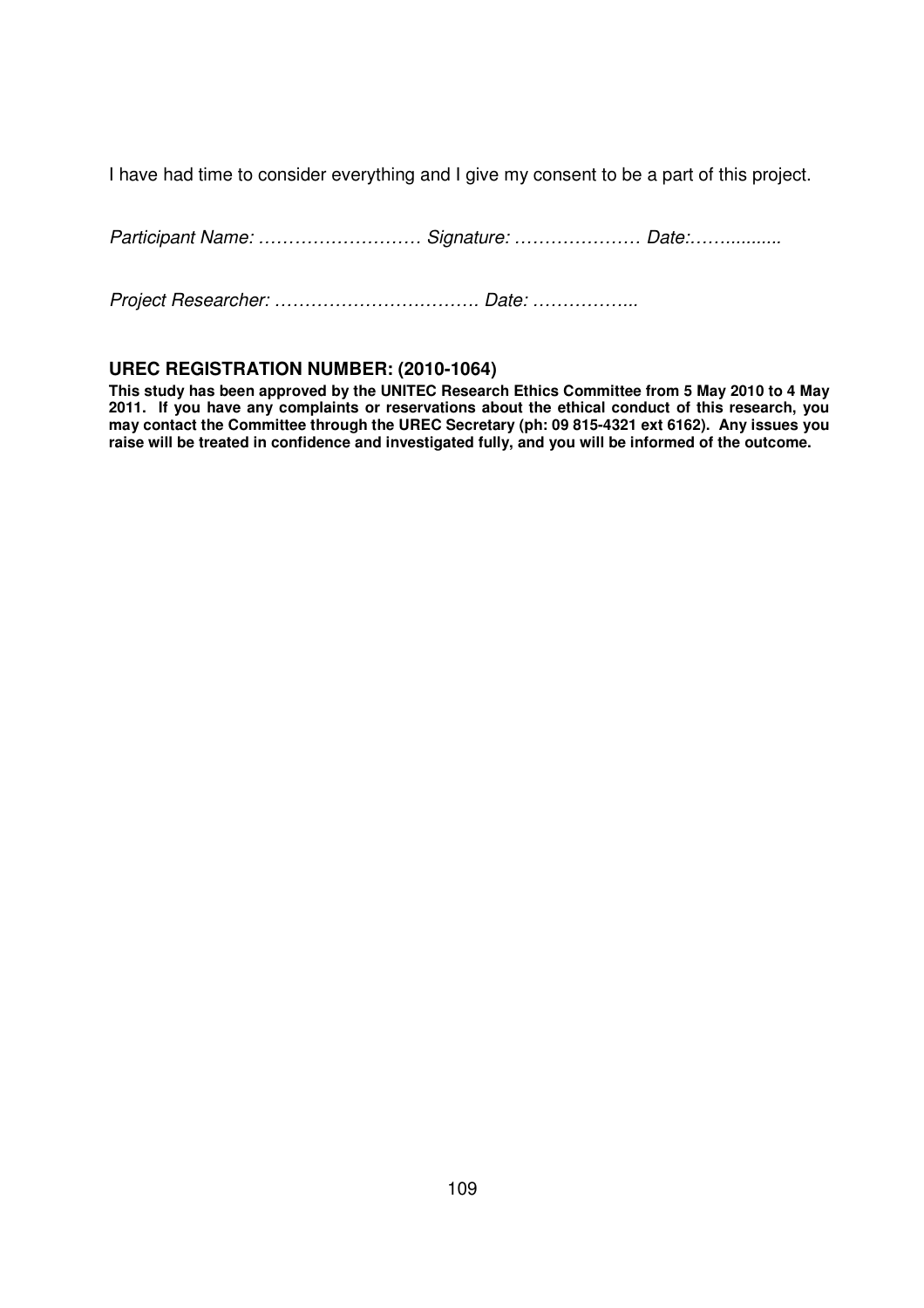I have had time to consider everything and I give my consent to be a part of this project.

*Participant Name: ……………………… Signature: ………………… Date:…….........*

*Project Researcher: ……………………………. Date: ……………..*

### UREC REGISTRATION NUMBER: (2010-1064)

**This study has been approved by the UNITEC Research Ethics Committee from 5 May 2010 to 4 May 2011. If you have any complaints or reservations about the ethical conduct of this research, you may contact the Committee through the UREC Secretary (ph: 09 815-4321 ext 6162). Any issues you raise will be treated in confidence and investigated fully, and you will be informed of the outcome.**